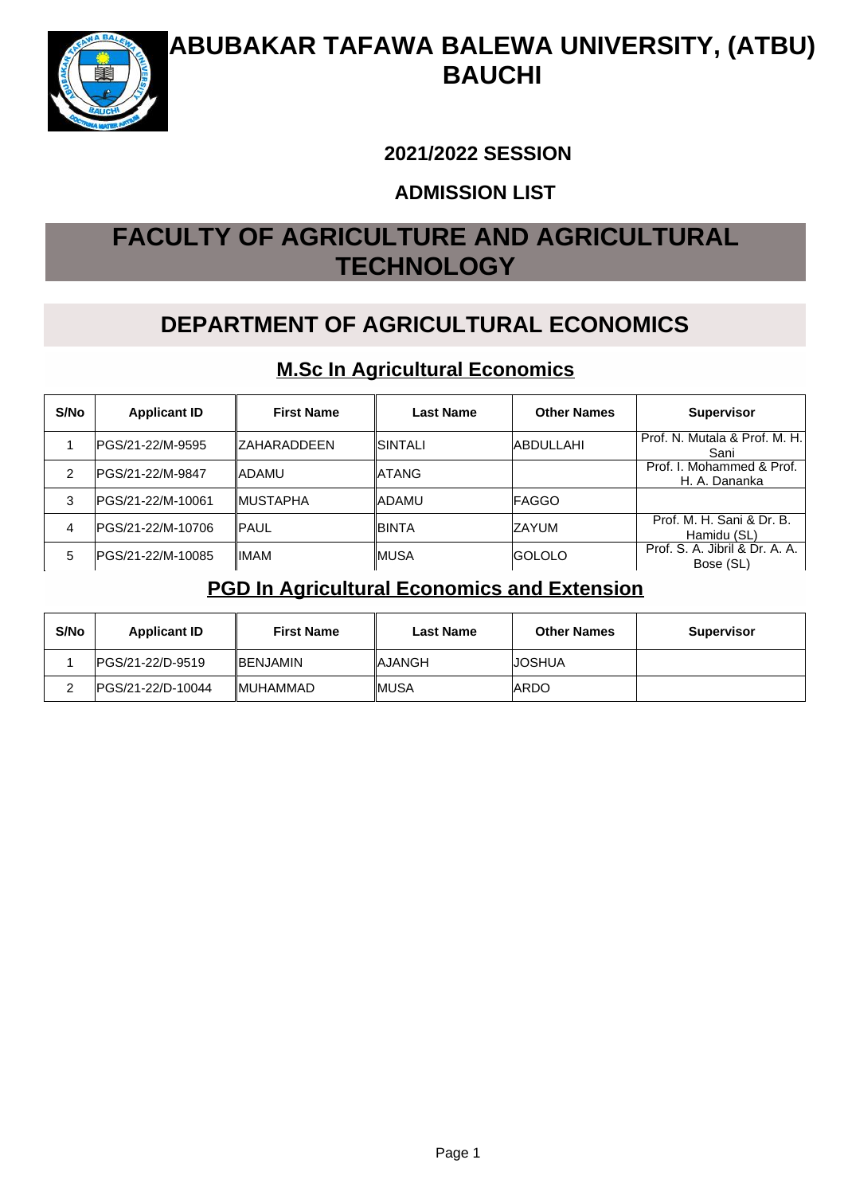# ABUBAKAR TAFAWA BALEWA UNIVERSITY, (ATBU) BAUCHI

## 2021/2022 SESSION

## ADMISSION LIST

# FACULTY OF AGRICULTURE AND AGRICULTURAL TECHNOLOGY

## DEPARTMENT OF AGRICULTURAL ECONOMICS

### M.Sc In Agricultural Economics

| S/No | Applicant ID | First Name | Last Name | Other Names | Supervisor |
|---|---|---|---|---|---|
| 1 | PGS/21-22/M-9595 | ZAHARADDEEN | SINTALI | ABDULLAHI | Prof. N. Mutala & Prof. M. H. Sani |
| 2 | PGS/21-22/M-9847 | ADAMU | ATANG | | Prof. I. Mohammed & Prof. H. A. Dananka |
| 3 | PGS/21-22/M-10061 | MUSTAPHA | ADAMU | FAGGO | |
| 4 | PGS/21-22/M-10706 | PAUL | BINTA | ZAYUM | Prof. M. H. Sani & Dr. B. Hamidu (SL) |
| 5 | PGS/21-22/M-10085 | IMAM | MUSA | GOLOLO | Prof. S. A. Jibril & Dr. A. A. Bose (SL) |

### PGD In Agricultural Economics and Extension

| S/No | Applicant ID | First Name | Last Name | Other Names | Supervisor |
|---|---|---|---|---|---|
| 1 | PGS/21-22/D-9519 | BENJAMIN | AJANGH | JOSHUA | |
| 2 | PGS/21-22/D-10044 | MUHAMMAD | MUSA | ARDO | |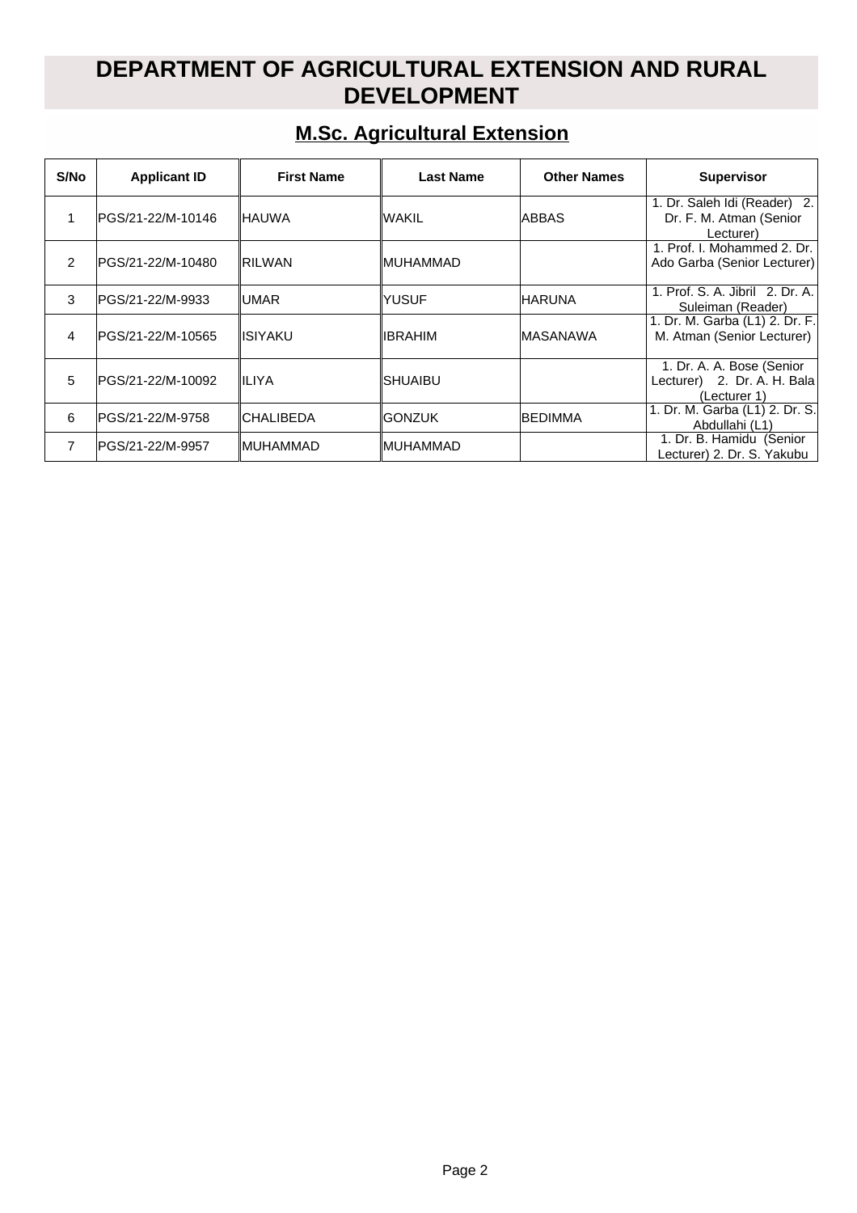# DEPARTMENT OF AGRICULTURAL EXTENSION AND RURAL DEVELOPMENT

## M.Sc. Agricultural Extension

| S/No | Applicant ID | First Name | Last Name | Other Names | Supervisor |
|---|---|---|---|---|---|
| 1 | PGS/21-22/M-10146 | HAUWA | WAKIL | ABBAS | 1. Dr. Saleh Idi (Reader) 2. Dr. F. M. Atman (Senior Lecturer) |
| 2 | PGS/21-22/M-10480 | RILWAN | MUHAMMAD | | 1. Prof. I. Mohammed 2. Dr. Ado Garba (Senior Lecturer) |
| 3 | PGS/21-22/M-9933 | UMAR | YUSUF | HARUNA | 1. Prof. S. A. Jibril 2. Dr. A. Suleiman (Reader) |
| 4 | PGS/21-22/M-10565 | ISIYAKU | IBRAHIM | MASANAWA | 1. Dr. M. Garba (L1) 2. Dr. F. M. Atman (Senior Lecturer) |
| 5 | PGS/21-22/M-10092 | ILIYA | SHUAIBU | | 1. Dr. A. A. Bose (Senior Lecturer) 2. Dr. A. H. Bala (Lecturer 1) |
| 6 | PGS/21-22/M-9758 | CHALIBEDA | GONZUK | BEDIMMA | 1. Dr. M. Garba (L1) 2. Dr. S. Abdullahi (L1) |
| 7 | PGS/21-22/M-9957 | MUHAMMAD | MUHAMMAD | | 1. Dr. B. Hamidu (Senior Lecturer) 2. Dr. S. Yakubu |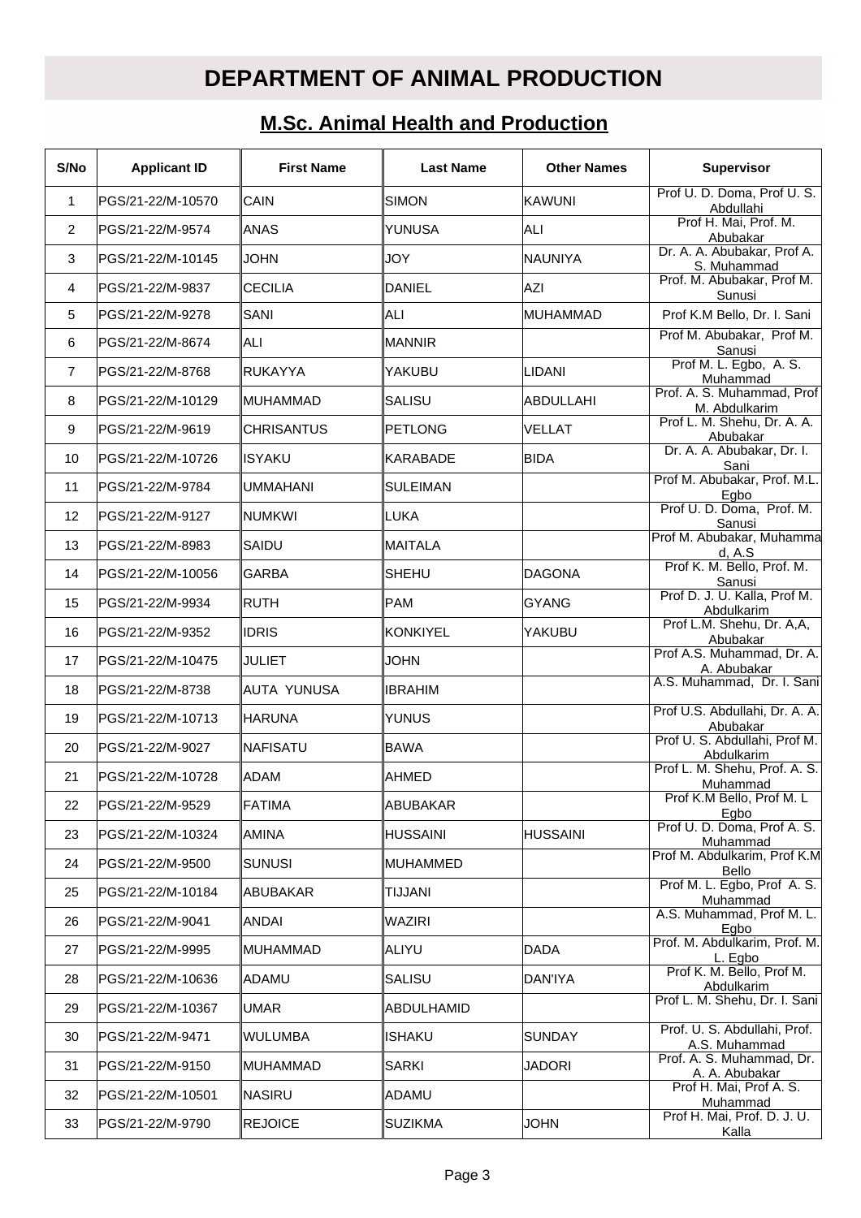# DEPARTMENT OF ANIMAL PRODUCTION

## M.Sc. Animal Health and Production

| S/No | Applicant ID | First Name | Last Name | Other Names | Supervisor |
|---|---|---|---|---|---|
| 1 | PGS/21-22/M-10570 | CAIN | SIMON | KAWUNI | Prof U. D. Doma, Prof U. S. Abdullahi |
| 2 | PGS/21-22/M-9574 | ANAS | YUNUSA | ALI | Prof H. Mai, Prof. M. Abubakar |
| 3 | PGS/21-22/M-10145 | JOHN | JOY | NAUNIYA | Dr. A. A. Abubakar, Prof A. S. Muhammad |
| 4 | PGS/21-22/M-9837 | CECILIA | DANIEL | AZI | Prof. M. Abubakar, Prof M. Sunusi |
| 5 | PGS/21-22/M-9278 | SANI | ALI | MUHAMMAD | Prof K.M Bello, Dr. I. Sani |
| 6 | PGS/21-22/M-8674 | ALI | MANNIR | | Prof M. Abubakar, Prof M. Sanusi |
| 7 | PGS/21-22/M-8768 | RUKAYYA | YAKUBU | LIDANI | Prof M. L. Egbo, A. S. Muhammad |
| 8 | PGS/21-22/M-10129 | MUHAMMAD | SALISU | ABDULLAHI | Prof. A. S. Muhammad, Prof M. Abdulkarim |
| 9 | PGS/21-22/M-9619 | CHRISANTUS | PETLONG | VELLAT | Prof L. M. Shehu, Dr. A. A. Abubakar |
| 10 | PGS/21-22/M-10726 | ISYAKU | KARABADE | BIDA | Dr. A. A. Abubakar, Dr. I. Sani |
| 11 | PGS/21-22/M-9784 | UMMAHANI | SULEIMAN | | Prof M. Abubakar, Prof. M.L. Egbo |
| 12 | PGS/21-22/M-9127 | NUMKWI | LUKA | | Prof U. D. Doma, Prof. M. Sanusi |
| 13 | PGS/21-22/M-8983 | SAIDU | MAITALA | | Prof M. Abubakar, Muhammad, A.S |
| 14 | PGS/21-22/M-10056 | GARBA | SHEHU | DAGONA | Prof K. M. Bello, Prof. M. Sanusi |
| 15 | PGS/21-22/M-9934 | RUTH | PAM | GYANG | Prof D. J. U. Kalla, Prof M. Abdulkarim |
| 16 | PGS/21-22/M-9352 | IDRIS | KONKIYEL | YAKUBU | Prof L.M. Shehu, Dr. A,A, Abubakar |
| 17 | PGS/21-22/M-10475 | JULIET | JOHN | | Prof A.S. Muhammad, Dr. A. A. Abubakar |
| 18 | PGS/21-22/M-8738 | AUTA YUNUSA | IBRAHIM | | A.S. Muhammad, Dr. I. Sani |
| 19 | PGS/21-22/M-10713 | HARUNA | YUNUS | | Prof U.S. Abdullahi, Dr. A. A. Abubakar |
| 20 | PGS/21-22/M-9027 | NAFISATU | BAWA | | Prof U. S. Abdullahi, Prof M. Abdulkarim |
| 21 | PGS/21-22/M-10728 | ADAM | AHMED | | Prof L. M. Shehu, Prof. A. S. Muhammad |
| 22 | PGS/21-22/M-9529 | FATIMA | ABUBAKAR | | Prof K.M Bello, Prof M. L Egbo |
| 23 | PGS/21-22/M-10324 | AMINA | HUSSAINI | HUSSAINI | Prof U. D. Doma, Prof A. S. Muhammad |
| 24 | PGS/21-22/M-9500 | SUNUSI | MUHAMMED | | Prof M. Abdulkarim, Prof K.M Bello |
| 25 | PGS/21-22/M-10184 | ABUBAKAR | TIJJANI | | Prof M. L. Egbo, Prof A. S. Muhammad |
| 26 | PGS/21-22/M-9041 | ANDAI | WAZIRI | | A.S. Muhammad, Prof M. L. Egbo |
| 27 | PGS/21-22/M-9995 | MUHAMMAD | ALIYU | DADA | Prof. M. Abdulkarim, Prof. M. L. Egbo |
| 28 | PGS/21-22/M-10636 | ADAMU | SALISU | DAN'IYA | Prof K. M. Bello, Prof M. Abdulkarim |
| 29 | PGS/21-22/M-10367 | UMAR | ABDULHAMID | | Prof L. M. Shehu, Dr. I. Sani |
| 30 | PGS/21-22/M-9471 | WULUMBA | ISHAKU | SUNDAY | Prof. U. S. Abdullahi, Prof. A.S. Muhammad |
| 31 | PGS/21-22/M-9150 | MUHAMMAD | SARKI | JADORI | Prof. A. S. Muhammad, Dr. A. A. Abubakar |
| 32 | PGS/21-22/M-10501 | NASIRU | ADAMU | | Prof H. Mai, Prof A. S. Muhammad |
| 33 | PGS/21-22/M-9790 | REJOICE | SUZIKMA | JOHN | Prof H. Mai, Prof. D. J. U. Kalla |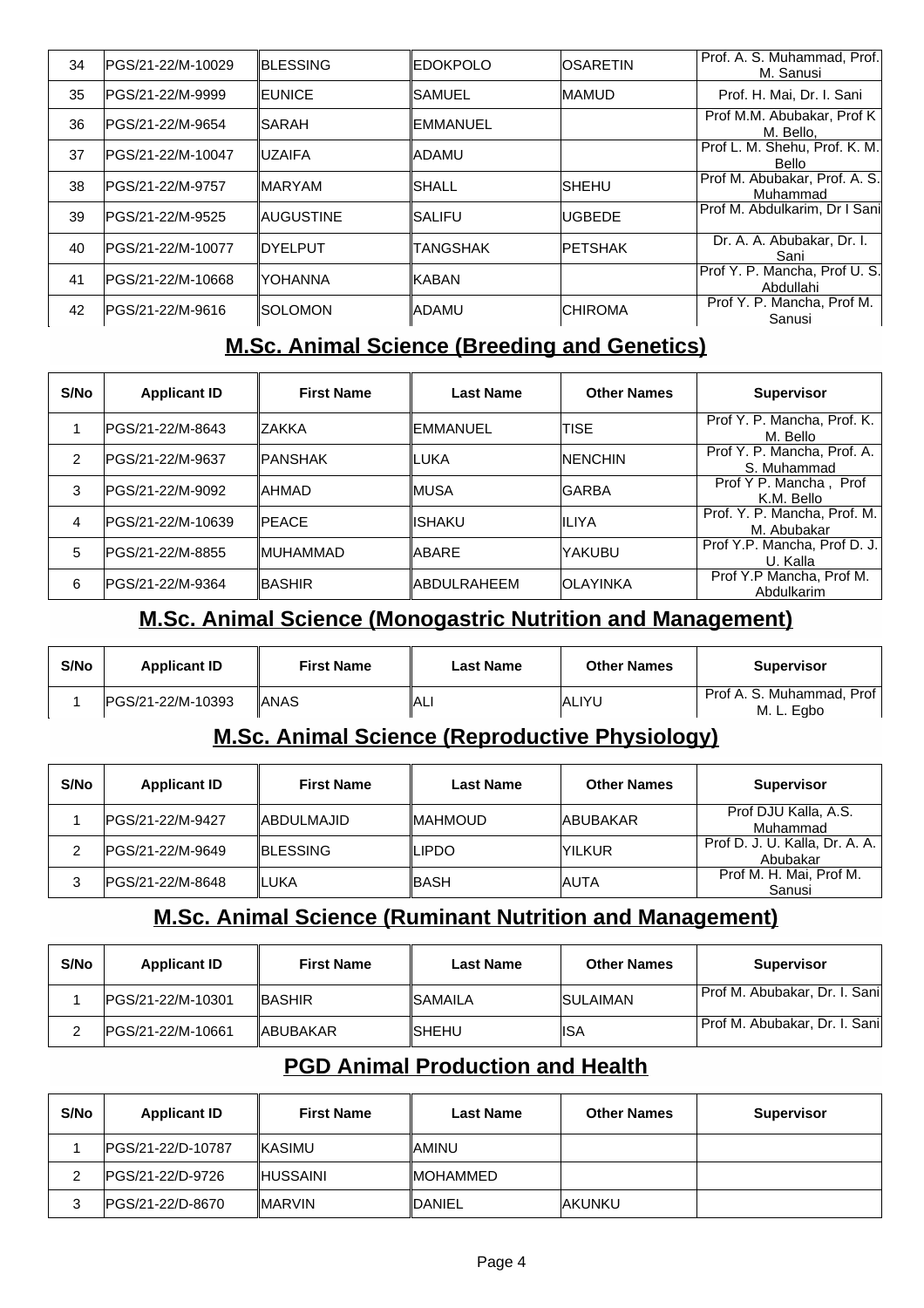| 34 | PGS/21-22/M-10029 | BLESSING | EDOKPOLO | OSARETIN | Prof. A. S. Muhammad, Prof. M. Sanusi |
|---|---|---|---|---|---|
| 35 | PGS/21-22/M-9999 | EUNICE | SAMUEL | MAMUD | Prof. H. Mai, Dr. I. Sani |
| 36 | PGS/21-22/M-9654 | SARAH | EMMANUEL | | Prof M.M. Abubakar, Prof K M. Bello, |
| 37 | PGS/21-22/M-10047 | UZAIFA | ADAMU | | Prof L. M. Shehu, Prof. K. M. Bello |
| 38 | PGS/21-22/M-9757 | MARYAM | SHALL | SHEHU | Prof M. Abubakar, Prof. A. S. Muhammad |
| 39 | PGS/21-22/M-9525 | AUGUSTINE | SALIFU | UGBEDE | Prof M. Abdulkarim, Dr I Sani |
| 40 | PGS/21-22/M-10077 | DYELPUT | TANGSHAK | PETSHAK | Dr. A. A. Abubakar, Dr. I. Sani |
| 41 | PGS/21-22/M-10668 | YOHANNA | KABAN | | Prof Y. P. Mancha, Prof U. S. Abdullahi |
| 42 | PGS/21-22/M-9616 | SOLOMON | ADAMU | CHIROMA | Prof Y. P. Mancha, Prof M. Sanusi |

## M.Sc. Animal Science (Breeding and Genetics)

| S/No | Applicant ID | First Name | Last Name | Other Names | Supervisor |
|---|---|---|---|---|---|
| 1 | PGS/21-22/M-8643 | ZAKKA | EMMANUEL | TISE | Prof Y. P. Mancha, Prof. K. M. Bello |
| 2 | PGS/21-22/M-9637 | PANSHAK | LUKA | NENCHIN | Prof Y. P. Mancha, Prof. A. S. Muhammad |
| 3 | PGS/21-22/M-9092 | AHMAD | MUSA | GARBA | Prof Y P. Mancha , Prof K.M. Bello |
| 4 | PGS/21-22/M-10639 | PEACE | ISHAKU | ILIYA | Prof. Y. P. Mancha, Prof. M. M. Abubakar |
| 5 | PGS/21-22/M-8855 | MUHAMMAD | ABARE | YAKUBU | Prof Y.P. Mancha, Prof D. J. U. Kalla |
| 6 | PGS/21-22/M-9364 | BASHIR | ABDULRAHEEM | OLAYINKA | Prof Y.P Mancha, Prof M. Abdulkarim |

## M.Sc. Animal Science (Monogastric Nutrition and Management)

| S/No | Applicant ID | First Name | Last Name | Other Names | Supervisor |
|---|---|---|---|---|---|
| 1 | PGS/21-22/M-10393 | ANAS | ALI | ALIYU | Prof A. S. Muhammad, Prof M. L. Egbo |

## M.Sc. Animal Science (Reproductive Physiology)

| S/No | Applicant ID | First Name | Last Name | Other Names | Supervisor |
|---|---|---|---|---|---|
| 1 | PGS/21-22/M-9427 | ABDULMAJID | MAHMOUD | ABUBAKAR | Prof DJU Kalla, A.S. Muhammad |
| 2 | PGS/21-22/M-9649 | BLESSING | LIPDO | YILKUR | Prof D. J. U. Kalla, Dr. A. A. Abubakar |
| 3 | PGS/21-22/M-8648 | LUKA | BASH | AUTA | Prof M. H. Mai, Prof M. Sanusi |

## M.Sc. Animal Science (Ruminant Nutrition and Management)

| S/No | Applicant ID | First Name | Last Name | Other Names | Supervisor |
|---|---|---|---|---|---|
| 1 | PGS/21-22/M-10301 | BASHIR | SAMAILA | SULAIMAN | Prof M. Abubakar, Dr. I. Sani |
| 2 | PGS/21-22/M-10661 | ABUBAKAR | SHEHU | ISA | Prof M. Abubakar, Dr. I. Sani |

## PGD Animal Production and Health

| S/No | Applicant ID | First Name | Last Name | Other Names | Supervisor |
|---|---|---|---|---|---|
| 1 | PGS/21-22/D-10787 | KASIMU | AMINU | | |
| 2 | PGS/21-22/D-9726 | HUSSAINI | MOHAMMED | | |
| 3 | PGS/21-22/D-8670 | MARVIN | DANIEL | AKUNKU | |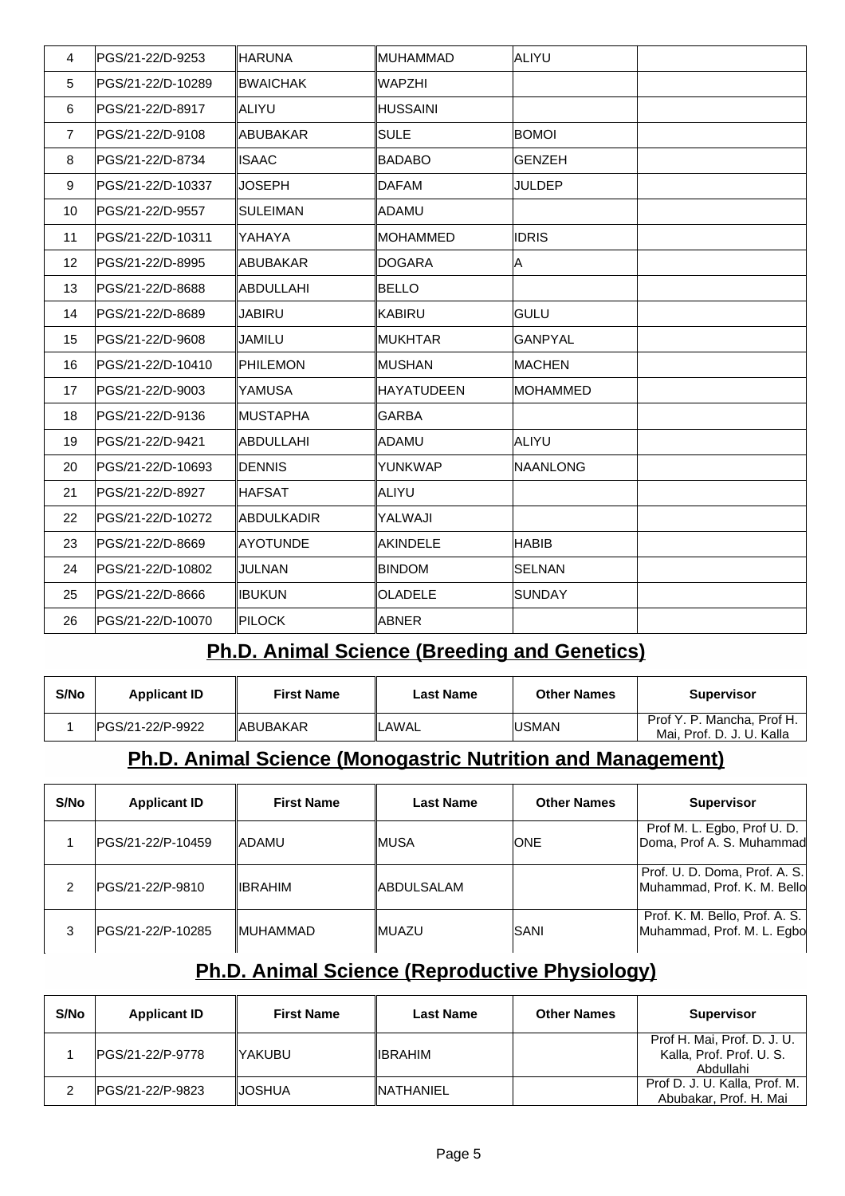| | | | | | |
|---|---|---|---|---|---|
| 4 | PGS/21-22/D-9253 | HARUNA | MUHAMMAD | ALIYU | |
| 5 | PGS/21-22/D-10289 | BWAICHAK | WAPZHI | | |
| 6 | PGS/21-22/D-8917 | ALIYU | HUSSAINI | | |
| 7 | PGS/21-22/D-9108 | ABUBAKAR | SULE | BOMOI | |
| 8 | PGS/21-22/D-8734 | ISAAC | BADABO | GENZEH | |
| 9 | PGS/21-22/D-10337 | JOSEPH | DAFAM | JULDEP | |
| 10 | PGS/21-22/D-9557 | SULEIMAN | ADAMU | | |
| 11 | PGS/21-22/D-10311 | YAHAYA | MOHAMMED | IDRIS | |
| 12 | PGS/21-22/D-8995 | ABUBAKAR | DOGARA | A | |
| 13 | PGS/21-22/D-8688 | ABDULLAHI | BELLO | | |
| 14 | PGS/21-22/D-8689 | JABIRU | KABIRU | GULU | |
| 15 | PGS/21-22/D-9608 | JAMILU | MUKHTAR | GANPYAL | |
| 16 | PGS/21-22/D-10410 | PHILEMON | MUSHAN | MACHEN | |
| 17 | PGS/21-22/D-9003 | YAMUSA | HAYATUDEEN | MOHAMMED | |
| 18 | PGS/21-22/D-9136 | MUSTAPHA | GARBA | | |
| 19 | PGS/21-22/D-9421 | ABDULLAHI | ADAMU | ALIYU | |
| 20 | PGS/21-22/D-10693 | DENNIS | YUNKWAP | NAANLONG | |
| 21 | PGS/21-22/D-8927 | HAFSAT | ALIYU | | |
| 22 | PGS/21-22/D-10272 | ABDULKADIR | YALWAJI | | |
| 23 | PGS/21-22/D-8669 | AYOTUNDE | AKINDELE | HABIB | |
| 24 | PGS/21-22/D-10802 | JULNAN | BINDOM | SELNAN | |
| 25 | PGS/21-22/D-8666 | IBUKUN | OLADELE | SUNDAY | |
| 26 | PGS/21-22/D-10070 | PILOCK | ABNER | | |

## Ph.D. Animal Science (Breeding and Genetics)

| S/No | Applicant ID | First Name | Last Name | Other Names | Supervisor |
|---|---|---|---|---|---|
| 1 | PGS/21-22/P-9922 | ABUBAKAR | LAWAL | USMAN | Prof Y. P. Mancha, Prof H. Mai, Prof. D. J. U. Kalla |

## Ph.D. Animal Science (Monogastric Nutrition and Management)

| S/No | Applicant ID | First Name | Last Name | Other Names | Supervisor |
|---|---|---|---|---|---|
| 1 | PGS/21-22/P-10459 | ADAMU | MUSA | ONE | Prof M. L. Egbo, Prof U. D. Doma, Prof A. S. Muhammad |
| 2 | PGS/21-22/P-9810 | IBRAHIM | ABDULSALAM | | Prof. U. D. Doma, Prof. A. S. Muhammad, Prof. K. M. Bello |
| 3 | PGS/21-22/P-10285 | MUHAMMAD | MUAZU | SANI | Prof. K. M. Bello, Prof. A. S. Muhammad, Prof. M. L. Egbo |

## Ph.D. Animal Science (Reproductive Physiology)

| S/No | Applicant ID | First Name | Last Name | Other Names | Supervisor |
|---|---|---|---|---|---|
| 1 | PGS/21-22/P-9778 | YAKUBU | IBRAHIM | | Prof H. Mai, Prof. D. J. U. Kalla, Prof. Prof. U. S. Abdullahi |
| 2 | PGS/21-22/P-9823 | JOSHUA | NATHANIEL | | Prof D. J. U. Kalla, Prof. M. Abubakar, Prof. H. Mai |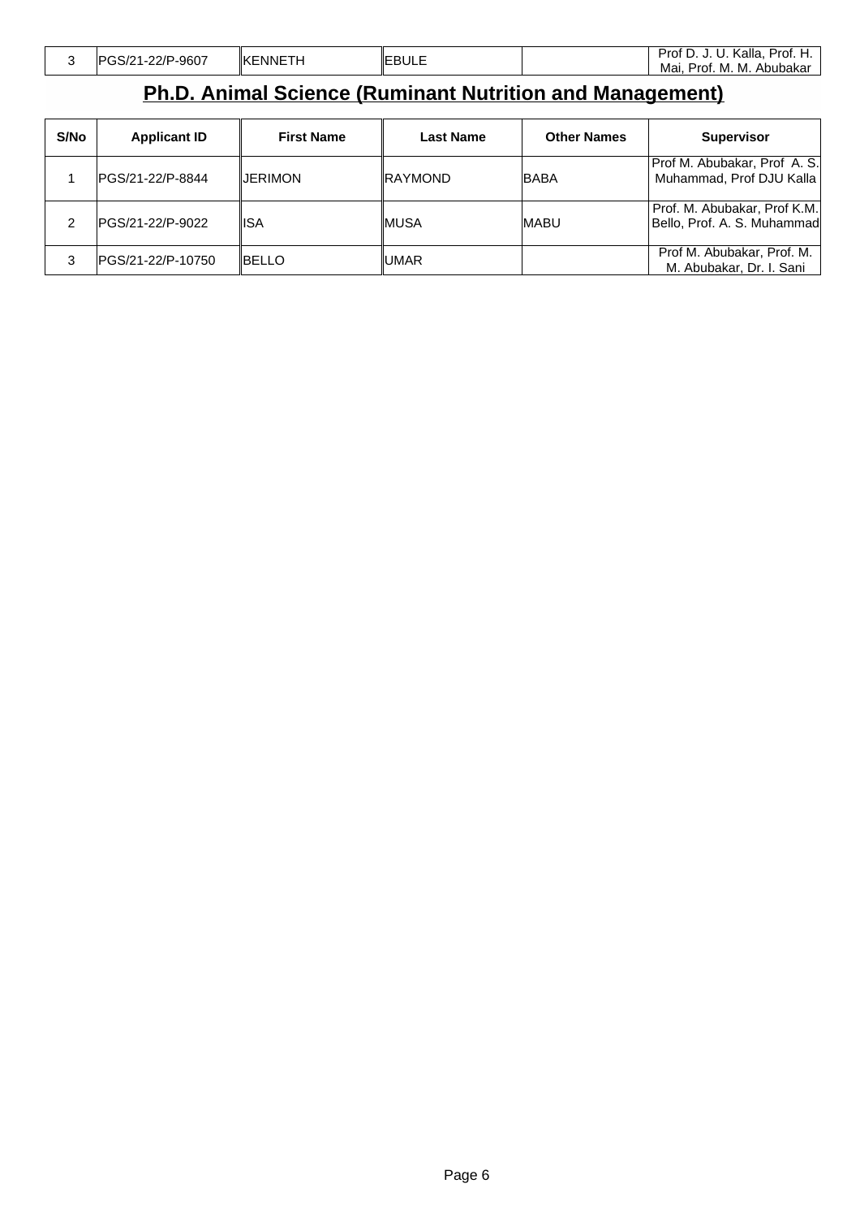| 3 | PGS/21-22/P-9607 | KENNETH | EBULE | | Prof D. J. U. Kalla, Prof. H. Mai, Prof. M. M. Abubakar |
|---|---|---|---|---|---|

## Ph.D. Animal Science (Ruminant Nutrition and Management)

| S/No | Applicant ID | First Name | Last Name | Other Names | Supervisor |
|---|---|---|---|---|---|
| 1 | PGS/21-22/P-8844 | JERIMON | RAYMOND | BABA | Prof M. Abubakar, Prof A. S. Muhammad, Prof DJU Kalla |
| 2 | PGS/21-22/P-9022 | ISA | MUSA | MABU | Prof. M. Abubakar, Prof K.M. Bello, Prof. A. S. Muhammad |
| 3 | PGS/21-22/P-10750 | BELLO | UMAR | | Prof M. Abubakar, Prof. M. M. Abubakar, Dr. I. Sani |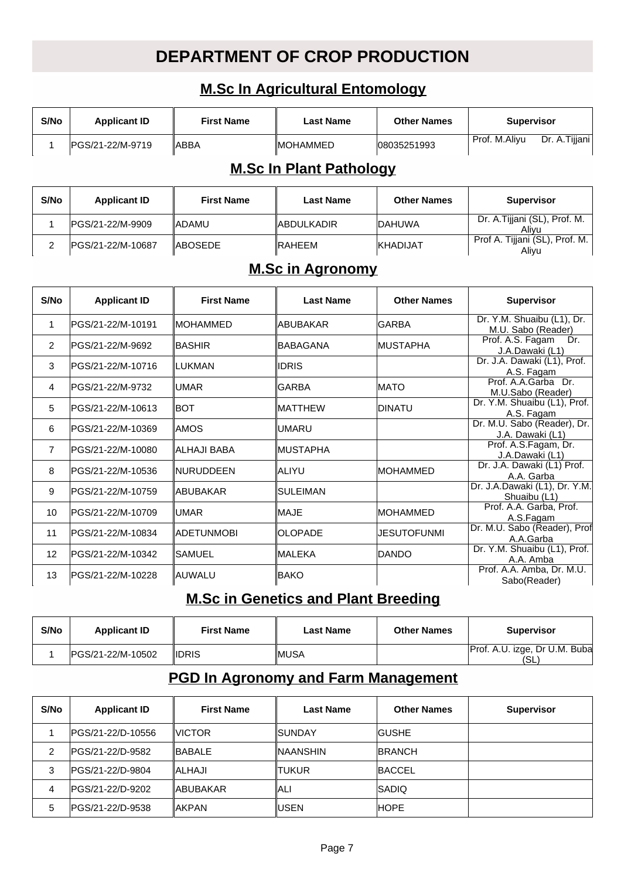# DEPARTMENT OF CROP PRODUCTION

## M.Sc In Agricultural Entomology

| S/No | Applicant ID | First Name | Last Name | Other Names | Supervisor |
|---|---|---|---|---|---|
| 1 | PGS/21-22/M-9719 | ABBA | MOHAMMED | 08035251993 | Prof. M.Aliyu Dr. A.Tijjani |

## M.Sc In Plant Pathology

| S/No | Applicant ID | First Name | Last Name | Other Names | Supervisor |
|---|---|---|---|---|---|
| 1 | PGS/21-22/M-9909 | ADAMU | ABDULKADIR | DAHUWA | Dr. A.Tijjani (SL), Prof. M. Aliyu |
| 2 | PGS/21-22/M-10687 | ABOSEDE | RAHEEM | KHADIJAT | Prof A. Tijjani (SL), Prof. M. Aliyu |

## M.Sc in Agronomy

| S/No | Applicant ID | First Name | Last Name | Other Names | Supervisor |
|---|---|---|---|---|---|
| 1 | PGS/21-22/M-10191 | MOHAMMED | ABUBAKAR | GARBA | Dr. Y.M. Shuaibu (L1), Dr. M.U. Sabo (Reader) |
| 2 | PGS/21-22/M-9692 | BASHIR | BABAGANA | MUSTAPHA | Prof. A.S. Fagam Dr. J.A.Dawaki (L1) |
| 3 | PGS/21-22/M-10716 | LUKMAN | IDRIS | | Dr. J.A. Dawaki (L1), Prof. A.S. Fagam |
| 4 | PGS/21-22/M-9732 | UMAR | GARBA | MATO | Prof. A.A.Garba Dr. M.U.Sabo (Reader) |
| 5 | PGS/21-22/M-10613 | BOT | MATTHEW | DINATU | Dr. Y.M. Shuaibu (L1), Prof. A.S. Fagam |
| 6 | PGS/21-22/M-10369 | AMOS | UMARU | | Dr. M.U. Sabo (Reader), Dr. J.A. Dawaki (L1) |
| 7 | PGS/21-22/M-10080 | ALHAJI BABA | MUSTAPHA | | Prof. A.S.Fagam, Dr. J.A.Dawaki (L1) |
| 8 | PGS/21-22/M-10536 | NURUDDEEN | ALIYU | MOHAMMED | Dr. J.A. Dawaki (L1) Prof. A.A. Garba |
| 9 | PGS/21-22/M-10759 | ABUBAKAR | SULEIMAN | | Dr. J.A.Dawaki (L1), Dr. Y.M. Shuaibu (L1) |
| 10 | PGS/21-22/M-10709 | UMAR | MAJE | MOHAMMED | Prof. A.A. Garba, Prof. A.S.Fagam |
| 11 | PGS/21-22/M-10834 | ADETUNMOBI | OLOPADE | JESUTOFUNMI | Dr. M.U. Sabo (Reader), Prof A.A.Garba |
| 12 | PGS/21-22/M-10342 | SAMUEL | MALEKA | DANDO | Dr. Y.M. Shuaibu (L1), Prof. A.A. Amba |
| 13 | PGS/21-22/M-10228 | AUWALU | BAKO | | Prof. A.A. Amba, Dr. M.U. Sabo(Reader) |

## M.Sc in Genetics and Plant Breeding

| S/No | Applicant ID | First Name | Last Name | Other Names | Supervisor |
|---|---|---|---|---|---|
| 1 | PGS/21-22/M-10502 | IDRIS | MUSA | | Prof. A.U. izge, Dr U.M. Buba (SL) |

## PGD In Agronomy and Farm Management

| S/No | Applicant ID | First Name | Last Name | Other Names | Supervisor |
|---|---|---|---|---|---|
| 1 | PGS/21-22/D-10556 | VICTOR | SUNDAY | GUSHE | |
| 2 | PGS/21-22/D-9582 | BABALE | NAANSHIN | BRANCH | |
| 3 | PGS/21-22/D-9804 | ALHAJI | TUKUR | BACCEL | |
| 4 | PGS/21-22/D-9202 | ABUBAKAR | ALI | SADIQ | |
| 5 | PGS/21-22/D-9538 | AKPAN | USEN | HOPE | |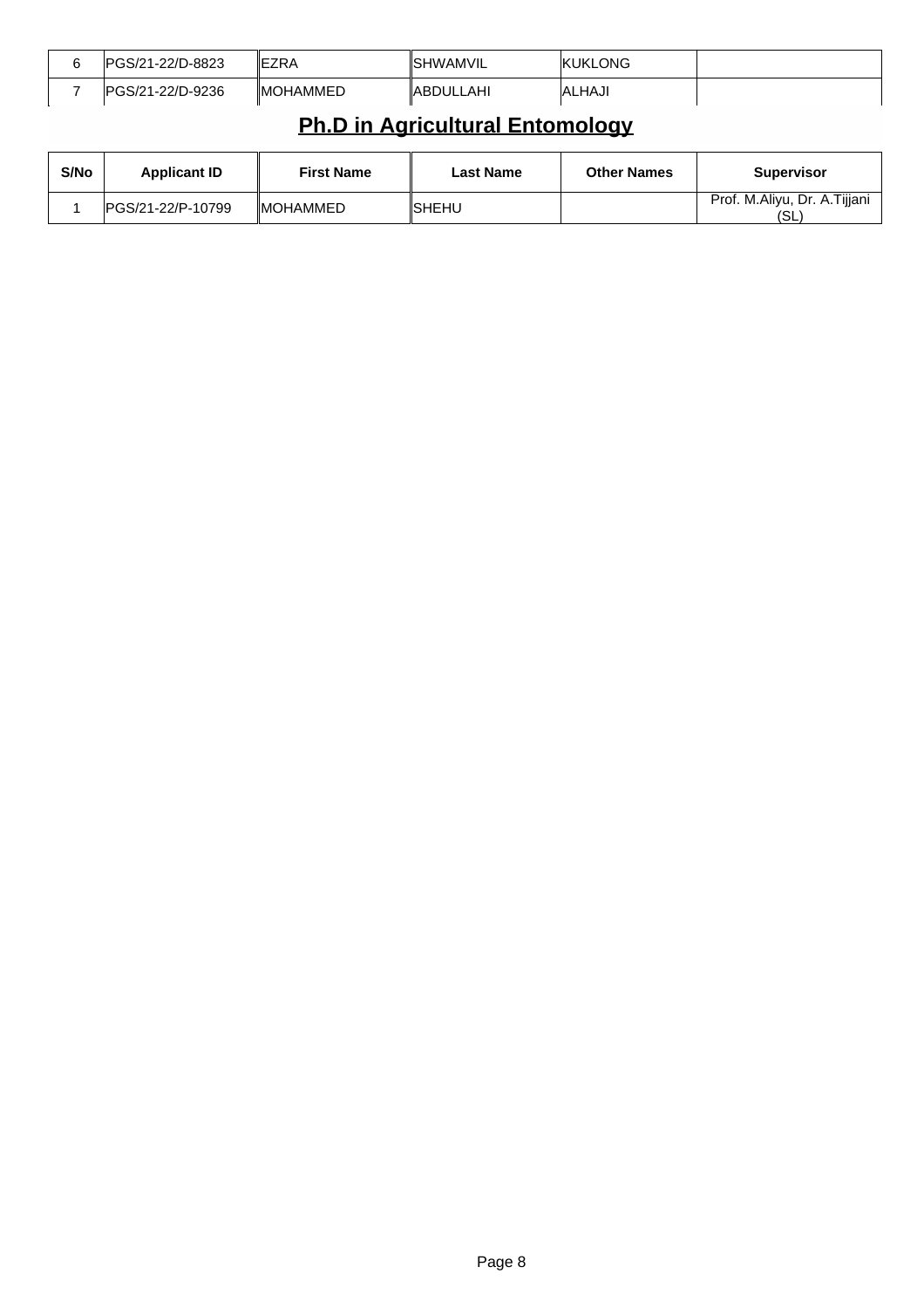| 6 | PGS/21-22/D-8823 | EZRA | SHWAMVIL | KUKLONG | |
|---|---|---|---|---|---|
| 7 | PGS/21-22/D-9236 | MOHAMMED | ABDULLAHI | ALHAJI | |

## Ph.D in Agricultural Entomology

| S/No | Applicant ID | First Name | Last Name | Other Names | Supervisor |
|---|---|---|---|---|---|
| 1 | PGS/21-22/P-10799 | MOHAMMED | SHEHU | | Prof. M.Aliyu, Dr. A.Tijjani (SL) |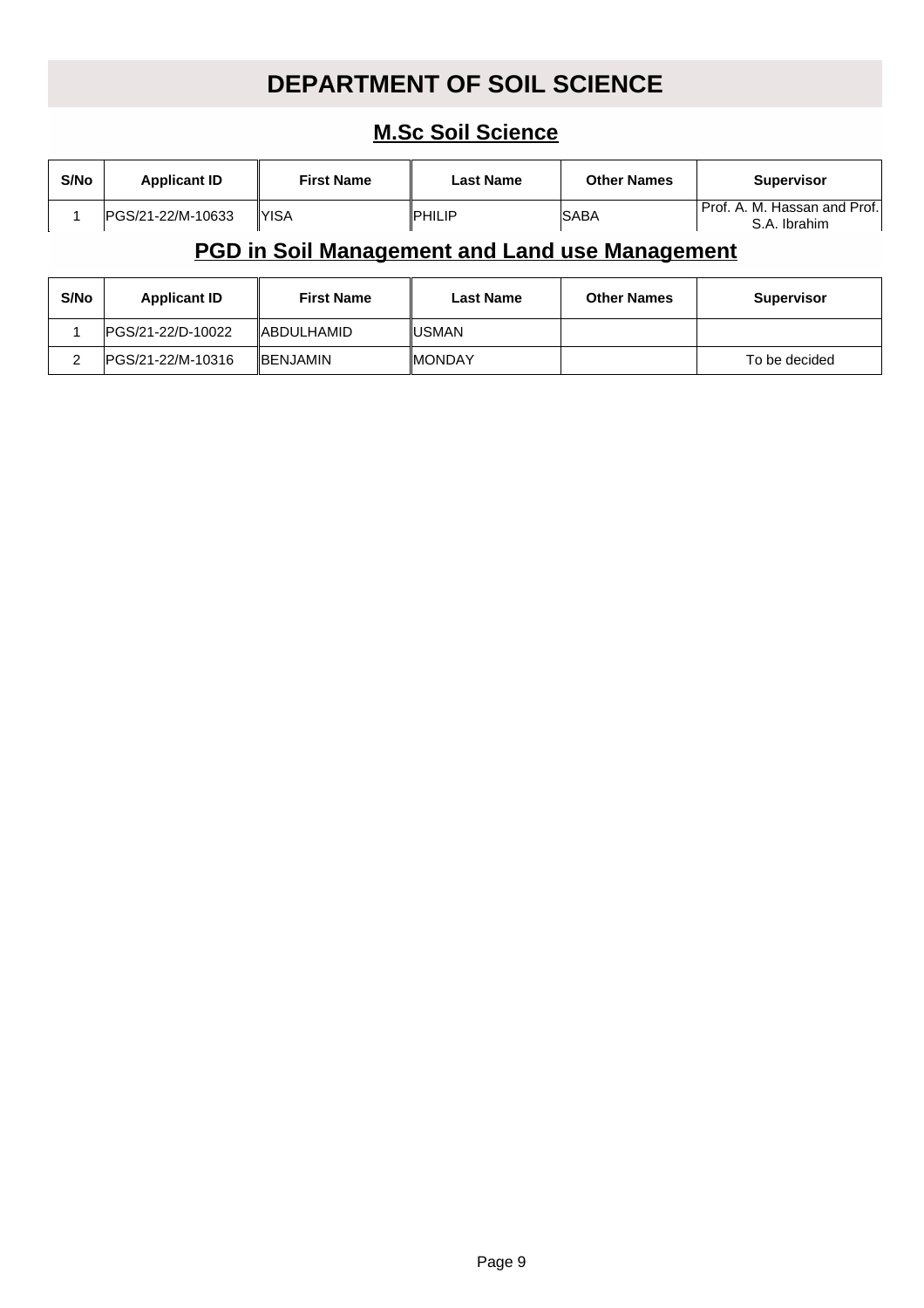# DEPARTMENT OF SOIL SCIENCE

## M.Sc Soil Science

| S/No | Applicant ID | First Name | Last Name | Other Names | Supervisor |
|---|---|---|---|---|---|
| 1 | PGS/21-22/M-10633 | YISA | PHILIP | SABA | Prof. A. M. Hassan and Prof. S.A. Ibrahim |

## PGD in Soil Management and Land use Management

| S/No | Applicant ID | First Name | Last Name | Other Names | Supervisor |
|---|---|---|---|---|---|
| 1 | PGS/21-22/D-10022 | ABDULHAMID | USMAN | | |
| 2 | PGS/21-22/M-10316 | BENJAMIN | MONDAY | | To be decided |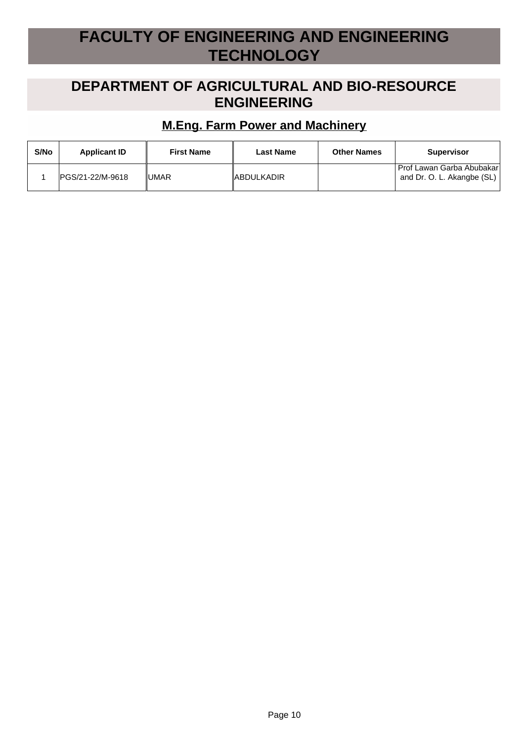# FACULTY OF ENGINEERING AND ENGINEERING TECHNOLOGY

## DEPARTMENT OF AGRICULTURAL AND BIO-RESOURCE ENGINEERING

### M.Eng. Farm Power and Machinery

| S/No | Applicant ID | First Name | Last Name | Other Names | Supervisor |
|---|---|---|---|---|---|
| 1 | PGS/21-22/M-9618 | UMAR | ABDULKADIR | | Prof Lawan Garba Abubakar and Dr. O. L. Akangbe (SL) |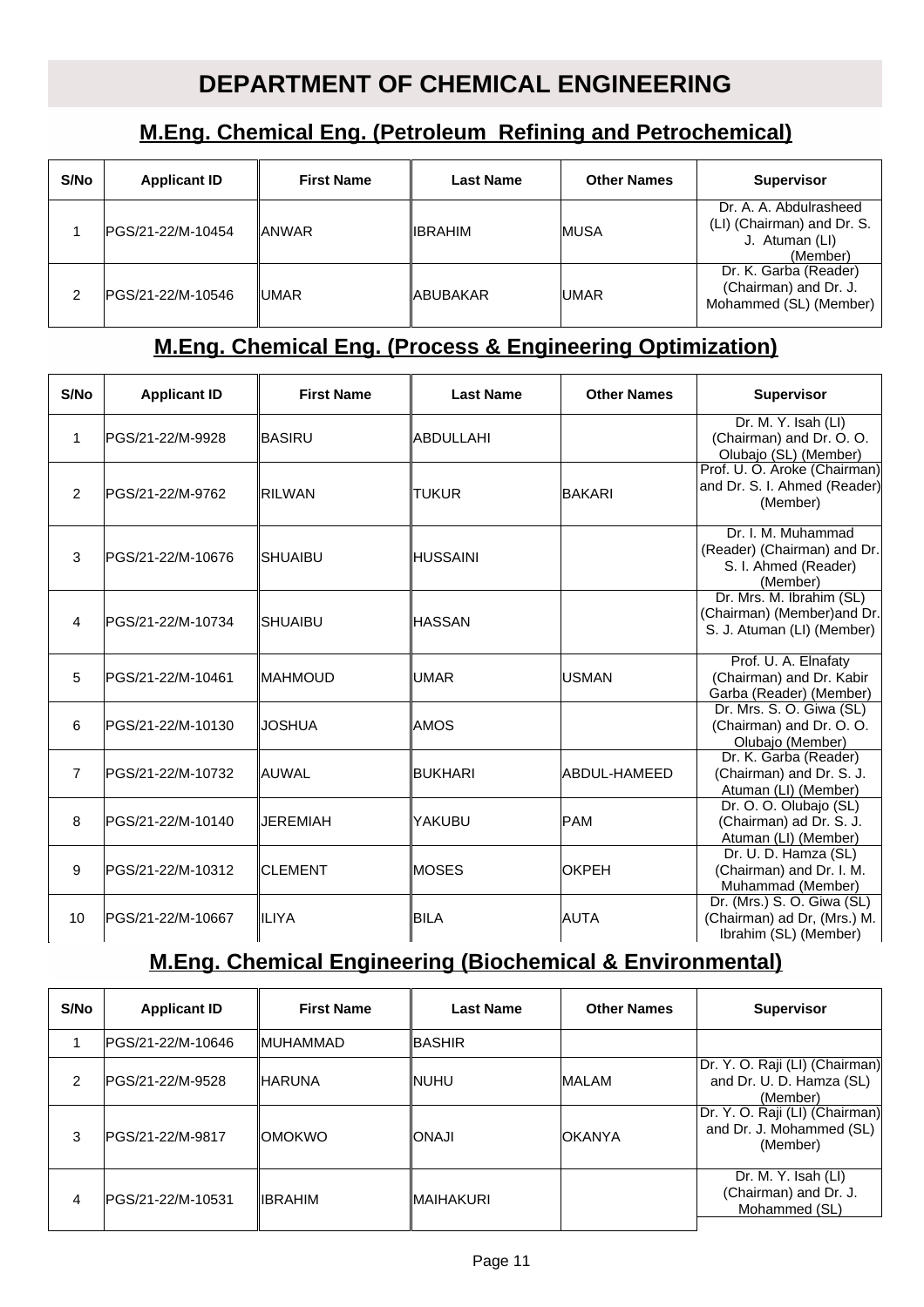# DEPARTMENT OF CHEMICAL ENGINEERING

## M.Eng. Chemical Eng. (Petroleum Refining and Petrochemical)

| S/No | Applicant ID | First Name | Last Name | Other Names | Supervisor |
|---|---|---|---|---|---|
| 1 | PGS/21-22/M-10454 | ANWAR | IBRAHIM | MUSA | Dr. A. A. Abdulrasheed (LI) (Chairman) and Dr. S. J. Atuman (LI) (Member) |
| 2 | PGS/21-22/M-10546 | UMAR | ABUBAKAR | UMAR | Dr. K. Garba (Reader) (Chairman) and Dr. J. Mohammed (SL) (Member) |

## M.Eng. Chemical Eng. (Process & Engineering Optimization)

| S/No | Applicant ID | First Name | Last Name | Other Names | Supervisor |
|---|---|---|---|---|---|
| 1 | PGS/21-22/M-9928 | BASIRU | ABDULLAHI | | Dr. M. Y. Isah (LI) (Chairman) and Dr. O. O. Olubajo (SL) (Member) |
| 2 | PGS/21-22/M-9762 | RILWAN | TUKUR | BAKARI | Prof. U. O. Aroke (Chairman) and Dr. S. I. Ahmed (Reader) (Member) |
| 3 | PGS/21-22/M-10676 | SHUAIBU | HUSSAINI | | Dr. I. M. Muhammad (Reader) (Chairman) and Dr. S. I. Ahmed (Reader) (Member) |
| 4 | PGS/21-22/M-10734 | SHUAIBU | HASSAN | | Dr. Mrs. M. Ibrahim (SL) (Chairman) (Member)and Dr. S. J. Atuman (LI) (Member) |
| 5 | PGS/21-22/M-10461 | MAHMOUD | UMAR | USMAN | Prof. U. A. Elnafaty (Chairman) and Dr. Kabir Garba (Reader) (Member) |
| 6 | PGS/21-22/M-10130 | JOSHUA | AMOS | | Dr. Mrs. S. O. Giwa (SL) (Chairman) and Dr. O. O. Olubajo (Member) |
| 7 | PGS/21-22/M-10732 | AUWAL | BUKHARI | ABDUL-HAMEED | Dr. K. Garba (Reader) (Chairman) and Dr. S. J. Atuman (LI) (Member) |
| 8 | PGS/21-22/M-10140 | JEREMIAH | YAKUBU | PAM | Dr. O. O. Olubajo (SL) (Chairman) ad Dr. S. J. Atuman (LI) (Member) |
| 9 | PGS/21-22/M-10312 | CLEMENT | MOSES | OKPEH | Dr. U. D. Hamza (SL) (Chairman) and Dr. I. M. Muhammad (Member) |
| 10 | PGS/21-22/M-10667 | ILIYA | BILA | AUTA | Dr. (Mrs.) S. O. Giwa (SL) (Chairman) ad Dr, (Mrs.) M. Ibrahim (SL) (Member) |

## M.Eng. Chemical Engineering (Biochemical & Environmental)

| S/No | Applicant ID | First Name | Last Name | Other Names | Supervisor |
|---|---|---|---|---|---|
| 1 | PGS/21-22/M-10646 | MUHAMMAD | BASHIR | | |
| 2 | PGS/21-22/M-9528 | HARUNA | NUHU | MALAM | Dr. Y. O. Raji (LI) (Chairman) and Dr. U. D. Hamza (SL) (Member) |
| 3 | PGS/21-22/M-9817 | OMOKWO | ONAJI | OKANYA | Dr. Y. O. Raji (LI) (Chairman) and Dr. J. Mohammed (SL) (Member) |
| 4 | PGS/21-22/M-10531 | IBRAHIM | MAIHAKURI | | Dr. M. Y. Isah (LI) (Chairman) and Dr. J. Mohammed (SL) |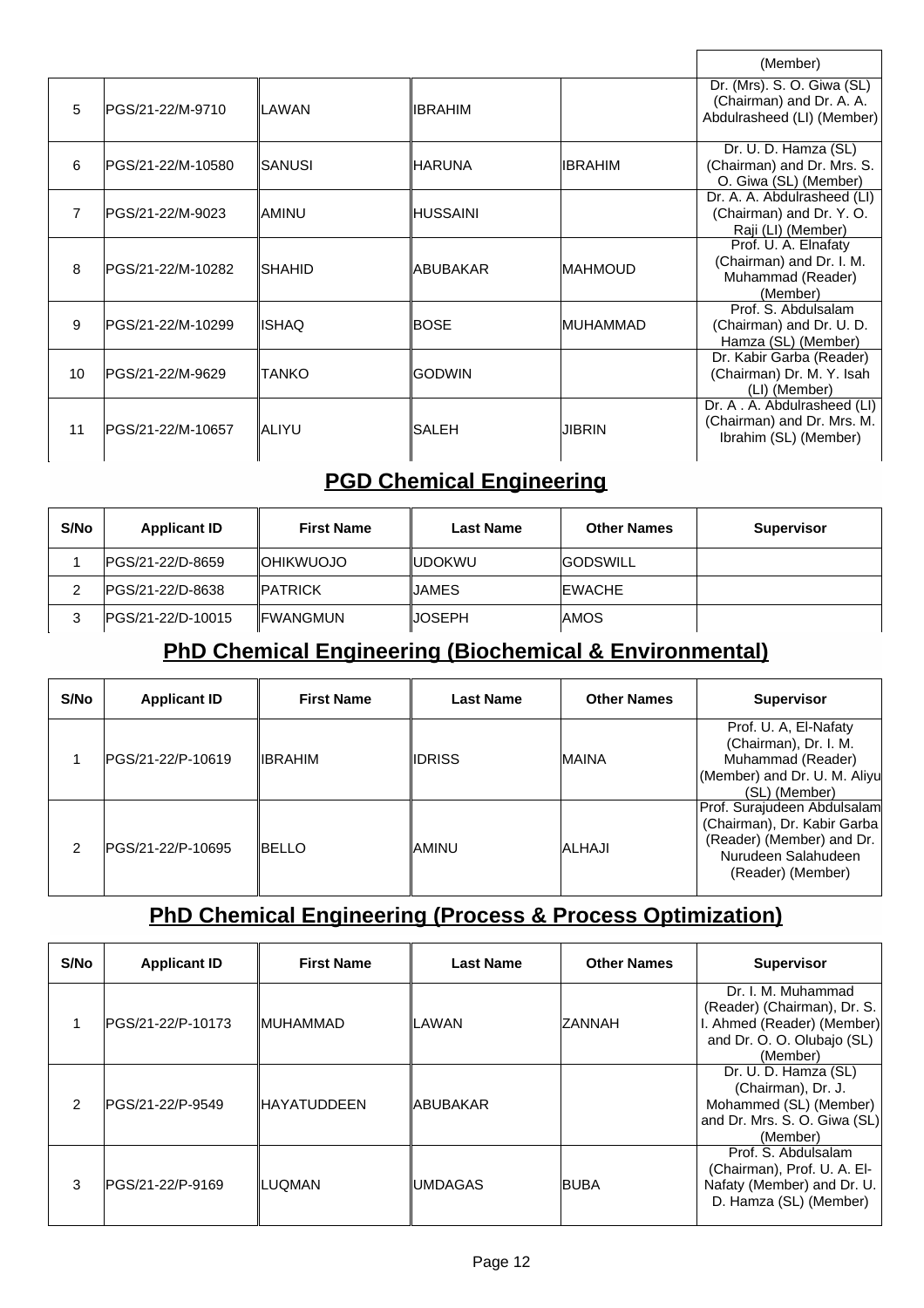| | | | | | (Member) |
|---|---|---|---|---|---|
| 5 | PGS/21-22/M-9710 | LAWAN | IBRAHIM | | Dr. (Mrs). S. O. Giwa (SL) (Chairman) and Dr. A. A. Abdulrasheed (LI) (Member) |
| 6 | PGS/21-22/M-10580 | SANUSI | HARUNA | IBRAHIM | Dr. U. D. Hamza (SL) (Chairman) and Dr. Mrs. S. O. Giwa (SL) (Member) |
| 7 | PGS/21-22/M-9023 | AMINU | HUSSAINI | | Dr. A. A. Abdulrasheed (LI) (Chairman) and Dr. Y. O. Raji (LI) (Member) |
| 8 | PGS/21-22/M-10282 | SHAHID | ABUBAKAR | MAHMOUD | Prof. U. A. Elnafaty (Chairman) and Dr. I. M. Muhammad (Reader) (Member) |
| 9 | PGS/21-22/M-10299 | ISHAQ | BOSE | MUHAMMAD | Prof. S. Abdulsalam (Chairman) and Dr. U. D. Hamza (SL) (Member) |
| 10 | PGS/21-22/M-9629 | TANKO | GODWIN | | Dr. Kabir Garba (Reader) (Chairman) Dr. M. Y. Isah (LI) (Member) |
| 11 | PGS/21-22/M-10657 | ALIYU | SALEH | JIBRIN | Dr. A . A. Abdulrasheed (LI) (Chairman) and Dr. Mrs. M. Ibrahim (SL) (Member) |

## PGD Chemical Engineering

| S/No | Applicant ID | First Name | Last Name | Other Names | Supervisor |
|---|---|---|---|---|---|
| 1 | PGS/21-22/D-8659 | OHIKWUOJO | UDOKWU | GODSWILL | |
| 2 | PGS/21-22/D-8638 | PATRICK | JAMES | EWACHE | |
| 3 | PGS/21-22/D-10015 | FWANGMUN | JOSEPH | AMOS | |

## PhD Chemical Engineering (Biochemical & Environmental)

| S/No | Applicant ID | First Name | Last Name | Other Names | Supervisor |
|---|---|---|---|---|---|
| 1 | PGS/21-22/P-10619 | IBRAHIM | IDRISS | MAINA | Prof. U. A, El-Nafaty (Chairman), Dr. I. M. Muhammad (Reader) (Member) and Dr. U. M. Aliyu (SL) (Member) |
| 2 | PGS/21-22/P-10695 | BELLO | AMINU | ALHAJI | Prof. Surajudeen Abdulsalam (Chairman), Dr. Kabir Garba (Reader) (Member) and Dr. Nurudeen Salahudeen (Reader) (Member) |

## PhD Chemical Engineering (Process & Process Optimization)

| S/No | Applicant ID | First Name | Last Name | Other Names | Supervisor |
|---|---|---|---|---|---|
| 1 | PGS/21-22/P-10173 | MUHAMMAD | LAWAN | ZANNAH | Dr. I. M. Muhammad (Reader) (Chairman), Dr. S. I. Ahmed (Reader) (Member) and Dr. O. O. Olubajo (SL) (Member) |
| 2 | PGS/21-22/P-9549 | HAYATUDDEEN | ABUBAKAR | | Dr. U. D. Hamza (SL) (Chairman), Dr. J. Mohammed (SL) (Member) and Dr. Mrs. S. O. Giwa (SL) (Member) |
| 3 | PGS/21-22/P-9169 | LUQMAN | UMDAGAS | BUBA | Prof. S. Abdulsalam (Chairman), Prof. U. A. El-Nafaty (Member) and Dr. U. D. Hamza (SL) (Member) |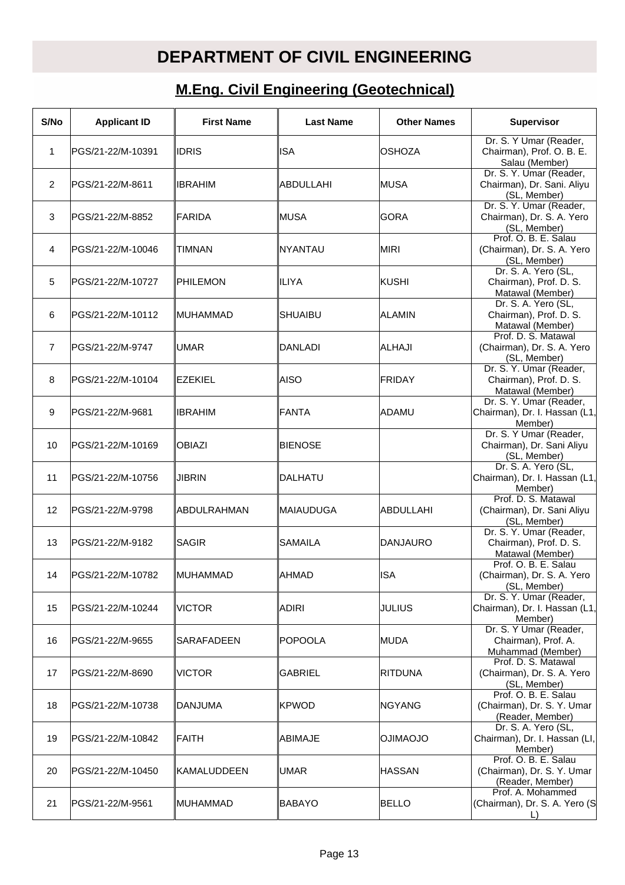# DEPARTMENT OF CIVIL ENGINEERING

## M.Eng. Civil Engineering (Geotechnical)

| S/No | Applicant ID | First Name | Last Name | Other Names | Supervisor |
|---|---|---|---|---|---|
| 1 | PGS/21-22/M-10391 | IDRIS | ISA | OSHOZA | Dr. S. Y Umar (Reader, Chairman), Prof. O. B. E. Salau (Member) |
| 2 | PGS/21-22/M-8611 | IBRAHIM | ABDULLAHI | MUSA | Dr. S. Y. Umar (Reader, Chairman), Dr. Sani. Aliyu (SL, Member) |
| 3 | PGS/21-22/M-8852 | FARIDA | MUSA | GORA | Dr. S. Y. Umar (Reader, Chairman), Dr. S. A. Yero (SL, Member) |
| 4 | PGS/21-22/M-10046 | TIMNAN | NYANTAU | MIRI | Prof. O. B. E. Salau (Chairman), Dr. S. A. Yero (SL, Member) |
| 5 | PGS/21-22/M-10727 | PHILEMON | ILIYA | KUSHI | Dr. S. A. Yero (SL, Chairman), Prof. D. S. Matawal (Member) |
| 6 | PGS/21-22/M-10112 | MUHAMMAD | SHUAIBU | ALAMIN | Dr. S. A. Yero (SL, Chairman), Prof. D. S. Matawal (Member) |
| 7 | PGS/21-22/M-9747 | UMAR | DANLADI | ALHAJI | Prof. D. S. Matawal (Chairman), Dr. S. A. Yero (SL, Member) |
| 8 | PGS/21-22/M-10104 | EZEKIEL | AISO | FRIDAY | Dr. S. Y. Umar (Reader, Chairman), Prof. D. S. Matawal (Member) |
| 9 | PGS/21-22/M-9681 | IBRAHIM | FANTA | ADAMU | Dr. S. Y. Umar (Reader, Chairman), Dr. I. Hassan (L1, Member) |
| 10 | PGS/21-22/M-10169 | OBIAZI | BIENOSE | | Dr. S. Y Umar (Reader, Chairman), Dr. Sani Aliyu (SL, Member) |
| 11 | PGS/21-22/M-10756 | JIBRIN | DALHATU | | Dr. S. A. Yero (SL, Chairman), Dr. I. Hassan (L1, Member) |
| 12 | PGS/21-22/M-9798 | ABDULRAHMAN | MAIAUDUGA | ABDULLAHI | Prof. D. S. Matawal (Chairman), Dr. Sani Aliyu (SL, Member) |
| 13 | PGS/21-22/M-9182 | SAGIR | SAMAILA | DANJAURO | Dr. S. Y. Umar (Reader, Chairman), Prof. D. S. Matawal (Member) |
| 14 | PGS/21-22/M-10782 | MUHAMMAD | AHMAD | ISA | Prof. O. B. E. Salau (Chairman), Dr. S. A. Yero (SL, Member) |
| 15 | PGS/21-22/M-10244 | VICTOR | ADIRI | JULIUS | Dr. S. Y. Umar (Reader, Chairman), Dr. I. Hassan (L1, Member) |
| 16 | PGS/21-22/M-9655 | SARAFADEEN | POPOOLA | MUDA | Dr. S. Y Umar (Reader, Chairman), Prof. A. Muhammad (Member) |
| 17 | PGS/21-22/M-8690 | VICTOR | GABRIEL | RITDUNA | Prof. D. S. Matawal (Chairman), Dr. S. A. Yero (SL, Member) |
| 18 | PGS/21-22/M-10738 | DANJUMA | KPWOD | NGYANG | Prof. O. B. E. Salau (Chairman), Dr. S. Y. Umar (Reader, Member) |
| 19 | PGS/21-22/M-10842 | FAITH | ABIMAJE | OJIMAOJO | Dr. S. A. Yero (SL, Chairman), Dr. I. Hassan (LI, Member) |
| 20 | PGS/21-22/M-10450 | KAMALUDDEEN | UMAR | HASSAN | Prof. O. B. E. Salau (Chairman), Dr. S. Y. Umar (Reader, Member) |
| 21 | PGS/21-22/M-9561 | MUHAMMAD | BABAYO | BELLO | Prof. A. Mohammed (Chairman), Dr. S. A. Yero (S L) |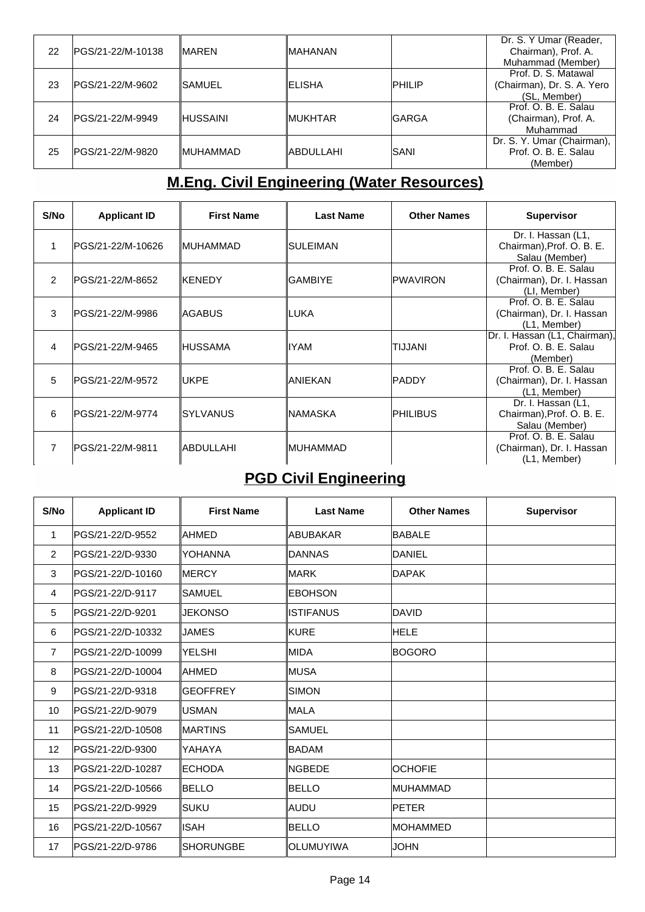| 22 | PGS/21-22/M-10138 | MAREN | MAHANAN | | Dr. S. Y Umar (Reader, Chairman), Prof. A. Muhammad (Member) |
|---|---|---|---|---|---|
| 23 | PGS/21-22/M-9602 | SAMUEL | ELISHA | PHILIP | Prof. D. S. Matawal (Chairman), Dr. S. A. Yero (SL, Member) |
| 24 | PGS/21-22/M-9949 | HUSSAINI | MUKHTAR | GARGA | Prof. O. B. E. Salau (Chairman), Prof. A. Muhammad |
| 25 | PGS/21-22/M-9820 | MUHAMMAD | ABDULLAHI | SANI | Dr. S. Y. Umar (Chairman), Prof. O. B. E. Salau (Member) |

## M.Eng. Civil Engineering (Water Resources)

| S/No | Applicant ID | First Name | Last Name | Other Names | Supervisor |
|---|---|---|---|---|---|
| 1 | PGS/21-22/M-10626 | MUHAMMAD | SULEIMAN | | Dr. I. Hassan (L1, Chairman),Prof. O. B. E. Salau (Member) |
| 2 | PGS/21-22/M-8652 | KENEDY | GAMBIYE | PWAVIRON | Prof. O. B. E. Salau (Chairman), Dr. I. Hassan (LI, Member) |
| 3 | PGS/21-22/M-9986 | AGABUS | LUKA | | Prof. O. B. E. Salau (Chairman), Dr. I. Hassan (L1, Member) |
| 4 | PGS/21-22/M-9465 | HUSSAMA | IYAM | TIJJANI | Dr. I. Hassan (L1, Chairman), Prof. O. B. E. Salau (Member) |
| 5 | PGS/21-22/M-9572 | UKPE | ANIEKAN | PADDY | Prof. O. B. E. Salau (Chairman), Dr. I. Hassan (L1, Member) |
| 6 | PGS/21-22/M-9774 | SYLVANUS | NAMASKA | PHILIBUS | Dr. I. Hassan (L1, Chairman),Prof. O. B. E. Salau (Member) |
| 7 | PGS/21-22/M-9811 | ABDULLAHI | MUHAMMAD | | Prof. O. B. E. Salau (Chairman), Dr. I. Hassan (L1, Member) |

## PGD Civil Engineering

| S/No | Applicant ID | First Name | Last Name | Other Names | Supervisor |
|---|---|---|---|---|---|
| 1 | PGS/21-22/D-9552 | AHMED | ABUBAKAR | BABALE | |
| 2 | PGS/21-22/D-9330 | YOHANNA | DANNAS | DANIEL | |
| 3 | PGS/21-22/D-10160 | MERCY | MARK | DAPAK | |
| 4 | PGS/21-22/D-9117 | SAMUEL | EBOHSON | | |
| 5 | PGS/21-22/D-9201 | JEKONSO | ISTIFANUS | DAVID | |
| 6 | PGS/21-22/D-10332 | JAMES | KURE | HELE | |
| 7 | PGS/21-22/D-10099 | YELSHI | MIDA | BOGORO | |
| 8 | PGS/21-22/D-10004 | AHMED | MUSA | | |
| 9 | PGS/21-22/D-9318 | GEOFFREY | SIMON | | |
| 10 | PGS/21-22/D-9079 | USMAN | MALA | | |
| 11 | PGS/21-22/D-10508 | MARTINS | SAMUEL | | |
| 12 | PGS/21-22/D-9300 | YAHAYA | BADAM | | |
| 13 | PGS/21-22/D-10287 | ECHODA | NGBEDE | OCHOFIE | |
| 14 | PGS/21-22/D-10566 | BELLO | BELLO | MUHAMMAD | |
| 15 | PGS/21-22/D-9929 | SUKU | AUDU | PETER | |
| 16 | PGS/21-22/D-10567 | ISAH | BELLO | MOHAMMED | |
| 17 | PGS/21-22/D-9786 | SHORUNGBE | OLUMUYIWA | JOHN | |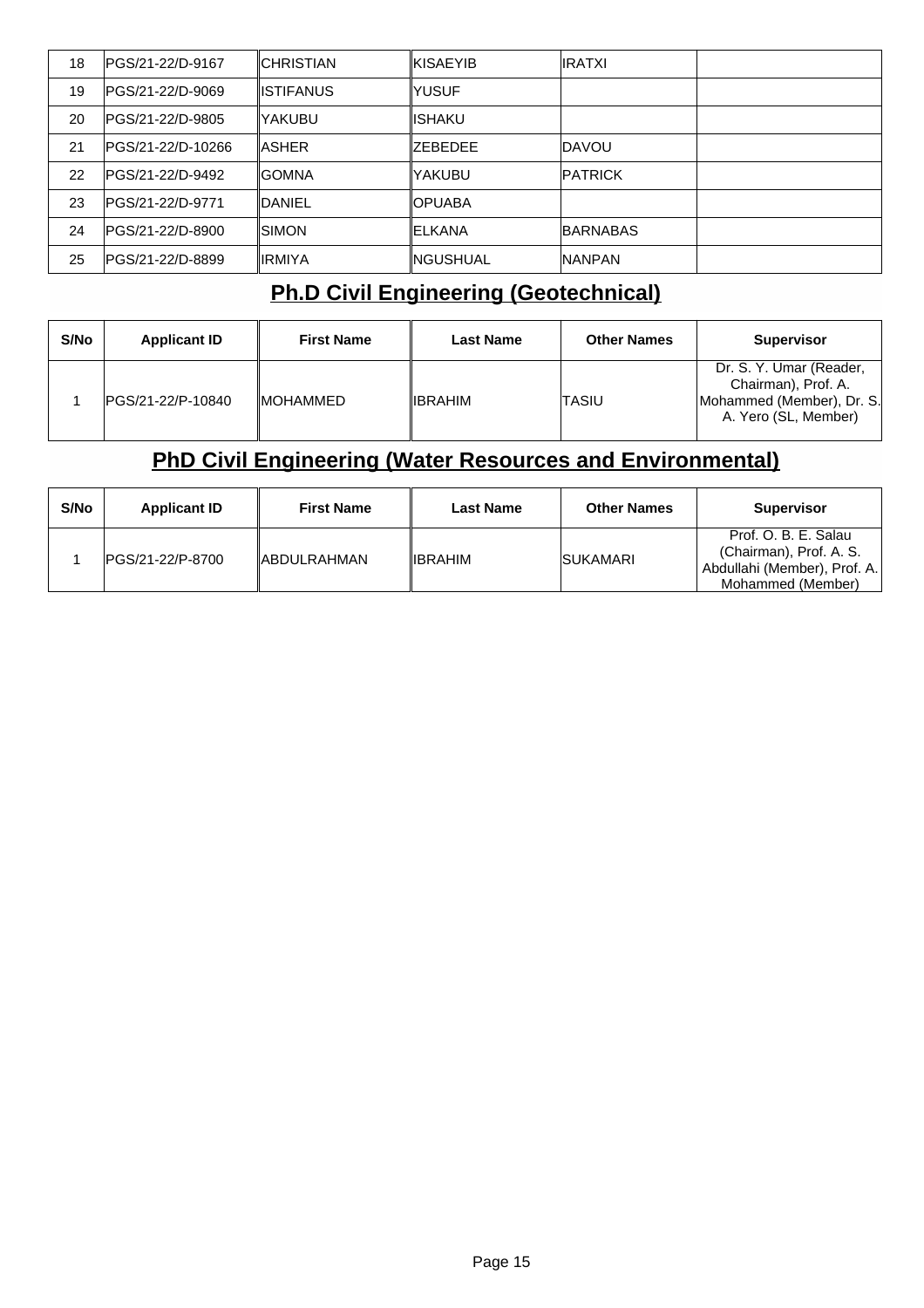| 18 | PGS/21-22/D-9167 | CHRISTIAN | KISAEYIB | IRATXI | |
|---|---|---|---|---|---|
| 19 | PGS/21-22/D-9069 | ISTIFANUS | YUSUF | | |
| 20 | PGS/21-22/D-9805 | YAKUBU | ISHAKU | | |
| 21 | PGS/21-22/D-10266 | ASHER | ZEBEDEE | DAVOU | |
| 22 | PGS/21-22/D-9492 | GOMNA | YAKUBU | PATRICK | |
| 23 | PGS/21-22/D-9771 | DANIEL | OPUABA | | |
| 24 | PGS/21-22/D-8900 | SIMON | ELKANA | BARNABAS | |
| 25 | PGS/21-22/D-8899 | IRMIYA | NGUSHUAL | NANPAN | |

## Ph.D Civil Engineering (Geotechnical)

| S/No | Applicant ID | First Name | Last Name | Other Names | Supervisor |
|---|---|---|---|---|---|
| 1 | PGS/21-22/P-10840 | MOHAMMED | IBRAHIM | TASIU | Dr. S. Y. Umar (Reader, Chairman), Prof. A. Mohammed (Member), Dr. S. A. Yero (SL, Member) |

## PhD Civil Engineering (Water Resources and Environmental)

| S/No | Applicant ID | First Name | Last Name | Other Names | Supervisor |
|---|---|---|---|---|---|
| 1 | PGS/21-22/P-8700 | ABDULRAHMAN | IBRAHIM | SUKAMARI | Prof. O. B. E. Salau (Chairman), Prof. A. S. Abdullahi (Member), Prof. A. Mohammed (Member) |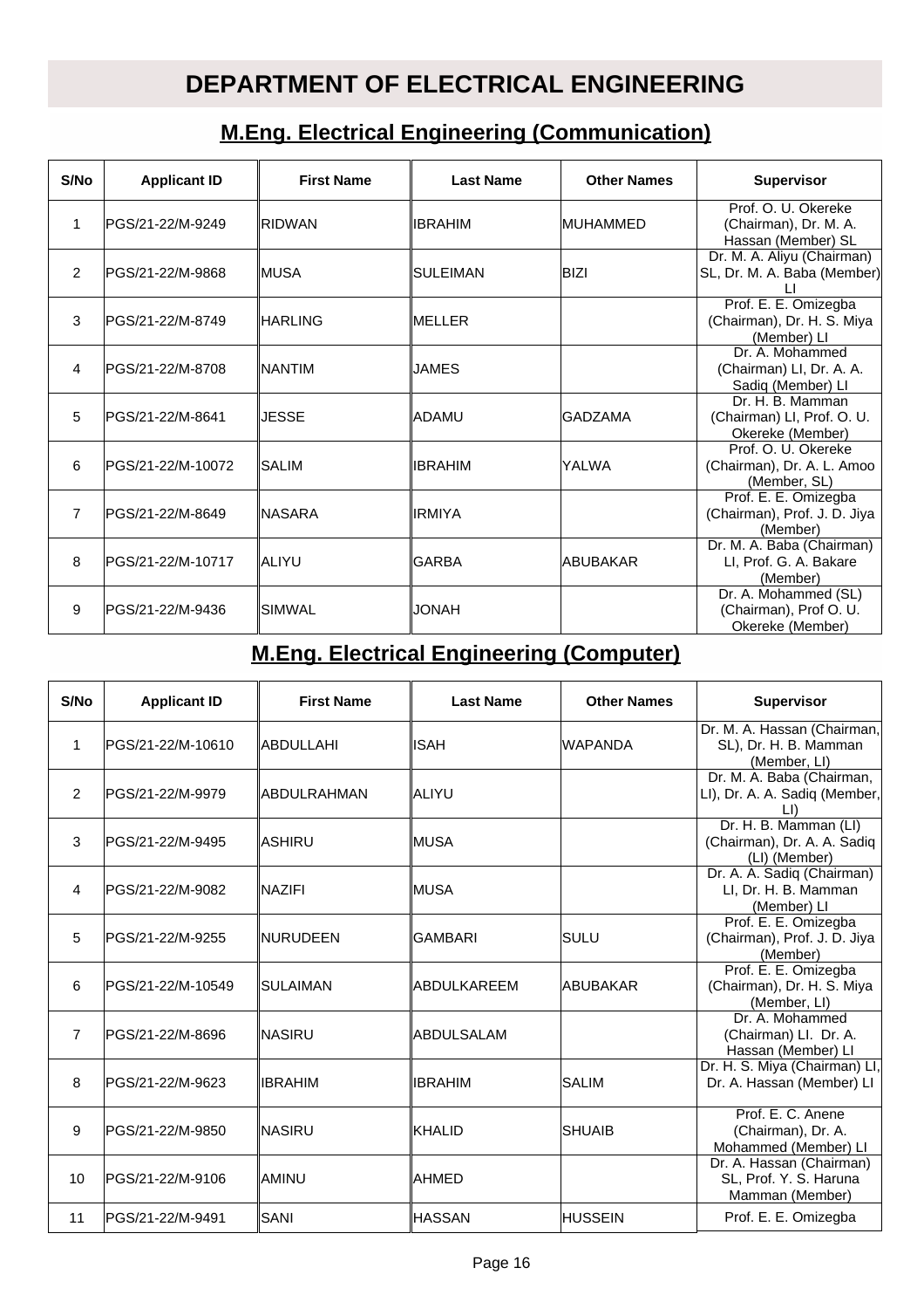# DEPARTMENT OF ELECTRICAL ENGINEERING

## M.Eng. Electrical Engineering (Communication)

| S/No | Applicant ID | First Name | Last Name | Other Names | Supervisor |
|---|---|---|---|---|---|
| 1 | PGS/21-22/M-9249 | RIDWAN | IBRAHIM | MUHAMMED | Prof. O. U. Okereke (Chairman), Dr. M. A. Hassan (Member) SL |
| 2 | PGS/21-22/M-9868 | MUSA | SULEIMAN | BIZI | Dr. M. A. Aliyu (Chairman) SL, Dr. M. A. Baba (Member) LI |
| 3 | PGS/21-22/M-8749 | HARLING | MELLER | | Prof. E. E. Omizegba (Chairman), Dr. H. S. Miya (Member) LI |
| 4 | PGS/21-22/M-8708 | NANTIM | JAMES | | Dr. A. Mohammed (Chairman) LI, Dr. A. A. Sadiq (Member) LI |
| 5 | PGS/21-22/M-8641 | JESSE | ADAMU | GADZAMA | Dr. H. B. Mamman (Chairman) LI, Prof. O. U. Okereke (Member) |
| 6 | PGS/21-22/M-10072 | SALIM | IBRAHIM | YALWA | Prof. O. U. Okereke (Chairman), Dr. A. L. Amoo (Member, SL) |
| 7 | PGS/21-22/M-8649 | NASARA | IRMIYA | | Prof. E. E. Omizegba (Chairman), Prof. J. D. Jiya (Member) |
| 8 | PGS/21-22/M-10717 | ALIYU | GARBA | ABUBAKAR | Dr. M. A. Baba (Chairman) LI, Prof. G. A. Bakare (Member) |
| 9 | PGS/21-22/M-9436 | SIMWAL | JONAH | | Dr. A. Mohammed (SL) (Chairman), Prof O. U. Okereke (Member) |

## M.Eng. Electrical Engineering (Computer)

| S/No | Applicant ID | First Name | Last Name | Other Names | Supervisor |
|---|---|---|---|---|---|
| 1 | PGS/21-22/M-10610 | ABDULLAHI | ISAH | WAPANDA | Dr. M. A. Hassan (Chairman, SL), Dr. H. B. Mamman (Member, LI) |
| 2 | PGS/21-22/M-9979 | ABDULRAHMAN | ALIYU | | Dr. M. A. Baba (Chairman, LI), Dr. A. A. Sadiq (Member, LI) |
| 3 | PGS/21-22/M-9495 | ASHIRU | MUSA | | Dr. H. B. Mamman (LI) (Chairman), Dr. A. A. Sadiq (LI) (Member) |
| 4 | PGS/21-22/M-9082 | NAZIFI | MUSA | | Dr. A. A. Sadiq (Chairman) LI, Dr. H. B. Mamman (Member) LI |
| 5 | PGS/21-22/M-9255 | NURUDEEN | GAMBARI | SULU | Prof. E. E. Omizegba (Chairman), Prof. J. D. Jiya (Member) |
| 6 | PGS/21-22/M-10549 | SULAIMAN | ABDULKAREEM | ABUBAKAR | Prof. E. E. Omizegba (Chairman), Dr. H. S. Miya (Member, LI) |
| 7 | PGS/21-22/M-8696 | NASIRU | ABDULSALAM | | Dr. A. Mohammed (Chairman) LI. Dr. A. Hassan (Member) LI |
| 8 | PGS/21-22/M-9623 | IBRAHIM | IBRAHIM | SALIM | Dr. H. S. Miya (Chairman) LI, Dr. A. Hassan (Member) LI |
| 9 | PGS/21-22/M-9850 | NASIRU | KHALID | SHUAIB | Prof. E. C. Anene (Chairman), Dr. A. Mohammed (Member) LI |
| 10 | PGS/21-22/M-9106 | AMINU | AHMED | | Dr. A. Hassan (Chairman) SL, Prof. Y. S. Haruna Mamman (Member) |
| 11 | PGS/21-22/M-9491 | SANI | HASSAN | HUSSEIN | Prof. E. E. Omizegba |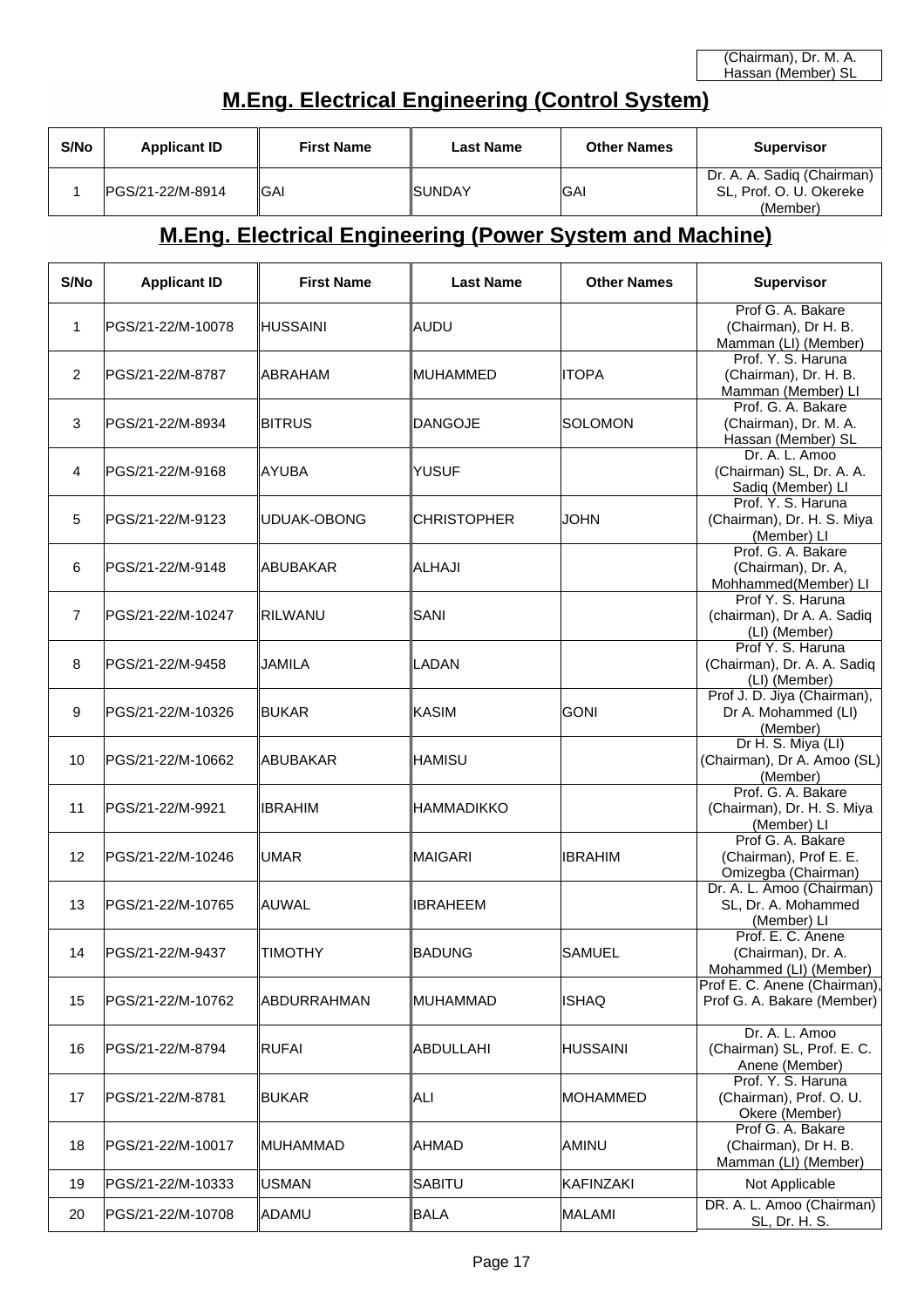| (Chairman), Dr. M. A. Hassan (Member) SL |
|---|

## M.Eng. Electrical Engineering (Control System)

| S/No | Applicant ID | First Name | Last Name | Other Names | Supervisor |
|---|---|---|---|---|---|
| 1 | PGS/21-22/M-8914 | GAI | SUNDAY | GAI | Dr. A. A. Sadiq (Chairman) SL, Prof. O. U. Okereke (Member) |

## M.Eng. Electrical Engineering (Power System and Machine)

| S/No | Applicant ID | First Name | Last Name | Other Names | Supervisor |
|---|---|---|---|---|---|
| 1 | PGS/21-22/M-10078 | HUSSAINI | AUDU | | Prof G. A. Bakare (Chairman), Dr H. B. Mamman (LI) (Member) |
| 2 | PGS/21-22/M-8787 | ABRAHAM | MUHAMMED | ITOPA | Prof. Y. S. Haruna (Chairman), Dr. H. B. Mamman (Member) LI |
| 3 | PGS/21-22/M-8934 | BITRUS | DANGOJE | SOLOMON | Prof. G. A. Bakare (Chairman), Dr. M. A. Hassan (Member) SL |
| 4 | PGS/21-22/M-9168 | AYUBA | YUSUF | | Dr. A. L. Amoo (Chairman) SL, Dr. A. A. Sadiq (Member) LI |
| 5 | PGS/21-22/M-9123 | UDUAK-OBONG | CHRISTOPHER | JOHN | Prof. Y. S. Haruna (Chairman), Dr. H. S. Miya (Member) LI |
| 6 | PGS/21-22/M-9148 | ABUBAKAR | ALHAJI | | Prof. G. A. Bakare (Chairman), Dr. A, Mohhammed(Member) LI |
| 7 | PGS/21-22/M-10247 | RILWANU | SANI | | Prof Y. S. Haruna (chairman), Dr A. A. Sadiq (LI) (Member) |
| 8 | PGS/21-22/M-9458 | JAMILA | LADAN | | Prof Y. S. Haruna (Chairman), Dr. A. A. Sadiq (LI) (Member) |
| 9 | PGS/21-22/M-10326 | BUKAR | KASIM | GONI | Prof J. D. Jiya (Chairman), Dr A. Mohammed (LI) (Member) |
| 10 | PGS/21-22/M-10662 | ABUBAKAR | HAMISU | | Dr H. S. Miya (LI) (Chairman), Dr A. Amoo (SL) (Member) |
| 11 | PGS/21-22/M-9921 | IBRAHIM | HAMMADIKKO | | Prof. G. A. Bakare (Chairman), Dr. H. S. Miya (Member) LI |
| 12 | PGS/21-22/M-10246 | UMAR | MAIGARI | IBRAHIM | Prof G. A. Bakare (Chairman), Prof E. E. Omizegba (Chairman) |
| 13 | PGS/21-22/M-10765 | AUWAL | IBRAHEEM | | Dr. A. L. Amoo (Chairman) SL, Dr. A. Mohammed (Member) LI |
| 14 | PGS/21-22/M-9437 | TIMOTHY | BADUNG | SAMUEL | Prof. E. C. Anene (Chairman), Dr. A. Mohammed (LI) (Member) |
| 15 | PGS/21-22/M-10762 | ABDURRAHMAN | MUHAMMAD | ISHAQ | Prof E. C. Anene (Chairman), Prof G. A. Bakare (Member) |
| 16 | PGS/21-22/M-8794 | RUFAI | ABDULLAHI | HUSSAINI | Dr. A. L. Amoo (Chairman) SL, Prof. E. C. Anene (Member) |
| 17 | PGS/21-22/M-8781 | BUKAR | ALI | MOHAMMED | Prof. Y. S. Haruna (Chairman), Prof. O. U. Okere (Member) |
| 18 | PGS/21-22/M-10017 | MUHAMMAD | AHMAD | AMINU | Prof G. A. Bakare (Chairman), Dr H. B. Mamman (LI) (Member) |
| 19 | PGS/21-22/M-10333 | USMAN | SABITU | KAFINZAKI | Not Applicable |
| 20 | PGS/21-22/M-10708 | ADAMU | BALA | MALAMI | DR. A. L. Amoo (Chairman) SL, Dr. H. S. |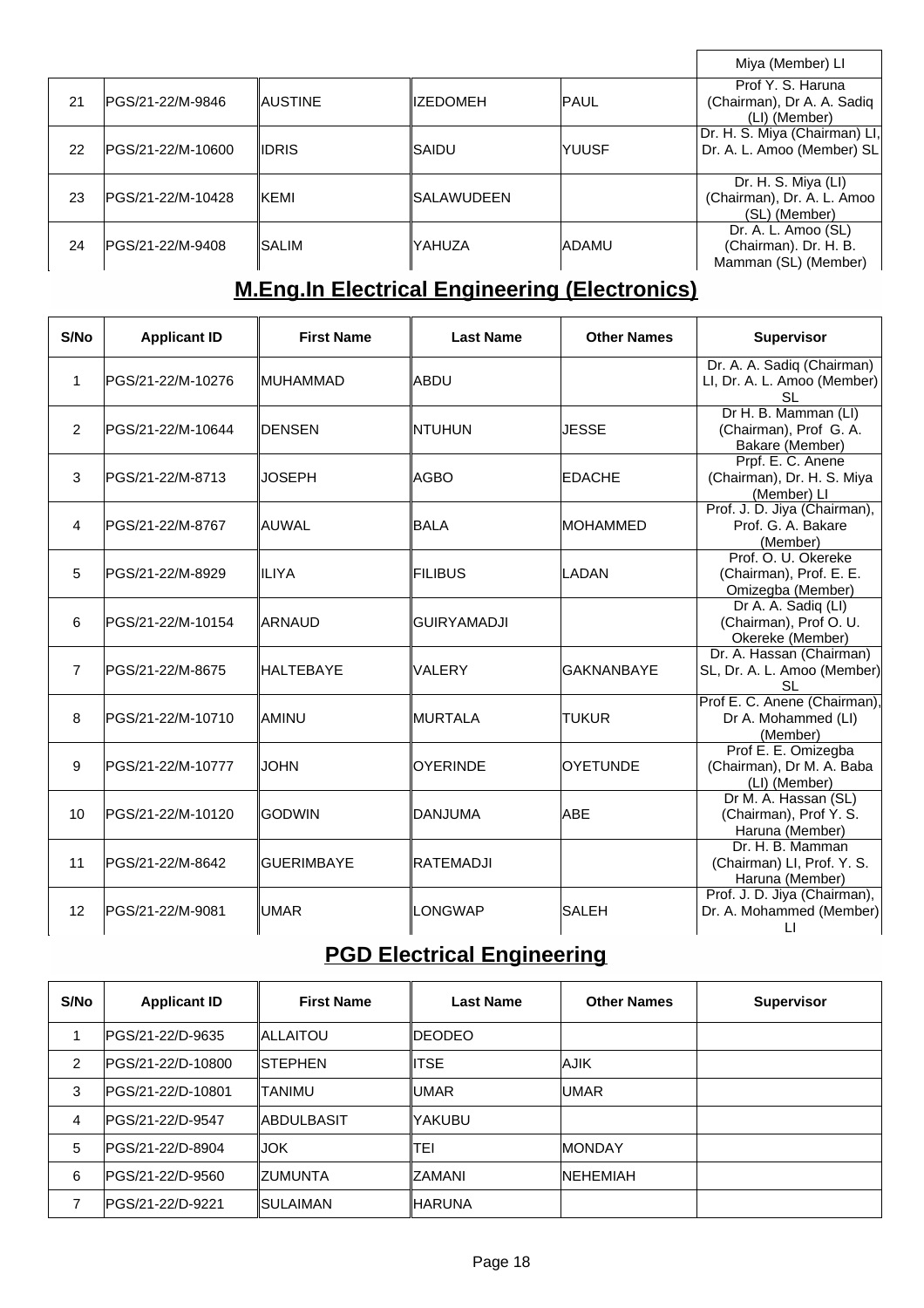| | | | | | Miya (Member) LI |
|---|---|---|---|---|---|
| 21 | PGS/21-22/M-9846 | AUSTINE | IZEDOMEH | PAUL | Prof Y. S. Haruna (Chairman), Dr A. A. Sadiq (LI) (Member) |
| 22 | PGS/21-22/M-10600 | IDRIS | SAIDU | YUUSF | Dr. H. S. Miya (Chairman) LI, Dr. A. L. Amoo (Member) SL |
| 23 | PGS/21-22/M-10428 | KEMI | SALAWUDEEN | | Dr. H. S. Miya (LI) (Chairman), Dr. A. L. Amoo (SL) (Member) |
| 24 | PGS/21-22/M-9408 | SALIM | YAHUZA | ADAMU | Dr. A. L. Amoo (SL) (Chairman). Dr. H. B. Mamman (SL) (Member) |

## M.Eng.In Electrical Engineering (Electronics)

| S/No | Applicant ID | First Name | Last Name | Other Names | Supervisor |
|---|---|---|---|---|---|
| 1 | PGS/21-22/M-10276 | MUHAMMAD | ABDU | | Dr. A. A. Sadiq (Chairman) LI, Dr. A. L. Amoo (Member) SL |
| 2 | PGS/21-22/M-10644 | DENSEN | NTUHUN | JESSE | Dr H. B. Mamman (LI) (Chairman), Prof G. A. Bakare (Member) |
| 3 | PGS/21-22/M-8713 | JOSEPH | AGBO | EDACHE | Prpf. E. C. Anene (Chairman), Dr. H. S. Miya (Member) LI |
| 4 | PGS/21-22/M-8767 | AUWAL | BALA | MOHAMMED | Prof. J. D. Jiya (Chairman), Prof. G. A. Bakare (Member) |
| 5 | PGS/21-22/M-8929 | ILIYA | FILIBUS | LADAN | Prof. O. U. Okereke (Chairman), Prof. E. E. Omizegba (Member) |
| 6 | PGS/21-22/M-10154 | ARNAUD | GUIRYAMADJI | | Dr A. A. Sadiq (LI) (Chairman), Prof O. U. Okereke (Member) |
| 7 | PGS/21-22/M-8675 | HALTEBAYE | VALERY | GAKNANBAYE | Dr. A. Hassan (Chairman) SL, Dr. A. L. Amoo (Member) SL |
| 8 | PGS/21-22/M-10710 | AMINU | MURTALA | TUKUR | Prof E. C. Anene (Chairman), Dr A. Mohammed (LI) (Member) |
| 9 | PGS/21-22/M-10777 | JOHN | OYERINDE | OYETUNDE | Prof E. E. Omizegba (Chairman), Dr M. A. Baba (LI) (Member) |
| 10 | PGS/21-22/M-10120 | GODWIN | DANJUMA | ABE | Dr M. A. Hassan (SL) (Chairman), Prof Y. S. Haruna (Member) |
| 11 | PGS/21-22/M-8642 | GUERIMBAYE | RATEMADJI | | Dr. H. B. Mamman (Chairman) LI, Prof. Y. S. Haruna (Member) |
| 12 | PGS/21-22/M-9081 | UMAR | LONGWAP | SALEH | Prof. J. D. Jiya (Chairman), Dr. A. Mohammed (Member) LI |

## PGD Electrical Engineering

| S/No | Applicant ID | First Name | Last Name | Other Names | Supervisor |
|---|---|---|---|---|---|
| 1 | PGS/21-22/D-9635 | ALLAITOU | DEODEO | | |
| 2 | PGS/21-22/D-10800 | STEPHEN | ITSE | AJIK | |
| 3 | PGS/21-22/D-10801 | TANIMU | UMAR | UMAR | |
| 4 | PGS/21-22/D-9547 | ABDULBASIT | YAKUBU | | |
| 5 | PGS/21-22/D-8904 | JOK | TEI | MONDAY | |
| 6 | PGS/21-22/D-9560 | ZUMUNTA | ZAMANI | NEHEMIAH | |
| 7 | PGS/21-22/D-9221 | SULAIMAN | HARUNA | | |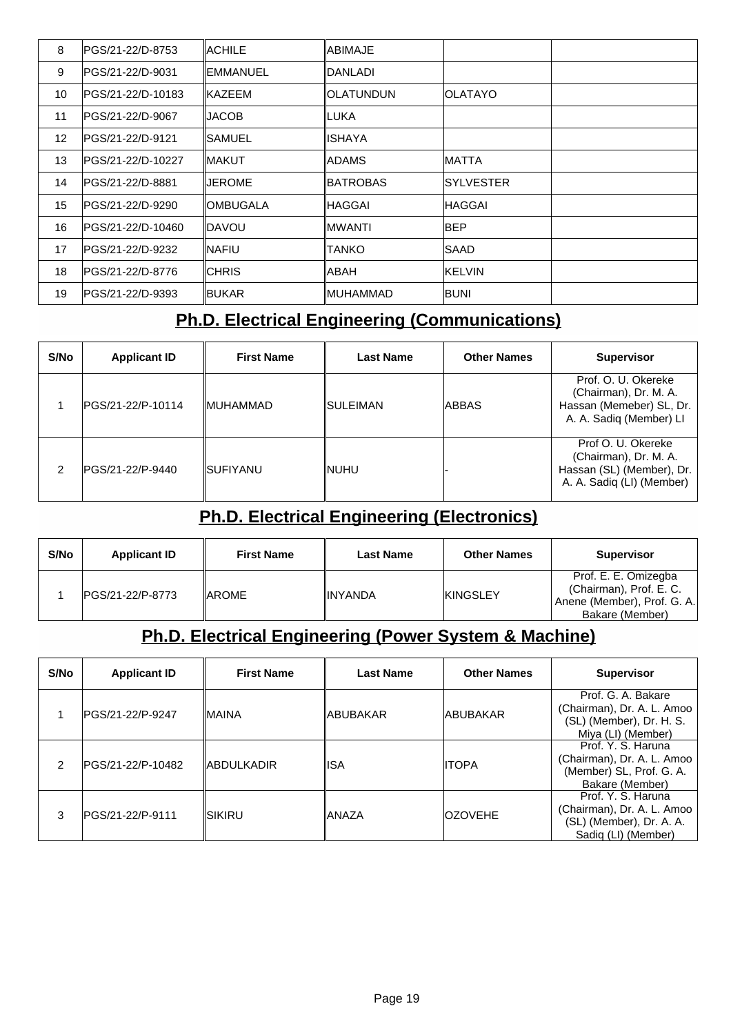| | | | | | |
|---|---|---|---|---|---|
| 8 | PGS/21-22/D-8753 | ACHILE | ABIMAJE | | |
| 9 | PGS/21-22/D-9031 | EMMANUEL | DANLADI | | |
| 10 | PGS/21-22/D-10183 | KAZEEM | OLATUNDUN | OLATAYO | |
| 11 | PGS/21-22/D-9067 | JACOB | LUKA | | |
| 12 | PGS/21-22/D-9121 | SAMUEL | ISHAYA | | |
| 13 | PGS/21-22/D-10227 | MAKUT | ADAMS | MATTA | |
| 14 | PGS/21-22/D-8881 | JEROME | BATROBAS | SYLVESTER | |
| 15 | PGS/21-22/D-9290 | OMBUGALA | HAGGAI | HAGGAI | |
| 16 | PGS/21-22/D-10460 | DAVOU | MWANTI | BEP | |
| 17 | PGS/21-22/D-9232 | NAFIU | TANKO | SAAD | |
| 18 | PGS/21-22/D-8776 | CHRIS | ABAH | KELVIN | |
| 19 | PGS/21-22/D-9393 | BUKAR | MUHAMMAD | BUNI | |

## Ph.D. Electrical Engineering (Communications)

| S/No | Applicant ID | First Name | Last Name | Other Names | Supervisor |
|---|---|---|---|---|---|
| 1 | PGS/21-22/P-10114 | MUHAMMAD | SULEIMAN | ABBAS | Prof. O. U. Okereke (Chairman), Dr. M. A. Hassan (Memeber) SL, Dr. A. A. Sadiq (Member) LI |
| 2 | PGS/21-22/P-9440 | SUFIYANU | NUHU | - | Prof O. U. Okereke (Chairman), Dr. M. A. Hassan (SL) (Member), Dr. A. A. Sadiq (LI) (Member) |

## Ph.D. Electrical Engineering (Electronics)

| S/No | Applicant ID | First Name | Last Name | Other Names | Supervisor |
|---|---|---|---|---|---|
| 1 | PGS/21-22/P-8773 | AROME | INYANDA | KINGSLEY | Prof. E. E. Omizegba (Chairman), Prof. E. C. Anene (Member), Prof. G. A. Bakare (Member) |

## Ph.D. Electrical Engineering (Power System & Machine)

| S/No | Applicant ID | First Name | Last Name | Other Names | Supervisor |
|---|---|---|---|---|---|
| 1 | PGS/21-22/P-9247 | MAINA | ABUBAKAR | ABUBAKAR | Prof. G. A. Bakare (Chairman), Dr. A. L. Amoo (SL) (Member), Dr. H. S. Miya (LI) (Member) |
| 2 | PGS/21-22/P-10482 | ABDULKADIR | ISA | ITOPA | Prof. Y. S. Haruna (Chairman), Dr. A. L. Amoo (Member) SL, Prof. G. A. Bakare (Member) |
| 3 | PGS/21-22/P-9111 | SIKIRU | ANAZA | OZOVEHE | Prof. Y. S. Haruna (Chairman), Dr. A. L. Amoo (SL) (Member), Dr. A. A. Sadiq (LI) (Member) |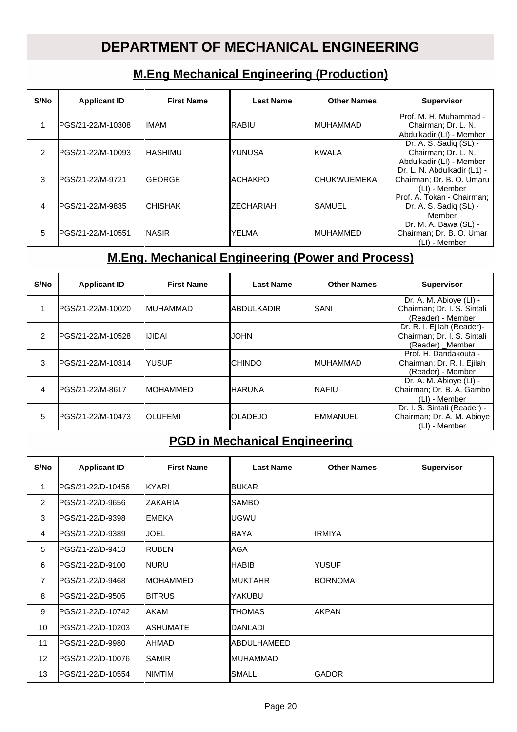# DEPARTMENT OF MECHANICAL ENGINEERING

## M.Eng Mechanical Engineering (Production)

| S/No | Applicant ID | First Name | Last Name | Other Names | Supervisor |
|---|---|---|---|---|---|
| 1 | PGS/21-22/M-10308 | IMAM | RABIU | MUHAMMAD | Prof. M. H. Muhammad - Chairman; Dr. L. N. Abdulkadir (LI) - Member |
| 2 | PGS/21-22/M-10093 | HASHIMU | YUNUSA | KWALA | Dr. A. S. Sadiq (SL) - Chairman; Dr. L. N. Abdulkadir (LI) - Member |
| 3 | PGS/21-22/M-9721 | GEORGE | ACHAKPO | CHUKWUEMEKA | Dr. L. N. Abdulkadir (L1) - Chairman; Dr. B. O. Umaru (LI) - Member |
| 4 | PGS/21-22/M-9835 | CHISHAK | ZECHARIAH | SAMUEL | Prof. A. Tokan - Chairman; Dr. A. S. Sadiq (SL) - Member |
| 5 | PGS/21-22/M-10551 | NASIR | YELMA | MUHAMMED | Dr. M. A. Bawa (SL) - Chairman; Dr. B. O. Umar (LI) - Member |

## M.Eng. Mechanical Engineering (Power and Process)

| S/No | Applicant ID | First Name | Last Name | Other Names | Supervisor |
|---|---|---|---|---|---|
| 1 | PGS/21-22/M-10020 | MUHAMMAD | ABDULKADIR | SANI | Dr. A. M. Abioye (LI) - Chairman; Dr. I. S. Sintali (Reader) - Member |
| 2 | PGS/21-22/M-10528 | IJIDAI | JOHN | | Dr. R. I. Ejilah (Reader)- Chairman; Dr. I. S. Sintali (Reader) _Member |
| 3 | PGS/21-22/M-10314 | YUSUF | CHINDO | MUHAMMAD | Prof. H. Dandakouta - Chairman; Dr. R. I. Ejilah (Reader) - Member |
| 4 | PGS/21-22/M-8617 | MOHAMMED | HARUNA | NAFIU | Dr. A. M. Abioye (LI) - Chairman; Dr. B. A. Gambo (LI) - Member |
| 5 | PGS/21-22/M-10473 | OLUFEMI | OLADEJO | EMMANUEL | Dr. I. S. Sintali (Reader) - Chairman; Dr. A. M. Abioye (LI) - Member |

## PGD in Mechanical Engineering

| S/No | Applicant ID | First Name | Last Name | Other Names | Supervisor |
|---|---|---|---|---|---|
| 1 | PGS/21-22/D-10456 | KYARI | BUKAR | | |
| 2 | PGS/21-22/D-9656 | ZAKARIA | SAMBO | | |
| 3 | PGS/21-22/D-9398 | EMEKA | UGWU | | |
| 4 | PGS/21-22/D-9389 | JOEL | BAYA | IRMIYA | |
| 5 | PGS/21-22/D-9413 | RUBEN | AGA | | |
| 6 | PGS/21-22/D-9100 | NURU | HABIB | YUSUF | |
| 7 | PGS/21-22/D-9468 | MOHAMMED | MUKTAHR | BORNOMA | |
| 8 | PGS/21-22/D-9505 | BITRUS | YAKUBU | | |
| 9 | PGS/21-22/D-10742 | AKAM | THOMAS | AKPAN | |
| 10 | PGS/21-22/D-10203 | ASHUMATE | DANLADI | | |
| 11 | PGS/21-22/D-9980 | AHMAD | ABDULHAMEED | | |
| 12 | PGS/21-22/D-10076 | SAMIR | MUHAMMAD | | |
| 13 | PGS/21-22/D-10554 | NIMTIM | SMALL | GADOR | |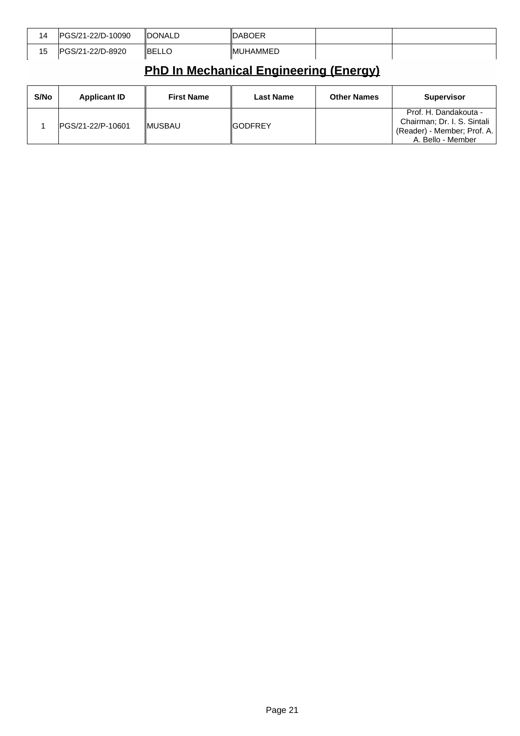| 14 | PGS/21-22/D-10090 | DONALD | DABOER | | |
|---|---|---|---|---|---|
| 15 | PGS/21-22/D-8920 | BELLO | MUHAMMED | | |

## PhD In Mechanical Engineering (Energy)

| S/No | Applicant ID | First Name | Last Name | Other Names | Supervisor |
|---|---|---|---|---|---|
| 1 | PGS/21-22/P-10601 | MUSBAU | GODFREY | | Prof. H. Dandakouta - Chairman; Dr. I. S. Sintali (Reader) - Member; Prof. A. A. Bello - Member |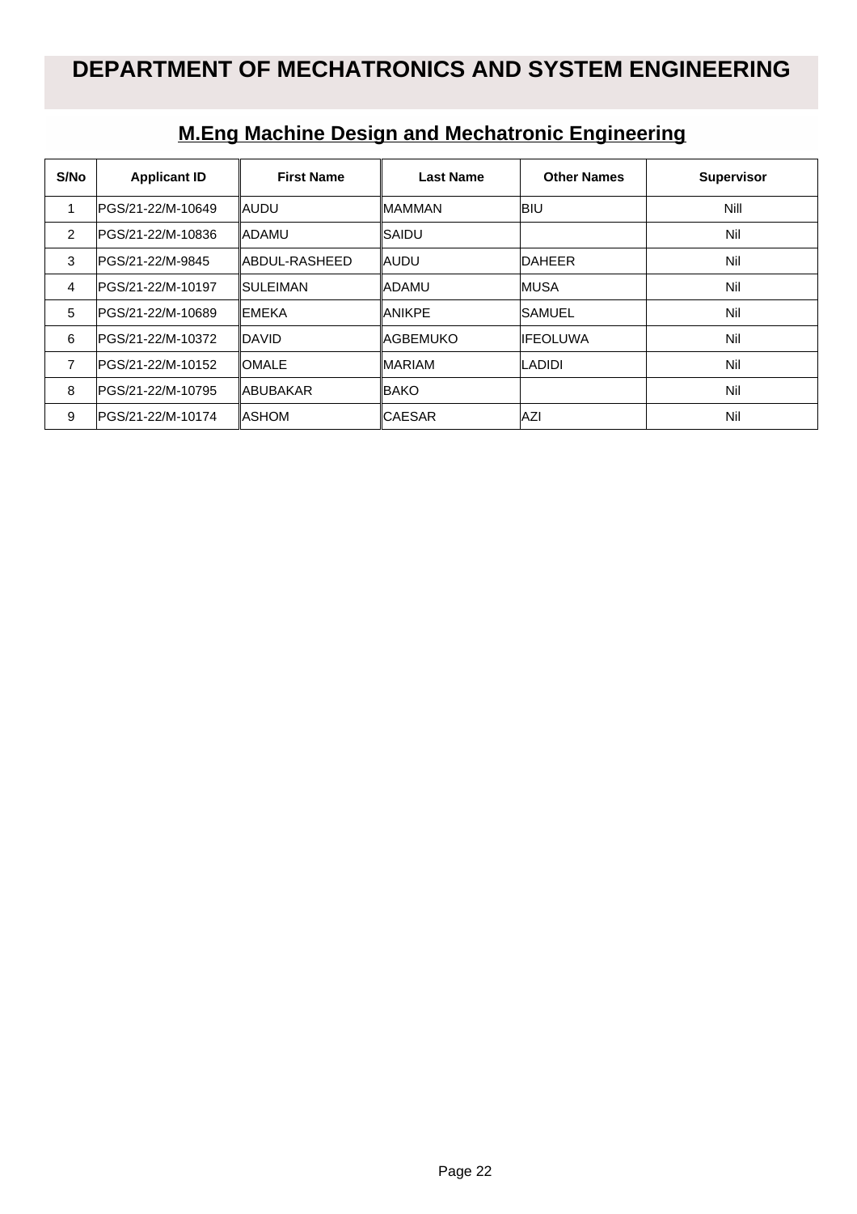# DEPARTMENT OF MECHATRONICS AND SYSTEM ENGINEERING

## M.Eng Machine Design and Mechatronic Engineering

| S/No | Applicant ID | First Name | Last Name | Other Names | Supervisor |
|---|---|---|---|---|---|
| 1 | PGS/21-22/M-10649 | AUDU | MAMMAN | BIU | Nill |
| 2 | PGS/21-22/M-10836 | ADAMU | SAIDU | | Nil |
| 3 | PGS/21-22/M-9845 | ABDUL-RASHEED | AUDU | DAHEER | Nil |
| 4 | PGS/21-22/M-10197 | SULEIMAN | ADAMU | MUSA | Nil |
| 5 | PGS/21-22/M-10689 | EMEKA | ANIKPE | SAMUEL | Nil |
| 6 | PGS/21-22/M-10372 | DAVID | AGBEMUKO | IFEOLUWA | Nil |
| 7 | PGS/21-22/M-10152 | OMALE | MARIAM | LADIDI | Nil |
| 8 | PGS/21-22/M-10795 | ABUBAKAR | BAKO | | Nil |
| 9 | PGS/21-22/M-10174 | ASHOM | CAESAR | AZI | Nil |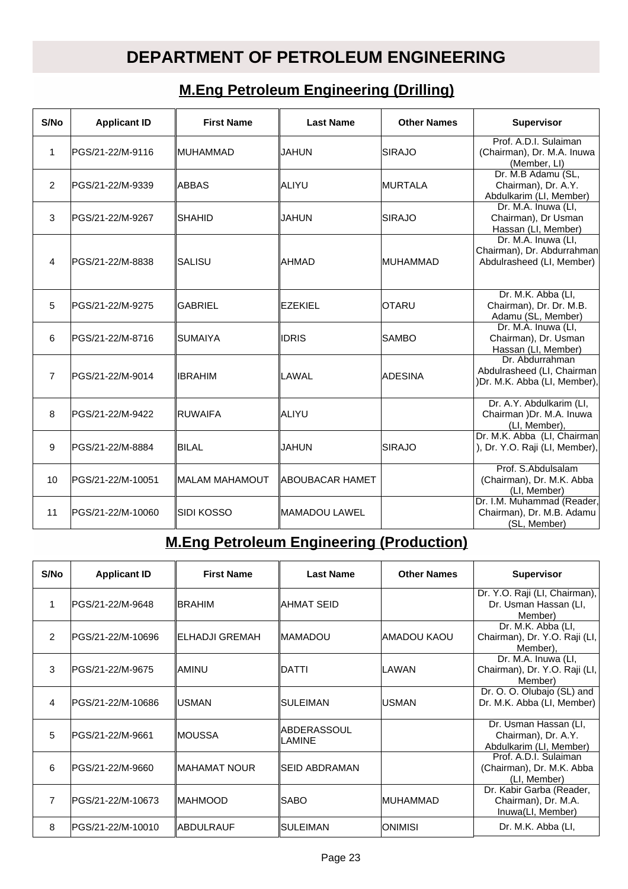# DEPARTMENT OF PETROLEUM ENGINEERING

## M.Eng Petroleum Engineering (Drilling)

| S/No | Applicant ID | First Name | Last Name | Other Names | Supervisor |
|---|---|---|---|---|---|
| 1 | PGS/21-22/M-9116 | MUHAMMAD | JAHUN | SIRAJO | Prof. A.D.I. Sulaiman (Chairman), Dr. M.A. Inuwa (Member, LI) |
| 2 | PGS/21-22/M-9339 | ABBAS | ALIYU | MURTALA | Dr. M.B Adamu (SL, Chairman), Dr. A.Y. Abdulkarim (LI, Member) |
| 3 | PGS/21-22/M-9267 | SHAHID | JAHUN | SIRAJO | Dr. M.A. Inuwa (LI, Chairman), Dr Usman Hassan (LI, Member) |
| 4 | PGS/21-22/M-8838 | SALISU | AHMAD | MUHAMMAD | Dr. M.A. Inuwa (LI, Chairman), Dr. Abdurrahman Abdulrasheed (LI, Member) |
| 5 | PGS/21-22/M-9275 | GABRIEL | EZEKIEL | OTARU | Dr. M.K. Abba (LI, Chairman), Dr. Dr. M.B. Adamu (SL, Member) |
| 6 | PGS/21-22/M-8716 | SUMAIYA | IDRIS | SAMBO | Dr. M.A. Inuwa (LI, Chairman), Dr. Usman Hassan (LI, Member) |
| 7 | PGS/21-22/M-9014 | IBRAHIM | LAWAL | ADESINA | Dr. Abdurrahman Abdulrasheed (LI, Chairman )Dr. M.K. Abba (LI, Member), |
| 8 | PGS/21-22/M-9422 | RUWAIFA | ALIYU | | Dr. A.Y. Abdulkarim (LI, Chairman )Dr. M.A. Inuwa (LI, Member), |
| 9 | PGS/21-22/M-8884 | BILAL | JAHUN | SIRAJO | Dr. M.K. Abba (LI, Chairman ), Dr. Y.O. Raji (LI, Member), |
| 10 | PGS/21-22/M-10051 | MALAM MAHAMOUT | ABOUBACAR HAMET | | Prof. S.Abdulsalam (Chairman), Dr. M.K. Abba (LI, Member) |
| 11 | PGS/21-22/M-10060 | SIDI KOSSO | MAMADOU LAWEL | | Dr. I.M. Muhammad (Reader, Chairman), Dr. M.B. Adamu (SL, Member) |

## M.Eng Petroleum Engineering (Production)

| S/No | Applicant ID | First Name | Last Name | Other Names | Supervisor |
|---|---|---|---|---|---|
| 1 | PGS/21-22/M-9648 | BRAHIM | AHMAT SEID | | Dr. Y.O. Raji (LI, Chairman), Dr. Usman Hassan (LI, Member) |
| 2 | PGS/21-22/M-10696 | ELHADJI GREMAH | MAMADOU | AMADOU KAOU | Dr. M.K. Abba (LI, Chairman), Dr. Y.O. Raji (LI, Member), |
| 3 | PGS/21-22/M-9675 | AMINU | DATTI | LAWAN | Dr. M.A. Inuwa (LI, Chairman), Dr. Y.O. Raji (LI, Member) |
| 4 | PGS/21-22/M-10686 | USMAN | SULEIMAN | USMAN | Dr. O. O. Olubajo (SL) and Dr. M.K. Abba (LI, Member) |
| 5 | PGS/21-22/M-9661 | MOUSSA | ABDERASSOUL LAMINE | | Dr. Usman Hassan (LI, Chairman), Dr. A.Y. Abdulkarim (LI, Member) |
| 6 | PGS/21-22/M-9660 | MAHAMAT NOUR | SEID ABDRAMAN | | Prof. A.D.I. Sulaiman (Chairman), Dr. M.K. Abba (LI, Member) |
| 7 | PGS/21-22/M-10673 | MAHMOOD | SABO | MUHAMMAD | Dr. Kabir Garba (Reader, Chairman), Dr. M.A. Inuwa(LI, Member) |
| 8 | PGS/21-22/M-10010 | ABDULRAUF | SULEIMAN | ONIMISI | Dr. M.K. Abba (LI, |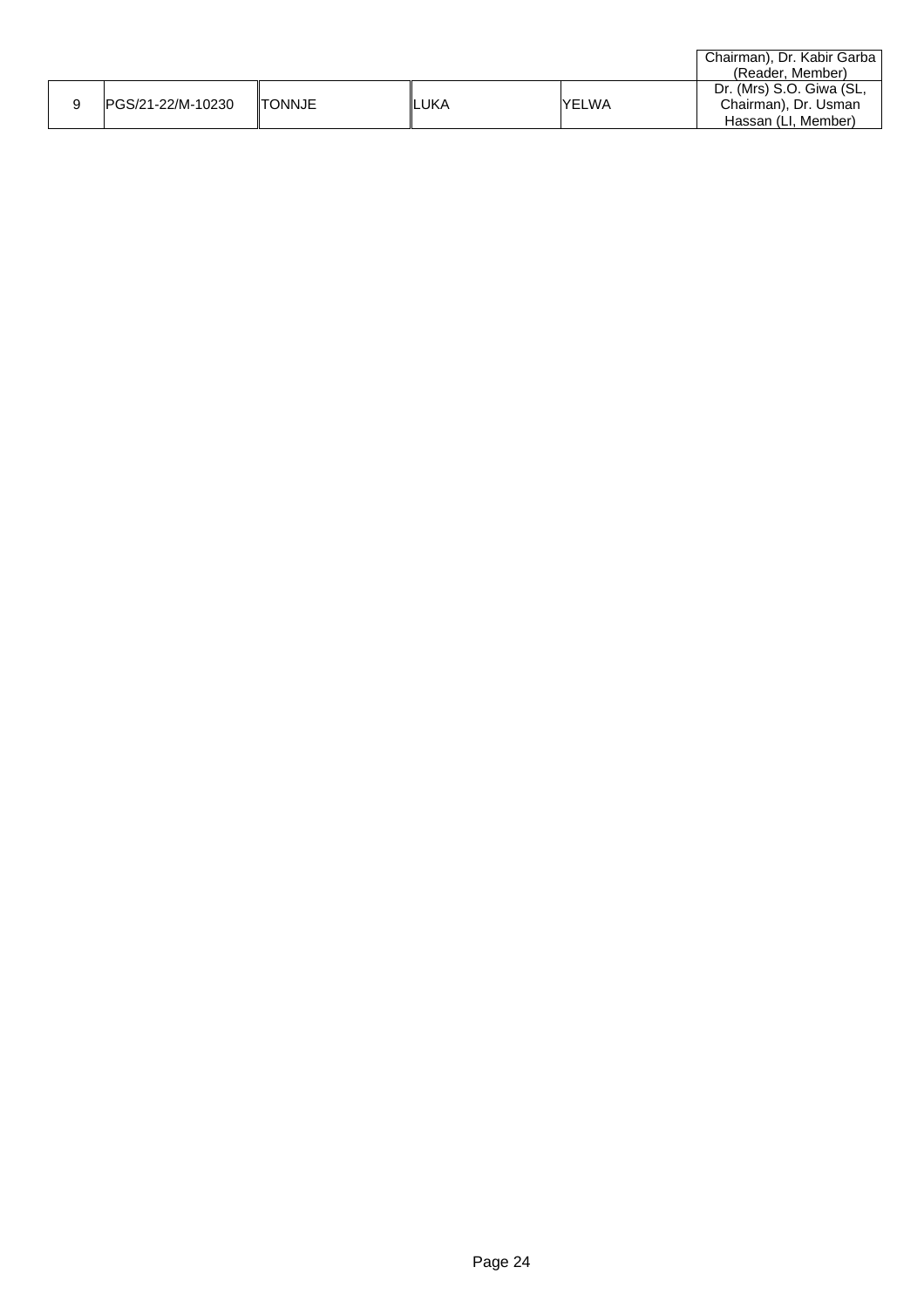| | | | | | |
|---|---|---|---|---|---|
| | | | | | Chairman), Dr. Kabir Garba (Reader, Member) |
| 9 | PGS/21-22/M-10230 | TONNJE | LUKA | YELWA | Dr. (Mrs) S.O. Giwa (SL, Chairman), Dr. Usman Hassan (LI, Member) |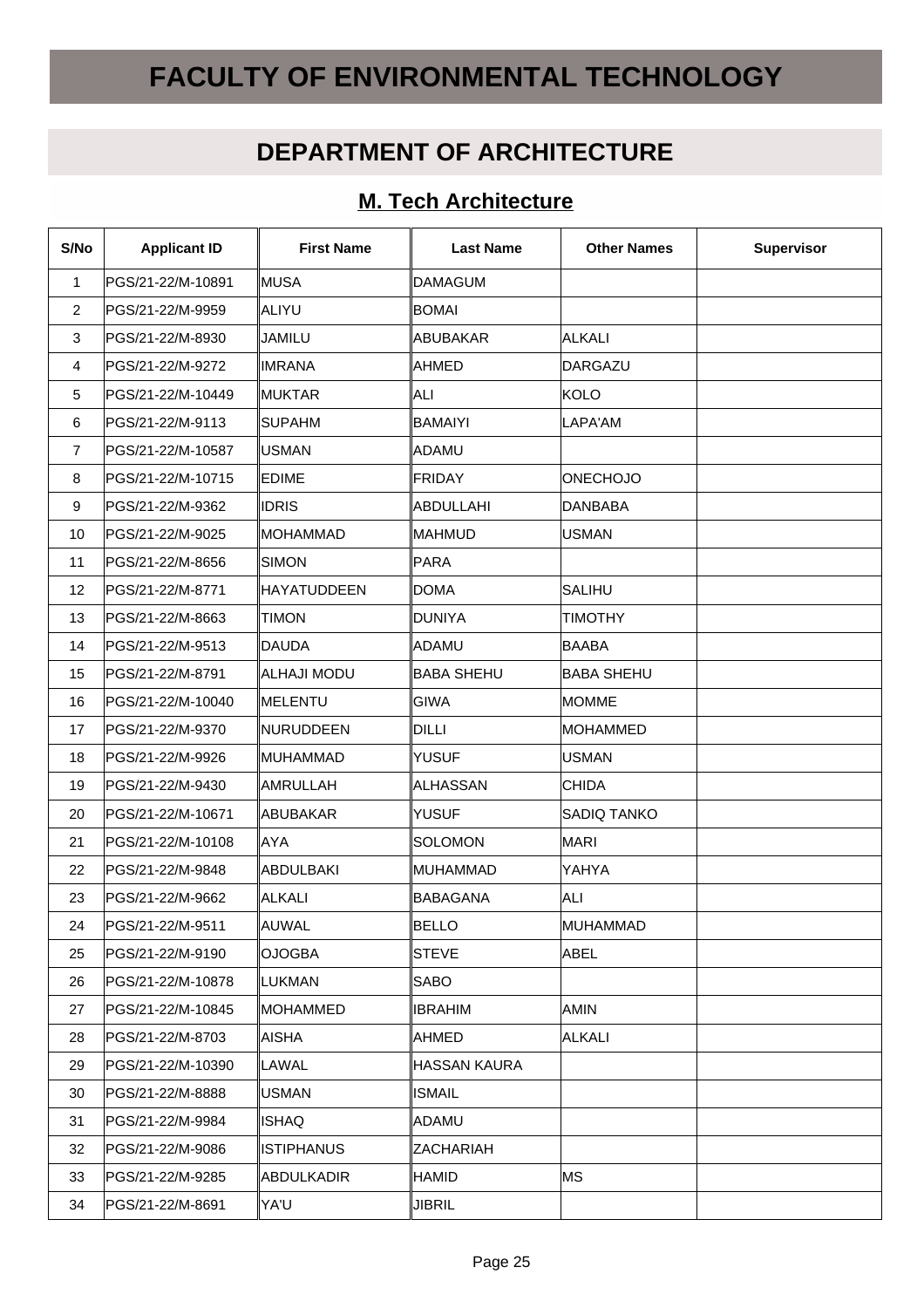# FACULTY OF ENVIRONMENTAL TECHNOLOGY

## DEPARTMENT OF ARCHITECTURE

### M. Tech Architecture

| S/No | Applicant ID | First Name | Last Name | Other Names | Supervisor |
|---|---|---|---|---|---|
| 1 | PGS/21-22/M-10891 | MUSA | DAMAGUM | | |
| 2 | PGS/21-22/M-9959 | ALIYU | BOMAI | | |
| 3 | PGS/21-22/M-8930 | JAMILU | ABUBAKAR | ALKALI | |
| 4 | PGS/21-22/M-9272 | IMRANA | AHMED | DARGAZU | |
| 5 | PGS/21-22/M-10449 | MUKTAR | ALI | KOLO | |
| 6 | PGS/21-22/M-9113 | SUPAHM | BAMAIYI | LAPA'AM | |
| 7 | PGS/21-22/M-10587 | USMAN | ADAMU | | |
| 8 | PGS/21-22/M-10715 | EDIME | FRIDAY | ONECHOJO | |
| 9 | PGS/21-22/M-9362 | IDRIS | ABDULLAHI | DANBABA | |
| 10 | PGS/21-22/M-9025 | MOHAMMAD | MAHMUD | USMAN | |
| 11 | PGS/21-22/M-8656 | SIMON | PARA | | |
| 12 | PGS/21-22/M-8771 | HAYATUDDEEN | DOMA | SALIHU | |
| 13 | PGS/21-22/M-8663 | TIMON | DUNIYA | TIMOTHY | |
| 14 | PGS/21-22/M-9513 | DAUDA | ADAMU | BAABA | |
| 15 | PGS/21-22/M-8791 | ALHAJI MODU | BABA SHEHU | BABA SHEHU | |
| 16 | PGS/21-22/M-10040 | MELENTU | GIWA | MOMME | |
| 17 | PGS/21-22/M-9370 | NURUDDEEN | DILLI | MOHAMMED | |
| 18 | PGS/21-22/M-9926 | MUHAMMAD | YUSUF | USMAN | |
| 19 | PGS/21-22/M-9430 | AMRULLAH | ALHASSAN | CHIDA | |
| 20 | PGS/21-22/M-10671 | ABUBAKAR | YUSUF | SADIQ TANKO | |
| 21 | PGS/21-22/M-10108 | AYA | SOLOMON | MARI | |
| 22 | PGS/21-22/M-9848 | ABDULBAKI | MUHAMMAD | YAHYA | |
| 23 | PGS/21-22/M-9662 | ALKALI | BABAGANA | ALI | |
| 24 | PGS/21-22/M-9511 | AUWAL | BELLO | MUHAMMAD | |
| 25 | PGS/21-22/M-9190 | OJOGBA | STEVE | ABEL | |
| 26 | PGS/21-22/M-10878 | LUKMAN | SABO | | |
| 27 | PGS/21-22/M-10845 | MOHAMMED | IBRAHIM | AMIN | |
| 28 | PGS/21-22/M-8703 | AISHA | AHMED | ALKALI | |
| 29 | PGS/21-22/M-10390 | LAWAL | HASSAN KAURA | | |
| 30 | PGS/21-22/M-8888 | USMAN | ISMAIL | | |
| 31 | PGS/21-22/M-9984 | ISHAQ | ADAMU | | |
| 32 | PGS/21-22/M-9086 | ISTIPHANUS | ZACHARIAH | | |
| 33 | PGS/21-22/M-9285 | ABDULKADIR | HAMID | MS | |
| 34 | PGS/21-22/M-8691 | YA'U | JIBRIL | | |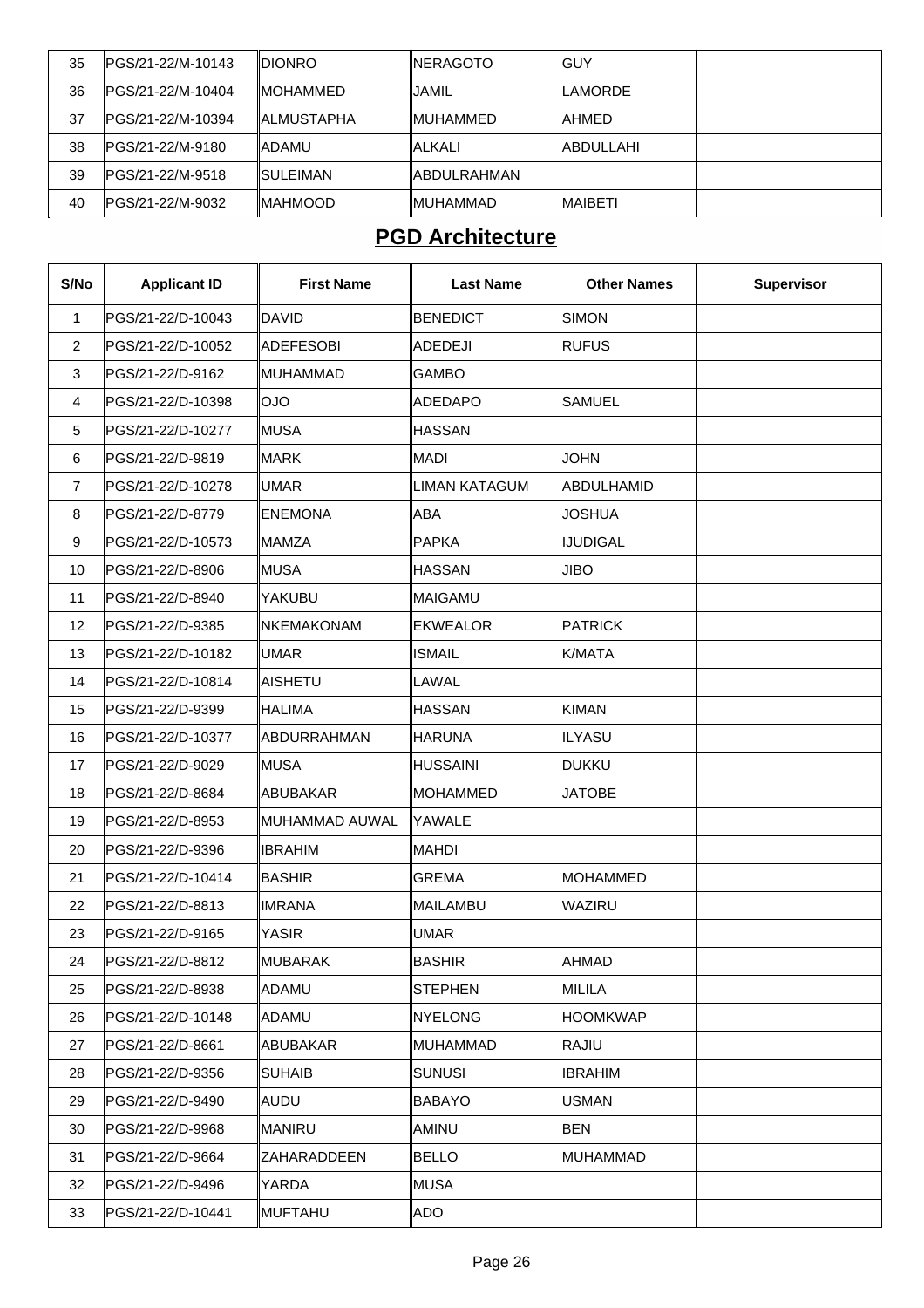| 35 | PGS/21-22/M-10143 | DIONRO | NERAGOTO | GUY | |
|---|---|---|---|---|---|
| 36 | PGS/21-22/M-10404 | MOHAMMED | JAMIL | LAMORDE | |
| 37 | PGS/21-22/M-10394 | ALMUSTAPHA | MUHAMMED | AHMED | |
| 38 | PGS/21-22/M-9180 | ADAMU | ALKALI | ABDULLAHI | |
| 39 | PGS/21-22/M-9518 | SULEIMAN | ABDULRAHMAN | | |
| 40 | PGS/21-22/M-9032 | MAHMOOD | MUHAMMAD | MAIBETI | |

## PGD Architecture

| S/No | Applicant ID | First Name | Last Name | Other Names | Supervisor |
|---|---|---|---|---|---|
| 1 | PGS/21-22/D-10043 | DAVID | BENEDICT | SIMON | |
| 2 | PGS/21-22/D-10052 | ADEFESOBI | ADEDEJI | RUFUS | |
| 3 | PGS/21-22/D-9162 | MUHAMMAD | GAMBO | | |
| 4 | PGS/21-22/D-10398 | OJO | ADEDAPO | SAMUEL | |
| 5 | PGS/21-22/D-10277 | MUSA | HASSAN | | |
| 6 | PGS/21-22/D-9819 | MARK | MADI | JOHN | |
| 7 | PGS/21-22/D-10278 | UMAR | LIMAN KATAGUM | ABDULHAMID | |
| 8 | PGS/21-22/D-8779 | ENEMONA | ABA | JOSHUA | |
| 9 | PGS/21-22/D-10573 | MAMZA | PAPKA | IJUDIGAL | |
| 10 | PGS/21-22/D-8906 | MUSA | HASSAN | JIBO | |
| 11 | PGS/21-22/D-8940 | YAKUBU | MAIGAMU | | |
| 12 | PGS/21-22/D-9385 | NKEMAKONAM | EKWEALOR | PATRICK | |
| 13 | PGS/21-22/D-10182 | UMAR | ISMAIL | K/MATA | |
| 14 | PGS/21-22/D-10814 | AISHETU | LAWAL | | |
| 15 | PGS/21-22/D-9399 | HALIMA | HASSAN | KIMAN | |
| 16 | PGS/21-22/D-10377 | ABDURRAHMAN | HARUNA | ILYASU | |
| 17 | PGS/21-22/D-9029 | MUSA | HUSSAINI | DUKKU | |
| 18 | PGS/21-22/D-8684 | ABUBAKAR | MOHAMMED | JATOBE | |
| 19 | PGS/21-22/D-8953 | MUHAMMAD AUWAL | YAWALE | | |
| 20 | PGS/21-22/D-9396 | IBRAHIM | MAHDI | | |
| 21 | PGS/21-22/D-10414 | BASHIR | GREMA | MOHAMMED | |
| 22 | PGS/21-22/D-8813 | IMRANA | MAILAMBU | WAZIRU | |
| 23 | PGS/21-22/D-9165 | YASIR | UMAR | | |
| 24 | PGS/21-22/D-8812 | MUBARAK | BASHIR | AHMAD | |
| 25 | PGS/21-22/D-8938 | ADAMU | STEPHEN | MILILA | |
| 26 | PGS/21-22/D-10148 | ADAMU | NYELONG | HOOMKWAP | |
| 27 | PGS/21-22/D-8661 | ABUBAKAR | MUHAMMAD | RAJIU | |
| 28 | PGS/21-22/D-9356 | SUHAIB | SUNUSI | IBRAHIM | |
| 29 | PGS/21-22/D-9490 | AUDU | BABAYO | USMAN | |
| 30 | PGS/21-22/D-9968 | MANIRU | AMINU | BEN | |
| 31 | PGS/21-22/D-9664 | ZAHARADDEEN | BELLO | MUHAMMAD | |
| 32 | PGS/21-22/D-9496 | YARDA | MUSA | | |
| 33 | PGS/21-22/D-10441 | MUFTAHU | ADO | | |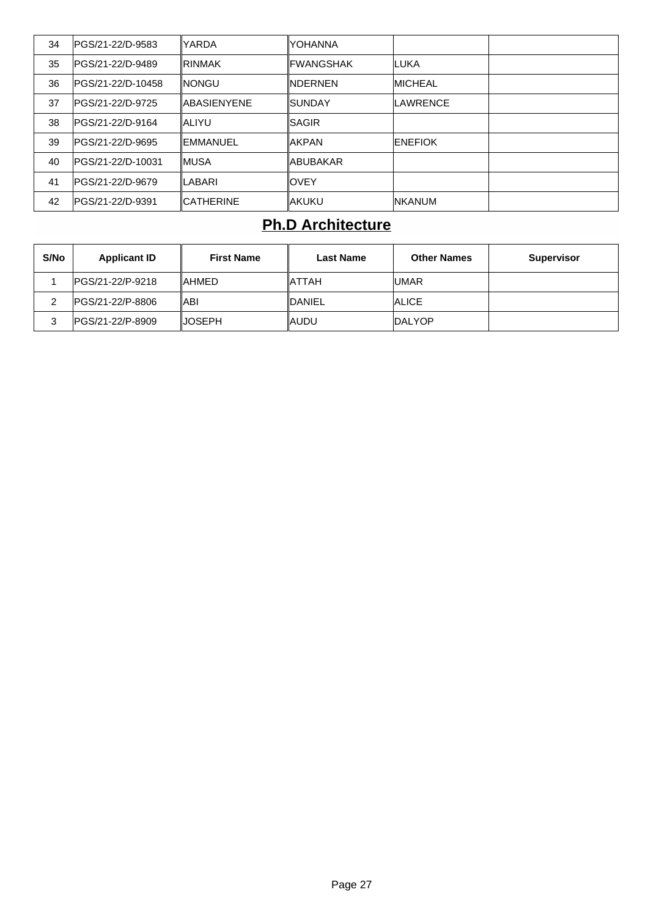| 34 | PGS/21-22/D-9583 | YARDA | YOHANNA | | |
|---|---|---|---|---|---|
| 35 | PGS/21-22/D-9489 | RINMAK | FWANGSHAK | LUKA | |
| 36 | PGS/21-22/D-10458 | NONGU | NDERNEN | MICHEAL | |
| 37 | PGS/21-22/D-9725 | ABASIENYENE | SUNDAY | LAWRENCE | |
| 38 | PGS/21-22/D-9164 | ALIYU | SAGIR | | |
| 39 | PGS/21-22/D-9695 | EMMANUEL | AKPAN | ENEFIOK | |
| 40 | PGS/21-22/D-10031 | MUSA | ABUBAKAR | | |
| 41 | PGS/21-22/D-9679 | LABARI | OVEY | | |
| 42 | PGS/21-22/D-9391 | CATHERINE | AKUKU | NKANUM | |

## Ph.D Architecture

| S/No | Applicant ID | First Name | Last Name | Other Names | Supervisor |
|---|---|---|---|---|---|
| 1 | PGS/21-22/P-9218 | AHMED | ATTAH | UMAR | |
| 2 | PGS/21-22/P-8806 | ABI | DANIEL | ALICE | |
| 3 | PGS/21-22/P-8909 | JOSEPH | AUDU | DALYOP | |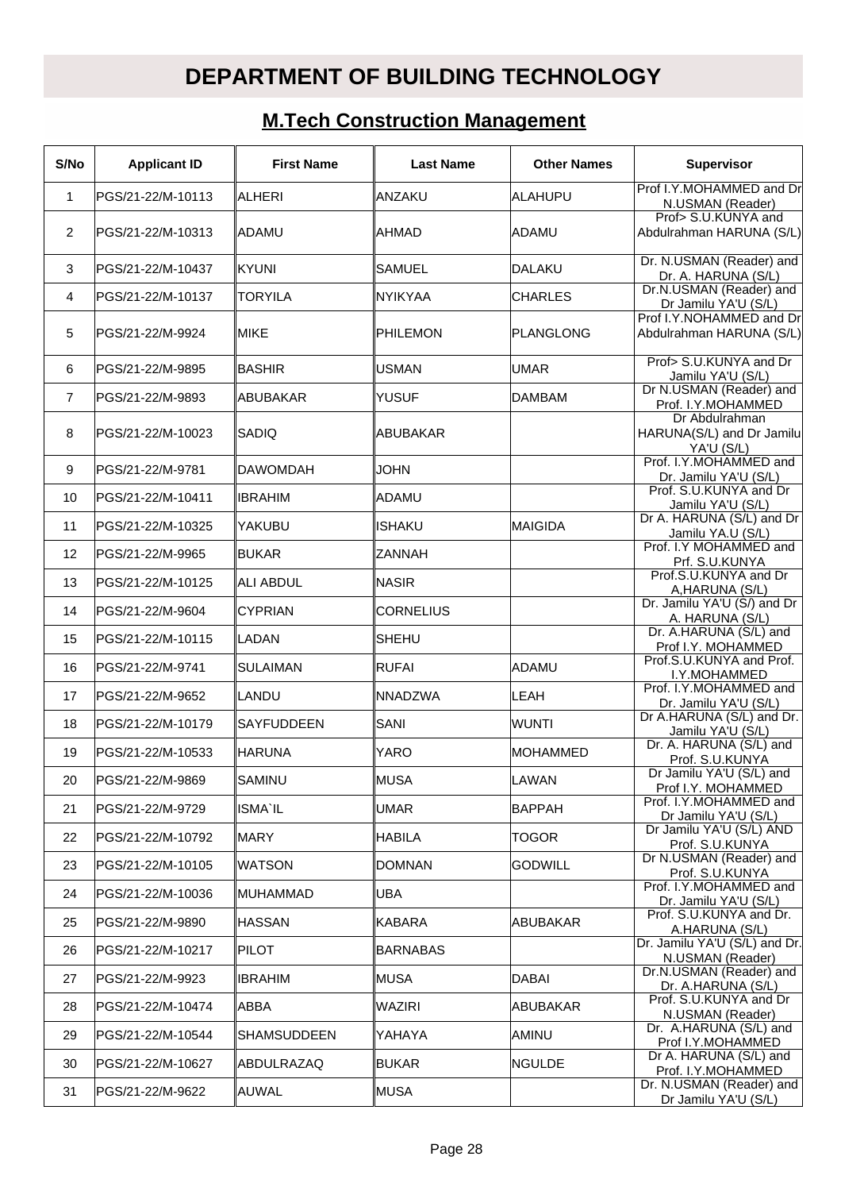# DEPARTMENT OF BUILDING TECHNOLOGY

## M.Tech Construction Management

| S/No | Applicant ID | First Name | Last Name | Other Names | Supervisor |
|---|---|---|---|---|---|
| 1 | PGS/21-22/M-10113 | ALHERI | ANZAKU | ALAHUPU | Prof I.Y.MOHAMMED and Dr N.USMAN (Reader) |
| 2 | PGS/21-22/M-10313 | ADAMU | AHMAD | ADAMU | Prof> S.U.KUNYA and Abdulrahman HARUNA (S/L) |
| 3 | PGS/21-22/M-10437 | KYUNI | SAMUEL | DALAKU | Dr. N.USMAN (Reader) and Dr. A. HARUNA (S/L) |
| 4 | PGS/21-22/M-10137 | TORYILA | NYIKYAA | CHARLES | Dr.N.USMAN (Reader) and Dr Jamilu YA'U (S/L) |
| 5 | PGS/21-22/M-9924 | MIKE | PHILEMON | PLANGLONG | Prof I.Y.NOHAMMED and Dr Abdulrahman HARUNA (S/L) |
| 6 | PGS/21-22/M-9895 | BASHIR | USMAN | UMAR | Prof> S.U.KUNYA and Dr Jamilu YA'U (S/L) |
| 7 | PGS/21-22/M-9893 | ABUBAKAR | YUSUF | DAMBAM | Dr N.USMAN (Reader) and Prof. I.Y.MOHAMMED |
| 8 | PGS/21-22/M-10023 | SADIQ | ABUBAKAR | | Dr Abdulrahman HARUNA(S/L) and Dr Jamilu YA'U (S/L) |
| 9 | PGS/21-22/M-9781 | DAWOMDAH | JOHN | | Prof. I.Y.MOHAMMED and Dr. Jamilu YA'U (S/L) |
| 10 | PGS/21-22/M-10411 | IBRAHIM | ADAMU | | Prof. S.U.KUNYA and Dr Jamilu YA'U (S/L) |
| 11 | PGS/21-22/M-10325 | YAKUBU | ISHAKU | MAIGIDA | Dr A. HARUNA (S/L) and Dr Jamilu YA.U (S/L) |
| 12 | PGS/21-22/M-9965 | BUKAR | ZANNAH | | Prof. I.Y MOHAMMED and Prf. S.U.KUNYA |
| 13 | PGS/21-22/M-10125 | ALI ABDUL | NASIR | | Prof.S.U.KUNYA and Dr A,HARUNA (S/L) |
| 14 | PGS/21-22/M-9604 | CYPRIAN | CORNELIUS | | Dr. Jamilu YA'U (S/) and Dr A. HARUNA (S/L) |
| 15 | PGS/21-22/M-10115 | LADAN | SHEHU | | Dr. A.HARUNA (S/L) and Prof I.Y. MOHAMMED |
| 16 | PGS/21-22/M-9741 | SULAIMAN | RUFAI | ADAMU | Prof.S.U.KUNYA and Prof. I.Y.MOHAMMED |
| 17 | PGS/21-22/M-9652 | LANDU | NNADZWA | LEAH | Prof. I.Y.MOHAMMED and Dr. Jamilu YA'U (S/L) |
| 18 | PGS/21-22/M-10179 | SAYFUDDEEN | SANI | WUNTI | Dr A.HARUNA (S/L) and Dr. Jamilu YA'U (S/L) |
| 19 | PGS/21-22/M-10533 | HARUNA | YARO | MOHAMMED | Dr. A. HARUNA (S/L) and Prof. S.U.KUNYA |
| 20 | PGS/21-22/M-9869 | SAMINU | MUSA | LAWAN | Dr Jamilu YA'U (S/L) and Prof I.Y. MOHAMMED |
| 21 | PGS/21-22/M-9729 | ISMA`IL | UMAR | BAPPAH | Prof. I.Y.MOHAMMED and Dr Jamilu YA'U (S/L) |
| 22 | PGS/21-22/M-10792 | MARY | HABILA | TOGOR | Dr Jamilu YA'U (S/L) AND Prof. S.U.KUNYA |
| 23 | PGS/21-22/M-10105 | WATSON | DOMNAN | GODWILL | Dr N.USMAN (Reader) and Prof. S.U.KUNYA |
| 24 | PGS/21-22/M-10036 | MUHAMMAD | UBA | | Prof. I.Y.MOHAMMED and Dr. Jamilu YA'U (S/L) |
| 25 | PGS/21-22/M-9890 | HASSAN | KABARA | ABUBAKAR | Prof. S.U.KUNYA and Dr. A.HARUNA (S/L) |
| 26 | PGS/21-22/M-10217 | PILOT | BARNABAS | | Dr. Jamilu YA'U (S/L) and Dr. N.USMAN (Reader) |
| 27 | PGS/21-22/M-9923 | IBRAHIM | MUSA | DABAI | Dr.N.USMAN (Reader) and Dr. A.HARUNA (S/L) |
| 28 | PGS/21-22/M-10474 | ABBA | WAZIRI | ABUBAKAR | Prof. S.U.KUNYA and Dr N.USMAN (Reader) |
| 29 | PGS/21-22/M-10544 | SHAMSUDDEEN | YAHAYA | AMINU | Dr. A.HARUNA (S/L) and Prof I.Y.MOHAMMED |
| 30 | PGS/21-22/M-10627 | ABDULRAZAQ | BUKAR | NGULDE | Dr A. HARUNA (S/L) and Prof. I.Y.MOHAMMED |
| 31 | PGS/21-22/M-9622 | AUWAL | MUSA | | Dr. N.USMAN (Reader) and Dr Jamilu YA'U (S/L) |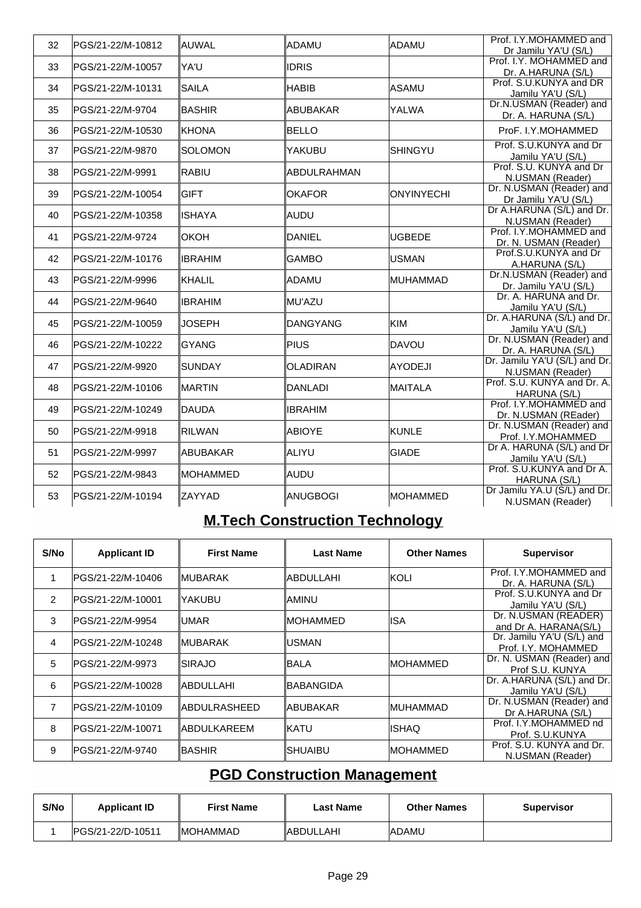| 32 | PGS/21-22/M-10812 | AUWAL | ADAMU | ADAMU | Prof. I.Y.MOHAMMED and Dr Jamilu YA'U (S/L) |
|---|---|---|---|---|---|
| 33 | PGS/21-22/M-10057 | YA'U | IDRIS | | Prof. I.Y. MOHAMMED and Dr. A.HARUNA (S/L) |
| 34 | PGS/21-22/M-10131 | SAILA | HABIB | ASAMU | Prof. S.U.KUNYA and DR Jamilu YA'U (S/L) |
| 35 | PGS/21-22/M-9704 | BASHIR | ABUBAKAR | YALWA | Dr.N.USMAN (Reader) and Dr. A. HARUNA (S/L) |
| 36 | PGS/21-22/M-10530 | KHONA | BELLO | | ProF. I.Y.MOHAMMED |
| 37 | PGS/21-22/M-9870 | SOLOMON | YAKUBU | SHINGYU | Prof. S.U.KUNYA and Dr Jamilu YA'U (S/L) |
| 38 | PGS/21-22/M-9991 | RABIU | ABDULRAHMAN | | Prof. S.U. KUNYA and Dr N.USMAN (Reader) |
| 39 | PGS/21-22/M-10054 | GIFT | OKAFOR | ONYINYECHI | Dr. N.USMAN (Reader) and Dr Jamilu YA'U (S/L) |
| 40 | PGS/21-22/M-10358 | ISHAYA | AUDU | | Dr A.HARUNA (S/L) and Dr. N.USMAN (Reader) |
| 41 | PGS/21-22/M-9724 | OKOH | DANIEL | UGBEDE | Prof. I.Y.MOHAMMED and Dr. N. USMAN (Reader) |
| 42 | PGS/21-22/M-10176 | IBRAHIM | GAMBO | USMAN | Prof.S.U.KUNYA and Dr A.HARUNA (S/L) |
| 43 | PGS/21-22/M-9996 | KHALIL | ADAMU | MUHAMMAD | Dr.N.USMAN (Reader) and Dr. Jamilu YA'U (S/L) |
| 44 | PGS/21-22/M-9640 | IBRAHIM | MU'AZU | | Dr. A. HARUNA and Dr. Jamilu YA'U (S/L) |
| 45 | PGS/21-22/M-10059 | JOSEPH | DANGYANG | KIM | Dr. A.HARUNA (S/L) and Dr. Jamilu YA'U (S/L) |
| 46 | PGS/21-22/M-10222 | GYANG | PIUS | DAVOU | Dr. N.USMAN (Reader) and Dr. A. HARUNA (S/L) |
| 47 | PGS/21-22/M-9920 | SUNDAY | OLADIRAN | AYODEJI | Dr. Jamilu YA'U (S/L) and Dr. N.USMAN (Reader) |
| 48 | PGS/21-22/M-10106 | MARTIN | DANLADI | MAITALA | Prof. S.U. KUNYA and Dr. A. HARUNA (S/L) |
| 49 | PGS/21-22/M-10249 | DAUDA | IBRAHIM | | Prof. I.Y.MOHAMMED and Dr. N.USMAN (REader) |
| 50 | PGS/21-22/M-9918 | RILWAN | ABIOYE | KUNLE | Dr. N.USMAN (Reader) and Prof. I.Y.MOHAMMED |
| 51 | PGS/21-22/M-9997 | ABUBAKAR | ALIYU | GIADE | Dr A. HARUNA (S/L) and Dr Jamilu YA'U (S/L) |
| 52 | PGS/21-22/M-9843 | MOHAMMED | AUDU | | Prof. S.U.KUNYA and Dr A. HARUNA (S/L) |
| 53 | PGS/21-22/M-10194 | ZAYYAD | ANUGBOGI | MOHAMMED | Dr Jamilu YA.U (S/L) and Dr. N.USMAN (Reader) |

## M.Tech Construction Technology

| S/No | Applicant ID | First Name | Last Name | Other Names | Supervisor |
|---|---|---|---|---|---|
| 1 | PGS/21-22/M-10406 | MUBARAK | ABDULLAHI | KOLI | Prof. I.Y.MOHAMMED and Dr. A. HARUNA (S/L) |
| 2 | PGS/21-22/M-10001 | YAKUBU | AMINU | | Prof. S.U.KUNYA and Dr Jamilu YA'U (S/L) |
| 3 | PGS/21-22/M-9954 | UMAR | MOHAMMED | ISA | Dr. N.USMAN (READER) and Dr A. HARANA(S/L) |
| 4 | PGS/21-22/M-10248 | MUBARAK | USMAN | | Dr. Jamilu YA'U (S/L) and Prof. I.Y. MOHAMMED |
| 5 | PGS/21-22/M-9973 | SIRAJO | BALA | MOHAMMED | Dr. N. USMAN (Reader) and Prof S.U. KUNYA |
| 6 | PGS/21-22/M-10028 | ABDULLAHI | BABANGIDA | | Dr. A.HARUNA (S/L) and Dr. Jamilu YA'U (S/L) |
| 7 | PGS/21-22/M-10109 | ABDULRASHEED | ABUBAKAR | MUHAMMAD | Dr. N.USMAN (Reader) and Dr A.HARUNA (S/L) |
| 8 | PGS/21-22/M-10071 | ABDULKAREEM | KATU | ISHAQ | Prof. I.Y.MOHAMMED nd Prof. S.U.KUNYA |
| 9 | PGS/21-22/M-9740 | BASHIR | SHUAIBU | MOHAMMED | Prof. S.U. KUNYA and Dr. N.USMAN (Reader) |

## PGD Construction Management

| S/No | Applicant ID | First Name | Last Name | Other Names | Supervisor |
|---|---|---|---|---|---|
| 1 | PGS/21-22/D-10511 | MOHAMMAD | ABDULLAHI | ADAMU | |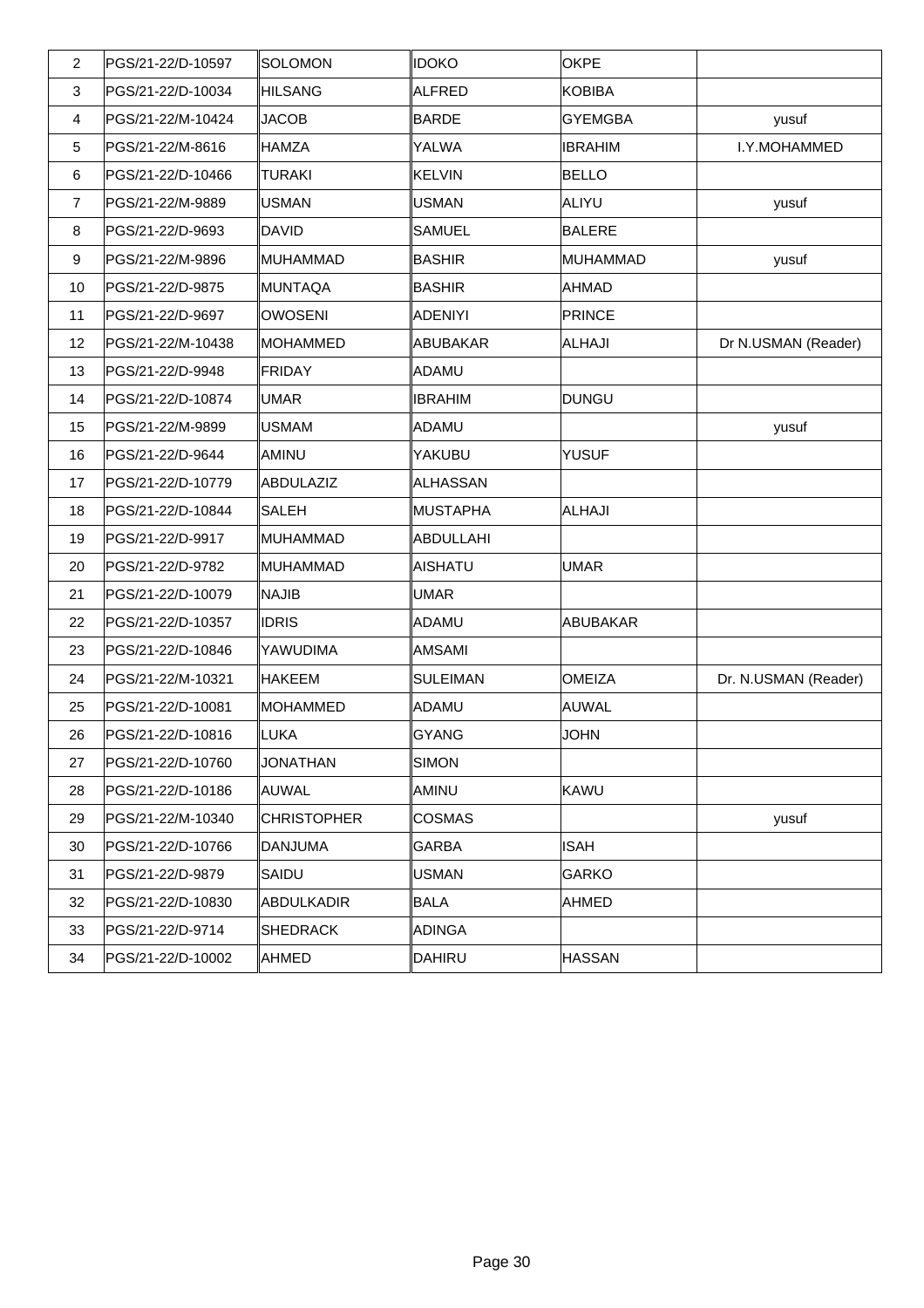| 2 | PGS/21-22/D-10597 | SOLOMON | IDOKO | OKPE | |
|---|---|---|---|---|---|
| 3 | PGS/21-22/D-10034 | HILSANG | ALFRED | KOBIBA | |
| 4 | PGS/21-22/M-10424 | JACOB | BARDE | GYEMGBA | yusuf |
| 5 | PGS/21-22/M-8616 | HAMZA | YALWA | IBRAHIM | I.Y.MOHAMMED |
| 6 | PGS/21-22/D-10466 | TURAKI | KELVIN | BELLO | |
| 7 | PGS/21-22/M-9889 | USMAN | USMAN | ALIYU | yusuf |
| 8 | PGS/21-22/D-9693 | DAVID | SAMUEL | BALERE | |
| 9 | PGS/21-22/M-9896 | MUHAMMAD | BASHIR | MUHAMMAD | yusuf |
| 10 | PGS/21-22/D-9875 | MUNTAQA | BASHIR | AHMAD | |
| 11 | PGS/21-22/D-9697 | OWOSENI | ADENIYI | PRINCE | |
| 12 | PGS/21-22/M-10438 | MOHAMMED | ABUBAKAR | ALHAJI | Dr N.USMAN (Reader) |
| 13 | PGS/21-22/D-9948 | FRIDAY | ADAMU | | |
| 14 | PGS/21-22/D-10874 | UMAR | IBRAHIM | DUNGU | |
| 15 | PGS/21-22/M-9899 | USMAM | ADAMU | | yusuf |
| 16 | PGS/21-22/D-9644 | AMINU | YAKUBU | YUSUF | |
| 17 | PGS/21-22/D-10779 | ABDULAZIZ | ALHASSAN | | |
| 18 | PGS/21-22/D-10844 | SALEH | MUSTAPHA | ALHAJI | |
| 19 | PGS/21-22/D-9917 | MUHAMMAD | ABDULLAHI | | |
| 20 | PGS/21-22/D-9782 | MUHAMMAD | AISHATU | UMAR | |
| 21 | PGS/21-22/D-10079 | NAJIB | UMAR | | |
| 22 | PGS/21-22/D-10357 | IDRIS | ADAMU | ABUBAKAR | |
| 23 | PGS/21-22/D-10846 | YAWUDIMA | AMSAMI | | |
| 24 | PGS/21-22/M-10321 | HAKEEM | SULEIMAN | OMEIZA | Dr. N.USMAN (Reader) |
| 25 | PGS/21-22/D-10081 | MOHAMMED | ADAMU | AUWAL | |
| 26 | PGS/21-22/D-10816 | LUKA | GYANG | JOHN | |
| 27 | PGS/21-22/D-10760 | JONATHAN | SIMON | | |
| 28 | PGS/21-22/D-10186 | AUWAL | AMINU | KAWU | |
| 29 | PGS/21-22/M-10340 | CHRISTOPHER | COSMAS | | yusuf |
| 30 | PGS/21-22/D-10766 | DANJUMA | GARBA | ISAH | |
| 31 | PGS/21-22/D-9879 | SAIDU | USMAN | GARKO | |
| 32 | PGS/21-22/D-10830 | ABDULKADIR | BALA | AHMED | |
| 33 | PGS/21-22/D-9714 | SHEDRACK | ADINGA | | |
| 34 | PGS/21-22/D-10002 | AHMED | DAHIRU | HASSAN | |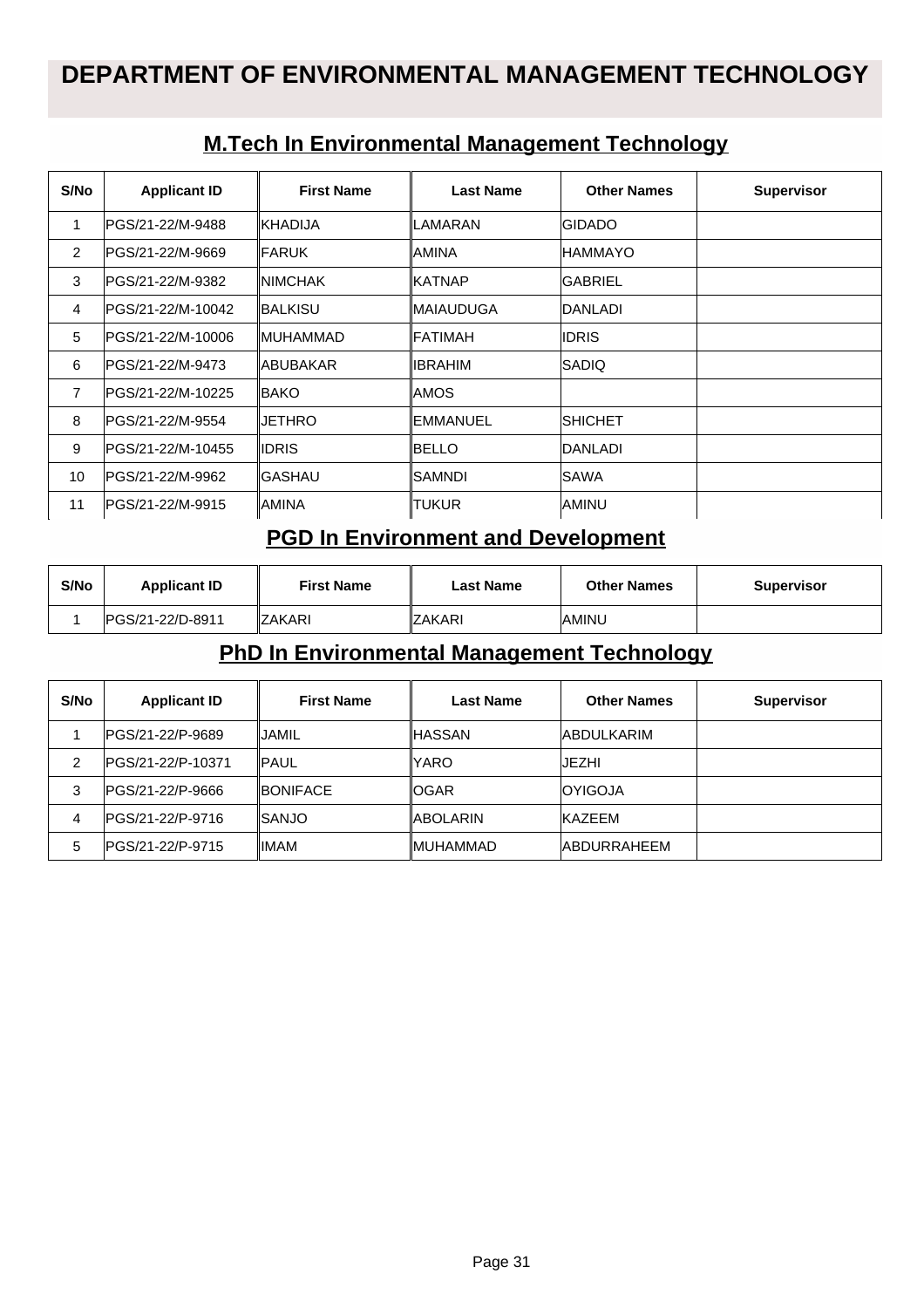# DEPARTMENT OF ENVIRONMENTAL MANAGEMENT TECHNOLOGY

## M.Tech In Environmental Management Technology

| S/No | Applicant ID | First Name | Last Name | Other Names | Supervisor |
|---|---|---|---|---|---|
| 1 | PGS/21-22/M-9488 | KHADIJA | LAMARAN | GIDADO | |
| 2 | PGS/21-22/M-9669 | FARUK | AMINA | HAMMAYO | |
| 3 | PGS/21-22/M-9382 | NIMCHAK | KATNAP | GABRIEL | |
| 4 | PGS/21-22/M-10042 | BALKISU | MAIAUDUGA | DANLADI | |
| 5 | PGS/21-22/M-10006 | MUHAMMAD | FATIMAH | IDRIS | |
| 6 | PGS/21-22/M-9473 | ABUBAKAR | IBRAHIM | SADIQ | |
| 7 | PGS/21-22/M-10225 | BAKO | AMOS | | |
| 8 | PGS/21-22/M-9554 | JETHRO | EMMANUEL | SHICHET | |
| 9 | PGS/21-22/M-10455 | IDRIS | BELLO | DANLADI | |
| 10 | PGS/21-22/M-9962 | GASHAU | SAMNDI | SAWA | |
| 11 | PGS/21-22/M-9915 | AMINA | TUKUR | AMINU | |

## PGD In Environment and Development

| S/No | Applicant ID | First Name | Last Name | Other Names | Supervisor |
|---|---|---|---|---|---|
| 1 | PGS/21-22/D-8911 | ZAKARI | ZAKARI | AMINU | |

## PhD In Environmental Management Technology

| S/No | Applicant ID | First Name | Last Name | Other Names | Supervisor |
|---|---|---|---|---|---|
| 1 | PGS/21-22/P-9689 | JAMIL | HASSAN | ABDULKARIM | |
| 2 | PGS/21-22/P-10371 | PAUL | YARO | JEZHI | |
| 3 | PGS/21-22/P-9666 | BONIFACE | OGAR | OYIGOJA | |
| 4 | PGS/21-22/P-9716 | SANJO | ABOLARIN | KAZEEM | |
| 5 | PGS/21-22/P-9715 | IMAM | MUHAMMAD | ABDURRAHEEM | |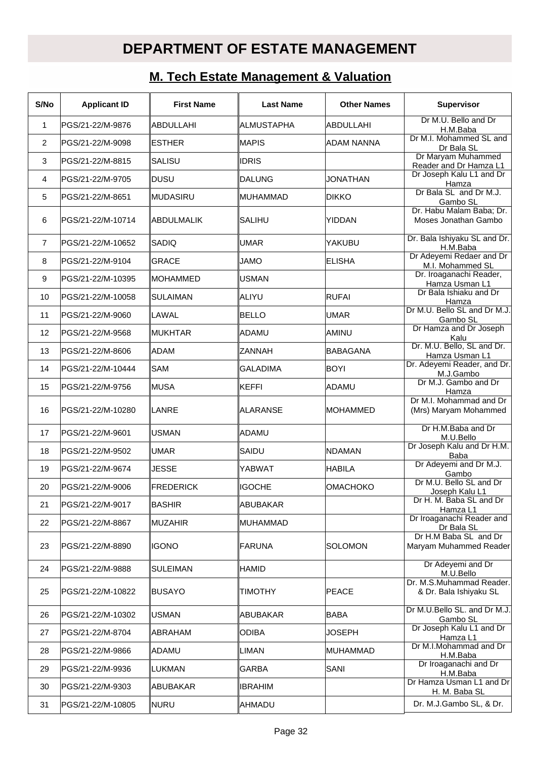# DEPARTMENT OF ESTATE MANAGEMENT

## M. Tech Estate Management & Valuation

| S/No | Applicant ID | First Name | Last Name | Other Names | Supervisor |
|---|---|---|---|---|---|
| 1 | PGS/21-22/M-9876 | ABDULLAHI | ALMUSTAPHA | ABDULLAHI | Dr M.U. Bello and Dr H.M.Baba |
| 2 | PGS/21-22/M-9098 | ESTHER | MAPIS | ADAM NANNA | Dr M.I. Mohammed SL and Dr Bala SL |
| 3 | PGS/21-22/M-8815 | SALISU | IDRIS | | Dr Maryam Muhammed Reader and Dr Hamza L1 |
| 4 | PGS/21-22/M-9705 | DUSU | DALUNG | JONATHAN | Dr Joseph Kalu L1 and Dr Hamza |
| 5 | PGS/21-22/M-8651 | MUDASIRU | MUHAMMAD | DIKKO | Dr Bala SL and Dr M.J. Gambo SL |
| 6 | PGS/21-22/M-10714 | ABDULMALIK | SALIHU | YIDDAN | Dr. Habu Malam Baba; Dr. Moses Jonathan Gambo |
| 7 | PGS/21-22/M-10652 | SADIQ | UMAR | YAKUBU | Dr. Bala Ishiyaku SL and Dr. H.M.Baba |
| 8 | PGS/21-22/M-9104 | GRACE | JAMO | ELISHA | Dr Adeyemi Redaer and Dr M.I. Mohammed SL |
| 9 | PGS/21-22/M-10395 | MOHAMMED | USMAN | | Dr. Iroaganachi Reader, Hamza Usman L1 |
| 10 | PGS/21-22/M-10058 | SULAIMAN | ALIYU | RUFAI | Dr Bala Ishiaku and Dr Hamza |
| 11 | PGS/21-22/M-9060 | LAWAL | BELLO | UMAR | Dr M.U. Bello SL and Dr M.J. Gambo SL |
| 12 | PGS/21-22/M-9568 | MUKHTAR | ADAMU | AMINU | Dr Hamza and Dr Joseph Kalu |
| 13 | PGS/21-22/M-8606 | ADAM | ZANNAH | BABAGANA | Dr. M.U. Bello, SL and Dr. Hamza Usman L1 |
| 14 | PGS/21-22/M-10444 | SAM | GALADIMA | BOYI | Dr. Adeyemi Reader, and Dr. M.J.Gambo |
| 15 | PGS/21-22/M-9756 | MUSA | KEFFI | ADAMU | Dr M.J. Gambo and Dr Hamza |
| 16 | PGS/21-22/M-10280 | LANRE | ALARANSE | MOHAMMED | Dr M.I. Mohammad and Dr (Mrs) Maryam Mohammed |
| 17 | PGS/21-22/M-9601 | USMAN | ADAMU | | Dr H.M.Baba and Dr M.U.Bello |
| 18 | PGS/21-22/M-9502 | UMAR | SAIDU | NDAMAN | Dr Joseph Kalu and Dr H.M. Baba |
| 19 | PGS/21-22/M-9674 | JESSE | YABWAT | HABILA | Dr Adeyemi and Dr M.J. Gambo |
| 20 | PGS/21-22/M-9006 | FREDERICK | IGOCHE | OMACHOKO | Dr M.U. Bello SL and Dr Joseph Kalu L1 |
| 21 | PGS/21-22/M-9017 | BASHIR | ABUBAKAR | | Dr H. M. Baba SL and Dr Hamza L1 |
| 22 | PGS/21-22/M-8867 | MUZAHIR | MUHAMMAD | | Dr Iroaganachi Reader and Dr Bala SL |
| 23 | PGS/21-22/M-8890 | IGONO | FARUNA | SOLOMON | Dr H.M Baba SL and Dr Maryam Muhammed Reader |
| 24 | PGS/21-22/M-9888 | SULEIMAN | HAMID | | Dr Adeyemi and Dr M.U.Bello |
| 25 | PGS/21-22/M-10822 | BUSAYO | TIMOTHY | PEACE | Dr. M.S.Muhammad Reader. & Dr. Bala Ishiyaku SL |
| 26 | PGS/21-22/M-10302 | USMAN | ABUBAKAR | BABA | Dr M.U.Bello SL. and Dr M.J. Gambo SL |
| 27 | PGS/21-22/M-8704 | ABRAHAM | ODIBA | JOSEPH | Dr Joseph Kalu L1 and Dr Hamza L1 |
| 28 | PGS/21-22/M-9866 | ADAMU | LIMAN | MUHAMMAD | Dr M.I.Mohammad and Dr H.M.Baba |
| 29 | PGS/21-22/M-9936 | LUKMAN | GARBA | SANI | Dr Iroaganachi and Dr H.M.Baba |
| 30 | PGS/21-22/M-9303 | ABUBAKAR | IBRAHIM | | Dr Hamza Usman L1 and Dr H. M. Baba SL |
| 31 | PGS/21-22/M-10805 | NURU | AHMADU | | Dr. M.J.Gambo SL, & Dr. |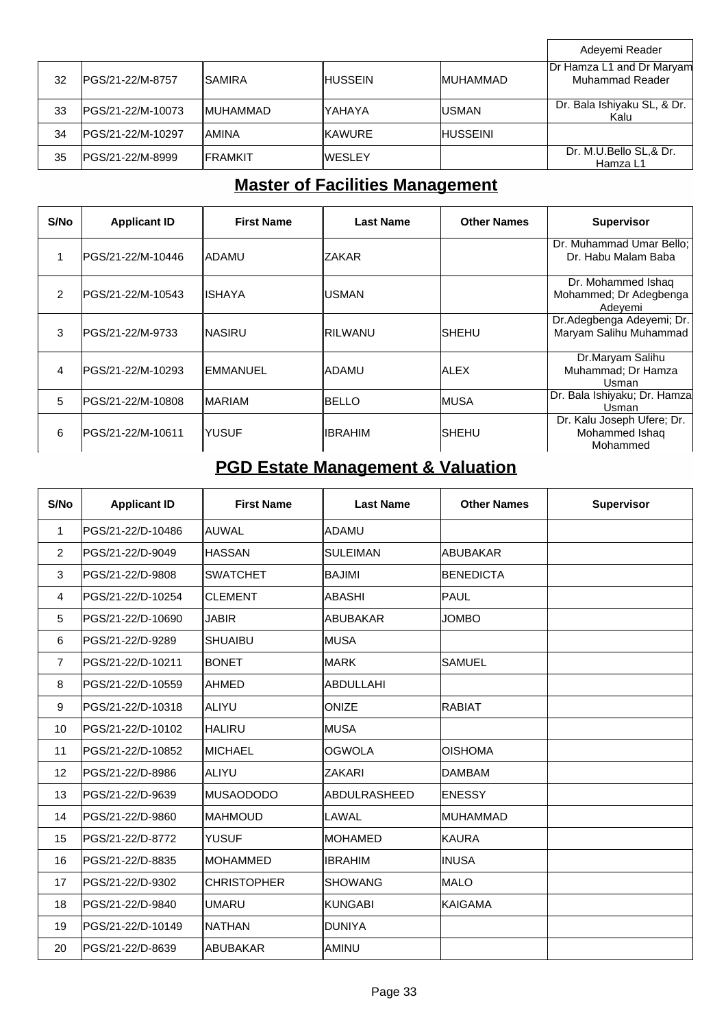|  |  |  |  |  | Adeyemi Reader |
|---|---|---|---|---|---|
| 32 | PGS/21-22/M-8757 | SAMIRA | HUSSEIN | MUHAMMAD | Dr Hamza L1 and Dr Maryam Muhammad Reader |
| 33 | PGS/21-22/M-10073 | MUHAMMAD | YAHAYA | USMAN | Dr. Bala Ishiyaku SL, & Dr. Kalu |
| 34 | PGS/21-22/M-10297 | AMINA | KAWURE | HUSSEINI |  |
| 35 | PGS/21-22/M-8999 | FRAMKIT | WESLEY |  | Dr. M.U.Bello SL,& Dr. Hamza L1 |

## Master of Facilities Management

| S/No | Applicant ID | First Name | Last Name | Other Names | Supervisor |
|---|---|---|---|---|---|
| 1 | PGS/21-22/M-10446 | ADAMU | ZAKAR |  | Dr. Muhammad Umar Bello; Dr. Habu Malam Baba |
| 2 | PGS/21-22/M-10543 | ISHAYA | USMAN |  | Dr. Mohammed Ishaq Mohammed; Dr Adegbenga Adeyemi |
| 3 | PGS/21-22/M-9733 | NASIRU | RILWANU | SHEHU | Dr.Adegbenga Adeyemi; Dr. Maryam Salihu Muhammad |
| 4 | PGS/21-22/M-10293 | EMMANUEL | ADAMU | ALEX | Dr.Maryam Salihu Muhammad; Dr Hamza Usman |
| 5 | PGS/21-22/M-10808 | MARIAM | BELLO | MUSA | Dr. Bala Ishiyaku; Dr. Hamza Usman |
| 6 | PGS/21-22/M-10611 | YUSUF | IBRAHIM | SHEHU | Dr. Kalu Joseph Ufere; Dr. Mohammed Ishaq Mohammed |

## PGD Estate Management & Valuation

| S/No | Applicant ID | First Name | Last Name | Other Names | Supervisor |
|---|---|---|---|---|---|
| 1 | PGS/21-22/D-10486 | AUWAL | ADAMU |  |  |
| 2 | PGS/21-22/D-9049 | HASSAN | SULEIMAN | ABUBAKAR |  |
| 3 | PGS/21-22/D-9808 | SWATCHET | BAJIMI | BENEDICTA |  |
| 4 | PGS/21-22/D-10254 | CLEMENT | ABASHI | PAUL |  |
| 5 | PGS/21-22/D-10690 | JABIR | ABUBAKAR | JOMBO |  |
| 6 | PGS/21-22/D-9289 | SHUAIBU | MUSA |  |  |
| 7 | PGS/21-22/D-10211 | BONET | MARK | SAMUEL |  |
| 8 | PGS/21-22/D-10559 | AHMED | ABDULLAHI |  |  |
| 9 | PGS/21-22/D-10318 | ALIYU | ONIZE | RABIAT |  |
| 10 | PGS/21-22/D-10102 | HALIRU | MUSA |  |  |
| 11 | PGS/21-22/D-10852 | MICHAEL | OGWOLA | OISHOMA |  |
| 12 | PGS/21-22/D-8986 | ALIYU | ZAKARI | DAMBAM |  |
| 13 | PGS/21-22/D-9639 | MUSAODODO | ABDULRASHEED | ENESSY |  |
| 14 | PGS/21-22/D-9860 | MAHMOUD | LAWAL | MUHAMMAD |  |
| 15 | PGS/21-22/D-8772 | YUSUF | MOHAMED | KAURA |  |
| 16 | PGS/21-22/D-8835 | MOHAMMED | IBRAHIM | INUSA |  |
| 17 | PGS/21-22/D-9302 | CHRISTOPHER | SHOWANG | MALO |  |
| 18 | PGS/21-22/D-9840 | UMARU | KUNGABI | KAIGAMA |  |
| 19 | PGS/21-22/D-10149 | NATHAN | DUNIYA |  |  |
| 20 | PGS/21-22/D-8639 | ABUBAKAR | AMINU |  |  |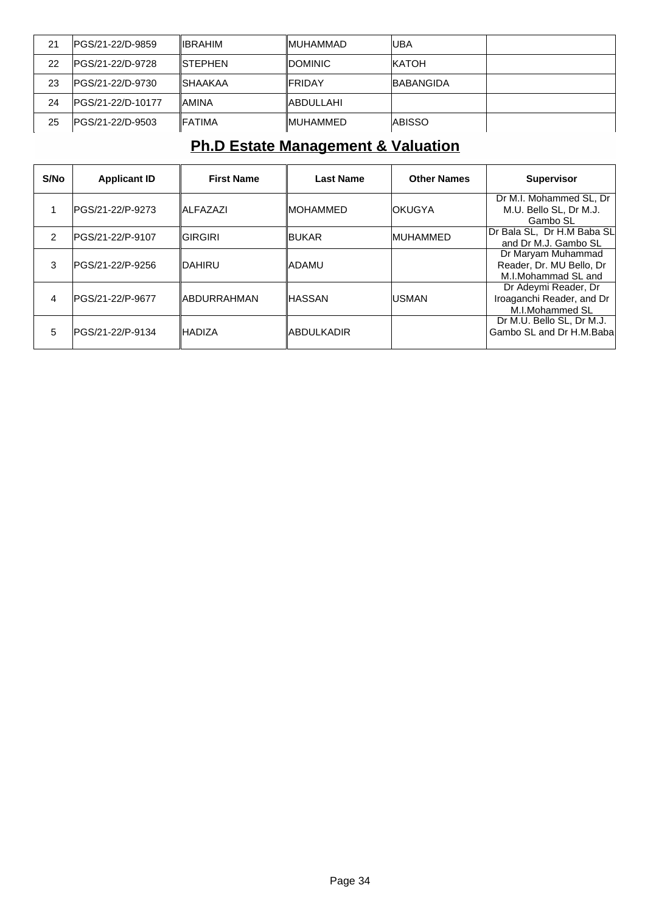| 21 | PGS/21-22/D-9859 | IBRAHIM | MUHAMMAD | UBA | |
|---|---|---|---|---|---|
| 22 | PGS/21-22/D-9728 | STEPHEN | DOMINIC | KATOH | |
| 23 | PGS/21-22/D-9730 | SHAAKAA | FRIDAY | BABANGIDA | |
| 24 | PGS/21-22/D-10177 | AMINA | ABDULLAHI | | |
| 25 | PGS/21-22/D-9503 | FATIMA | MUHAMMED | ABISSO | |

## Ph.D Estate Management & Valuation

| S/No | Applicant ID | First Name | Last Name | Other Names | Supervisor |
|---|---|---|---|---|---|
| 1 | PGS/21-22/P-9273 | ALFAZAZI | MOHAMMED | OKUGYA | Dr M.I. Mohammed SL, Dr M.U. Bello SL, Dr M.J. Gambo SL |
| 2 | PGS/21-22/P-9107 | GIRGIRI | BUKAR | MUHAMMED | Dr Bala SL, Dr H.M Baba SL and Dr M.J. Gambo SL |
| 3 | PGS/21-22/P-9256 | DAHIRU | ADAMU | | Dr Maryam Muhammad Reader, Dr. MU Bello, Dr M.I.Mohammad SL and |
| 4 | PGS/21-22/P-9677 | ABDURRAHMAN | HASSAN | USMAN | Dr Adeymi Reader, Dr Iroaganchi Reader, and Dr M.I.Mohammed SL |
| 5 | PGS/21-22/P-9134 | HADIZA | ABDULKADIR | | Dr M.U. Bello SL, Dr M.J. Gambo SL and Dr H.M.Baba |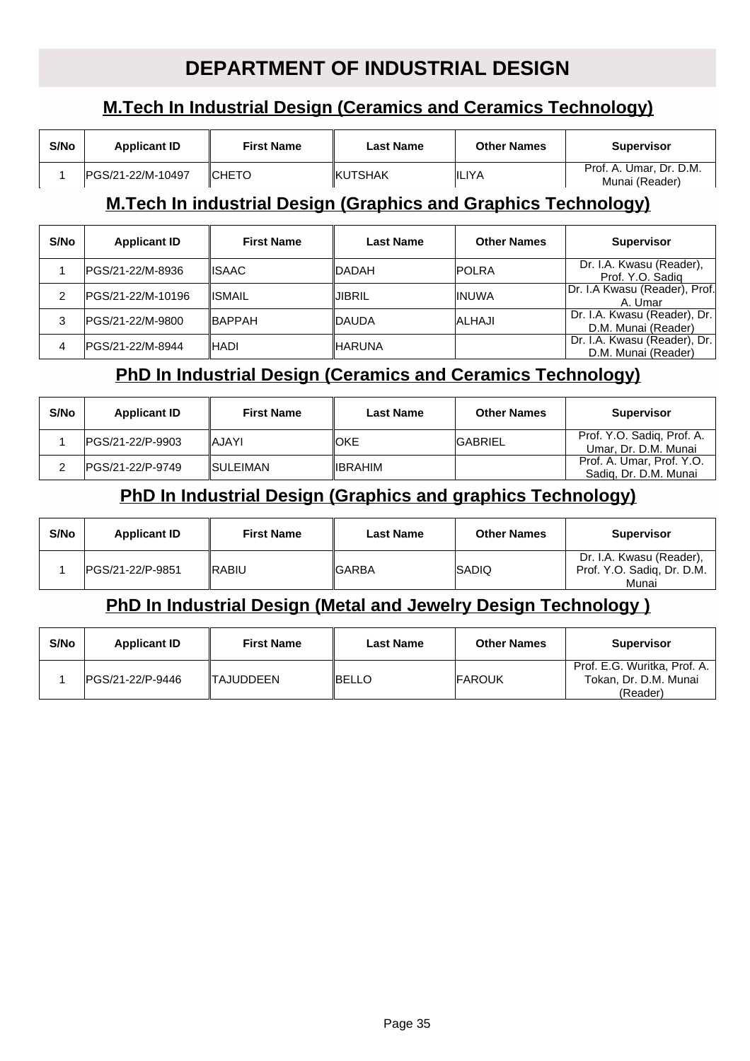# DEPARTMENT OF INDUSTRIAL DESIGN

## M.Tech In Industrial Design (Ceramics and Ceramics Technology)

| S/No | Applicant ID | First Name | Last Name | Other Names | Supervisor |
|---|---|---|---|---|---|
| 1 | PGS/21-22/M-10497 | CHETO | KUTSHAK | ILIYA | Prof. A. Umar, Dr. D.M. Munai (Reader) |

## M.Tech In industrial Design (Graphics and Graphics Technology)

| S/No | Applicant ID | First Name | Last Name | Other Names | Supervisor |
|---|---|---|---|---|---|
| 1 | PGS/21-22/M-8936 | ISAAC | DADAH | POLRA | Dr. I.A. Kwasu (Reader), Prof. Y.O. Sadiq |
| 2 | PGS/21-22/M-10196 | ISMAIL | JIBRIL | INUWA | Dr. I.A Kwasu (Reader), Prof. A. Umar |
| 3 | PGS/21-22/M-9800 | BAPPAH | DAUDA | ALHAJI | Dr. I.A. Kwasu (Reader), Dr. D.M. Munai (Reader) |
| 4 | PGS/21-22/M-8944 | HADI | HARUNA | | Dr. I.A. Kwasu (Reader), Dr. D.M. Munai (Reader) |

## PhD In Industrial Design (Ceramics and Ceramics Technology)

| S/No | Applicant ID | First Name | Last Name | Other Names | Supervisor |
|---|---|---|---|---|---|
| 1 | PGS/21-22/P-9903 | AJAYI | OKE | GABRIEL | Prof. Y.O. Sadiq, Prof. A. Umar, Dr. D.M. Munai |
| 2 | PGS/21-22/P-9749 | SULEIMAN | IBRAHIM | | Prof. A. Umar, Prof. Y.O. Sadiq, Dr. D.M. Munai |

## PhD In Industrial Design (Graphics and graphics Technology)

| S/No | Applicant ID | First Name | Last Name | Other Names | Supervisor |
|---|---|---|---|---|---|
| 1 | PGS/21-22/P-9851 | RABIU | GARBA | SADIQ | Dr. I.A. Kwasu (Reader), Prof. Y.O. Sadiq, Dr. D.M. Munai |

## PhD In Industrial Design (Metal and Jewelry Design Technology )

| S/No | Applicant ID | First Name | Last Name | Other Names | Supervisor |
|---|---|---|---|---|---|
| 1 | PGS/21-22/P-9446 | TAJUDDEEN | BELLO | FAROUK | Prof. E.G. Wuritka, Prof. A. Tokan, Dr. D.M. Munai (Reader) |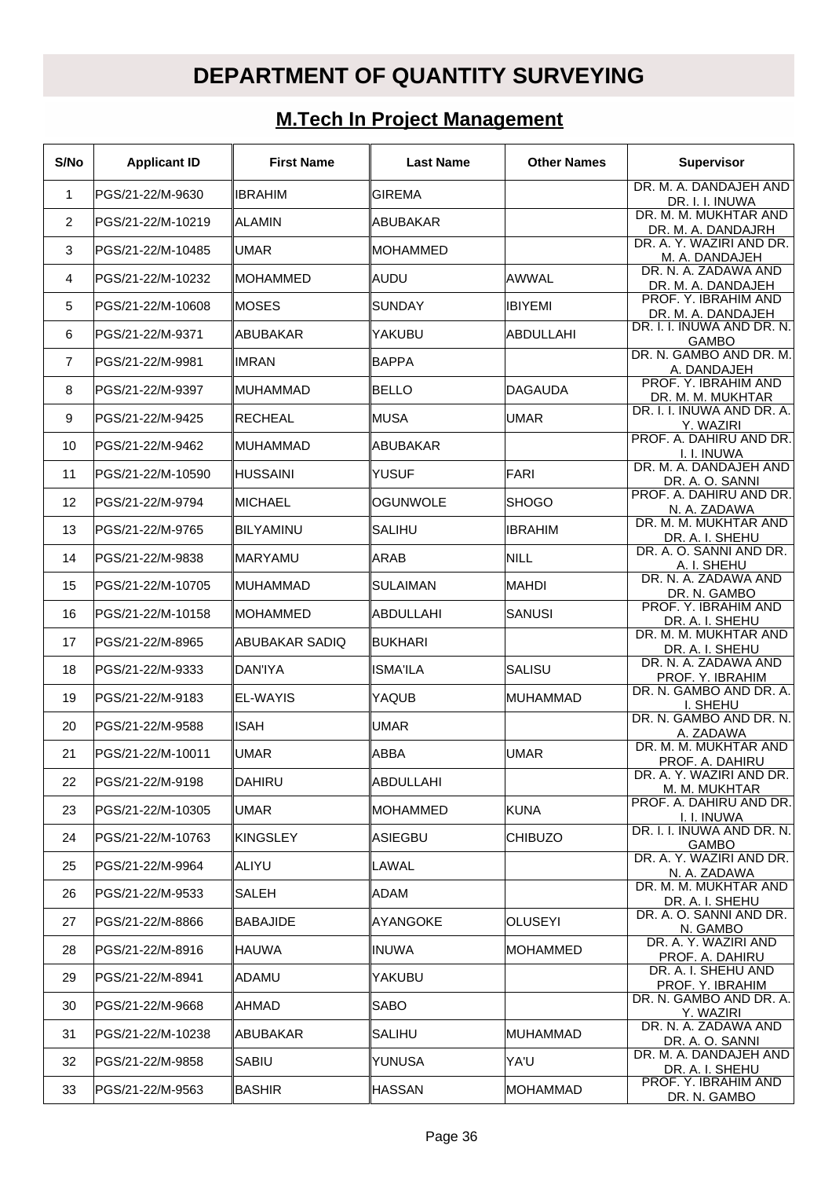# DEPARTMENT OF QUANTITY SURVEYING

## M.Tech In Project Management

| S/No | Applicant ID | First Name | Last Name | Other Names | Supervisor |
|---|---|---|---|---|---|
| 1 | PGS/21-22/M-9630 | IBRAHIM | GIREMA | | DR. M. A. DANDAJEH AND DR. I. I. INUWA |
| 2 | PGS/21-22/M-10219 | ALAMIN | ABUBAKAR | | DR. M. M. MUKHTAR AND DR. M. A. DANDAJRH |
| 3 | PGS/21-22/M-10485 | UMAR | MOHAMMED | | DR. A. Y. WAZIRI AND DR. M. A. DANDAJEH |
| 4 | PGS/21-22/M-10232 | MOHAMMED | AUDU | AWWAL | DR. N. A. ZADAWA AND DR. M. A. DANDAJEH |
| 5 | PGS/21-22/M-10608 | MOSES | SUNDAY | IBIYEMI | PROF. Y. IBRAHIM AND DR. M. A. DANDAJEH |
| 6 | PGS/21-22/M-9371 | ABUBAKAR | YAKUBU | ABDULLAHI | DR. I. I. INUWA AND DR. N. GAMBO |
| 7 | PGS/21-22/M-9981 | IMRAN | BAPPA | | DR. N. GAMBO AND DR. M. A. DANDAJEH |
| 8 | PGS/21-22/M-9397 | MUHAMMAD | BELLO | DAGAUDA | PROF. Y. IBRAHIM AND DR. M. M. MUKHTAR |
| 9 | PGS/21-22/M-9425 | RECHEAL | MUSA | UMAR | DR. I. I. INUWA AND DR. A. Y. WAZIRI |
| 10 | PGS/21-22/M-9462 | MUHAMMAD | ABUBAKAR | | PROF. A. DAHIRU AND DR. I. I. INUWA |
| 11 | PGS/21-22/M-10590 | HUSSAINI | YUSUF | FARI | DR. M. A. DANDAJEH AND DR. A. O. SANNI |
| 12 | PGS/21-22/M-9794 | MICHAEL | OGUNWOLE | SHOGO | PROF. A. DAHIRU AND DR. N. A. ZADAWA |
| 13 | PGS/21-22/M-9765 | BILYAMINU | SALIHU | IBRAHIM | DR. M. M. MUKHTAR AND DR. A. I. SHEHU |
| 14 | PGS/21-22/M-9838 | MARYAMU | ARAB | NILL | DR. A. O. SANNI AND DR. A. I. SHEHU |
| 15 | PGS/21-22/M-10705 | MUHAMMAD | SULAIMAN | MAHDI | DR. N. A. ZADAWA AND DR. N. GAMBO |
| 16 | PGS/21-22/M-10158 | MOHAMMED | ABDULLAHI | SANUSI | PROF. Y. IBRAHIM AND DR. A. I. SHEHU |
| 17 | PGS/21-22/M-8965 | ABUBAKAR SADIQ | BUKHARI | | DR. M. M. MUKHTAR AND DR. A. I. SHEHU |
| 18 | PGS/21-22/M-9333 | DAN'IYA | ISMA'ILA | SALISU | DR. N. A. ZADAWA AND PROF. Y. IBRAHIM |
| 19 | PGS/21-22/M-9183 | EL-WAYIS | YAQUB | MUHAMMAD | DR. N. GAMBO AND DR. A. I. SHEHU |
| 20 | PGS/21-22/M-9588 | ISAH | UMAR | | DR. N. GAMBO AND DR. N. A. ZADAWA |
| 21 | PGS/21-22/M-10011 | UMAR | ABBA | UMAR | DR. M. M. MUKHTAR AND PROF. A. DAHIRU |
| 22 | PGS/21-22/M-9198 | DAHIRU | ABDULLAHI | | DR. A. Y. WAZIRI AND DR. M. M. MUKHTAR |
| 23 | PGS/21-22/M-10305 | UMAR | MOHAMMED | KUNA | PROF. A. DAHIRU AND DR. I. I. INUWA |
| 24 | PGS/21-22/M-10763 | KINGSLEY | ASIEGBU | CHIBUZO | DR. I. I. INUWA AND DR. N. GAMBO |
| 25 | PGS/21-22/M-9964 | ALIYU | LAWAL | | DR. A. Y. WAZIRI AND DR. N. A. ZADAWA |
| 26 | PGS/21-22/M-9533 | SALEH | ADAM | | DR. M. M. MUKHTAR AND DR. A. I. SHEHU |
| 27 | PGS/21-22/M-8866 | BABAJIDE | AYANGOKE | OLUSEYI | DR. A. O. SANNI AND DR. N. GAMBO |
| 28 | PGS/21-22/M-8916 | HAUWA | INUWA | MOHAMMED | DR. A. Y. WAZIRI AND PROF. A. DAHIRU |
| 29 | PGS/21-22/M-8941 | ADAMU | YAKUBU | | DR. A. I. SHEHU AND PROF. Y. IBRAHIM |
| 30 | PGS/21-22/M-9668 | AHMAD | SABO | | DR. N. GAMBO AND DR. A. Y. WAZIRI |
| 31 | PGS/21-22/M-10238 | ABUBAKAR | SALIHU | MUHAMMAD | DR. N. A. ZADAWA AND DR. A. O. SANNI |
| 32 | PGS/21-22/M-9858 | SABIU | YUNUSA | YA'U | DR. M. A. DANDAJEH AND DR. A. I. SHEHU |
| 33 | PGS/21-22/M-9563 | BASHIR | HASSAN | MOHAMMAD | PROF. Y. IBRAHIM AND DR. N. GAMBO |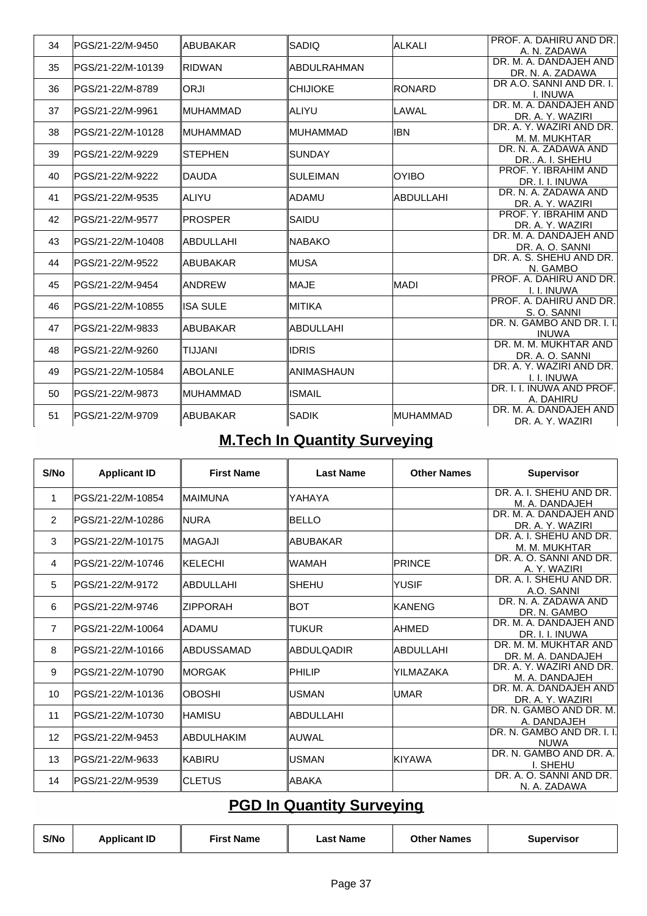| | | | | | |
|---|---|---|---|---|---|
| 34 | PGS/21-22/M-9450 | ABUBAKAR | SADIQ | ALKALI | PROF. A. DAHIRU AND DR. A. N. ZADAWA |
| 35 | PGS/21-22/M-10139 | RIDWAN | ABDULRAHMAN | | DR. M. A. DANDAJEH AND DR. N. A. ZADAWA |
| 36 | PGS/21-22/M-8789 | ORJI | CHIJIOKE | RONARD | DR A.O. SANNI AND DR. I. I. INUWA |
| 37 | PGS/21-22/M-9961 | MUHAMMAD | ALIYU | LAWAL | DR. M. A. DANDAJEH AND DR. A. Y. WAZIRI |
| 38 | PGS/21-22/M-10128 | MUHAMMAD | MUHAMMAD | IBN | DR. A. Y. WAZIRI AND DR. M. M. MUKHTAR |
| 39 | PGS/21-22/M-9229 | STEPHEN | SUNDAY | | DR. N. A. ZADAWA AND DR.. A. I. SHEHU |
| 40 | PGS/21-22/M-9222 | DAUDA | SULEIMAN | OYIBO | PROF. Y. IBRAHIM AND DR. I. I. INUWA |
| 41 | PGS/21-22/M-9535 | ALIYU | ADAMU | ABDULLAHI | DR. N. A. ZADAWA AND DR. A. Y. WAZIRI |
| 42 | PGS/21-22/M-9577 | PROSPER | SAIDU | | PROF. Y. IBRAHIM AND DR. A. Y. WAZIRI |
| 43 | PGS/21-22/M-10408 | ABDULLAHI | NABAKO | | DR. M. A. DANDAJEH AND DR. A. O. SANNI |
| 44 | PGS/21-22/M-9522 | ABUBAKAR | MUSA | | DR. A. S. SHEHU AND DR. N. GAMBO |
| 45 | PGS/21-22/M-9454 | ANDREW | MAJE | MADI | PROF. A. DAHIRU AND DR. I. I. INUWA |
| 46 | PGS/21-22/M-10855 | ISA SULE | MITIKA | | PROF. A. DAHIRU AND DR. S. O. SANNI |
| 47 | PGS/21-22/M-9833 | ABUBAKAR | ABDULLAHI | | DR. N. GAMBO AND DR. I. I. INUWA |
| 48 | PGS/21-22/M-9260 | TIJJANI | IDRIS | | DR. M. M. MUKHTAR AND DR. A. O. SANNI |
| 49 | PGS/21-22/M-10584 | ABOLANLE | ANIMASHAUN | | DR. A. Y. WAZIRI AND DR. I. I. INUWA |
| 50 | PGS/21-22/M-9873 | MUHAMMAD | ISMAIL | | DR. I. I. INUWA AND PROF. A. DAHIRU |
| 51 | PGS/21-22/M-9709 | ABUBAKAR | SADIK | MUHAMMAD | DR. M. A. DANDAJEH AND DR. A. Y. WAZIRI |

## M.Tech In Quantity Surveying

| S/No | Applicant ID | First Name | Last Name | Other Names | Supervisor |
|---|---|---|---|---|---|
| 1 | PGS/21-22/M-10854 | MAIMUNA | YAHAYA | | DR. A. I. SHEHU AND DR. M. A. DANDAJEH |
| 2 | PGS/21-22/M-10286 | NURA | BELLO | | DR. M. A. DANDAJEH AND DR. A. Y. WAZIRI |
| 3 | PGS/21-22/M-10175 | MAGAJI | ABUBAKAR | | DR. A. I. SHEHU AND DR. M. M. MUKHTAR |
| 4 | PGS/21-22/M-10746 | KELECHI | WAMAH | PRINCE | DR. A. O. SANNI AND DR. A. Y. WAZIRI |
| 5 | PGS/21-22/M-9172 | ABDULLAHI | SHEHU | YUSIF | DR. A. I. SHEHU AND DR. A.O. SANNI |
| 6 | PGS/21-22/M-9746 | ZIPPORAH | BOT | KANENG | DR. N. A. ZADAWA AND DR. N. GAMBO |
| 7 | PGS/21-22/M-10064 | ADAMU | TUKUR | AHMED | DR. M. A. DANDAJEH AND DR. I. I. INUWA |
| 8 | PGS/21-22/M-10166 | ABDUSSAMAD | ABDULQADIR | ABDULLAHI | DR. M. M. MUKHTAR AND DR. M. A. DANDAJEH |
| 9 | PGS/21-22/M-10790 | MORGAK | PHILIP | YILMAZAKA | DR. A. Y. WAZIRI AND DR. M. A. DANDAJEH |
| 10 | PGS/21-22/M-10136 | OBOSHI | USMAN | UMAR | DR. M. A. DANDAJEH AND DR. A. Y. WAZIRI |
| 11 | PGS/21-22/M-10730 | HAMISU | ABDULLAHI | | DR. N. GAMBO AND DR. M. A. DANDAJEH |
| 12 | PGS/21-22/M-9453 | ABDULHAKIM | AUWAL | | DR. N. GAMBO AND DR. I. I. NUWA |
| 13 | PGS/21-22/M-9633 | KABIRU | USMAN | KIYAWA | DR. N. GAMBO AND DR. A. I. SHEHU |
| 14 | PGS/21-22/M-9539 | CLETUS | ABAKA | | DR. A. O. SANNI AND DR. N. A. ZADAWA |

## PGD In Quantity Surveying

| S/No | Applicant ID | First Name | Last Name | Other Names | Supervisor |
|---|---|---|---|---|---|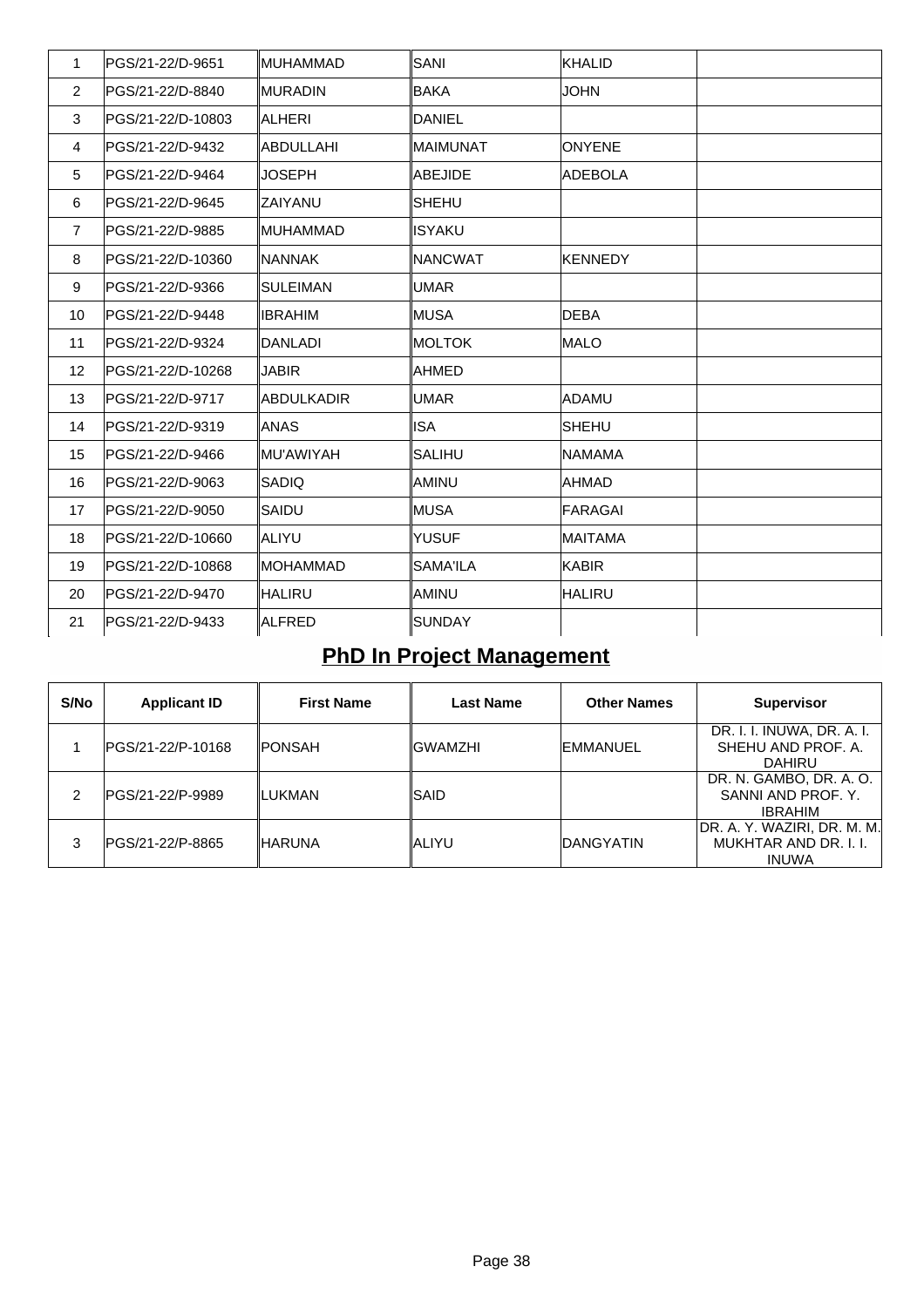| | | | | | |
|---|---|---|---|---|---|
| 1 | PGS/21-22/D-9651 | MUHAMMAD | SANI | KHALID | |
| 2 | PGS/21-22/D-8840 | MURADIN | BAKA | JOHN | |
| 3 | PGS/21-22/D-10803 | ALHERI | DANIEL | | |
| 4 | PGS/21-22/D-9432 | ABDULLAHI | MAIMUNAT | ONYENE | |
| 5 | PGS/21-22/D-9464 | JOSEPH | ABEJIDE | ADEBOLA | |
| 6 | PGS/21-22/D-9645 | ZAIYANU | SHEHU | | |
| 7 | PGS/21-22/D-9885 | MUHAMMAD | ISYAKU | | |
| 8 | PGS/21-22/D-10360 | NANNAK | NANCWAT | KENNEDY | |
| 9 | PGS/21-22/D-9366 | SULEIMAN | UMAR | | |
| 10 | PGS/21-22/D-9448 | IBRAHIM | MUSA | DEBA | |
| 11 | PGS/21-22/D-9324 | DANLADI | MOLTOK | MALO | |
| 12 | PGS/21-22/D-10268 | JABIR | AHMED | | |
| 13 | PGS/21-22/D-9717 | ABDULKADIR | UMAR | ADAMU | |
| 14 | PGS/21-22/D-9319 | ANAS | ISA | SHEHU | |
| 15 | PGS/21-22/D-9466 | MU'AWIYAH | SALIHU | NAMAMA | |
| 16 | PGS/21-22/D-9063 | SADIQ | AMINU | AHMAD | |
| 17 | PGS/21-22/D-9050 | SAIDU | MUSA | FARAGAI | |
| 18 | PGS/21-22/D-10660 | ALIYU | YUSUF | MAITAMA | |
| 19 | PGS/21-22/D-10868 | MOHAMMAD | SAMA'ILA | KABIR | |
| 20 | PGS/21-22/D-9470 | HALIRU | AMINU | HALIRU | |
| 21 | PGS/21-22/D-9433 | ALFRED | SUNDAY | | |

## PhD In Project Management

| S/No | Applicant ID | First Name | Last Name | Other Names | Supervisor |
|---|---|---|---|---|---|
| 1 | PGS/21-22/P-10168 | PONSAH | GWAMZHI | EMMANUEL | DR. I. I. INUWA, DR. A. I. SHEHU AND PROF. A. DAHIRU |
| 2 | PGS/21-22/P-9989 | LUKMAN | SAID | | DR. N. GAMBO, DR. A. O. SANNI AND PROF. Y. IBRAHIM |
| 3 | PGS/21-22/P-8865 | HARUNA | ALIYU | DANGYATIN | DR. A. Y. WAZIRI, DR. M. M. MUKHTAR AND DR. I. I. INUWA |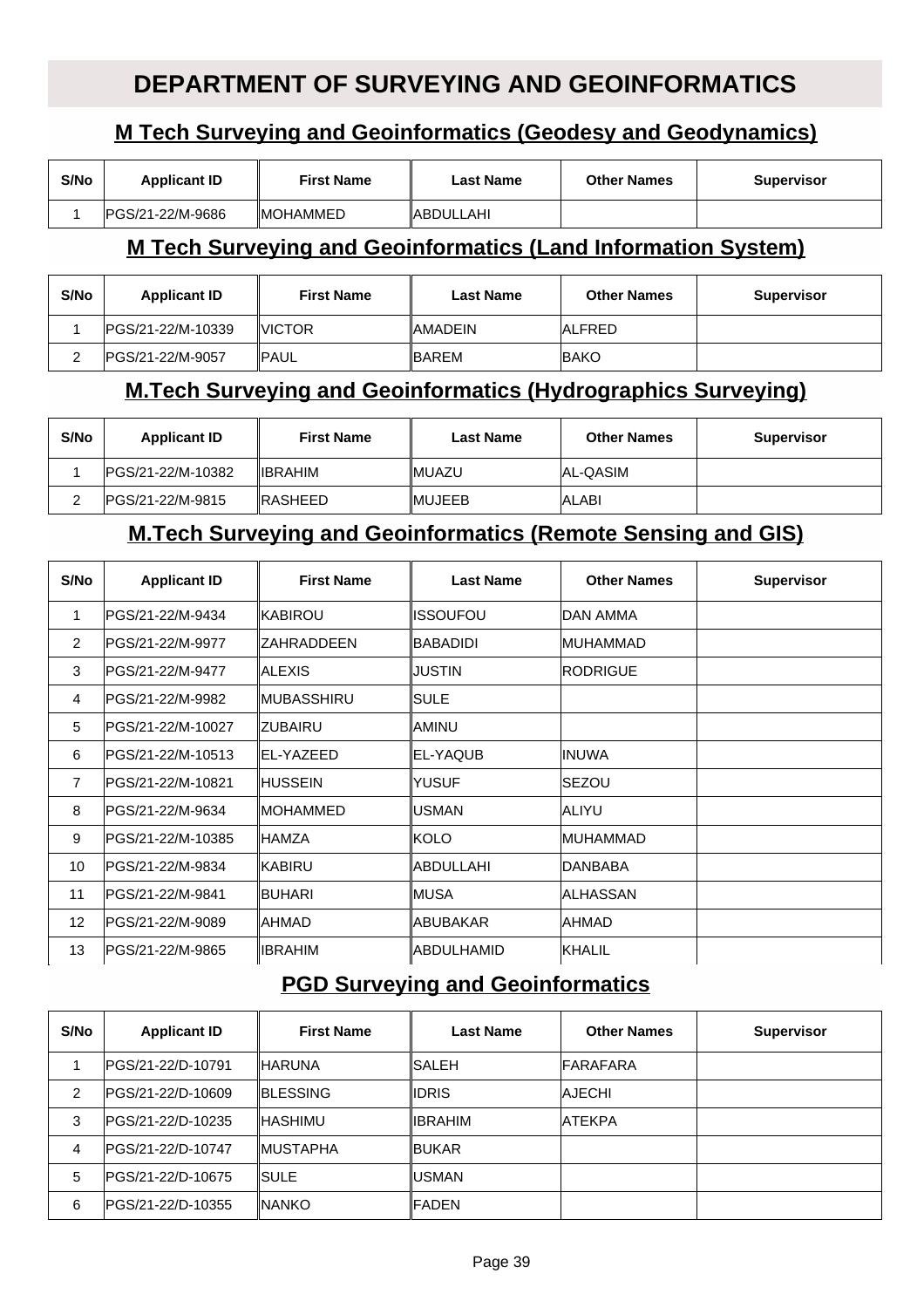# DEPARTMENT OF SURVEYING AND GEOINFORMATICS

## M Tech Surveying and Geoinformatics (Geodesy and Geodynamics)

| S/No | Applicant ID | First Name | Last Name | Other Names | Supervisor |
|---|---|---|---|---|---|
| 1 | PGS/21-22/M-9686 | MOHAMMED | ABDULLAHI | | |

## M Tech Surveying and Geoinformatics (Land Information System)

| S/No | Applicant ID | First Name | Last Name | Other Names | Supervisor |
|---|---|---|---|---|---|
| 1 | PGS/21-22/M-10339 | VICTOR | AMADEIN | ALFRED | |
| 2 | PGS/21-22/M-9057 | PAUL | BAREM | BAKO | |

## M.Tech Surveying and Geoinformatics (Hydrographics Surveying)

| S/No | Applicant ID | First Name | Last Name | Other Names | Supervisor |
|---|---|---|---|---|---|
| 1 | PGS/21-22/M-10382 | IBRAHIM | MUAZU | AL-QASIM | |
| 2 | PGS/21-22/M-9815 | RASHEED | MUJEEB | ALABI | |

## M.Tech Surveying and Geoinformatics (Remote Sensing and GIS)

| S/No | Applicant ID | First Name | Last Name | Other Names | Supervisor |
|---|---|---|---|---|---|
| 1 | PGS/21-22/M-9434 | KABIROU | ISSOUFOU | DAN AMMA | |
| 2 | PGS/21-22/M-9977 | ZAHRADDEEN | BABADIDI | MUHAMMAD | |
| 3 | PGS/21-22/M-9477 | ALEXIS | JUSTIN | RODRIGUE | |
| 4 | PGS/21-22/M-9982 | MUBASSHIRU | SULE | | |
| 5 | PGS/21-22/M-10027 | ZUBAIRU | AMINU | | |
| 6 | PGS/21-22/M-10513 | EL-YAZEED | EL-YAQUB | INUWA | |
| 7 | PGS/21-22/M-10821 | HUSSEIN | YUSUF | SEZOU | |
| 8 | PGS/21-22/M-9634 | MOHAMMED | USMAN | ALIYU | |
| 9 | PGS/21-22/M-10385 | HAMZA | KOLO | MUHAMMAD | |
| 10 | PGS/21-22/M-9834 | KABIRU | ABDULLAHI | DANBABA | |
| 11 | PGS/21-22/M-9841 | BUHARI | MUSA | ALHASSAN | |
| 12 | PGS/21-22/M-9089 | AHMAD | ABUBAKAR | AHMAD | |
| 13 | PGS/21-22/M-9865 | IBRAHIM | ABDULHAMID | KHALIL | |

## PGD Surveying and Geoinformatics

| S/No | Applicant ID | First Name | Last Name | Other Names | Supervisor |
|---|---|---|---|---|---|
| 1 | PGS/21-22/D-10791 | HARUNA | SALEH | FARAFARA | |
| 2 | PGS/21-22/D-10609 | BLESSING | IDRIS | AJECHI | |
| 3 | PGS/21-22/D-10235 | HASHIMU | IBRAHIM | ATEKPA | |
| 4 | PGS/21-22/D-10747 | MUSTAPHA | BUKAR | | |
| 5 | PGS/21-22/D-10675 | SULE | USMAN | | |
| 6 | PGS/21-22/D-10355 | NANKO | FADEN | | |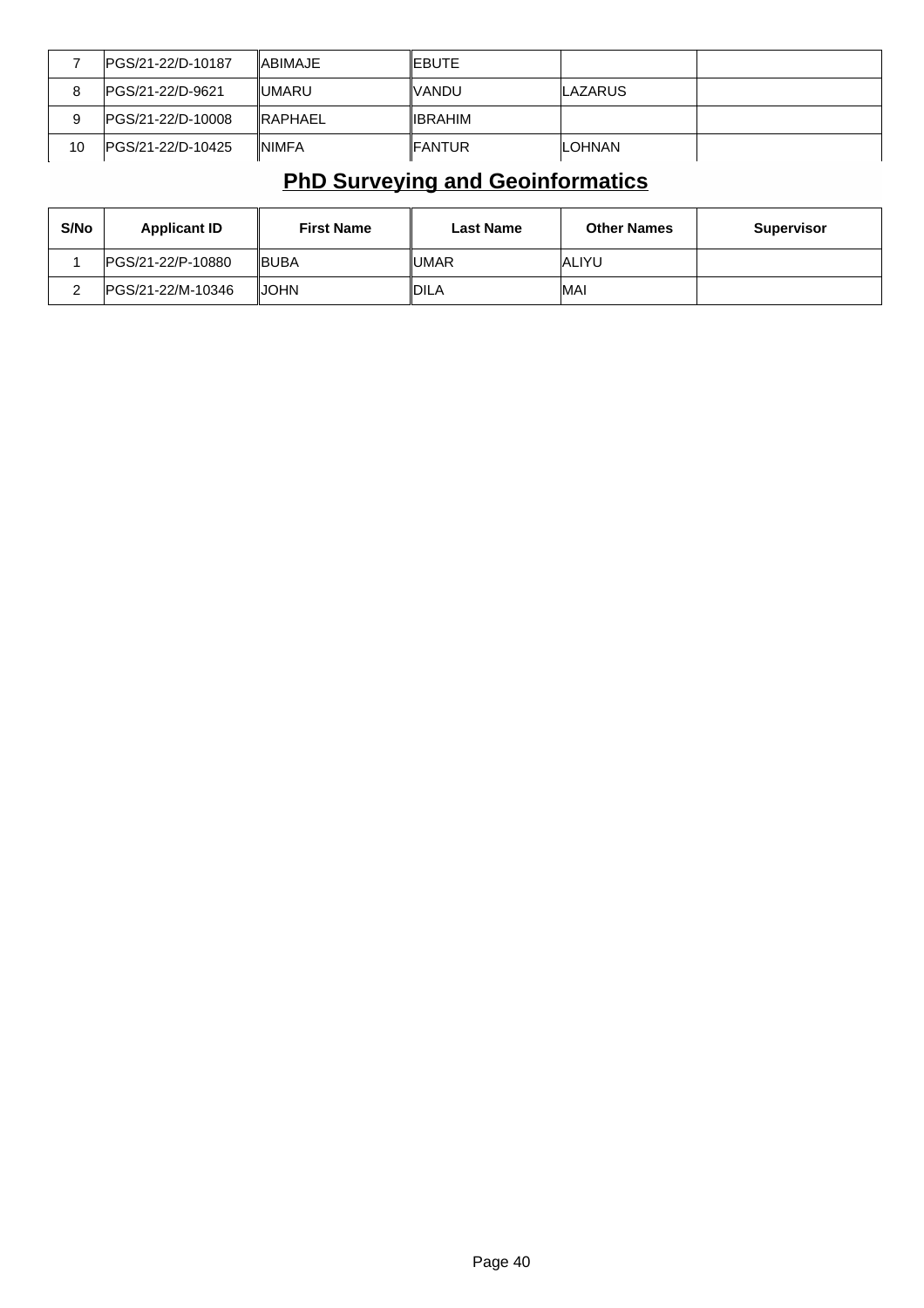| 7 | PGS/21-22/D-10187 | ABIMAJE | EBUTE | | |
|---|---|---|---|---|---|
| 8 | PGS/21-22/D-9621 | UMARU | VANDU | LAZARUS | |
| 9 | PGS/21-22/D-10008 | RAPHAEL | IBRAHIM | | |
| 10 | PGS/21-22/D-10425 | NIMFA | FANTUR | LOHNAN | |

## PhD Surveying and Geoinformatics

| S/No | Applicant ID | First Name | Last Name | Other Names | Supervisor |
|---|---|---|---|---|---|
| 1 | PGS/21-22/P-10880 | BUBA | UMAR | ALIYU | |
| 2 | PGS/21-22/M-10346 | JOHN | DILA | MAI | |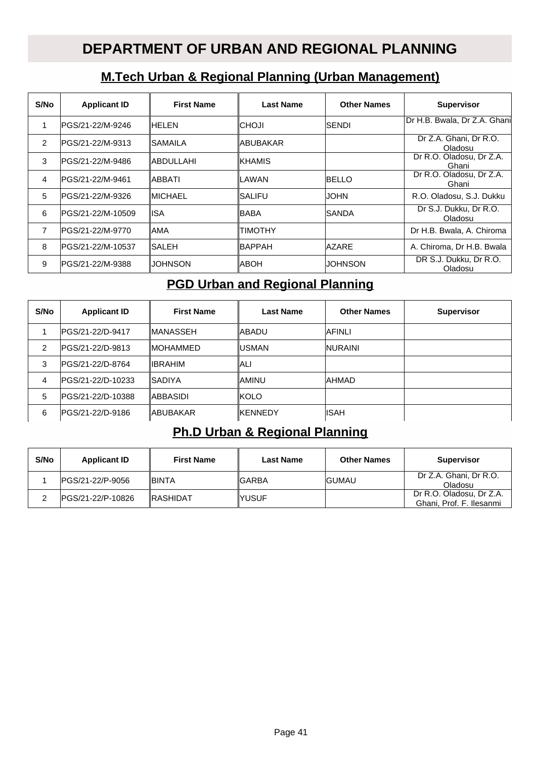# DEPARTMENT OF URBAN AND REGIONAL PLANNING

## M.Tech Urban & Regional Planning (Urban Management)

| S/No | Applicant ID | First Name | Last Name | Other Names | Supervisor |
|---|---|---|---|---|---|
| 1 | PGS/21-22/M-9246 | HELEN | CHOJI | SENDI | Dr H.B. Bwala, Dr Z.A. Ghani |
| 2 | PGS/21-22/M-9313 | SAMAILA | ABUBAKAR | | Dr Z.A. Ghani, Dr R.O. Oladosu |
| 3 | PGS/21-22/M-9486 | ABDULLAHI | KHAMIS | | Dr R.O. Oladosu, Dr Z.A. Ghani |
| 4 | PGS/21-22/M-9461 | ABBATI | LAWAN | BELLO | Dr R.O. Oladosu, Dr Z.A. Ghani |
| 5 | PGS/21-22/M-9326 | MICHAEL | SALIFU | JOHN | R.O. Oladosu, S.J. Dukku |
| 6 | PGS/21-22/M-10509 | ISA | BABA | SANDA | Dr S.J. Dukku, Dr R.O. Oladosu |
| 7 | PGS/21-22/M-9770 | AMA | TIMOTHY | | Dr H.B. Bwala, A. Chiroma |
| 8 | PGS/21-22/M-10537 | SALEH | BAPPAH | AZARE | A. Chiroma, Dr H.B. Bwala |
| 9 | PGS/21-22/M-9388 | JOHNSON | ABOH | JOHNSON | DR S.J. Dukku, Dr R.O. Oladosu |

## PGD Urban and Regional Planning

| S/No | Applicant ID | First Name | Last Name | Other Names | Supervisor |
|---|---|---|---|---|---|
| 1 | PGS/21-22/D-9417 | MANASSEH | ABADU | AFINLI | |
| 2 | PGS/21-22/D-9813 | MOHAMMED | USMAN | NURAINI | |
| 3 | PGS/21-22/D-8764 | IBRAHIM | ALI | | |
| 4 | PGS/21-22/D-10233 | SADIYA | AMINU | AHMAD | |
| 5 | PGS/21-22/D-10388 | ABBASIDI | KOLO | | |
| 6 | PGS/21-22/D-9186 | ABUBAKAR | KENNEDY | ISAH | |

## Ph.D Urban & Regional Planning

| S/No | Applicant ID | First Name | Last Name | Other Names | Supervisor |
|---|---|---|---|---|---|
| 1 | PGS/21-22/P-9056 | BINTA | GARBA | GUMAU | Dr Z.A. Ghani, Dr R.O. Oladosu |
| 2 | PGS/21-22/P-10826 | RASHIDAT | YUSUF | | Dr R.O. Oladosu, Dr Z.A. Ghani, Prof. F. Ilesanmi |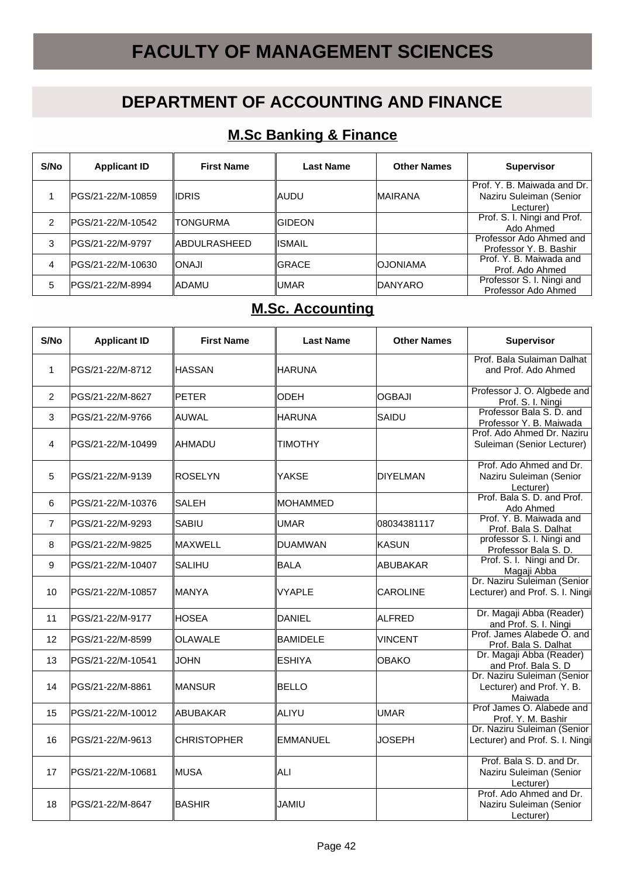# FACULTY OF MANAGEMENT SCIENCES

## DEPARTMENT OF ACCOUNTING AND FINANCE

### M.Sc Banking & Finance

| S/No | Applicant ID | First Name | Last Name | Other Names | Supervisor |
|---|---|---|---|---|---|
| 1 | PGS/21-22/M-10859 | IDRIS | AUDU | MAIRANA | Prof. Y. B. Maiwada and Dr. Naziru Suleiman (Senior Lecturer) |
| 2 | PGS/21-22/M-10542 | TONGURMA | GIDEON | | Prof. S. I. Ningi and Prof. Ado Ahmed |
| 3 | PGS/21-22/M-9797 | ABDULRASHEED | ISMAIL | | Professor Ado Ahmed and Professor Y. B. Bashir |
| 4 | PGS/21-22/M-10630 | ONAJI | GRACE | OJONIAMA | Prof. Y. B. Maiwada and Prof. Ado Ahmed |
| 5 | PGS/21-22/M-8994 | ADAMU | UMAR | DANYARO | Professor S. I. Ningi and Professor Ado Ahmed |

### M.Sc. Accounting

| S/No | Applicant ID | First Name | Last Name | Other Names | Supervisor |
|---|---|---|---|---|---|
| 1 | PGS/21-22/M-8712 | HASSAN | HARUNA | | Prof. Bala Sulaiman Dalhat and Prof. Ado Ahmed |
| 2 | PGS/21-22/M-8627 | PETER | ODEH | OGBAJI | Professor J. O. Algbede and Prof. S. I. Ningi |
| 3 | PGS/21-22/M-9766 | AUWAL | HARUNA | SAIDU | Professor Bala S. D. and Professor Y. B. Maiwada |
| 4 | PGS/21-22/M-10499 | AHMADU | TIMOTHY | | Prof. Ado Ahmed Dr. Naziru Suleiman (Senior Lecturer) |
| 5 | PGS/21-22/M-9139 | ROSELYN | YAKSE | DIYELMAN | Prof. Ado Ahmed and Dr. Naziru Suleiman (Senior Lecturer) |
| 6 | PGS/21-22/M-10376 | SALEH | MOHAMMED | | Prof. Bala S. D. and Prof. Ado Ahmed |
| 7 | PGS/21-22/M-9293 | SABIU | UMAR | 08034381117 | Prof. Y. B. Maiwada and Prof. Bala S. Dalhat |
| 8 | PGS/21-22/M-9825 | MAXWELL | DUAMWAN | KASUN | professor S. I. Ningi and Professor Bala S. D. |
| 9 | PGS/21-22/M-10407 | SALIHU | BALA | ABUBAKAR | Prof. S. I. Ningi and Dr. Magaji Abba |
| 10 | PGS/21-22/M-10857 | MANYA | VYAPLE | CAROLINE | Dr. Naziru Suleiman (Senior Lecturer) and Prof. S. I. Ningi |
| 11 | PGS/21-22/M-9177 | HOSEA | DANIEL | ALFRED | Dr. Magaji Abba (Reader) and Prof. S. I. Ningi |
| 12 | PGS/21-22/M-8599 | OLAWALE | BAMIDELE | VINCENT | Prof. James Alabede O. and Prof. Bala S. Dalhat |
| 13 | PGS/21-22/M-10541 | JOHN | ESHIYA | OBAKO | Dr. Magaji Abba (Reader) and Prof. Bala S. D |
| 14 | PGS/21-22/M-8861 | MANSUR | BELLO | | Dr. Naziru Suleiman (Senior Lecturer) and Prof. Y. B. Maiwada |
| 15 | PGS/21-22/M-10012 | ABUBAKAR | ALIYU | UMAR | Prof James O. Alabede and Prof. Y. M. Bashir |
| 16 | PGS/21-22/M-9613 | CHRISTOPHER | EMMANUEL | JOSEPH | Dr. Naziru Suleiman (Senior Lecturer) and Prof. S. I. Ningi |
| 17 | PGS/21-22/M-10681 | MUSA | ALI | | Prof. Bala S. D. and Dr. Naziru Suleiman (Senior Lecturer) |
| 18 | PGS/21-22/M-8647 | BASHIR | JAMIU | | Prof. Ado Ahmed and Dr. Naziru Suleiman (Senior Lecturer) |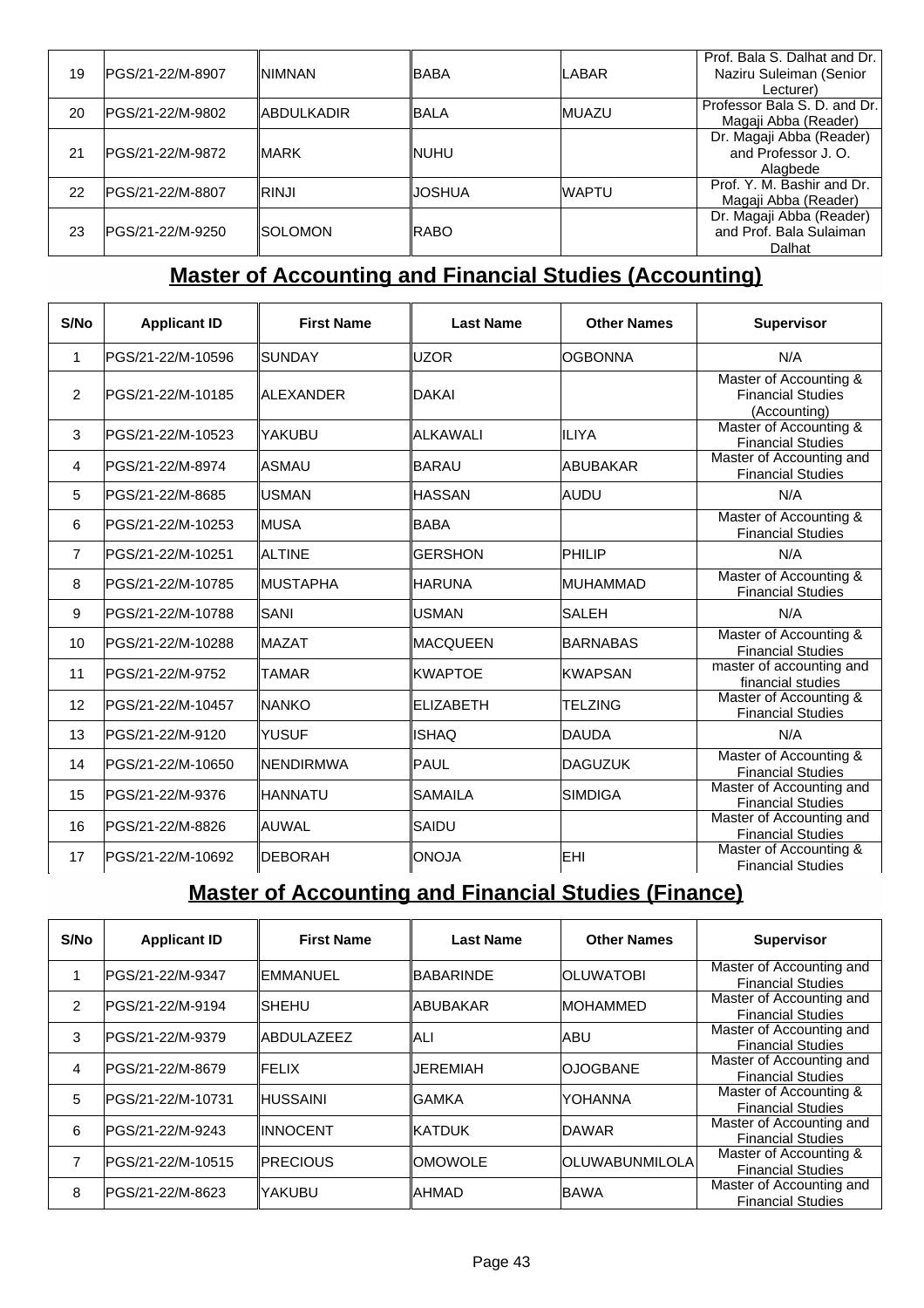| 19 | PGS/21-22/M-8907 | NIMNAN | BABA | LABAR | Prof. Bala S. Dalhat and Dr. Naziru Suleiman (Senior Lecturer) |
|---|---|---|---|---|---|
| 20 | PGS/21-22/M-9802 | ABDULKADIR | BALA | MUAZU | Professor Bala S. D. and Dr. Magaji Abba (Reader) |
| 21 | PGS/21-22/M-9872 | MARK | NUHU | | Dr. Magaji Abba (Reader) and Professor J. O. Alagbede |
| 22 | PGS/21-22/M-8807 | RINJI | JOSHUA | WAPTU | Prof. Y. M. Bashir and Dr. Magaji Abba (Reader) |
| 23 | PGS/21-22/M-9250 | SOLOMON | RABO | | Dr. Magaji Abba (Reader) and Prof. Bala Sulaiman Dalhat |

## Master of Accounting and Financial Studies (Accounting)

| S/No | Applicant ID | First Name | Last Name | Other Names | Supervisor |
|---|---|---|---|---|---|
| 1 | PGS/21-22/M-10596 | SUNDAY | UZOR | OGBONNA | N/A |
| 2 | PGS/21-22/M-10185 | ALEXANDER | DAKAI | | Master of Accounting & Financial Studies (Accounting) |
| 3 | PGS/21-22/M-10523 | YAKUBU | ALKAWALI | ILIYA | Master of Accounting & Financial Studies |
| 4 | PGS/21-22/M-8974 | ASMAU | BARAU | ABUBAKAR | Master of Accounting and Financial Studies |
| 5 | PGS/21-22/M-8685 | USMAN | HASSAN | AUDU | N/A |
| 6 | PGS/21-22/M-10253 | MUSA | BABA | | Master of Accounting & Financial Studies |
| 7 | PGS/21-22/M-10251 | ALTINE | GERSHON | PHILIP | N/A |
| 8 | PGS/21-22/M-10785 | MUSTAPHA | HARUNA | MUHAMMAD | Master of Accounting & Financial Studies |
| 9 | PGS/21-22/M-10788 | SANI | USMAN | SALEH | N/A |
| 10 | PGS/21-22/M-10288 | MAZAT | MACQUEEN | BARNABAS | Master of Accounting & Financial Studies |
| 11 | PGS/21-22/M-9752 | TAMAR | KWAPTOE | KWAPSAN | master of accounting and financial studies |
| 12 | PGS/21-22/M-10457 | NANKO | ELIZABETH | TELZING | Master of Accounting & Financial Studies |
| 13 | PGS/21-22/M-9120 | YUSUF | ISHAQ | DAUDA | N/A |
| 14 | PGS/21-22/M-10650 | NENDIRMWA | PAUL | DAGUZUK | Master of Accounting & Financial Studies |
| 15 | PGS/21-22/M-9376 | HANNATU | SAMAILA | SIMDIGA | Master of Accounting and Financial Studies |
| 16 | PGS/21-22/M-8826 | AUWAL | SAIDU | | Master of Accounting and Financial Studies |
| 17 | PGS/21-22/M-10692 | DEBORAH | ONOJA | EHI | Master of Accounting & Financial Studies |

## Master of Accounting and Financial Studies (Finance)

| S/No | Applicant ID | First Name | Last Name | Other Names | Supervisor |
|---|---|---|---|---|---|
| 1 | PGS/21-22/M-9347 | EMMANUEL | BABARINDE | OLUWATOBI | Master of Accounting and Financial Studies |
| 2 | PGS/21-22/M-9194 | SHEHU | ABUBAKAR | MOHAMMED | Master of Accounting and Financial Studies |
| 3 | PGS/21-22/M-9379 | ABDULAZEEZ | ALI | ABU | Master of Accounting and Financial Studies |
| 4 | PGS/21-22/M-8679 | FELIX | JEREMIAH | OJOGBANE | Master of Accounting and Financial Studies |
| 5 | PGS/21-22/M-10731 | HUSSAINI | GAMKA | YOHANNA | Master of Accounting & Financial Studies |
| 6 | PGS/21-22/M-9243 | INNOCENT | KATDUK | DAWAR | Master of Accounting and Financial Studies |
| 7 | PGS/21-22/M-10515 | PRECIOUS | OMOWOLE | OLUWABUNMILOLA | Master of Accounting & Financial Studies |
| 8 | PGS/21-22/M-8623 | YAKUBU | AHMAD | BAWA | Master of Accounting and Financial Studies |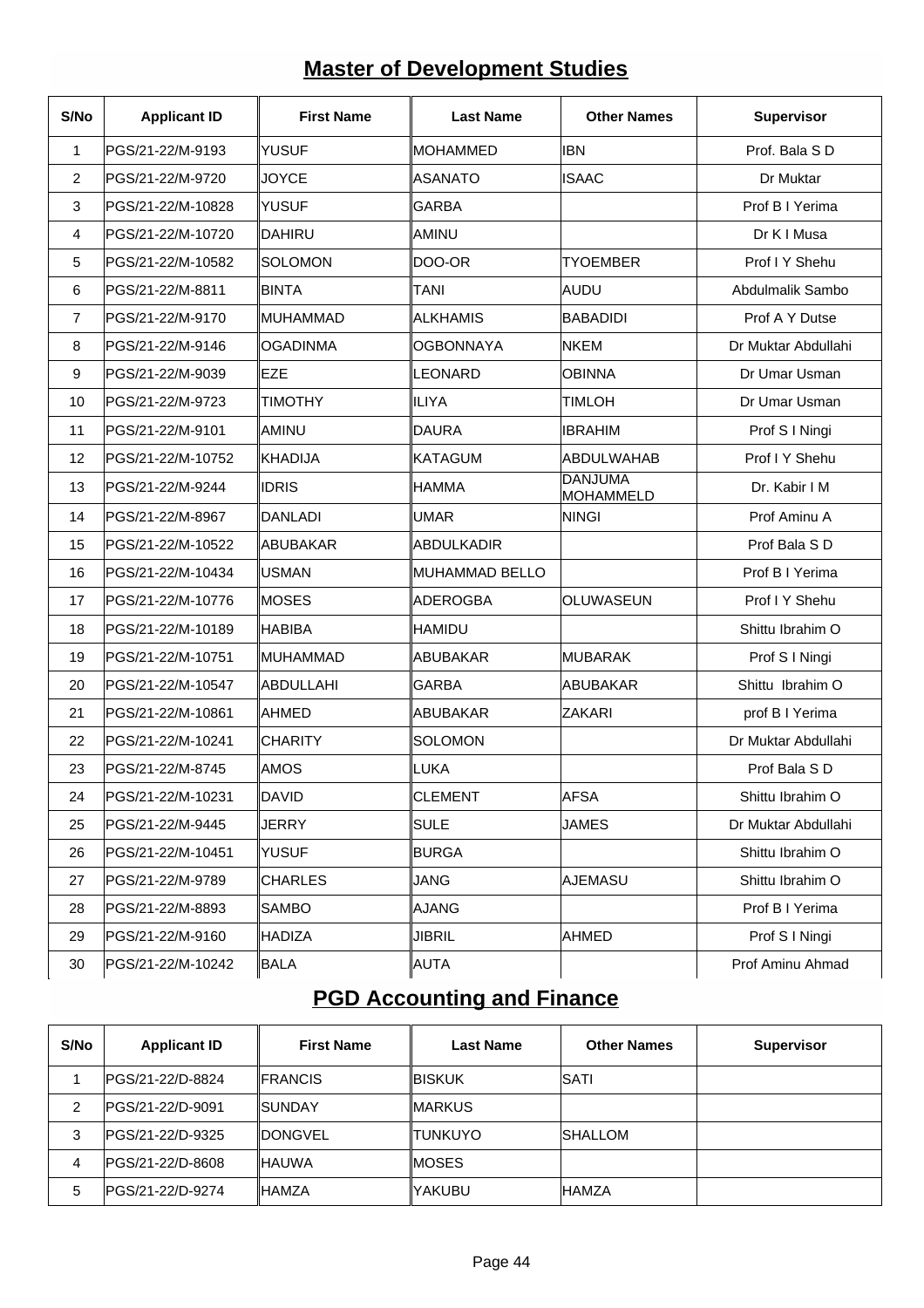## Master of Development Studies

| S/No | Applicant ID | First Name | Last Name | Other Names | Supervisor |
|---|---|---|---|---|---|
| 1 | PGS/21-22/M-9193 | YUSUF | MOHAMMED | IBN | Prof. Bala S D |
| 2 | PGS/21-22/M-9720 | JOYCE | ASANATO | ISAAC | Dr Muktar |
| 3 | PGS/21-22/M-10828 | YUSUF | GARBA | | Prof B I Yerima |
| 4 | PGS/21-22/M-10720 | DAHIRU | AMINU | | Dr K I Musa |
| 5 | PGS/21-22/M-10582 | SOLOMON | DOO-OR | TYOEMBER | Prof I Y Shehu |
| 6 | PGS/21-22/M-8811 | BINTA | TANI | AUDU | Abdulmalik Sambo |
| 7 | PGS/21-22/M-9170 | MUHAMMAD | ALKHAMIS | BABADIDI | Prof A Y Dutse |
| 8 | PGS/21-22/M-9146 | OGADINMA | OGBONNAYA | NKEM | Dr Muktar Abdullahi |
| 9 | PGS/21-22/M-9039 | EZE | LEONARD | OBINNA | Dr Umar Usman |
| 10 | PGS/21-22/M-9723 | TIMOTHY | ILIYA | TIMLOH | Dr Umar Usman |
| 11 | PGS/21-22/M-9101 | AMINU | DAURA | IBRAHIM | Prof S I Ningi |
| 12 | PGS/21-22/M-10752 | KHADIJA | KATAGUM | ABDULWAHAB | Prof I Y Shehu |
| 13 | PGS/21-22/M-9244 | IDRIS | HAMMA | DANJUMA MOHAMMELD | Dr. Kabir I M |
| 14 | PGS/21-22/M-8967 | DANLADI | UMAR | NINGI | Prof Aminu A |
| 15 | PGS/21-22/M-10522 | ABUBAKAR | ABDULKADIR | | Prof Bala S D |
| 16 | PGS/21-22/M-10434 | USMAN | MUHAMMAD BELLO | | Prof B I Yerima |
| 17 | PGS/21-22/M-10776 | MOSES | ADEROGBA | OLUWASEUN | Prof I Y Shehu |
| 18 | PGS/21-22/M-10189 | HABIBA | HAMIDU | | Shittu Ibrahim O |
| 19 | PGS/21-22/M-10751 | MUHAMMAD | ABUBAKAR | MUBARAK | Prof S I Ningi |
| 20 | PGS/21-22/M-10547 | ABDULLAHI | GARBA | ABUBAKAR | Shittu Ibrahim O |
| 21 | PGS/21-22/M-10861 | AHMED | ABUBAKAR | ZAKARI | prof B I Yerima |
| 22 | PGS/21-22/M-10241 | CHARITY | SOLOMON | | Dr Muktar Abdullahi |
| 23 | PGS/21-22/M-8745 | AMOS | LUKA | | Prof Bala S D |
| 24 | PGS/21-22/M-10231 | DAVID | CLEMENT | AFSA | Shittu Ibrahim O |
| 25 | PGS/21-22/M-9445 | JERRY | SULE | JAMES | Dr Muktar Abdullahi |
| 26 | PGS/21-22/M-10451 | YUSUF | BURGA | | Shittu Ibrahim O |
| 27 | PGS/21-22/M-9789 | CHARLES | JANG | AJEMASU | Shittu Ibrahim O |
| 28 | PGS/21-22/M-8893 | SAMBO | AJANG | | Prof B I Yerima |
| 29 | PGS/21-22/M-9160 | HADIZA | JIBRIL | AHMED | Prof S I Ningi |
| 30 | PGS/21-22/M-10242 | BALA | AUTA | | Prof Aminu Ahmad |

## PGD Accounting and Finance

| S/No | Applicant ID | First Name | Last Name | Other Names | Supervisor |
|---|---|---|---|---|---|
| 1 | PGS/21-22/D-8824 | FRANCIS | BISKUK | SATI | |
| 2 | PGS/21-22/D-9091 | SUNDAY | MARKUS | | |
| 3 | PGS/21-22/D-9325 | DONGVEL | TUNKUYO | SHALLOM | |
| 4 | PGS/21-22/D-8608 | HAUWA | MOSES | | |
| 5 | PGS/21-22/D-9274 | HAMZA | YAKUBU | HAMZA | |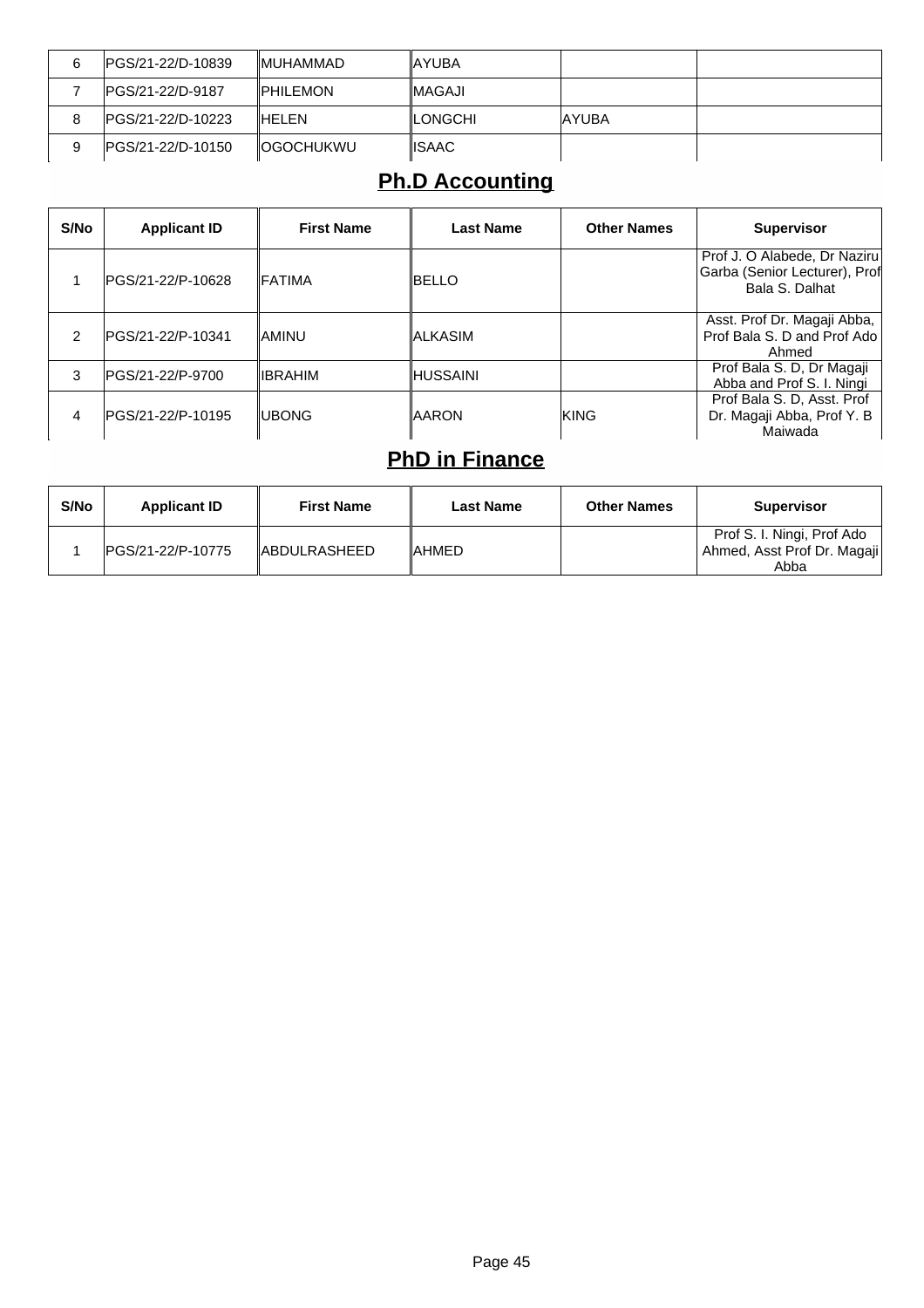| | | | | | |
|---|---|---|---|---|---|
| 6 | PGS/21-22/D-10839 | MUHAMMAD | AYUBA | | |
| 7 | PGS/21-22/D-9187 | PHILEMON | MAGAJI | | |
| 8 | PGS/21-22/D-10223 | HELEN | LONGCHI | AYUBA | |
| 9 | PGS/21-22/D-10150 | OGOCHUKWU | ISAAC | | |

## Ph.D Accounting

| S/No | Applicant ID | First Name | Last Name | Other Names | Supervisor |
|---|---|---|---|---|---|
| 1 | PGS/21-22/P-10628 | FATIMA | BELLO | | Prof J. O Alabede, Dr Naziru Garba (Senior Lecturer), Prof Bala S. Dalhat |
| 2 | PGS/21-22/P-10341 | AMINU | ALKASIM | | Asst. Prof Dr. Magaji Abba, Prof Bala S. D and Prof Ado Ahmed |
| 3 | PGS/21-22/P-9700 | IBRAHIM | HUSSAINI | | Prof Bala S. D, Dr Magaji Abba and Prof S. I. Ningi |
| 4 | PGS/21-22/P-10195 | UBONG | AARON | KING | Prof Bala S. D, Asst. Prof Dr. Magaji Abba, Prof Y. B Maiwada |

## PhD in Finance

| S/No | Applicant ID | First Name | Last Name | Other Names | Supervisor |
|---|---|---|---|---|---|
| 1 | PGS/21-22/P-10775 | ABDULRASHEED | AHMED | | Prof S. I. Ningi, Prof Ado Ahmed, Asst Prof Dr. Magaji Abba |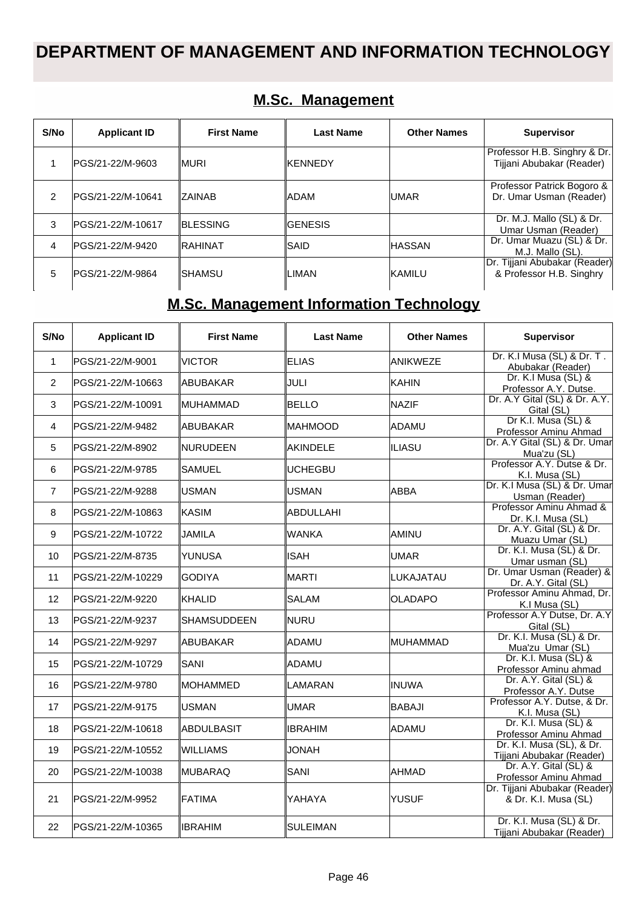# DEPARTMENT OF MANAGEMENT AND INFORMATION TECHNOLOGY

## M.Sc. Management

| S/No | Applicant ID | First Name | Last Name | Other Names | Supervisor |
|---|---|---|---|---|---|
| 1 | PGS/21-22/M-9603 | MURI | KENNEDY | | Professor H.B. Singhry & Dr. Tijjani Abubakar (Reader) |
| 2 | PGS/21-22/M-10641 | ZAINAB | ADAM | UMAR | Professor Patrick Bogoro & Dr. Umar Usman (Reader) |
| 3 | PGS/21-22/M-10617 | BLESSING | GENESIS | | Dr. M.J. Mallo (SL) & Dr. Umar Usman (Reader) |
| 4 | PGS/21-22/M-9420 | RAHINAT | SAID | HASSAN | Dr. Umar Muazu (SL) & Dr. M.J. Mallo (SL). |
| 5 | PGS/21-22/M-9864 | SHAMSU | LIMAN | KAMILU | Dr. Tijjani Abubakar (Reader) & Professor H.B. Singhry |

## M.Sc. Management Information Technology

| S/No | Applicant ID | First Name | Last Name | Other Names | Supervisor |
|---|---|---|---|---|---|
| 1 | PGS/21-22/M-9001 | VICTOR | ELIAS | ANIKWEZE | Dr. K.I Musa (SL) & Dr. T . Abubakar (Reader) |
| 2 | PGS/21-22/M-10663 | ABUBAKAR | JULI | KAHIN | Dr. K.I Musa (SL) & Professor A.Y. Dutse. |
| 3 | PGS/21-22/M-10091 | MUHAMMAD | BELLO | NAZIF | Dr. A.Y Gital (SL) & Dr. A.Y. Gital (SL) |
| 4 | PGS/21-22/M-9482 | ABUBAKAR | MAHMOOD | ADAMU | Dr K.I. Musa (SL) & Professor Aminu Ahmad |
| 5 | PGS/21-22/M-8902 | NURUDEEN | AKINDELE | ILIASU | Dr. A.Y Gital (SL) & Dr. Umar Mua'zu (SL) |
| 6 | PGS/21-22/M-9785 | SAMUEL | UCHEGBU | | Professor A.Y. Dutse & Dr. K.I. Musa (SL) |
| 7 | PGS/21-22/M-9288 | USMAN | USMAN | ABBA | Dr. K.I Musa (SL) & Dr. Umar Usman (Reader) |
| 8 | PGS/21-22/M-10863 | KASIM | ABDULLAHI | | Professor Aminu Ahmad & Dr. K.I. Musa (SL) |
| 9 | PGS/21-22/M-10722 | JAMILA | WANKA | AMINU | Dr. A.Y. Gital (SL) & Dr. Muazu Umar (SL) |
| 10 | PGS/21-22/M-8735 | YUNUSA | ISAH | UMAR | Dr. K.I. Musa (SL) & Dr. Umar usman (SL) |
| 11 | PGS/21-22/M-10229 | GODIYA | MARTI | LUKAJATAU | Dr. Umar Usman (Reader) & Dr. A.Y. Gital (SL) |
| 12 | PGS/21-22/M-9220 | KHALID | SALAM | OLADAPO | Professor Aminu Ahmad, Dr. K.I Musa (SL) |
| 13 | PGS/21-22/M-9237 | SHAMSUDDEEN | NURU | | Professor A.Y Dutse, Dr. A.Y Gital (SL) |
| 14 | PGS/21-22/M-9297 | ABUBAKAR | ADAMU | MUHAMMAD | Dr. K.I. Musa (SL) & Dr. Mua'zu Umar (SL) |
| 15 | PGS/21-22/M-10729 | SANI | ADAMU | | Dr. K.I. Musa (SL) & Professor Aminu ahmad |
| 16 | PGS/21-22/M-9780 | MOHAMMED | LAMARAN | INUWA | Dr. A.Y. Gital (SL) & Professor A.Y. Dutse |
| 17 | PGS/21-22/M-9175 | USMAN | UMAR | BABAJI | Professor A.Y. Dutse, & Dr. K.I. Musa (SL) |
| 18 | PGS/21-22/M-10618 | ABDULBASIT | IBRAHIM | ADAMU | Dr. K.I. Musa (SL) & Professor Aminu Ahmad |
| 19 | PGS/21-22/M-10552 | WILLIAMS | JONAH | | Dr. K.I. Musa (SL), & Dr. Tijjani Abubakar (Reader) |
| 20 | PGS/21-22/M-10038 | MUBARAQ | SANI | AHMAD | Dr. A.Y. Gital (SL) & Professor Aminu Ahmad |
| 21 | PGS/21-22/M-9952 | FATIMA | YAHAYA | YUSUF | Dr. Tijjani Abubakar (Reader) & Dr. K.I. Musa (SL) |
| 22 | PGS/21-22/M-10365 | IBRAHIM | SULEIMAN | | Dr. K.I. Musa (SL) & Dr. Tijjani Abubakar (Reader) |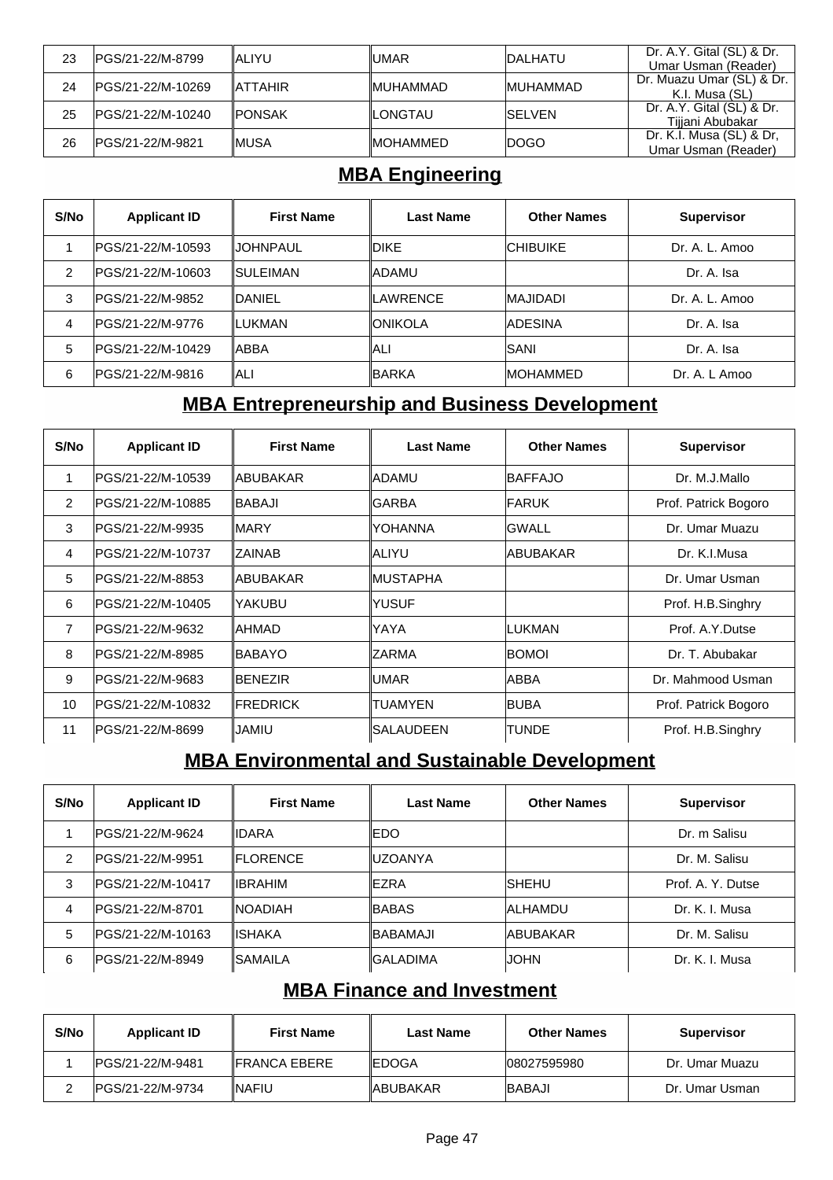| 23 | PGS/21-22/M-8799 | ALIYU | UMAR | DALHATU | Dr. A.Y. Gital (SL) & Dr. Umar Usman (Reader) |
|---|---|---|---|---|---|
| 24 | PGS/21-22/M-10269 | ATTAHIR | MUHAMMAD | MUHAMMAD | Dr. Muazu Umar (SL) & Dr. K.I. Musa (SL) |
| 25 | PGS/21-22/M-10240 | PONSAK | LONGTAU | SELVEN | Dr. A.Y. Gital (SL) & Dr. Tijjani Abubakar |
| 26 | PGS/21-22/M-9821 | MUSA | MOHAMMED | DOGO | Dr. K.I. Musa (SL) & Dr, Umar Usman (Reader) |

## MBA Engineering

| S/No | Applicant ID | First Name | Last Name | Other Names | Supervisor |
|---|---|---|---|---|---|
| 1 | PGS/21-22/M-10593 | JOHNPAUL | DIKE | CHIBUIKE | Dr. A. L. Amoo |
| 2 | PGS/21-22/M-10603 | SULEIMAN | ADAMU | | Dr. A. Isa |
| 3 | PGS/21-22/M-9852 | DANIEL | LAWRENCE | MAJIDADI | Dr. A. L. Amoo |
| 4 | PGS/21-22/M-9776 | LUKMAN | ONIKOLA | ADESINA | Dr. A. Isa |
| 5 | PGS/21-22/M-10429 | ABBA | ALI | SANI | Dr. A. Isa |
| 6 | PGS/21-22/M-9816 | ALI | BARKA | MOHAMMED | Dr. A. L Amoo |

## MBA Entrepreneurship and Business Development

| S/No | Applicant ID | First Name | Last Name | Other Names | Supervisor |
|---|---|---|---|---|---|
| 1 | PGS/21-22/M-10539 | ABUBAKAR | ADAMU | BAFFAJO | Dr. M.J.Mallo |
| 2 | PGS/21-22/M-10885 | BABAJI | GARBA | FARUK | Prof. Patrick Bogoro |
| 3 | PGS/21-22/M-9935 | MARY | YOHANNA | GWALL | Dr. Umar Muazu |
| 4 | PGS/21-22/M-10737 | ZAINAB | ALIYU | ABUBAKAR | Dr. K.I.Musa |
| 5 | PGS/21-22/M-8853 | ABUBAKAR | MUSTAPHA | | Dr. Umar Usman |
| 6 | PGS/21-22/M-10405 | YAKUBU | YUSUF | | Prof. H.B.Singhry |
| 7 | PGS/21-22/M-9632 | AHMAD | YAYA | LUKMAN | Prof. A.Y.Dutse |
| 8 | PGS/21-22/M-8985 | BABAYO | ZARMA | BOMOI | Dr. T. Abubakar |
| 9 | PGS/21-22/M-9683 | BENEZIR | UMAR | ABBA | Dr. Mahmood Usman |
| 10 | PGS/21-22/M-10832 | FREDRICK | TUAMYEN | BUBA | Prof. Patrick Bogoro |
| 11 | PGS/21-22/M-8699 | JAMIU | SALAUDEEN | TUNDE | Prof. H.B.Singhry |

## MBA Environmental and Sustainable Development

| S/No | Applicant ID | First Name | Last Name | Other Names | Supervisor |
|---|---|---|---|---|---|
| 1 | PGS/21-22/M-9624 | IDARA | EDO | | Dr. m Salisu |
| 2 | PGS/21-22/M-9951 | FLORENCE | UZOANYA | | Dr. M. Salisu |
| 3 | PGS/21-22/M-10417 | IBRAHIM | EZRA | SHEHU | Prof. A. Y. Dutse |
| 4 | PGS/21-22/M-8701 | NOADIAH | BABAS | ALHAMDU | Dr. K. I. Musa |
| 5 | PGS/21-22/M-10163 | ISHAKA | BABAMAJI | ABUBAKAR | Dr. M. Salisu |
| 6 | PGS/21-22/M-8949 | SAMAILA | GALADIMA | JOHN | Dr. K. I. Musa |

## MBA Finance and Investment

| S/No | Applicant ID | First Name | Last Name | Other Names | Supervisor |
|---|---|---|---|---|---|
| 1 | PGS/21-22/M-9481 | FRANCA EBERE | EDOGA | 08027595980 | Dr. Umar Muazu |
| 2 | PGS/21-22/M-9734 | NAFIU | ABUBAKAR | BABAJI | Dr. Umar Usman |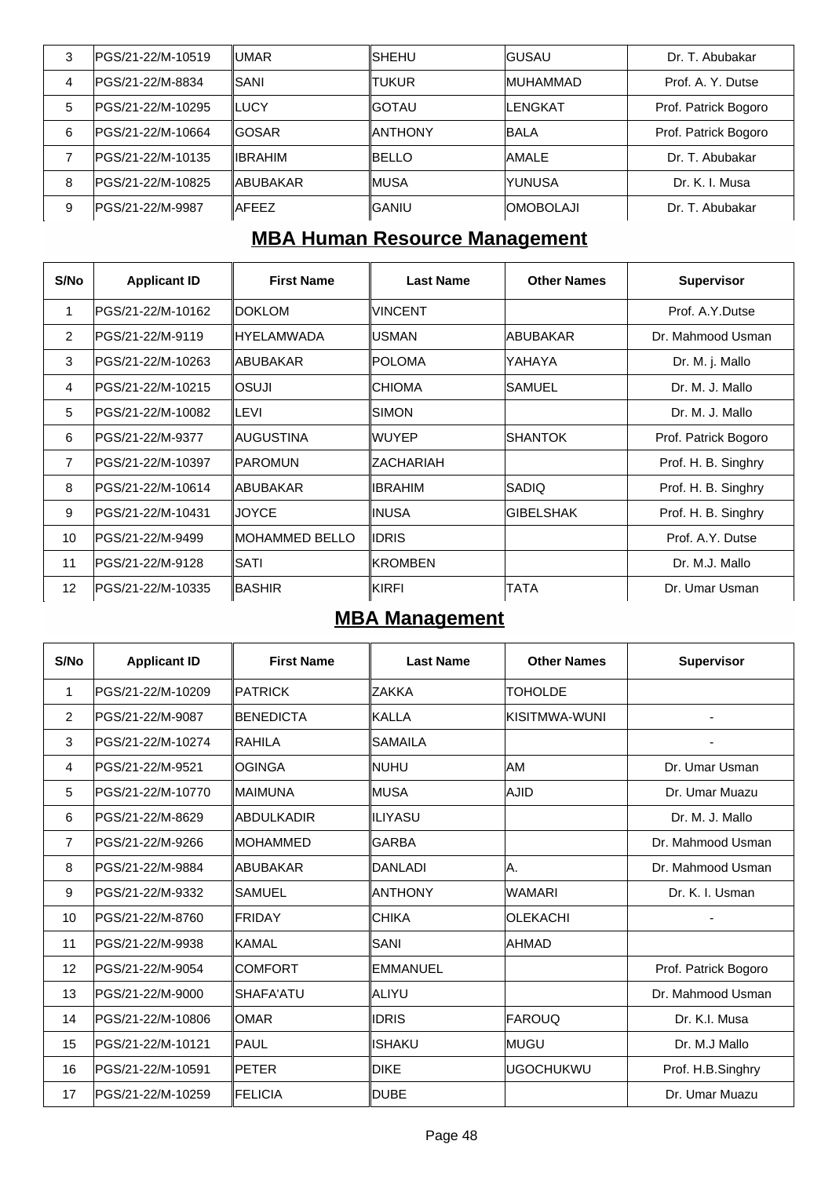| 3 | PGS/21-22/M-10519 | UMAR | SHEHU | GUSAU | Dr. T. Abubakar |
|---|---|---|---|---|---|
| 4 | PGS/21-22/M-8834 | SANI | TUKUR | MUHAMMAD | Prof. A. Y. Dutse |
| 5 | PGS/21-22/M-10295 | LUCY | GOTAU | LENGKAT | Prof. Patrick Bogoro |
| 6 | PGS/21-22/M-10664 | GOSAR | ANTHONY | BALA | Prof. Patrick Bogoro |
| 7 | PGS/21-22/M-10135 | IBRAHIM | BELLO | AMALE | Dr. T. Abubakar |
| 8 | PGS/21-22/M-10825 | ABUBAKAR | MUSA | YUNUSA | Dr. K. I. Musa |
| 9 | PGS/21-22/M-9987 | AFEEZ | GANIU | OMOBOLAJI | Dr. T. Abubakar |

## MBA Human Resource Management

| S/No | Applicant ID | First Name | Last Name | Other Names | Supervisor |
|---|---|---|---|---|---|
| 1 | PGS/21-22/M-10162 | DOKLOM | VINCENT | | Prof. A.Y.Dutse |
| 2 | PGS/21-22/M-9119 | HYELAMWADA | USMAN | ABUBAKAR | Dr. Mahmood Usman |
| 3 | PGS/21-22/M-10263 | ABUBAKAR | POLOMA | YAHAYA | Dr. M. j. Mallo |
| 4 | PGS/21-22/M-10215 | OSUJI | CHIOMA | SAMUEL | Dr. M. J. Mallo |
| 5 | PGS/21-22/M-10082 | LEVI | SIMON | | Dr. M. J. Mallo |
| 6 | PGS/21-22/M-9377 | AUGUSTINA | WUYEP | SHANTOK | Prof. Patrick Bogoro |
| 7 | PGS/21-22/M-10397 | PAROMUN | ZACHARIAH | | Prof. H. B. Singhry |
| 8 | PGS/21-22/M-10614 | ABUBAKAR | IBRAHIM | SADIQ | Prof. H. B. Singhry |
| 9 | PGS/21-22/M-10431 | JOYCE | INUSA | GIBELSHAK | Prof. H. B. Singhry |
| 10 | PGS/21-22/M-9499 | MOHAMMED BELLO | IDRIS | | Prof. A.Y. Dutse |
| 11 | PGS/21-22/M-9128 | SATI | KROMBEN | | Dr. M.J. Mallo |
| 12 | PGS/21-22/M-10335 | BASHIR | KIRFI | TATA | Dr. Umar Usman |

## MBA Management

| S/No | Applicant ID | First Name | Last Name | Other Names | Supervisor |
|---|---|---|---|---|---|
| 1 | PGS/21-22/M-10209 | PATRICK | ZAKKA | TOHOLDE | |
| 2 | PGS/21-22/M-9087 | BENEDICTA | KALLA | KISITMWA-WUNI | - |
| 3 | PGS/21-22/M-10274 | RAHILA | SAMAILA | | - |
| 4 | PGS/21-22/M-9521 | OGINGA | NUHU | AM | Dr. Umar Usman |
| 5 | PGS/21-22/M-10770 | MAIMUNA | MUSA | AJID | Dr. Umar Muazu |
| 6 | PGS/21-22/M-8629 | ABDULKADIR | ILIYASU | | Dr. M. J. Mallo |
| 7 | PGS/21-22/M-9266 | MOHAMMED | GARBA | | Dr. Mahmood Usman |
| 8 | PGS/21-22/M-9884 | ABUBAKAR | DANLADI | A. | Dr. Mahmood Usman |
| 9 | PGS/21-22/M-9332 | SAMUEL | ANTHONY | WAMARI | Dr. K. I. Usman |
| 10 | PGS/21-22/M-8760 | FRIDAY | CHIKA | OLEKACHI | - |
| 11 | PGS/21-22/M-9938 | KAMAL | SANI | AHMAD | |
| 12 | PGS/21-22/M-9054 | COMFORT | EMMANUEL | | Prof. Patrick Bogoro |
| 13 | PGS/21-22/M-9000 | SHAFA'ATU | ALIYU | | Dr. Mahmood Usman |
| 14 | PGS/21-22/M-10806 | OMAR | IDRIS | FAROUQ | Dr. K.I. Musa |
| 15 | PGS/21-22/M-10121 | PAUL | ISHAKU | MUGU | Dr. M.J Mallo |
| 16 | PGS/21-22/M-10591 | PETER | DIKE | UGOCHUKWU | Prof. H.B.Singhry |
| 17 | PGS/21-22/M-10259 | FELICIA | DUBE | | Dr. Umar Muazu |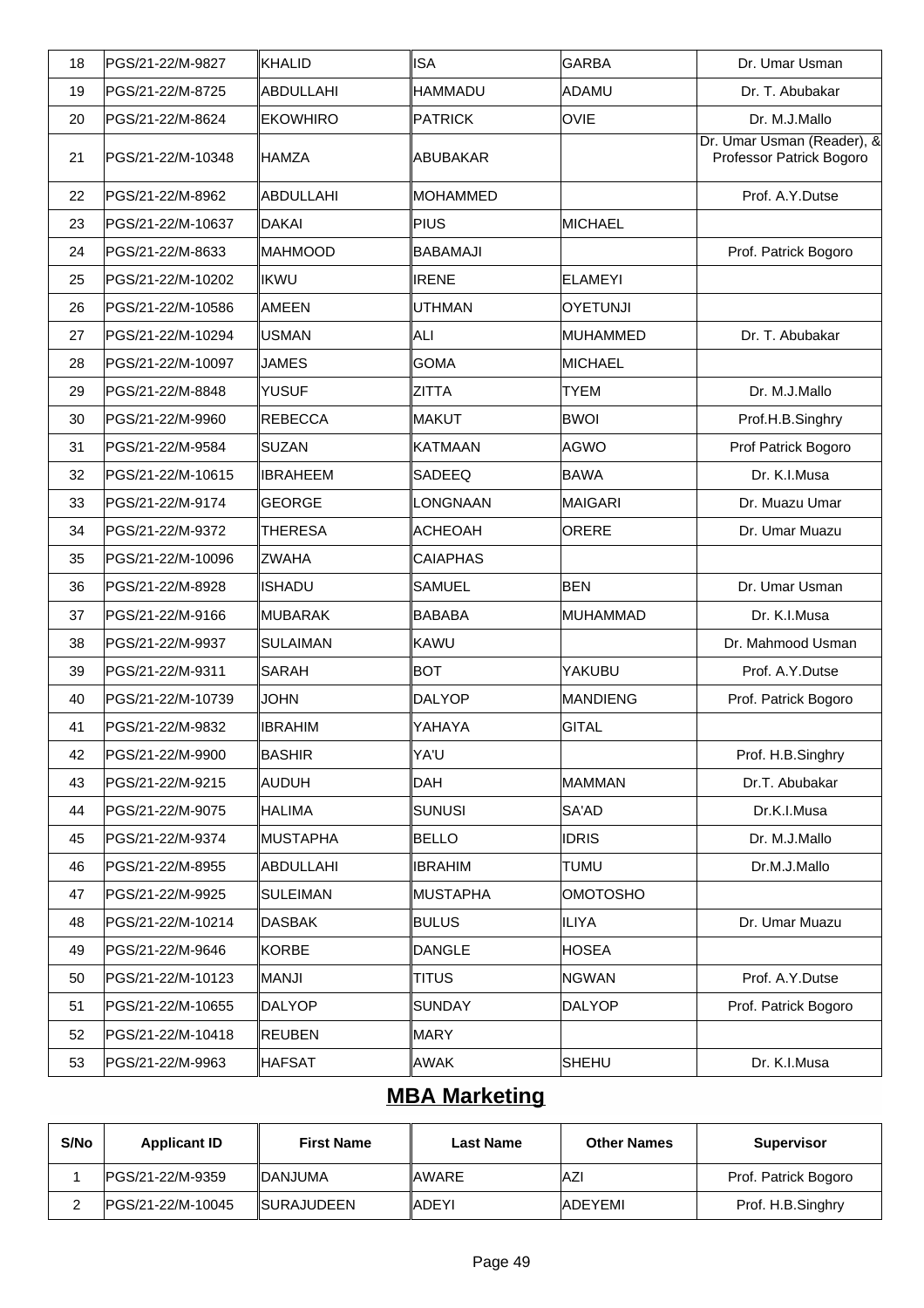| 18 | PGS/21-22/M-9827 | KHALID | ISA | GARBA | Dr. Umar Usman |
|---|---|---|---|---|---|
| 19 | PGS/21-22/M-8725 | ABDULLAHI | HAMMADU | ADAMU | Dr. T. Abubakar |
| 20 | PGS/21-22/M-8624 | EKOWHIRO | PATRICK | OVIE | Dr. M.J.Mallo |
| 21 | PGS/21-22/M-10348 | HAMZA | ABUBAKAR | | Dr. Umar Usman (Reader), & Professor Patrick Bogoro |
| 22 | PGS/21-22/M-8962 | ABDULLAHI | MOHAMMED | | Prof. A.Y.Dutse |
| 23 | PGS/21-22/M-10637 | DAKAI | PIUS | MICHAEL | |
| 24 | PGS/21-22/M-8633 | MAHMOOD | BABAMAJI | | Prof. Patrick Bogoro |
| 25 | PGS/21-22/M-10202 | IKWU | IRENE | ELAMEYI | |
| 26 | PGS/21-22/M-10586 | AMEEN | UTHMAN | OYETUNJI | |
| 27 | PGS/21-22/M-10294 | USMAN | ALI | MUHAMMED | Dr. T. Abubakar |
| 28 | PGS/21-22/M-10097 | JAMES | GOMA | MICHAEL | |
| 29 | PGS/21-22/M-8848 | YUSUF | ZITTA | TYEM | Dr. M.J.Mallo |
| 30 | PGS/21-22/M-9960 | REBECCA | MAKUT | BWOI | Prof.H.B.Singhry |
| 31 | PGS/21-22/M-9584 | SUZAN | KATMAAN | AGWO | Prof Patrick Bogoro |
| 32 | PGS/21-22/M-10615 | IBRAHEEM | SADEEQ | BAWA | Dr. K.I.Musa |
| 33 | PGS/21-22/M-9174 | GEORGE | LONGNAAN | MAIGARI | Dr. Muazu Umar |
| 34 | PGS/21-22/M-9372 | THERESA | ACHEOAH | ORERE | Dr. Umar Muazu |
| 35 | PGS/21-22/M-10096 | ZWAHA | CAIAPHAS | | |
| 36 | PGS/21-22/M-8928 | ISHADU | SAMUEL | BEN | Dr. Umar Usman |
| 37 | PGS/21-22/M-9166 | MUBARAK | BABABA | MUHAMMAD | Dr. K.I.Musa |
| 38 | PGS/21-22/M-9937 | SULAIMAN | KAWU | | Dr. Mahmood Usman |
| 39 | PGS/21-22/M-9311 | SARAH | BOT | YAKUBU | Prof. A.Y.Dutse |
| 40 | PGS/21-22/M-10739 | JOHN | DALYOP | MANDIENG | Prof. Patrick Bogoro |
| 41 | PGS/21-22/M-9832 | IBRAHIM | YAHAYA | GITAL | |
| 42 | PGS/21-22/M-9900 | BASHIR | YA'U | | Prof. H.B.Singhry |
| 43 | PGS/21-22/M-9215 | AUDUH | DAH | MAMMAN | Dr.T. Abubakar |
| 44 | PGS/21-22/M-9075 | HALIMA | SUNUSI | SA'AD | Dr.K.I.Musa |
| 45 | PGS/21-22/M-9374 | MUSTAPHA | BELLO | IDRIS | Dr. M.J.Mallo |
| 46 | PGS/21-22/M-8955 | ABDULLAHI | IBRAHIM | TUMU | Dr.M.J.Mallo |
| 47 | PGS/21-22/M-9925 | SULEIMAN | MUSTAPHA | OMOTOSHO | |
| 48 | PGS/21-22/M-10214 | DASBAK | BULUS | ILIYA | Dr. Umar Muazu |
| 49 | PGS/21-22/M-9646 | KORBE | DANGLE | HOSEA | |
| 50 | PGS/21-22/M-10123 | MANJI | TITUS | NGWAN | Prof. A.Y.Dutse |
| 51 | PGS/21-22/M-10655 | DALYOP | SUNDAY | DALYOP | Prof. Patrick Bogoro |
| 52 | PGS/21-22/M-10418 | REUBEN | MARY | | |
| 53 | PGS/21-22/M-9963 | HAFSAT | AWAK | SHEHU | Dr. K.I.Musa |

## MBA Marketing

| S/No | Applicant ID | First Name | Last Name | Other Names | Supervisor |
|---|---|---|---|---|---|
| 1 | PGS/21-22/M-9359 | DANJUMA | AWARE | AZI | Prof. Patrick Bogoro |
| 2 | PGS/21-22/M-10045 | SURAJUDEEN | ADEYI | ADEYEMI | Prof. H.B.Singhry |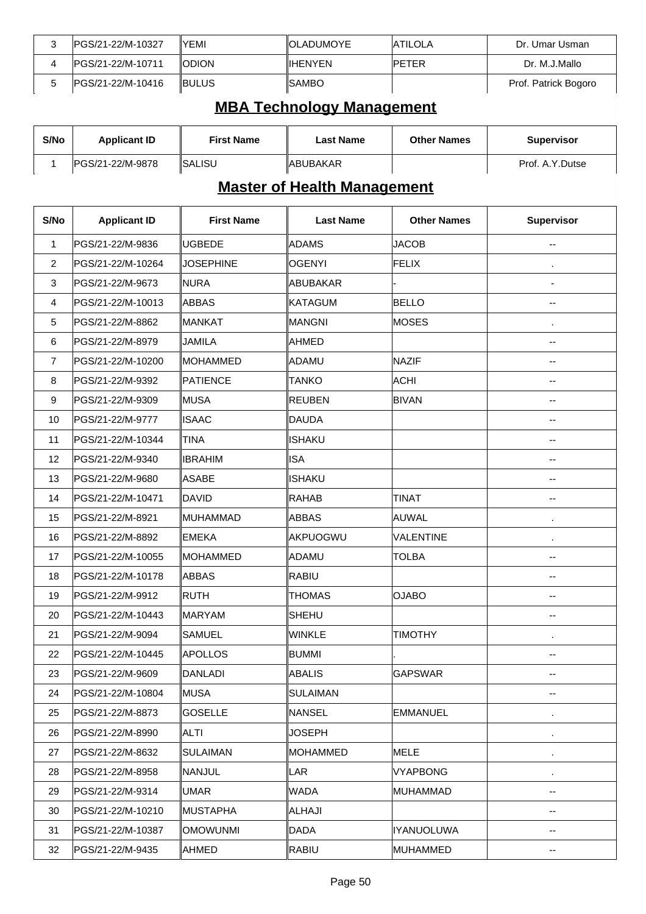| 3 | PGS/21-22/M-10327 | YEMI | OLADUMOYE | ATILOLA | Dr. Umar Usman |
|---|---|---|---|---|---|
| 4 | PGS/21-22/M-10711 | ODION | IHENYEN | PETER | Dr. M.J.Mallo |
| 5 | PGS/21-22/M-10416 | BULUS | SAMBO | | Prof. Patrick Bogoro |

## MBA Technology Management

| S/No | Applicant ID | First Name | Last Name | Other Names | Supervisor |
|---|---|---|---|---|---|
| 1 | PGS/21-22/M-9878 | SALISU | ABUBAKAR | | Prof. A.Y.Dutse |

## Master of Health Management

| S/No | Applicant ID | First Name | Last Name | Other Names | Supervisor |
|---|---|---|---|---|---|
| 1 | PGS/21-22/M-9836 | UGBEDE | ADAMS | JACOB | -- |
| 2 | PGS/21-22/M-10264 | JOSEPHINE | OGENYI | FELIX | . |
| 3 | PGS/21-22/M-9673 | NURA | ABUBAKAR | - | - |
| 4 | PGS/21-22/M-10013 | ABBAS | KATAGUM | BELLO | -- |
| 5 | PGS/21-22/M-8862 | MANKAT | MANGNI | MOSES | . |
| 6 | PGS/21-22/M-8979 | JAMILA | AHMED | | -- |
| 7 | PGS/21-22/M-10200 | MOHAMMED | ADAMU | NAZIF | -- |
| 8 | PGS/21-22/M-9392 | PATIENCE | TANKO | ACHI | -- |
| 9 | PGS/21-22/M-9309 | MUSA | REUBEN | BIVAN | -- |
| 10 | PGS/21-22/M-9777 | ISAAC | DAUDA | | -- |
| 11 | PGS/21-22/M-10344 | TINA | ISHAKU | | -- |
| 12 | PGS/21-22/M-9340 | IBRAHIM | ISA | | -- |
| 13 | PGS/21-22/M-9680 | ASABE | ISHAKU | | -- |
| 14 | PGS/21-22/M-10471 | DAVID | RAHAB | TINAT | -- |
| 15 | PGS/21-22/M-8921 | MUHAMMAD | ABBAS | AUWAL | . |
| 16 | PGS/21-22/M-8892 | EMEKA | AKPUOGWU | VALENTINE | . |
| 17 | PGS/21-22/M-10055 | MOHAMMED | ADAMU | TOLBA | -- |
| 18 | PGS/21-22/M-10178 | ABBAS | RABIU | | -- |
| 19 | PGS/21-22/M-9912 | RUTH | THOMAS | OJABO | -- |
| 20 | PGS/21-22/M-10443 | MARYAM | SHEHU | | -- |
| 21 | PGS/21-22/M-9094 | SAMUEL | WINKLE | TIMOTHY | . |
| 22 | PGS/21-22/M-10445 | APOLLOS | BUMMI | . | -- |
| 23 | PGS/21-22/M-9609 | DANLADI | ABALIS | GAPSWAR | -- |
| 24 | PGS/21-22/M-10804 | MUSA | SULAIMAN | | -- |
| 25 | PGS/21-22/M-8873 | GOSELLE | NANSEL | EMMANUEL | . |
| 26 | PGS/21-22/M-8990 | ALTI | JOSEPH | | . |
| 27 | PGS/21-22/M-8632 | SULAIMAN | MOHAMMED | MELE | . |
| 28 | PGS/21-22/M-8958 | NANJUL | LAR | VYAPBONG | . |
| 29 | PGS/21-22/M-9314 | UMAR | WADA | MUHAMMAD | -- |
| 30 | PGS/21-22/M-10210 | MUSTAPHA | ALHAJI | | -- |
| 31 | PGS/21-22/M-10387 | OMOWUNMI | DADA | IYANUOLUWA | -- |
| 32 | PGS/21-22/M-9435 | AHMED | RABIU | MUHAMMED | -- |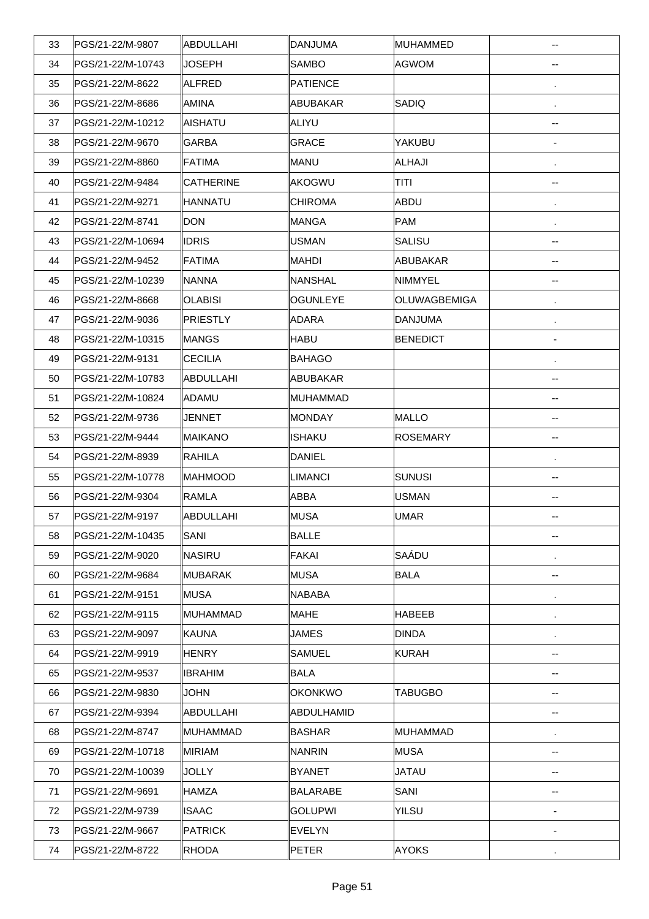| 33 | PGS/21-22/M-9807 | ABDULLAHI | DANJUMA | MUHAMMED | -- |
|---|---|---|---|---|---|
| 34 | PGS/21-22/M-10743 | JOSEPH | SAMBO | AGWOM | -- |
| 35 | PGS/21-22/M-8622 | ALFRED | PATIENCE | | . |
| 36 | PGS/21-22/M-8686 | AMINA | ABUBAKAR | SADIQ | . |
| 37 | PGS/21-22/M-10212 | AISHATU | ALIYU | | -- |
| 38 | PGS/21-22/M-9670 | GARBA | GRACE | YAKUBU | - |
| 39 | PGS/21-22/M-8860 | FATIMA | MANU | ALHAJI | . |
| 40 | PGS/21-22/M-9484 | CATHERINE | AKOGWU | TITI | -- |
| 41 | PGS/21-22/M-9271 | HANNATU | CHIROMA | ABDU | . |
| 42 | PGS/21-22/M-8741 | DON | MANGA | PAM | . |
| 43 | PGS/21-22/M-10694 | IDRIS | USMAN | SALISU | -- |
| 44 | PGS/21-22/M-9452 | FATIMA | MAHDI | ABUBAKAR | -- |
| 45 | PGS/21-22/M-10239 | NANNA | NANSHAL | NIMMYEL | -- |
| 46 | PGS/21-22/M-8668 | OLABISI | OGUNLEYE | OLUWAGBEMIGA | . |
| 47 | PGS/21-22/M-9036 | PRIESTLY | ADARA | DANJUMA | . |
| 48 | PGS/21-22/M-10315 | MANGS | HABU | BENEDICT | - |
| 49 | PGS/21-22/M-9131 | CECILIA | BAHAGO | | . |
| 50 | PGS/21-22/M-10783 | ABDULLAHI | ABUBAKAR | | -- |
| 51 | PGS/21-22/M-10824 | ADAMU | MUHAMMAD | | -- |
| 52 | PGS/21-22/M-9736 | JENNET | MONDAY | MALLO | -- |
| 53 | PGS/21-22/M-9444 | MAIKANO | ISHAKU | ROSEMARY | -- |
| 54 | PGS/21-22/M-8939 | RAHILA | DANIEL | | . |
| 55 | PGS/21-22/M-10778 | MAHMOOD | LIMANCI | SUNUSI | -- |
| 56 | PGS/21-22/M-9304 | RAMLA | ABBA | USMAN | -- |
| 57 | PGS/21-22/M-9197 | ABDULLAHI | MUSA | UMAR | -- |
| 58 | PGS/21-22/M-10435 | SANI | BALLE | | -- |
| 59 | PGS/21-22/M-9020 | NASIRU | FAKAI | SAÁDU | . |
| 60 | PGS/21-22/M-9684 | MUBARAK | MUSA | BALA | -- |
| 61 | PGS/21-22/M-9151 | MUSA | NABABA | | . |
| 62 | PGS/21-22/M-9115 | MUHAMMAD | MAHE | HABEEB | . |
| 63 | PGS/21-22/M-9097 | KAUNA | JAMES | DINDA | . |
| 64 | PGS/21-22/M-9919 | HENRY | SAMUEL | KURAH | -- |
| 65 | PGS/21-22/M-9537 | IBRAHIM | BALA | | -- |
| 66 | PGS/21-22/M-9830 | JOHN | OKONKWO | TABUGBO | -- |
| 67 | PGS/21-22/M-9394 | ABDULLAHI | ABDULHAMID | | -- |
| 68 | PGS/21-22/M-8747 | MUHAMMAD | BASHAR | MUHAMMAD | . |
| 69 | PGS/21-22/M-10718 | MIRIAM | NANRIN | MUSA | -- |
| 70 | PGS/21-22/M-10039 | JOLLY | BYANET | JATAU | -- |
| 71 | PGS/21-22/M-9691 | HAMZA | BALARABE | SANI | -- |
| 72 | PGS/21-22/M-9739 | ISAAC | GOLUPWI | YILSU | - |
| 73 | PGS/21-22/M-9667 | PATRICK | EVELYN | | - |
| 74 | PGS/21-22/M-8722 | RHODA | PETER | AYOKS | . |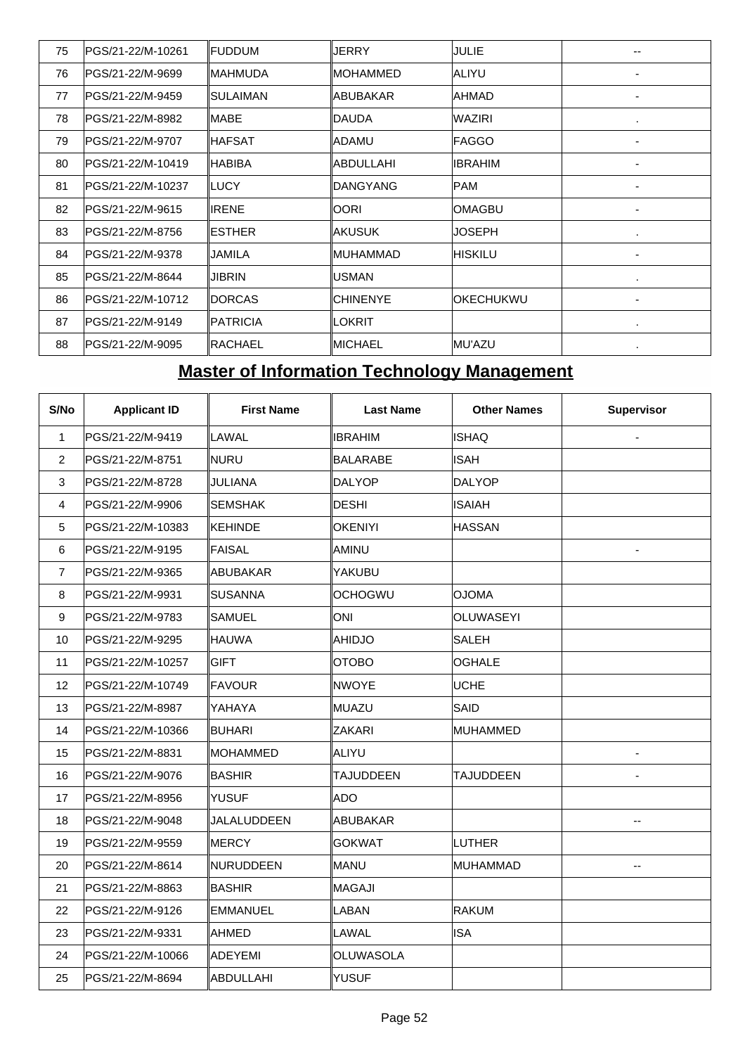| 75 | PGS/21-22/M-10261 | FUDDUM | JERRY | JULIE | -- |
|---|---|---|---|---|---|
| 76 | PGS/21-22/M-9699 | MAHMUDA | MOHAMMED | ALIYU | - |
| 77 | PGS/21-22/M-9459 | SULAIMAN | ABUBAKAR | AHMAD | - |
| 78 | PGS/21-22/M-8982 | MABE | DAUDA | WAZIRI | . |
| 79 | PGS/21-22/M-9707 | HAFSAT | ADAMU | FAGGO | - |
| 80 | PGS/21-22/M-10419 | HABIBA | ABDULLAHI | IBRAHIM | - |
| 81 | PGS/21-22/M-10237 | LUCY | DANGYANG | PAM | - |
| 82 | PGS/21-22/M-9615 | IRENE | OORI | OMAGBU | - |
| 83 | PGS/21-22/M-8756 | ESTHER | AKUSUK | JOSEPH | . |
| 84 | PGS/21-22/M-9378 | JAMILA | MUHAMMAD | HISKILU | - |
| 85 | PGS/21-22/M-8644 | JIBRIN | USMAN | | . |
| 86 | PGS/21-22/M-10712 | DORCAS | CHINENYE | OKECHUKWU | - |
| 87 | PGS/21-22/M-9149 | PATRICIA | LOKRIT | | . |
| 88 | PGS/21-22/M-9095 | RACHAEL | MICHAEL | MU'AZU | . |

## Master of Information Technology Management

| S/No | Applicant ID | First Name | Last Name | Other Names | Supervisor |
|---|---|---|---|---|---|
| 1 | PGS/21-22/M-9419 | LAWAL | IBRAHIM | ISHAQ | - |
| 2 | PGS/21-22/M-8751 | NURU | BALARABE | ISAH | |
| 3 | PGS/21-22/M-8728 | JULIANA | DALYOP | DALYOP | |
| 4 | PGS/21-22/M-9906 | SEMSHAK | DESHI | ISAIAH | |
| 5 | PGS/21-22/M-10383 | KEHINDE | OKENIYI | HASSAN | |
| 6 | PGS/21-22/M-9195 | FAISAL | AMINU | | - |
| 7 | PGS/21-22/M-9365 | ABUBAKAR | YAKUBU | | |
| 8 | PGS/21-22/M-9931 | SUSANNA | OCHOGWU | OJOMA | |
| 9 | PGS/21-22/M-9783 | SAMUEL | ONI | OLUWASEYI | |
| 10 | PGS/21-22/M-9295 | HAUWA | AHIDJO | SALEH | |
| 11 | PGS/21-22/M-10257 | GIFT | OTOBO | OGHALE | |
| 12 | PGS/21-22/M-10749 | FAVOUR | NWOYE | UCHE | |
| 13 | PGS/21-22/M-8987 | YAHAYA | MUAZU | SAID | |
| 14 | PGS/21-22/M-10366 | BUHARI | ZAKARI | MUHAMMED | |
| 15 | PGS/21-22/M-8831 | MOHAMMED | ALIYU | | - |
| 16 | PGS/21-22/M-9076 | BASHIR | TAJUDDEEN | TAJUDDEEN | - |
| 17 | PGS/21-22/M-8956 | YUSUF | ADO | | |
| 18 | PGS/21-22/M-9048 | JALALUDDEEN | ABUBAKAR | | -- |
| 19 | PGS/21-22/M-9559 | MERCY | GOKWAT | LUTHER | |
| 20 | PGS/21-22/M-8614 | NURUDDEEN | MANU | MUHAMMAD | -- |
| 21 | PGS/21-22/M-8863 | BASHIR | MAGAJI | | |
| 22 | PGS/21-22/M-9126 | EMMANUEL | LABAN | RAKUM | |
| 23 | PGS/21-22/M-9331 | AHMED | LAWAL | ISA | |
| 24 | PGS/21-22/M-10066 | ADEYEMI | OLUWASOLA | | |
| 25 | PGS/21-22/M-8694 | ABDULLAHI | YUSUF | | |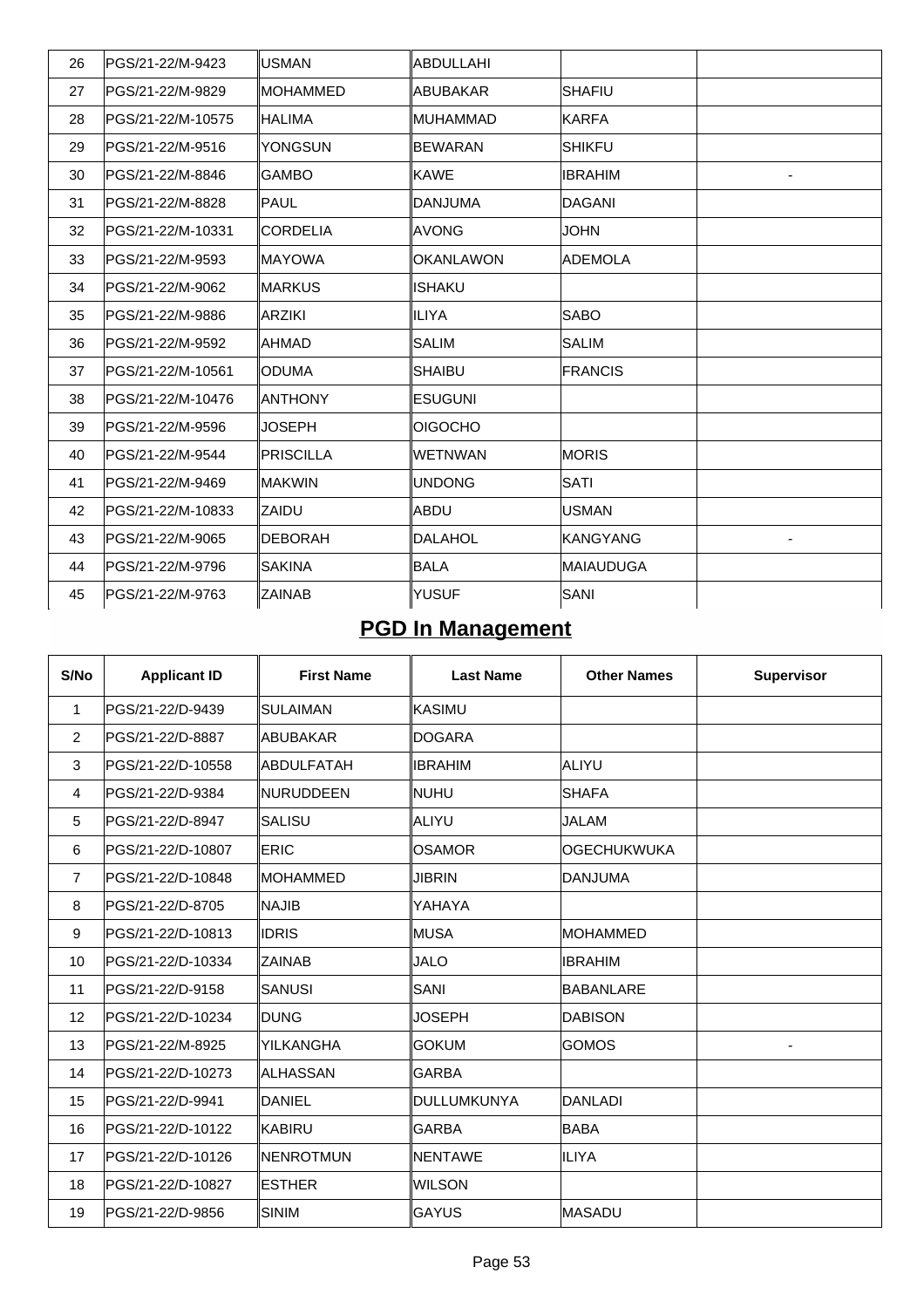| | | | | | |
|---|---|---|---|---|---|
| 26 | PGS/21-22/M-9423 | USMAN | ABDULLAHI | | |
| 27 | PGS/21-22/M-9829 | MOHAMMED | ABUBAKAR | SHAFIU | |
| 28 | PGS/21-22/M-10575 | HALIMA | MUHAMMAD | KARFA | |
| 29 | PGS/21-22/M-9516 | YONGSUN | BEWARAN | SHIKFU | |
| 30 | PGS/21-22/M-8846 | GAMBO | KAWE | IBRAHIM | - |
| 31 | PGS/21-22/M-8828 | PAUL | DANJUMA | DAGANI | |
| 32 | PGS/21-22/M-10331 | CORDELIA | AVONG | JOHN | |
| 33 | PGS/21-22/M-9593 | MAYOWA | OKANLAWON | ADEMOLA | |
| 34 | PGS/21-22/M-9062 | MARKUS | ISHAKU | | |
| 35 | PGS/21-22/M-9886 | ARZIKI | ILIYA | SABO | |
| 36 | PGS/21-22/M-9592 | AHMAD | SALIM | SALIM | |
| 37 | PGS/21-22/M-10561 | ODUMA | SHAIBU | FRANCIS | |
| 38 | PGS/21-22/M-10476 | ANTHONY | ESUGUNI | | |
| 39 | PGS/21-22/M-9596 | JOSEPH | OIGOCHO | | |
| 40 | PGS/21-22/M-9544 | PRISCILLA | WETNWAN | MORIS | |
| 41 | PGS/21-22/M-9469 | MAKWIN | UNDONG | SATI | |
| 42 | PGS/21-22/M-10833 | ZAIDU | ABDU | USMAN | |
| 43 | PGS/21-22/M-9065 | DEBORAH | DALAHOL | KANGYANG | - |
| 44 | PGS/21-22/M-9796 | SAKINA | BALA | MAIAUDUGA | |
| 45 | PGS/21-22/M-9763 | ZAINAB | YUSUF | SANI | |

## PGD In Management

| S/No | Applicant ID | First Name | Last Name | Other Names | Supervisor |
|---|---|---|---|---|---|
| 1 | PGS/21-22/D-9439 | SULAIMAN | KASIMU | | |
| 2 | PGS/21-22/D-8887 | ABUBAKAR | DOGARA | | |
| 3 | PGS/21-22/D-10558 | ABDULFATAH | IBRAHIM | ALIYU | |
| 4 | PGS/21-22/D-9384 | NURUDDEEN | NUHU | SHAFA | |
| 5 | PGS/21-22/D-8947 | SALISU | ALIYU | JALAM | |
| 6 | PGS/21-22/D-10807 | ERIC | OSAMOR | OGECHUKWUKA | |
| 7 | PGS/21-22/D-10848 | MOHAMMED | JIBRIN | DANJUMA | |
| 8 | PGS/21-22/D-8705 | NAJIB | YAHAYA | | |
| 9 | PGS/21-22/D-10813 | IDRIS | MUSA | MOHAMMED | |
| 10 | PGS/21-22/D-10334 | ZAINAB | JALO | IBRAHIM | |
| 11 | PGS/21-22/D-9158 | SANUSI | SANI | BABANLARE | |
| 12 | PGS/21-22/D-10234 | DUNG | JOSEPH | DABISON | |
| 13 | PGS/21-22/M-8925 | YILKANGHA | GOKUM | GOMOS | - |
| 14 | PGS/21-22/D-10273 | ALHASSAN | GARBA | | |
| 15 | PGS/21-22/D-9941 | DANIEL | DULLUMKUNYA | DANLADI | |
| 16 | PGS/21-22/D-10122 | KABIRU | GARBA | BABA | |
| 17 | PGS/21-22/D-10126 | NENROTMUN | NENTAWE | ILIYA | |
| 18 | PGS/21-22/D-10827 | ESTHER | WILSON | | |
| 19 | PGS/21-22/D-9856 | SINIM | GAYUS | MASADU | |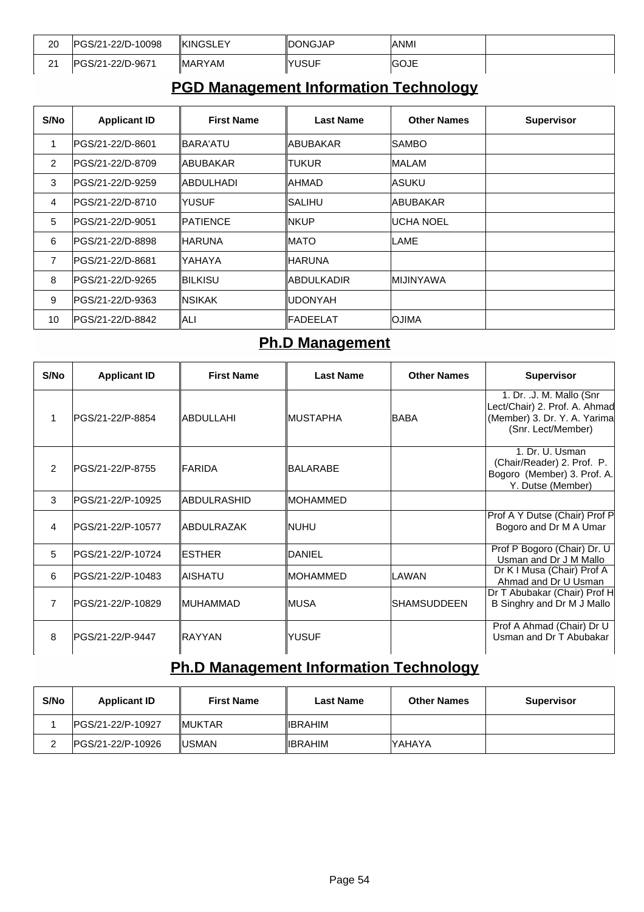| 20 | PGS/21-22/D-10098 | KINGSLEY | DONGJAP | ANMI | |
|---|---|---|---|---|---|
| 21 | PGS/21-22/D-9671 | MARYAM | YUSUF | GOJE | |

## PGD Management Information Technology

| S/No | Applicant ID | First Name | Last Name | Other Names | Supervisor |
|---|---|---|---|---|---|
| 1 | PGS/21-22/D-8601 | BARA'ATU | ABUBAKAR | SAMBO | |
| 2 | PGS/21-22/D-8709 | ABUBAKAR | TUKUR | MALAM | |
| 3 | PGS/21-22/D-9259 | ABDULHADI | AHMAD | ASUKU | |
| 4 | PGS/21-22/D-8710 | YUSUF | SALIHU | ABUBAKAR | |
| 5 | PGS/21-22/D-9051 | PATIENCE | NKUP | UCHA NOEL | |
| 6 | PGS/21-22/D-8898 | HARUNA | MATO | LAME | |
| 7 | PGS/21-22/D-8681 | YAHAYA | HARUNA | | |
| 8 | PGS/21-22/D-9265 | BILKISU | ABDULKADIR | MIJINYAWA | |
| 9 | PGS/21-22/D-9363 | NSIKAK | UDONYAH | | |
| 10 | PGS/21-22/D-8842 | ALI | FADEELAT | OJIMA | |

## Ph.D Management

| S/No | Applicant ID | First Name | Last Name | Other Names | Supervisor |
|---|---|---|---|---|---|
| 1 | PGS/21-22/P-8854 | ABDULLAHI | MUSTAPHA | BABA | 1. Dr. .J. M. Mallo (Snr Lect/Chair) 2. Prof. A. Ahmad (Member) 3. Dr. Y. A. Yarima (Snr. Lect/Member) |
| 2 | PGS/21-22/P-8755 | FARIDA | BALARABE | | 1. Dr. U. Usman (Chair/Reader) 2. Prof. P. Bogoro (Member) 3. Prof. A. Y. Dutse (Member) |
| 3 | PGS/21-22/P-10925 | ABDULRASHID | MOHAMMED | | |
| 4 | PGS/21-22/P-10577 | ABDULRAZAK | NUHU | | Prof A Y Dutse (Chair) Prof P Bogoro and Dr M A Umar |
| 5 | PGS/21-22/P-10724 | ESTHER | DANIEL | | Prof P Bogoro (Chair) Dr. U Usman and Dr J M Mallo |
| 6 | PGS/21-22/P-10483 | AISHATU | MOHAMMED | LAWAN | Dr K I Musa (Chair) Prof A Ahmad and Dr U Usman |
| 7 | PGS/21-22/P-10829 | MUHAMMAD | MUSA | SHAMSUDDEEN | Dr T Abubakar (Chair) Prof H B Singhry and Dr M J Mallo |
| 8 | PGS/21-22/P-9447 | RAYYAN | YUSUF | | Prof A Ahmad (Chair) Dr U Usman and Dr T Abubakar |

## Ph.D Management Information Technology

| S/No | Applicant ID | First Name | Last Name | Other Names | Supervisor |
|---|---|---|---|---|---|
| 1 | PGS/21-22/P-10927 | MUKTAR | IBRAHIM | | |
| 2 | PGS/21-22/P-10926 | USMAN | IBRAHIM | YAHAYA | |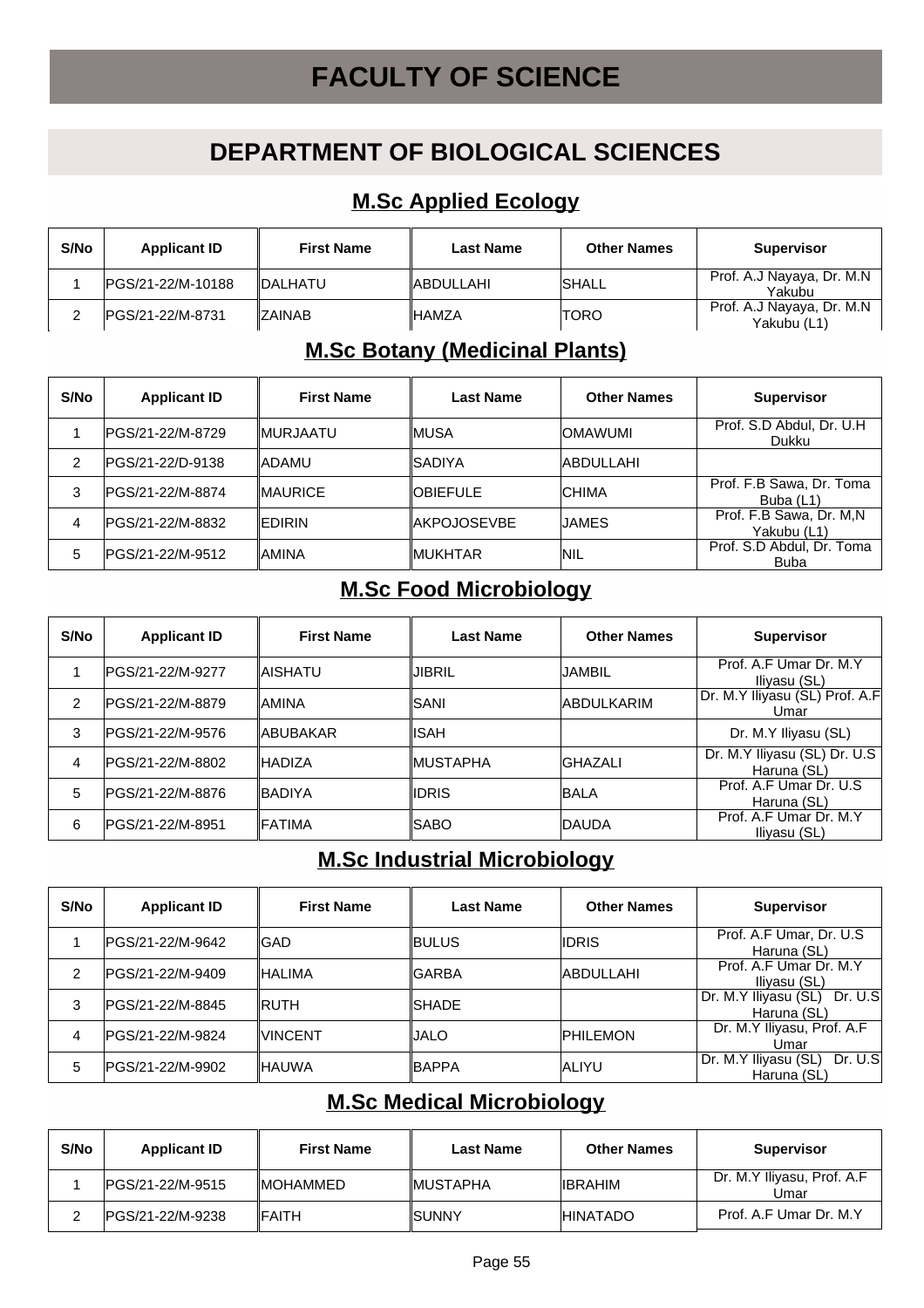# FACULTY OF SCIENCE

## DEPARTMENT OF BIOLOGICAL SCIENCES

### M.Sc Applied Ecology

| S/No | Applicant ID | First Name | Last Name | Other Names | Supervisor |
|---|---|---|---|---|---|
| 1 | PGS/21-22/M-10188 | DALHATU | ABDULLAHI | SHALL | Prof. A.J Nayaya, Dr. M.N Yakubu |
| 2 | PGS/21-22/M-8731 | ZAINAB | HAMZA | TORO | Prof. A.J Nayaya, Dr. M.N Yakubu (L1) |

### M.Sc Botany (Medicinal Plants)

| S/No | Applicant ID | First Name | Last Name | Other Names | Supervisor |
|---|---|---|---|---|---|
| 1 | PGS/21-22/M-8729 | MURJAATU | MUSA | OMAWUMI | Prof. S.D Abdul, Dr. U.H Dukku |
| 2 | PGS/21-22/D-9138 | ADAMU | SADIYA | ABDULLAHI | |
| 3 | PGS/21-22/M-8874 | MAURICE | OBIEFULE | CHIMA | Prof. F.B Sawa, Dr. Toma Buba (L1) |
| 4 | PGS/21-22/M-8832 | EDIRIN | AKPOJOSEVBE | JAMES | Prof. F.B Sawa, Dr. M,N Yakubu (L1) |
| 5 | PGS/21-22/M-9512 | AMINA | MUKHTAR | NIL | Prof. S.D Abdul, Dr. Toma Buba |

### M.Sc Food Microbiology

| S/No | Applicant ID | First Name | Last Name | Other Names | Supervisor |
|---|---|---|---|---|---|
| 1 | PGS/21-22/M-9277 | AISHATU | JIBRIL | JAMBIL | Prof. A.F Umar Dr. M.Y Iliyasu (SL) |
| 2 | PGS/21-22/M-8879 | AMINA | SANI | ABDULKARIM | Dr. M.Y Iliyasu (SL) Prof. A.F Umar |
| 3 | PGS/21-22/M-9576 | ABUBAKAR | ISAH | | Dr. M.Y Iliyasu (SL) |
| 4 | PGS/21-22/M-8802 | HADIZA | MUSTAPHA | GHAZALI | Dr. M.Y Iliyasu (SL) Dr. U.S Haruna (SL) |
| 5 | PGS/21-22/M-8876 | BADIYA | IDRIS | BALA | Prof. A.F Umar Dr. U.S Haruna (SL) |
| 6 | PGS/21-22/M-8951 | FATIMA | SABO | DAUDA | Prof. A.F Umar Dr. M.Y Iliyasu (SL) |

### M.Sc Industrial Microbiology

| S/No | Applicant ID | First Name | Last Name | Other Names | Supervisor |
|---|---|---|---|---|---|
| 1 | PGS/21-22/M-9642 | GAD | BULUS | IDRIS | Prof. A.F Umar, Dr. U.S Haruna (SL) |
| 2 | PGS/21-22/M-9409 | HALIMA | GARBA | ABDULLAHI | Prof. A.F Umar Dr. M.Y Iliyasu (SL) |
| 3 | PGS/21-22/M-8845 | RUTH | SHADE | | Dr. M.Y Iliyasu (SL) Dr. U.S Haruna (SL) |
| 4 | PGS/21-22/M-9824 | VINCENT | JALO | PHILEMON | Dr. M.Y Iliyasu, Prof. A.F Umar |
| 5 | PGS/21-22/M-9902 | HAUWA | BAPPA | ALIYU | Dr. M.Y Iliyasu (SL) Dr. U.S Haruna (SL) |

### M.Sc Medical Microbiology

| S/No | Applicant ID | First Name | Last Name | Other Names | Supervisor |
|---|---|---|---|---|---|
| 1 | PGS/21-22/M-9515 | MOHAMMED | MUSTAPHA | IBRAHIM | Dr. M.Y Iliyasu, Prof. A.F Umar |
| 2 | PGS/21-22/M-9238 | FAITH | SUNNY | HINATADO | Prof. A.F Umar Dr. M.Y |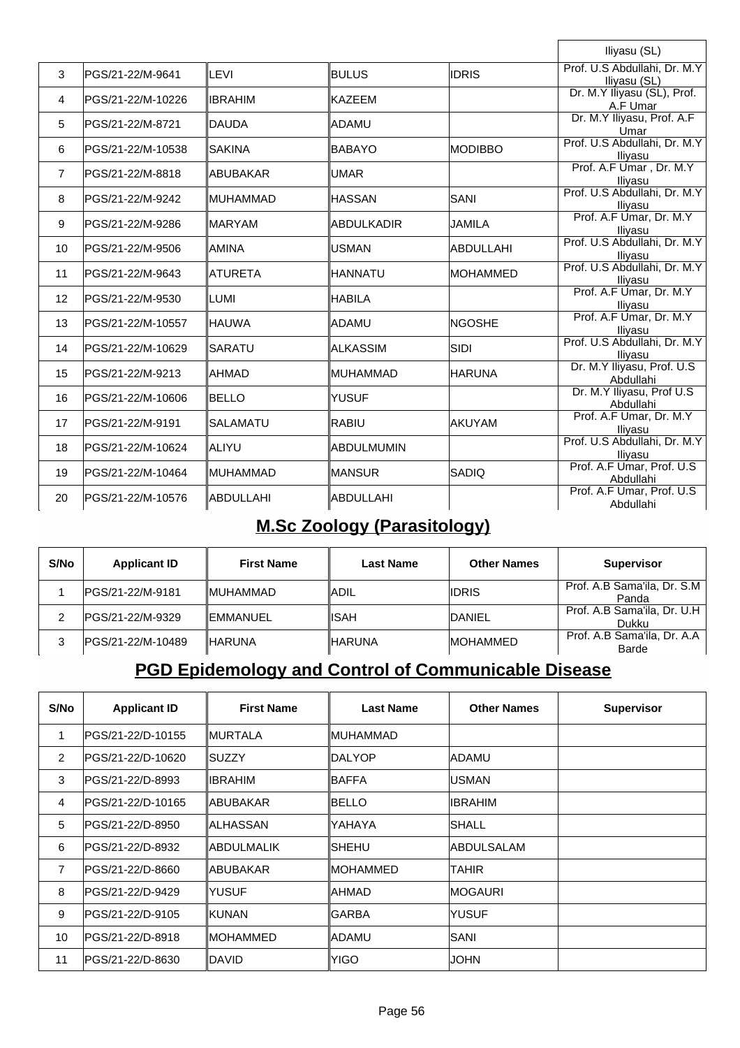| | | | | | Iliyasu (SL) |
|---|---|---|---|---|---|
| 3 | PGS/21-22/M-9641 | LEVI | BULUS | IDRIS | Prof. U.S Abdullahi, Dr. M.Y Iliyasu (SL) |
| 4 | PGS/21-22/M-10226 | IBRAHIM | KAZEEM | | Dr. M.Y Iliyasu (SL), Prof. A.F Umar |
| 5 | PGS/21-22/M-8721 | DAUDA | ADAMU | | Dr. M.Y Iliyasu, Prof. A.F Umar |
| 6 | PGS/21-22/M-10538 | SAKINA | BABAYO | MODIBBO | Prof. U.S Abdullahi, Dr. M.Y Iliyasu |
| 7 | PGS/21-22/M-8818 | ABUBAKAR | UMAR | | Prof. A.F Umar , Dr. M.Y Iliyasu |
| 8 | PGS/21-22/M-9242 | MUHAMMAD | HASSAN | SANI | Prof. U.S Abdullahi, Dr. M.Y Iliyasu |
| 9 | PGS/21-22/M-9286 | MARYAM | ABDULKADIR | JAMILA | Prof. A.F Umar, Dr. M.Y Iliyasu |
| 10 | PGS/21-22/M-9506 | AMINA | USMAN | ABDULLAHI | Prof. U.S Abdullahi, Dr. M.Y Iliyasu |
| 11 | PGS/21-22/M-9643 | ATURETA | HANNATU | MOHAMMED | Prof. U.S Abdullahi, Dr. M.Y Iliyasu |
| 12 | PGS/21-22/M-9530 | LUMI | HABILA | | Prof. A.F Umar, Dr. M.Y Iliyasu |
| 13 | PGS/21-22/M-10557 | HAUWA | ADAMU | NGOSHE | Prof. A.F Umar, Dr. M.Y Iliyasu |
| 14 | PGS/21-22/M-10629 | SARATU | ALKASSIM | SIDI | Prof. U.S Abdullahi, Dr. M.Y Iliyasu |
| 15 | PGS/21-22/M-9213 | AHMAD | MUHAMMAD | HARUNA | Dr. M.Y Iliyasu, Prof. U.S Abdullahi |
| 16 | PGS/21-22/M-10606 | BELLO | YUSUF | | Dr. M.Y Iliyasu, Prof U.S Abdullahi |
| 17 | PGS/21-22/M-9191 | SALAMATU | RABIU | AKUYAM | Prof. A.F Umar, Dr. M.Y Iliyasu |
| 18 | PGS/21-22/M-10624 | ALIYU | ABDULMUMIN | | Prof. U.S Abdullahi, Dr. M.Y Iliyasu |
| 19 | PGS/21-22/M-10464 | MUHAMMAD | MANSUR | SADIQ | Prof. A.F Umar, Prof. U.S Abdullahi |
| 20 | PGS/21-22/M-10576 | ABDULLAHI | ABDULLAHI | | Prof. A.F Umar, Prof. U.S Abdullahi |

## M.Sc Zoology (Parasitology)

| S/No | Applicant ID | First Name | Last Name | Other Names | Supervisor |
|---|---|---|---|---|---|
| 1 | PGS/21-22/M-9181 | MUHAMMAD | ADIL | IDRIS | Prof. A.B Sama'ila, Dr. S.M Panda |
| 2 | PGS/21-22/M-9329 | EMMANUEL | ISAH | DANIEL | Prof. A.B Sama'ila, Dr. U.H Dukku |
| 3 | PGS/21-22/M-10489 | HARUNA | HARUNA | MOHAMMED | Prof. A.B Sama'ila, Dr. A.A Barde |

## PGD Epidemology and Control of Communicable Disease

| S/No | Applicant ID | First Name | Last Name | Other Names | Supervisor |
|---|---|---|---|---|---|
| 1 | PGS/21-22/D-10155 | MURTALA | MUHAMMAD | | |
| 2 | PGS/21-22/D-10620 | SUZZY | DALYOP | ADAMU | |
| 3 | PGS/21-22/D-8993 | IBRAHIM | BAFFA | USMAN | |
| 4 | PGS/21-22/D-10165 | ABUBAKAR | BELLO | IBRAHIM | |
| 5 | PGS/21-22/D-8950 | ALHASSAN | YAHAYA | SHALL | |
| 6 | PGS/21-22/D-8932 | ABDULMALIK | SHEHU | ABDULSALAM | |
| 7 | PGS/21-22/D-8660 | ABUBAKAR | MOHAMMED | TAHIR | |
| 8 | PGS/21-22/D-9429 | YUSUF | AHMAD | MOGAURI | |
| 9 | PGS/21-22/D-9105 | KUNAN | GARBA | YUSUF | |
| 10 | PGS/21-22/D-8918 | MOHAMMED | ADAMU | SANI | |
| 11 | PGS/21-22/D-8630 | DAVID | YIGO | JOHN | |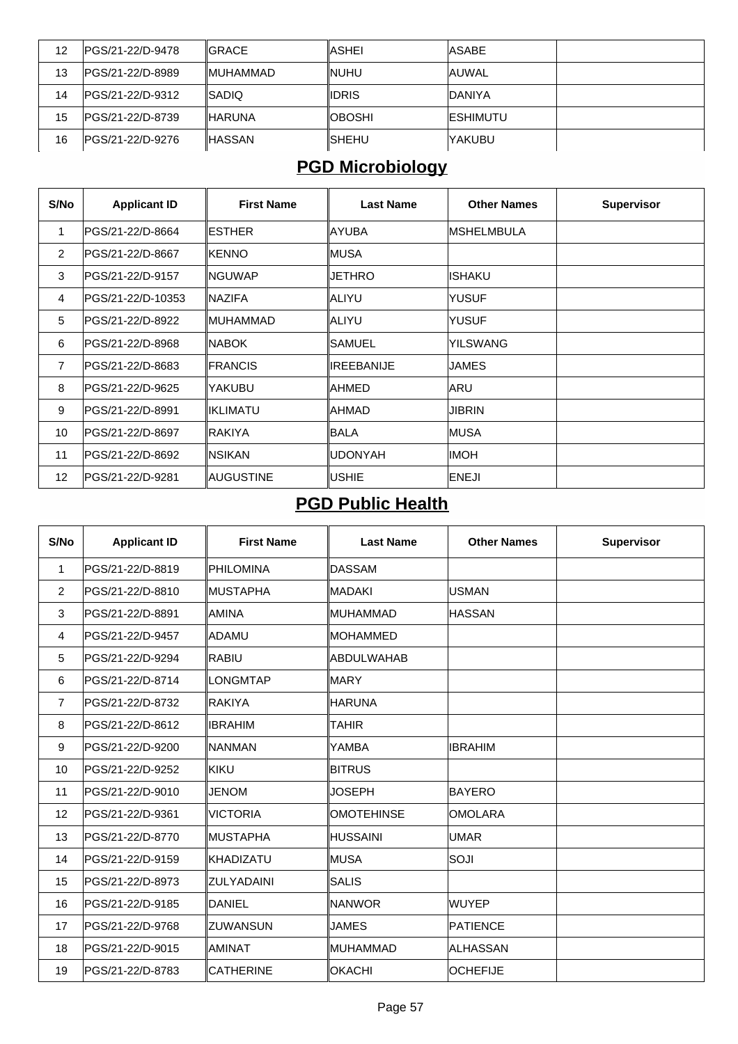| S/No | Applicant ID | First Name | Last Name | Other Names | Supervisor |
|---|---|---|---|---|---|
| 12 | PGS/21-22/D-9478 | GRACE | ASHEI | ASABE | |
| 13 | PGS/21-22/D-8989 | MUHAMMAD | NUHU | AUWAL | |
| 14 | PGS/21-22/D-9312 | SADIQ | IDRIS | DANIYA | |
| 15 | PGS/21-22/D-8739 | HARUNA | OBOSHI | ESHIMUTU | |
| 16 | PGS/21-22/D-9276 | HASSAN | SHEHU | YAKUBU | |

## PGD Microbiology

| S/No | Applicant ID | First Name | Last Name | Other Names | Supervisor |
|---|---|---|---|---|---|
| 1 | PGS/21-22/D-8664 | ESTHER | AYUBA | MSHELMBULA | |
| 2 | PGS/21-22/D-8667 | KENNO | MUSA | | |
| 3 | PGS/21-22/D-9157 | NGUWAP | JETHRO | ISHAKU | |
| 4 | PGS/21-22/D-10353 | NAZIFA | ALIYU | YUSUF | |
| 5 | PGS/21-22/D-8922 | MUHAMMAD | ALIYU | YUSUF | |
| 6 | PGS/21-22/D-8968 | NABOK | SAMUEL | YILSWANG | |
| 7 | PGS/21-22/D-8683 | FRANCIS | IREEBANIJE | JAMES | |
| 8 | PGS/21-22/D-9625 | YAKUBU | AHMED | ARU | |
| 9 | PGS/21-22/D-8991 | IKLIMATU | AHMAD | JIBRIN | |
| 10 | PGS/21-22/D-8697 | RAKIYA | BALA | MUSA | |
| 11 | PGS/21-22/D-8692 | NSIKAN | UDONYAH | IMOH | |
| 12 | PGS/21-22/D-9281 | AUGUSTINE | USHIE | ENEJI | |

## PGD Public Health

| S/No | Applicant ID | First Name | Last Name | Other Names | Supervisor |
|---|---|---|---|---|---|
| 1 | PGS/21-22/D-8819 | PHILOMINA | DASSAM | | |
| 2 | PGS/21-22/D-8810 | MUSTAPHA | MADAKI | USMAN | |
| 3 | PGS/21-22/D-8891 | AMINA | MUHAMMAD | HASSAN | |
| 4 | PGS/21-22/D-9457 | ADAMU | MOHAMMED | | |
| 5 | PGS/21-22/D-9294 | RABIU | ABDULWAHAB | | |
| 6 | PGS/21-22/D-8714 | LONGMTAP | MARY | | |
| 7 | PGS/21-22/D-8732 | RAKIYA | HARUNA | | |
| 8 | PGS/21-22/D-8612 | IBRAHIM | TAHIR | | |
| 9 | PGS/21-22/D-9200 | NANMAN | YAMBA | IBRAHIM | |
| 10 | PGS/21-22/D-9252 | KIKU | BITRUS | | |
| 11 | PGS/21-22/D-9010 | JENOM | JOSEPH | BAYERO | |
| 12 | PGS/21-22/D-9361 | VICTORIA | OMOTEHINSE | OMOLARA | |
| 13 | PGS/21-22/D-8770 | MUSTAPHA | HUSSAINI | UMAR | |
| 14 | PGS/21-22/D-9159 | KHADIZATU | MUSA | SOJI | |
| 15 | PGS/21-22/D-8973 | ZULYADAINI | SALIS | | |
| 16 | PGS/21-22/D-9185 | DANIEL | NANWOR | WUYEP | |
| 17 | PGS/21-22/D-9768 | ZUWANSUN | JAMES | PATIENCE | |
| 18 | PGS/21-22/D-9015 | AMINAT | MUHAMMAD | ALHASSAN | |
| 19 | PGS/21-22/D-8783 | CATHERINE | OKACHI | OCHEFIJE | |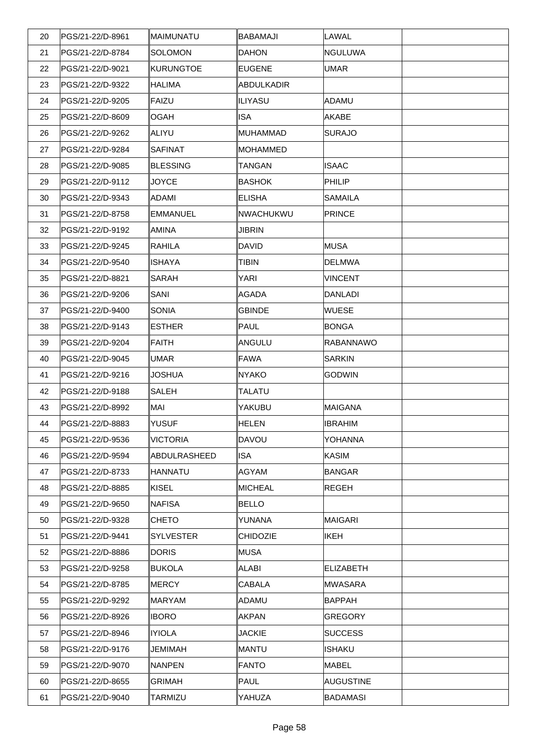| 20 | PGS/21-22/D-8961 | MAIMUNATU | BABAMAJI | LAWAL | |
|---|---|---|---|---|---|
| 21 | PGS/21-22/D-8784 | SOLOMON | DAHON | NGULUWA | |
| 22 | PGS/21-22/D-9021 | KURUNGTOE | EUGENE | UMAR | |
| 23 | PGS/21-22/D-9322 | HALIMA | ABDULKADIR | | |
| 24 | PGS/21-22/D-9205 | FAIZU | ILIYASU | ADAMU | |
| 25 | PGS/21-22/D-8609 | OGAH | ISA | AKABE | |
| 26 | PGS/21-22/D-9262 | ALIYU | MUHAMMAD | SURAJO | |
| 27 | PGS/21-22/D-9284 | SAFINAT | MOHAMMED | | |
| 28 | PGS/21-22/D-9085 | BLESSING | TANGAN | ISAAC | |
| 29 | PGS/21-22/D-9112 | JOYCE | BASHOK | PHILIP | |
| 30 | PGS/21-22/D-9343 | ADAMI | ELISHA | SAMAILA | |
| 31 | PGS/21-22/D-8758 | EMMANUEL | NWACHUKWU | PRINCE | |
| 32 | PGS/21-22/D-9192 | AMINA | JIBRIN | | |
| 33 | PGS/21-22/D-9245 | RAHILA | DAVID | MUSA | |
| 34 | PGS/21-22/D-9540 | ISHAYA | TIBIN | DELMWA | |
| 35 | PGS/21-22/D-8821 | SARAH | YARI | VINCENT | |
| 36 | PGS/21-22/D-9206 | SANI | AGADA | DANLADI | |
| 37 | PGS/21-22/D-9400 | SONIA | GBINDE | WUESE | |
| 38 | PGS/21-22/D-9143 | ESTHER | PAUL | BONGA | |
| 39 | PGS/21-22/D-9204 | FAITH | ANGULU | RABANNAWO | |
| 40 | PGS/21-22/D-9045 | UMAR | FAWA | SARKIN | |
| 41 | PGS/21-22/D-9216 | JOSHUA | NYAKO | GODWIN | |
| 42 | PGS/21-22/D-9188 | SALEH | TALATU | | |
| 43 | PGS/21-22/D-8992 | MAI | YAKUBU | MAIGANA | |
| 44 | PGS/21-22/D-8883 | YUSUF | HELEN | IBRAHIM | |
| 45 | PGS/21-22/D-9536 | VICTORIA | DAVOU | YOHANNA | |
| 46 | PGS/21-22/D-9594 | ABDULRASHEED | ISA | KASIM | |
| 47 | PGS/21-22/D-8733 | HANNATU | AGYAM | BANGAR | |
| 48 | PGS/21-22/D-8885 | KISEL | MICHEAL | REGEH | |
| 49 | PGS/21-22/D-9650 | NAFISA | BELLO | | |
| 50 | PGS/21-22/D-9328 | CHETO | YUNANA | MAIGARI | |
| 51 | PGS/21-22/D-9441 | SYLVESTER | CHIDOZIE | IKEH | |
| 52 | PGS/21-22/D-8886 | DORIS | MUSA | | |
| 53 | PGS/21-22/D-9258 | BUKOLA | ALABI | ELIZABETH | |
| 54 | PGS/21-22/D-8785 | MERCY | CABALA | MWASARA | |
| 55 | PGS/21-22/D-9292 | MARYAM | ADAMU | BAPPAH | |
| 56 | PGS/21-22/D-8926 | IBORO | AKPAN | GREGORY | |
| 57 | PGS/21-22/D-8946 | IYIOLA | JACKIE | SUCCESS | |
| 58 | PGS/21-22/D-9176 | JEMIMAH | MANTU | ISHAKU | |
| 59 | PGS/21-22/D-9070 | NANPEN | FANTO | MABEL | |
| 60 | PGS/21-22/D-8655 | GRIMAH | PAUL | AUGUSTINE | |
| 61 | PGS/21-22/D-9040 | TARMIZU | YAHUZA | BADAMASI | |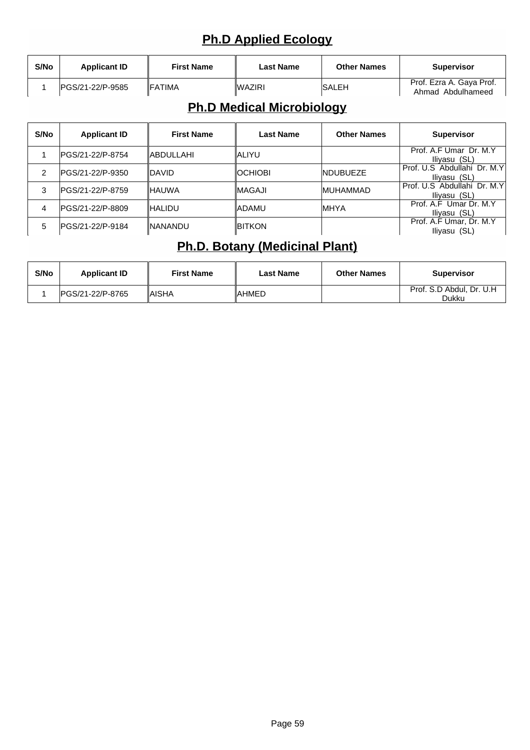## Ph.D Applied Ecology

| S/No | Applicant ID | First Name | Last Name | Other Names | Supervisor |
|---|---|---|---|---|---|
| 1 | PGS/21-22/P-9585 | FATIMA | WAZIRI | SALEH | Prof. Ezra A. Gaya Prof. Ahmad Abdulhameed |

## Ph.D Medical Microbiology

| S/No | Applicant ID | First Name | Last Name | Other Names | Supervisor |
|---|---|---|---|---|---|
| 1 | PGS/21-22/P-8754 | ABDULLAHI | ALIYU | | Prof. A.F Umar Dr. M.Y Iliyasu (SL) |
| 2 | PGS/21-22/P-9350 | DAVID | OCHIOBI | NDUBUEZE | Prof. U.S Abdullahi Dr. M.Y Iliyasu (SL) |
| 3 | PGS/21-22/P-8759 | HAUWA | MAGAJI | MUHAMMAD | Prof. U.S Abdullahi Dr. M.Y Iliyasu (SL) |
| 4 | PGS/21-22/P-8809 | HALIDU | ADAMU | MHYA | Prof. A.F Umar Dr. M.Y Iliyasu (SL) |
| 5 | PGS/21-22/P-9184 | NANANDU | BITKON | | Prof. A.F Umar, Dr. M.Y Iliyasu (SL) |

## Ph.D. Botany (Medicinal Plant)

| S/No | Applicant ID | First Name | Last Name | Other Names | Supervisor |
|---|---|---|---|---|---|
| 1 | PGS/21-22/P-8765 | AISHA | AHMED | | Prof. S.D Abdul, Dr. U.H Dukku |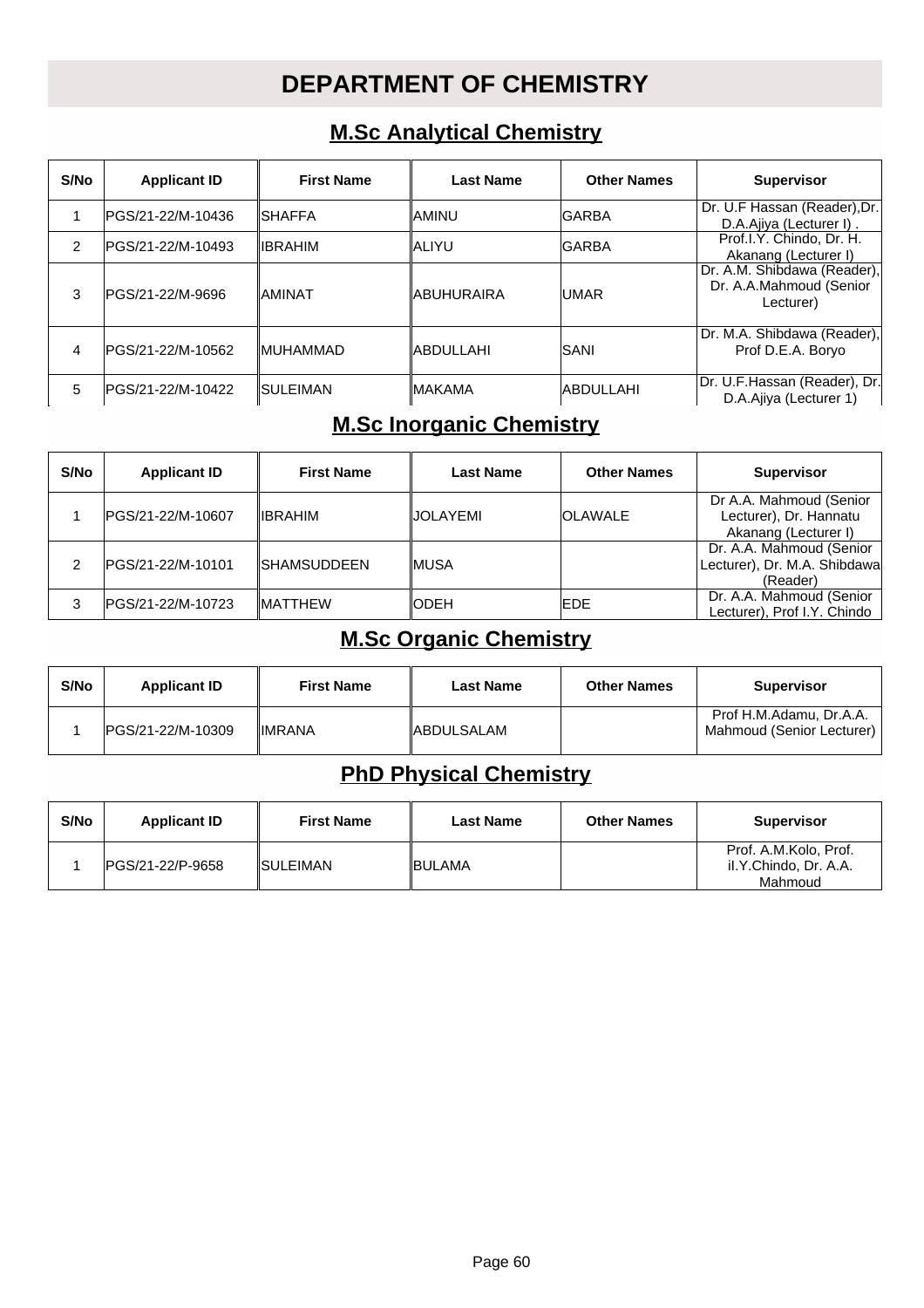# DEPARTMENT OF CHEMISTRY

## M.Sc Analytical Chemistry

| S/No | Applicant ID | First Name | Last Name | Other Names | Supervisor |
|---|---|---|---|---|---|
| 1 | PGS/21-22/M-10436 | SHAFFA | AMINU | GARBA | Dr. U.F Hassan (Reader),Dr. D.A.Ajiya (Lecturer I) . |
| 2 | PGS/21-22/M-10493 | IBRAHIM | ALIYU | GARBA | Prof.I.Y. Chindo, Dr. H. Akanang (Lecturer I) |
| 3 | PGS/21-22/M-9696 | AMINAT | ABUHURAIRA | UMAR | Dr. A.M. Shibdawa (Reader), Dr. A.A.Mahmoud (Senior Lecturer) |
| 4 | PGS/21-22/M-10562 | MUHAMMAD | ABDULLAHI | SANI | Dr. M.A. Shibdawa (Reader), Prof D.E.A. Boryo |
| 5 | PGS/21-22/M-10422 | SULEIMAN | MAKAMA | ABDULLAHI | Dr. U.F.Hassan (Reader), Dr. D.A.Ajiya (Lecturer 1) |

## M.Sc Inorganic Chemistry

| S/No | Applicant ID | First Name | Last Name | Other Names | Supervisor |
|---|---|---|---|---|---|
| 1 | PGS/21-22/M-10607 | IBRAHIM | JOLAYEMI | OLAWALE | Dr A.A. Mahmoud (Senior Lecturer), Dr. Hannatu Akanang (Lecturer I) |
| 2 | PGS/21-22/M-10101 | SHAMSUDDEEN | MUSA | | Dr. A.A. Mahmoud (Senior Lecturer), Dr. M.A. Shibdawa (Reader) |
| 3 | PGS/21-22/M-10723 | MATTHEW | ODEH | EDE | Dr. A.A. Mahmoud (Senior Lecturer), Prof I.Y. Chindo |

## M.Sc Organic Chemistry

| S/No | Applicant ID | First Name | Last Name | Other Names | Supervisor |
|---|---|---|---|---|---|
| 1 | PGS/21-22/M-10309 | IMRANA | ABDULSALAM | | Prof H.M.Adamu, Dr.A.A. Mahmoud (Senior Lecturer) |

## PhD Physical Chemistry

| S/No | Applicant ID | First Name | Last Name | Other Names | Supervisor |
|---|---|---|---|---|---|
| 1 | PGS/21-22/P-9658 | SULEIMAN | BULAMA | | Prof. A.M.Kolo, Prof. iI.Y.Chindo, Dr. A.A. Mahmoud |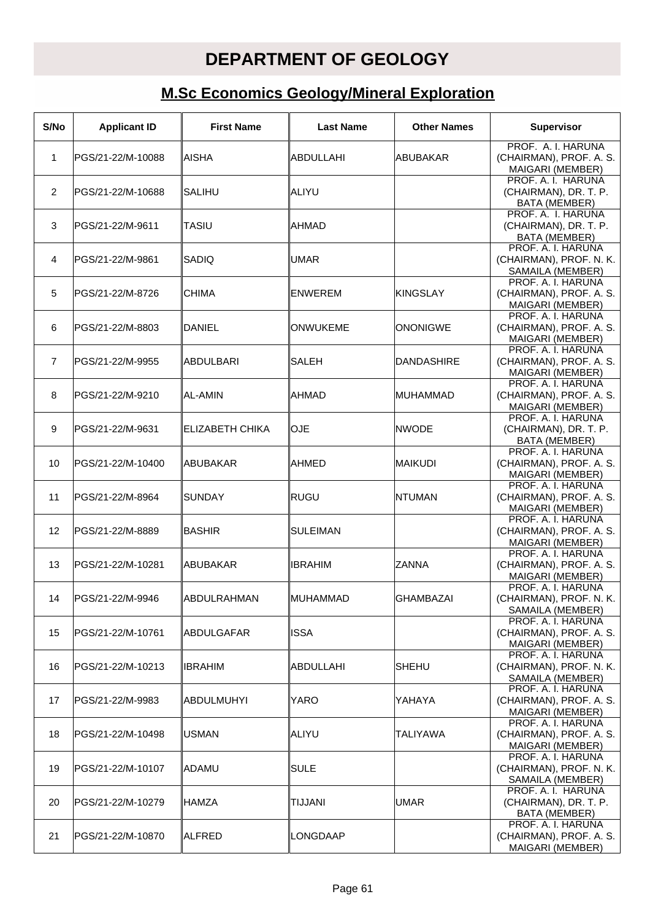# DEPARTMENT OF GEOLOGY

## M.Sc Economics Geology/Mineral Exploration

| S/No | Applicant ID | First Name | Last Name | Other Names | Supervisor |
|---|---|---|---|---|---|
| 1 | PGS/21-22/M-10088 | AISHA | ABDULLAHI | ABUBAKAR | PROF. A. I. HARUNA (CHAIRMAN), PROF. A. S. MAIGARI (MEMBER) |
| 2 | PGS/21-22/M-10688 | SALIHU | ALIYU | | PROF. A. I. HARUNA (CHAIRMAN), DR. T. P. BATA (MEMBER) |
| 3 | PGS/21-22/M-9611 | TASIU | AHMAD | | PROF. A. I. HARUNA (CHAIRMAN), DR. T. P. BATA (MEMBER) |
| 4 | PGS/21-22/M-9861 | SADIQ | UMAR | | PROF. A. I. HARUNA (CHAIRMAN), PROF. N. K. SAMAILA (MEMBER) |
| 5 | PGS/21-22/M-8726 | CHIMA | ENWEREM | KINGSLAY | PROF. A. I. HARUNA (CHAIRMAN), PROF. A. S. MAIGARI (MEMBER) |
| 6 | PGS/21-22/M-8803 | DANIEL | ONWUKEME | ONONIGWE | PROF. A. I. HARUNA (CHAIRMAN), PROF. A. S. MAIGARI (MEMBER) |
| 7 | PGS/21-22/M-9955 | ABDULBARI | SALEH | DANDASHIRE | PROF. A. I. HARUNA (CHAIRMAN), PROF. A. S. MAIGARI (MEMBER) |
| 8 | PGS/21-22/M-9210 | AL-AMIN | AHMAD | MUHAMMAD | PROF. A. I. HARUNA (CHAIRMAN), PROF. A. S. MAIGARI (MEMBER) |
| 9 | PGS/21-22/M-9631 | ELIZABETH CHIKA | OJE | NWODE | PROF. A. I. HARUNA (CHAIRMAN), DR. T. P. BATA (MEMBER) |
| 10 | PGS/21-22/M-10400 | ABUBAKAR | AHMED | MAIKUDI | PROF. A. I. HARUNA (CHAIRMAN), PROF. A. S. MAIGARI (MEMBER) |
| 11 | PGS/21-22/M-8964 | SUNDAY | RUGU | NTUMAN | PROF. A. I. HARUNA (CHAIRMAN), PROF. A. S. MAIGARI (MEMBER) |
| 12 | PGS/21-22/M-8889 | BASHIR | SULEIMAN | | PROF. A. I. HARUNA (CHAIRMAN), PROF. A. S. MAIGARI (MEMBER) |
| 13 | PGS/21-22/M-10281 | ABUBAKAR | IBRAHIM | ZANNA | PROF. A. I. HARUNA (CHAIRMAN), PROF. A. S. MAIGARI (MEMBER) |
| 14 | PGS/21-22/M-9946 | ABDULRAHMAN | MUHAMMAD | GHAMBAZAI | PROF. A. I. HARUNA (CHAIRMAN), PROF. N. K. SAMAILA (MEMBER) |
| 15 | PGS/21-22/M-10761 | ABDULGAFAR | ISSA | | PROF. A. I. HARUNA (CHAIRMAN), PROF. A. S. MAIGARI (MEMBER) |
| 16 | PGS/21-22/M-10213 | IBRAHIM | ABDULLAHI | SHEHU | PROF. A. I. HARUNA (CHAIRMAN), PROF. N. K. SAMAILA (MEMBER) |
| 17 | PGS/21-22/M-9983 | ABDULMUHYI | YARO | YAHAYA | PROF. A. I. HARUNA (CHAIRMAN), PROF. A. S. MAIGARI (MEMBER) |
| 18 | PGS/21-22/M-10498 | USMAN | ALIYU | TALIYAWA | PROF. A. I. HARUNA (CHAIRMAN), PROF. A. S. MAIGARI (MEMBER) |
| 19 | PGS/21-22/M-10107 | ADAMU | SULE | | PROF. A. I. HARUNA (CHAIRMAN), PROF. N. K. SAMAILA (MEMBER) |
| 20 | PGS/21-22/M-10279 | HAMZA | TIJJANI | UMAR | PROF. A. I. HARUNA (CHAIRMAN), DR. T. P. BATA (MEMBER) |
| 21 | PGS/21-22/M-10870 | ALFRED | LONGDAAP | | PROF. A. I. HARUNA (CHAIRMAN), PROF. A. S. MAIGARI (MEMBER) |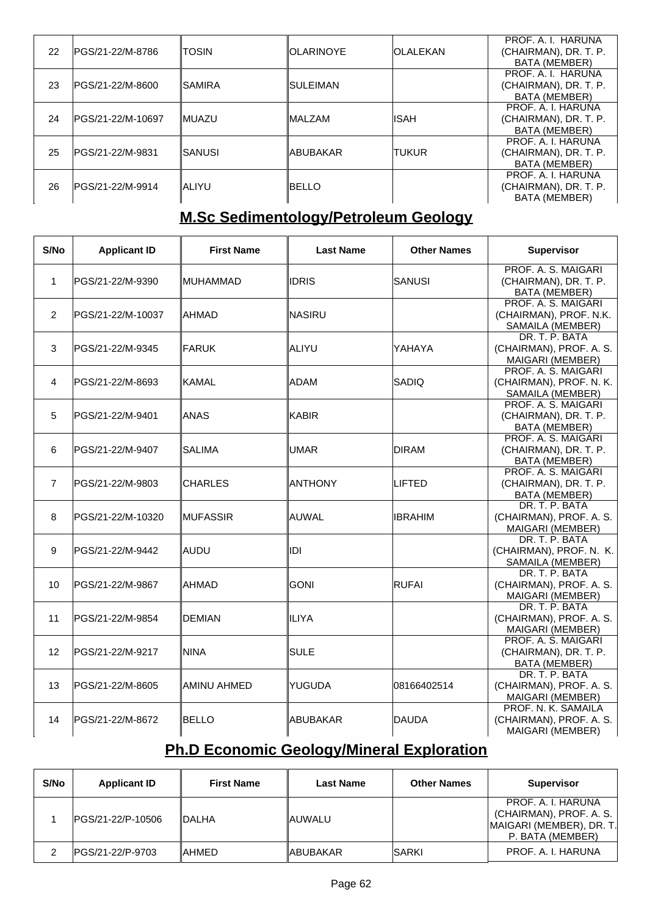| S/No | Applicant ID | First Name | Last Name | Other Names | Supervisor |
|---|---|---|---|---|---|
| 22 | PGS/21-22/M-8786 | TOSIN | OLARINOYE | OLALEKAN | PROF. A. I. HARUNA (CHAIRMAN), DR. T. P. BATA (MEMBER) |
| 23 | PGS/21-22/M-8600 | SAMIRA | SULEIMAN | | PROF. A. I. HARUNA (CHAIRMAN), DR. T. P. BATA (MEMBER) |
| 24 | PGS/21-22/M-10697 | MUAZU | MALZAM | ISAH | PROF. A. I. HARUNA (CHAIRMAN), DR. T. P. BATA (MEMBER) |
| 25 | PGS/21-22/M-9831 | SANUSI | ABUBAKAR | TUKUR | PROF. A. I. HARUNA (CHAIRMAN), DR. T. P. BATA (MEMBER) |
| 26 | PGS/21-22/M-9914 | ALIYU | BELLO | | PROF. A. I. HARUNA (CHAIRMAN), DR. T. P. BATA (MEMBER) |

## M.Sc Sedimentology/Petroleum Geology

| S/No | Applicant ID | First Name | Last Name | Other Names | Supervisor |
|---|---|---|---|---|---|
| 1 | PGS/21-22/M-9390 | MUHAMMAD | IDRIS | SANUSI | PROF. A. S. MAIGARI (CHAIRMAN), DR. T. P. BATA (MEMBER) |
| 2 | PGS/21-22/M-10037 | AHMAD | NASIRU | | PROF. A. S. MAIGARI (CHAIRMAN), PROF. N.K. SAMAILA (MEMBER) |
| 3 | PGS/21-22/M-9345 | FARUK | ALIYU | YAHAYA | DR. T. P. BATA (CHAIRMAN), PROF. A. S. MAIGARI (MEMBER) |
| 4 | PGS/21-22/M-8693 | KAMAL | ADAM | SADIQ | PROF. A. S. MAIGARI (CHAIRMAN), PROF. N. K. SAMAILA (MEMBER) |
| 5 | PGS/21-22/M-9401 | ANAS | KABIR | | PROF. A. S. MAIGARI (CHAIRMAN), DR. T. P. BATA (MEMBER) |
| 6 | PGS/21-22/M-9407 | SALIMA | UMAR | DIRAM | PROF. A. S. MAIGARI (CHAIRMAN), DR. T. P. BATA (MEMBER) |
| 7 | PGS/21-22/M-9803 | CHARLES | ANTHONY | LIFTED | PROF. A. S. MAIGARI (CHAIRMAN), DR. T. P. BATA (MEMBER) |
| 8 | PGS/21-22/M-10320 | MUFASSIR | AUWAL | IBRAHIM | DR. T. P. BATA (CHAIRMAN), PROF. A. S. MAIGARI (MEMBER) |
| 9 | PGS/21-22/M-9442 | AUDU | IDI | | DR. T. P. BATA (CHAIRMAN), PROF. N. K. SAMAILA (MEMBER) |
| 10 | PGS/21-22/M-9867 | AHMAD | GONI | RUFAI | DR. T. P. BATA (CHAIRMAN), PROF. A. S. MAIGARI (MEMBER) |
| 11 | PGS/21-22/M-9854 | DEMIAN | ILIYA | | DR. T. P. BATA (CHAIRMAN), PROF. A. S. MAIGARI (MEMBER) |
| 12 | PGS/21-22/M-9217 | NINA | SULE | | PROF. A. S. MAIGARI (CHAIRMAN), DR. T. P. BATA (MEMBER) |
| 13 | PGS/21-22/M-8605 | AMINU AHMED | YUGUDA | 08166402514 | DR. T. P. BATA (CHAIRMAN), PROF. A. S. MAIGARI (MEMBER) |
| 14 | PGS/21-22/M-8672 | BELLO | ABUBAKAR | DAUDA | PROF. N. K. SAMAILA (CHAIRMAN), PROF. A. S. MAIGARI (MEMBER) |

## Ph.D Economic Geology/Mineral Exploration

| S/No | Applicant ID | First Name | Last Name | Other Names | Supervisor |
|---|---|---|---|---|---|
| 1 | PGS/21-22/P-10506 | DALHA | AUWALU | | PROF. A. I. HARUNA (CHAIRMAN), PROF. A. S. MAIGARI (MEMBER), DR. T. P. BATA (MEMBER) |
| 2 | PGS/21-22/P-9703 | AHMED | ABUBAKAR | SARKI | PROF. A. I. HARUNA |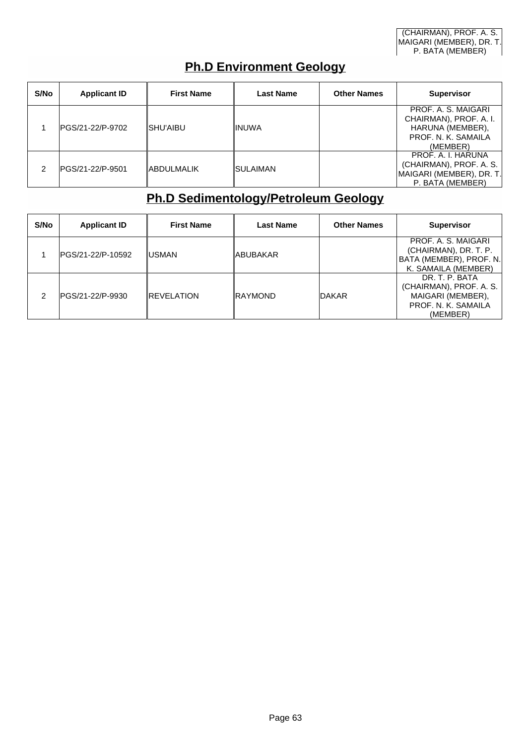| | | | | | (CHAIRMAN), PROF. A. S. MAIGARI (MEMBER), DR. T. P. BATA (MEMBER) |
|---|---|---|---|---|---|

## Ph.D Environment Geology

| S/No | Applicant ID | First Name | Last Name | Other Names | Supervisor |
|---|---|---|---|---|---|
| 1 | PGS/21-22/P-9702 | SHU'AIBU | INUWA | | PROF. A. S. MAIGARI CHAIRMAN), PROF. A. I. HARUNA (MEMBER), PROF. N. K. SAMAILA (MEMBER) |
| 2 | PGS/21-22/P-9501 | ABDULMALIK | SULAIMAN | | PROF. A. I. HARUNA (CHAIRMAN), PROF. A. S. MAIGARI (MEMBER), DR. T. P. BATA (MEMBER) |

## Ph.D Sedimentology/Petroleum Geology

| S/No | Applicant ID | First Name | Last Name | Other Names | Supervisor |
|---|---|---|---|---|---|
| 1 | PGS/21-22/P-10592 | USMAN | ABUBAKAR | | PROF. A. S. MAIGARI (CHAIRMAN), DR. T. P. BATA (MEMBER), PROF. N. K. SAMAILA (MEMBER) |
| 2 | PGS/21-22/P-9930 | REVELATION | RAYMOND | DAKAR | DR. T. P. BATA (CHAIRMAN), PROF. A. S. MAIGARI (MEMBER), PROF. N. K. SAMAILA (MEMBER) |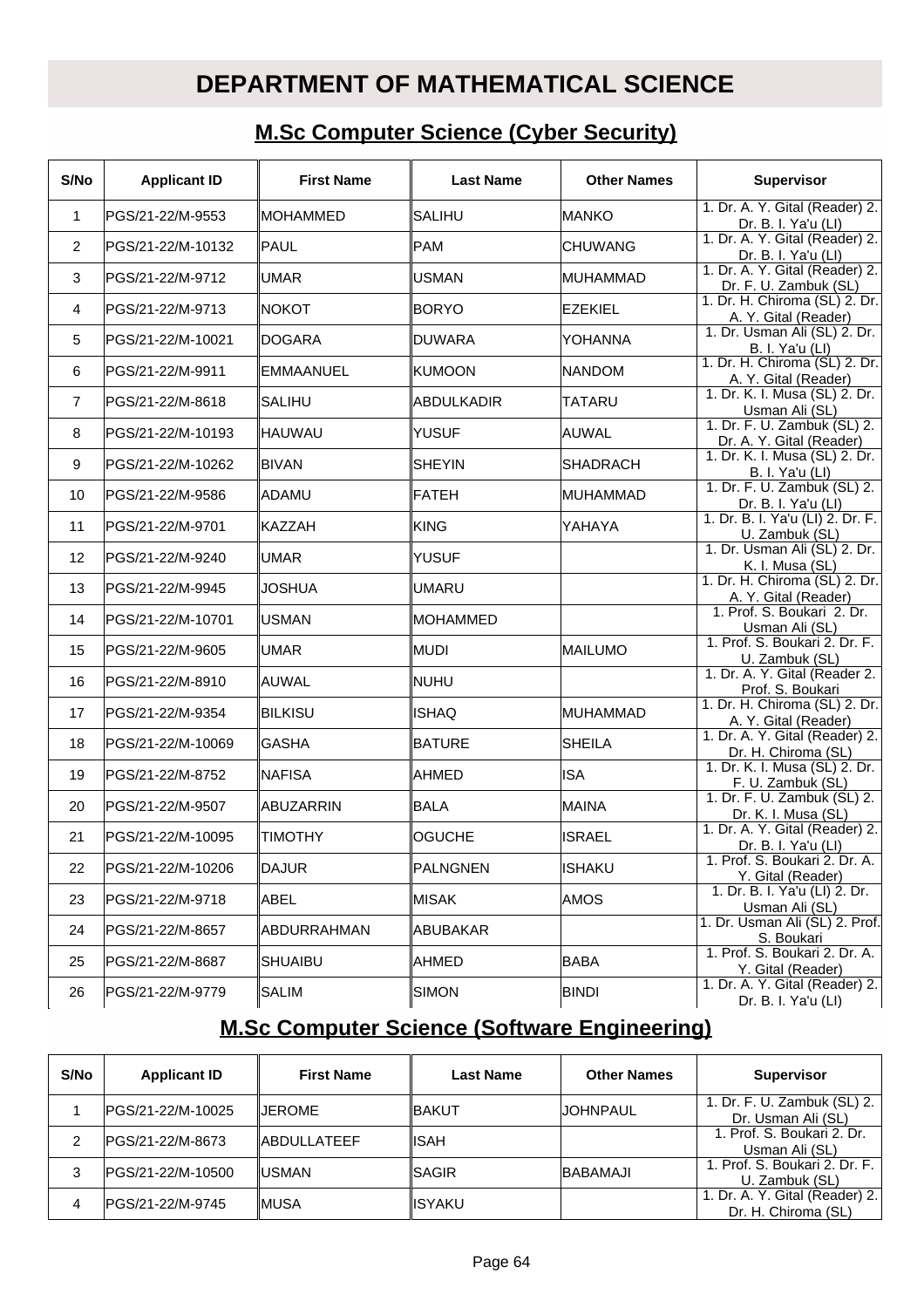# DEPARTMENT OF MATHEMATICAL SCIENCE

## M.Sc Computer Science (Cyber Security)

| S/No | Applicant ID | First Name | Last Name | Other Names | Supervisor |
|---|---|---|---|---|---|
| 1 | PGS/21-22/M-9553 | MOHAMMED | SALIHU | MANKO | 1. Dr. A. Y. Gital (Reader) 2. Dr. B. I. Ya'u (LI) |
| 2 | PGS/21-22/M-10132 | PAUL | PAM | CHUWANG | 1. Dr. A. Y. Gital (Reader) 2. Dr. B. I. Ya'u (LI) |
| 3 | PGS/21-22/M-9712 | UMAR | USMAN | MUHAMMAD | 1. Dr. A. Y. Gital (Reader) 2. Dr. F. U. Zambuk (SL) |
| 4 | PGS/21-22/M-9713 | NOKOT | BORYO | EZEKIEL | 1. Dr. H. Chiroma (SL) 2. Dr. A. Y. Gital (Reader) |
| 5 | PGS/21-22/M-10021 | DOGARA | DUWARA | YOHANNA | 1. Dr. Usman Ali (SL) 2. Dr. B. I. Ya'u (LI) |
| 6 | PGS/21-22/M-9911 | EMMAANUEL | KUMOON | NANDOM | 1. Dr. H. Chiroma (SL) 2. Dr. A. Y. Gital (Reader) |
| 7 | PGS/21-22/M-8618 | SALIHU | ABDULKADIR | TATARU | 1. Dr. K. I. Musa (SL) 2. Dr. Usman Ali (SL) |
| 8 | PGS/21-22/M-10193 | HAUWAU | YUSUF | AUWAL | 1. Dr. F. U. Zambuk (SL) 2. Dr. A. Y. Gital (Reader) |
| 9 | PGS/21-22/M-10262 | BIVAN | SHEYIN | SHADRACH | 1. Dr. K. I. Musa (SL) 2. Dr. B. I. Ya'u (LI) |
| 10 | PGS/21-22/M-9586 | ADAMU | FATEH | MUHAMMAD | 1. Dr. F. U. Zambuk (SL) 2. Dr. B. I. Ya'u (LI) |
| 11 | PGS/21-22/M-9701 | KAZZAH | KING | YAHAYA | 1. Dr. B. I. Ya'u (LI) 2. Dr. F. U. Zambuk (SL) |
| 12 | PGS/21-22/M-9240 | UMAR | YUSUF | | 1. Dr. Usman Ali (SL) 2. Dr. K. I. Musa (SL) |
| 13 | PGS/21-22/M-9945 | JOSHUA | UMARU | | 1. Dr. H. Chiroma (SL) 2. Dr. A. Y. Gital (Reader) |
| 14 | PGS/21-22/M-10701 | USMAN | MOHAMMED | | 1. Prof. S. Boukari 2. Dr. Usman Ali (SL) |
| 15 | PGS/21-22/M-9605 | UMAR | MUDI | MAILUMO | 1. Prof. S. Boukari 2. Dr. F. U. Zambuk (SL) |
| 16 | PGS/21-22/M-8910 | AUWAL | NUHU | | 1. Dr. A. Y. Gital (Reader 2. Prof. S. Boukari |
| 17 | PGS/21-22/M-9354 | BILKISU | ISHAQ | MUHAMMAD | 1. Dr. H. Chiroma (SL) 2. Dr. A. Y. Gital (Reader) |
| 18 | PGS/21-22/M-10069 | GASHA | BATURE | SHEILA | 1. Dr. A. Y. Gital (Reader) 2. Dr. H. Chiroma (SL) |
| 19 | PGS/21-22/M-8752 | NAFISA | AHMED | ISA | 1. Dr. K. I. Musa (SL) 2. Dr. F. U. Zambuk (SL) |
| 20 | PGS/21-22/M-9507 | ABUZARRIN | BALA | MAINA | 1. Dr. F. U. Zambuk (SL) 2. Dr. K. I. Musa (SL) |
| 21 | PGS/21-22/M-10095 | TIMOTHY | OGUCHE | ISRAEL | 1. Dr. A. Y. Gital (Reader) 2. Dr. B. I. Ya'u (LI) |
| 22 | PGS/21-22/M-10206 | DAJUR | PALNGNEN | ISHAKU | 1. Prof. S. Boukari 2. Dr. A. Y. Gital (Reader) |
| 23 | PGS/21-22/M-9718 | ABEL | MISAK | AMOS | 1. Dr. B. I. Ya'u (LI) 2. Dr. Usman Ali (SL) |
| 24 | PGS/21-22/M-8657 | ABDURRAHMAN | ABUBAKAR | | 1. Dr. Usman Ali (SL) 2. Prof. S. Boukari |
| 25 | PGS/21-22/M-8687 | SHUAIBU | AHMED | BABA | 1. Prof. S. Boukari 2. Dr. A. Y. Gital (Reader) |
| 26 | PGS/21-22/M-9779 | SALIM | SIMON | BINDI | 1. Dr. A. Y. Gital (Reader) 2. Dr. B. I. Ya'u (LI) |

## M.Sc Computer Science (Software Engineering)

| S/No | Applicant ID | First Name | Last Name | Other Names | Supervisor |
|---|---|---|---|---|---|
| 1 | PGS/21-22/M-10025 | JEROME | BAKUT | JOHNPAUL | 1. Dr. F. U. Zambuk (SL) 2. Dr. Usman Ali (SL) |
| 2 | PGS/21-22/M-8673 | ABDULLATEEF | ISAH | | 1. Prof. S. Boukari 2. Dr. Usman Ali (SL) |
| 3 | PGS/21-22/M-10500 | USMAN | SAGIR | BABAMAJI | 1. Prof. S. Boukari 2. Dr. F. U. Zambuk (SL) |
| 4 | PGS/21-22/M-9745 | MUSA | ISYAKU | | 1. Dr. A. Y. Gital (Reader) 2. Dr. H. Chiroma (SL) |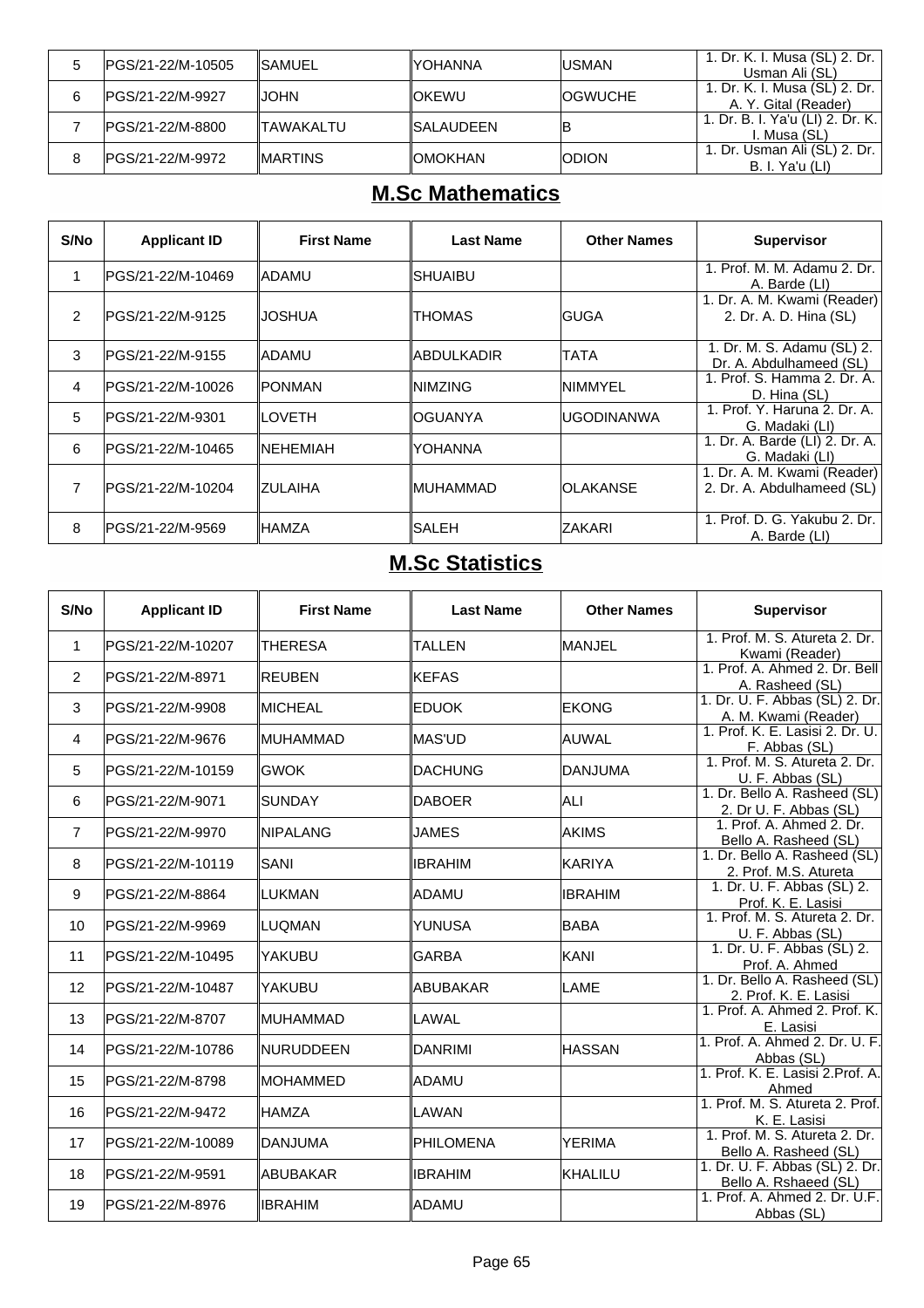| S/No | Applicant ID | First Name | Last Name | Other Names | Supervisor |
|---|---|---|---|---|---|
| 5 | PGS/21-22/M-10505 | SAMUEL | YOHANNA | USMAN | 1. Dr. K. I. Musa (SL) 2. Dr. Usman Ali (SL) |
| 6 | PGS/21-22/M-9927 | JOHN | OKEWU | OGWUCHE | 1. Dr. K. I. Musa (SL) 2. Dr. A. Y. Gital (Reader) |
| 7 | PGS/21-22/M-8800 | TAWAKALTU | SALAUDEEN | B | 1. Dr. B. I. Ya'u (LI) 2. Dr. K. I. Musa (SL) |
| 8 | PGS/21-22/M-9972 | MARTINS | OMOKHAN | ODION | 1. Dr. Usman Ali (SL) 2. Dr. B. I. Ya'u (LI) |

## M.Sc Mathematics

| S/No | Applicant ID | First Name | Last Name | Other Names | Supervisor |
|---|---|---|---|---|---|
| 1 | PGS/21-22/M-10469 | ADAMU | SHUAIBU | | 1. Prof. M. M. Adamu 2. Dr. A. Barde (LI) |
| 2 | PGS/21-22/M-9125 | JOSHUA | THOMAS | GUGA | 1. Dr. A. M. Kwami (Reader) 2. Dr. A. D. Hina (SL) |
| 3 | PGS/21-22/M-9155 | ADAMU | ABDULKADIR | TATA | 1. Dr. M. S. Adamu (SL) 2. Dr. A. Abdulhameed (SL) |
| 4 | PGS/21-22/M-10026 | PONMAN | NIMZING | NIMMYEL | 1. Prof. S. Hamma 2. Dr. A. D. Hina (SL) |
| 5 | PGS/21-22/M-9301 | LOVETH | OGUANYA | UGODINANWA | 1. Prof. Y. Haruna 2. Dr. A. G. Madaki (LI) |
| 6 | PGS/21-22/M-10465 | NEHEMIAH | YOHANNA | | 1. Dr. A. Barde (LI) 2. Dr. A. G. Madaki (LI) |
| 7 | PGS/21-22/M-10204 | ZULAIHA | MUHAMMAD | OLAKANSE | 1. Dr. A. M. Kwami (Reader) 2. Dr. A. Abdulhameed (SL) |
| 8 | PGS/21-22/M-9569 | HAMZA | SALEH | ZAKARI | 1. Prof. D. G. Yakubu 2. Dr. A. Barde (LI) |

## M.Sc Statistics

| S/No | Applicant ID | First Name | Last Name | Other Names | Supervisor |
|---|---|---|---|---|---|
| 1 | PGS/21-22/M-10207 | THERESA | TALLEN | MANJEL | 1. Prof. M. S. Atureta 2. Dr. Kwami (Reader) |
| 2 | PGS/21-22/M-8971 | REUBEN | KEFAS | | 1. Prof. A. Ahmed 2. Dr. Bell A. Rasheed (SL) |
| 3 | PGS/21-22/M-9908 | MICHEAL | EDUOK | EKONG | 1. Dr. U. F. Abbas (SL) 2. Dr. A. M. Kwami (Reader) |
| 4 | PGS/21-22/M-9676 | MUHAMMAD | MAS'UD | AUWAL | 1. Prof. K. E. Lasisi 2. Dr. U. F. Abbas (SL) |
| 5 | PGS/21-22/M-10159 | GWOK | DACHUNG | DANJUMA | 1. Prof. M. S. Atureta 2. Dr. U. F. Abbas (SL) |
| 6 | PGS/21-22/M-9071 | SUNDAY | DABOER | ALI | 1. Dr. Bello A. Rasheed (SL) 2. Dr U. F. Abbas (SL) |
| 7 | PGS/21-22/M-9970 | NIPALANG | JAMES | AKIMS | 1. Prof. A. Ahmed 2. Dr. Bello A. Rasheed (SL) |
| 8 | PGS/21-22/M-10119 | SANI | IBRAHIM | KARIYA | 1. Dr. Bello A. Rasheed (SL) 2. Prof. M.S. Atureta |
| 9 | PGS/21-22/M-8864 | LUKMAN | ADAMU | IBRAHIM | 1. Dr. U. F. Abbas (SL) 2. Prof. K. E. Lasisi |
| 10 | PGS/21-22/M-9969 | LUQMAN | YUNUSA | BABA | 1. Prof. M. S. Atureta 2. Dr. U. F. Abbas (SL) |
| 11 | PGS/21-22/M-10495 | YAKUBU | GARBA | KANI | 1. Dr. U. F. Abbas (SL) 2. Prof. A. Ahmed |
| 12 | PGS/21-22/M-10487 | YAKUBU | ABUBAKAR | LAME | 1. Dr. Bello A. Rasheed (SL) 2. Prof. K. E. Lasisi |
| 13 | PGS/21-22/M-8707 | MUHAMMAD | LAWAL | | 1. Prof. A. Ahmed 2. Prof. K. E. Lasisi |
| 14 | PGS/21-22/M-10786 | NURUDDEEN | DANRIMI | HASSAN | 1. Prof. A. Ahmed 2. Dr. U. F. Abbas (SL) |
| 15 | PGS/21-22/M-8798 | MOHAMMED | ADAMU | | 1. Prof. K. E. Lasisi 2.Prof. A. Ahmed |
| 16 | PGS/21-22/M-9472 | HAMZA | LAWAN | | 1. Prof. M. S. Atureta 2. Prof. K. E. Lasisi |
| 17 | PGS/21-22/M-10089 | DANJUMA | PHILOMENA | YERIMA | 1. Prof. M. S. Atureta 2. Dr. Bello A. Rasheed (SL) |
| 18 | PGS/21-22/M-9591 | ABUBAKAR | IBRAHIM | KHALILU | 1. Dr. U. F. Abbas (SL) 2. Dr. Bello A. Rshaeed (SL) |
| 19 | PGS/21-22/M-8976 | IBRAHIM | ADAMU | | 1. Prof. A. Ahmed 2. Dr. U.F. Abbas (SL) |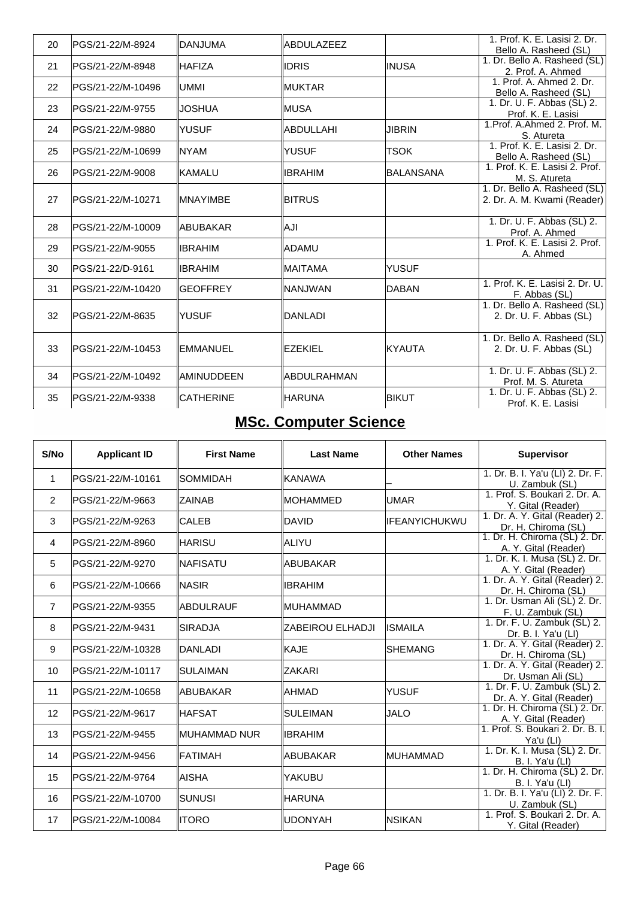| | | | | | |
|---|---|---|---|---|---|
| 20 | PGS/21-22/M-8924 | DANJUMA | ABDULAZEEZ | | 1. Prof. K. E. Lasisi 2. Dr. Bello A. Rasheed (SL) |
| 21 | PGS/21-22/M-8948 | HAFIZA | IDRIS | INUSA | 1. Dr. Bello A. Rasheed (SL) 2. Prof. A. Ahmed |
| 22 | PGS/21-22/M-10496 | UMMI | MUKTAR | | 1. Prof. A. Ahmed 2. Dr. Bello A. Rasheed (SL) |
| 23 | PGS/21-22/M-9755 | JOSHUA | MUSA | | 1. Dr. U. F. Abbas (SL) 2. Prof. K. E. Lasisi |
| 24 | PGS/21-22/M-9880 | YUSUF | ABDULLAHI | JIBRIN | 1.Prof. A.Ahmed 2. Prof. M. S. Atureta |
| 25 | PGS/21-22/M-10699 | NYAM | YUSUF | TSOK | 1. Prof. K. E. Lasisi 2. Dr. Bello A. Rasheed (SL) |
| 26 | PGS/21-22/M-9008 | KAMALU | IBRAHIM | BALANSANA | 1. Prof. K. E. Lasisi 2. Prof. M. S. Atureta |
| 27 | PGS/21-22/M-10271 | MNAYIMBE | BITRUS | | 1. Dr. Bello A. Rasheed (SL) 2. Dr. A. M. Kwami (Reader) |
| 28 | PGS/21-22/M-10009 | ABUBAKAR | AJI | | 1. Dr. U. F. Abbas (SL) 2. Prof. A. Ahmed |
| 29 | PGS/21-22/M-9055 | IBRAHIM | ADAMU | | 1. Prof. K. E. Lasisi 2. Prof. A. Ahmed |
| 30 | PGS/21-22/D-9161 | IBRAHIM | MAITAMA | YUSUF | |
| 31 | PGS/21-22/M-10420 | GEOFFREY | NANJWAN | DABAN | 1. Prof. K. E. Lasisi 2. Dr. U. F. Abbas (SL) |
| 32 | PGS/21-22/M-8635 | YUSUF | DANLADI | | 1. Dr. Bello A. Rasheed (SL) 2. Dr. U. F. Abbas (SL) |
| 33 | PGS/21-22/M-10453 | EMMANUEL | EZEKIEL | KYAUTA | 1. Dr. Bello A. Rasheed (SL) 2. Dr. U. F. Abbas (SL) |
| 34 | PGS/21-22/M-10492 | AMINUDDEEN | ABDULRAHMAN | | 1. Dr. U. F. Abbas (SL) 2. Prof. M. S. Atureta |
| 35 | PGS/21-22/M-9338 | CATHERINE | HARUNA | BIKUT | 1. Dr. U. F. Abbas (SL) 2. Prof. K. E. Lasisi |

## MSc. Computer Science

| S/No | Applicant ID | First Name | Last Name | Other Names | Supervisor |
|---|---|---|---|---|---|
| 1 | PGS/21-22/M-10161 | SOMMIDAH | KANAWA | _ | 1. Dr. B. I. Ya'u (LI) 2. Dr. F. U. Zambuk (SL) |
| 2 | PGS/21-22/M-9663 | ZAINAB | MOHAMMED | UMAR | 1. Prof. S. Boukari 2. Dr. A. Y. Gital (Reader) |
| 3 | PGS/21-22/M-9263 | CALEB | DAVID | IFEANYICHUKWU | 1. Dr. A. Y. Gital (Reader) 2. Dr. H. Chiroma (SL) |
| 4 | PGS/21-22/M-8960 | HARISU | ALIYU | | 1. Dr. H. Chiroma (SL) 2. Dr. A. Y. Gital (Reader) |
| 5 | PGS/21-22/M-9270 | NAFISATU | ABUBAKAR | | 1. Dr. K. I. Musa (SL) 2. Dr. A. Y. Gital (Reader) |
| 6 | PGS/21-22/M-10666 | NASIR | IBRAHIM | | 1. Dr. A. Y. Gital (Reader) 2. Dr. H. Chiroma (SL) |
| 7 | PGS/21-22/M-9355 | ABDULRAUF | MUHAMMAD | | 1. Dr. Usman Ali (SL) 2. Dr. F. U. Zambuk (SL) |
| 8 | PGS/21-22/M-9431 | SIRADJA | ZABEIROU ELHADJI | ISMAILA | 1. Dr. F. U. Zambuk (SL) 2. Dr. B. I. Ya'u (LI) |
| 9 | PGS/21-22/M-10328 | DANLADI | KAJE | SHEMANG | 1. Dr. A. Y. Gital (Reader) 2. Dr. H. Chiroma (SL) |
| 10 | PGS/21-22/M-10117 | SULAIMAN | ZAKARI | | 1. Dr. A. Y. Gital (Reader) 2. Dr. Usman Ali (SL) |
| 11 | PGS/21-22/M-10658 | ABUBAKAR | AHMAD | YUSUF | 1. Dr. F. U. Zambuk (SL) 2. Dr. A. Y. Gital (Reader) |
| 12 | PGS/21-22/M-9617 | HAFSAT | SULEIMAN | JALO | 1. Dr. H. Chiroma (SL) 2. Dr. A. Y. Gital (Reader) |
| 13 | PGS/21-22/M-9455 | MUHAMMAD NUR | IBRAHIM | | 1. Prof. S. Boukari 2. Dr. B. I. Ya'u (LI) |
| 14 | PGS/21-22/M-9456 | FATIMAH | ABUBAKAR | MUHAMMAD | 1. Dr. K. I. Musa (SL) 2. Dr. B. I. Ya'u (LI) |
| 15 | PGS/21-22/M-9764 | AISHA | YAKUBU | | 1. Dr. H. Chiroma (SL) 2. Dr. B. I. Ya'u (LI) |
| 16 | PGS/21-22/M-10700 | SUNUSI | HARUNA | | 1. Dr. B. I. Ya'u (LI) 2. Dr. F. U. Zambuk (SL) |
| 17 | PGS/21-22/M-10084 | ITORO | UDONYAH | NSIKAN | 1. Prof. S. Boukari 2. Dr. A. Y. Gital (Reader) |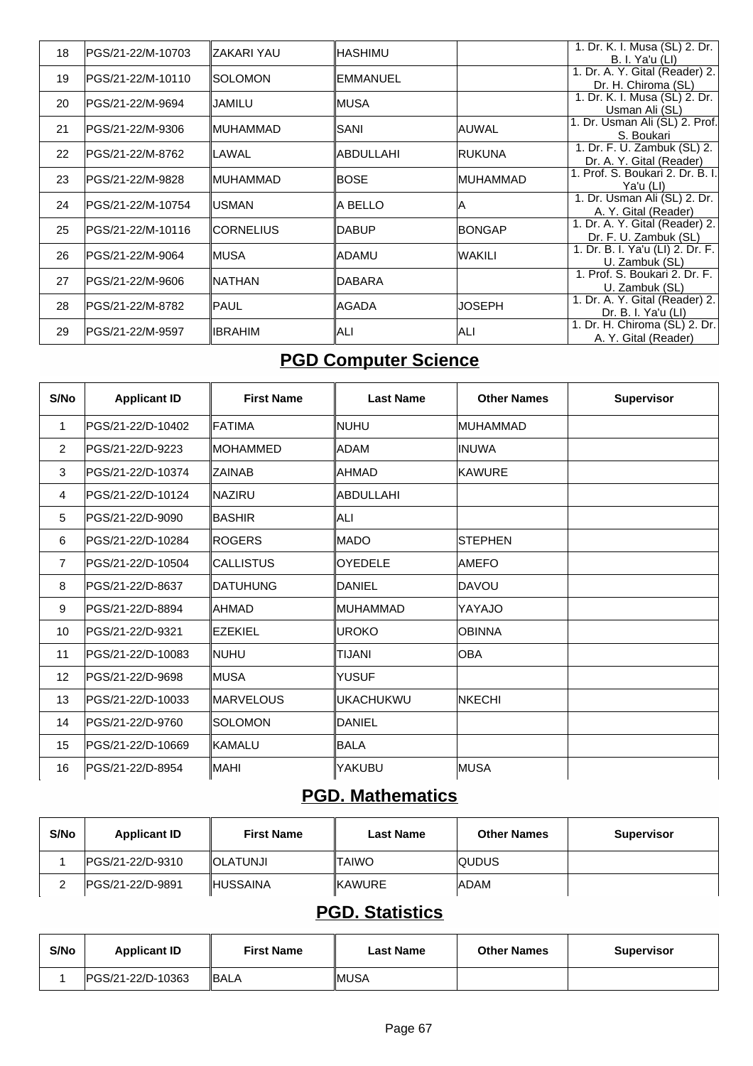| 18 | PGS/21-22/M-10703 | ZAKARI YAU | HASHIMU | | 1. Dr. K. I. Musa (SL) 2. Dr. B. I. Ya'u (LI) |
|---|---|---|---|---|---|
| 19 | PGS/21-22/M-10110 | SOLOMON | EMMANUEL | | 1. Dr. A. Y. Gital (Reader) 2. Dr. H. Chiroma (SL) |
| 20 | PGS/21-22/M-9694 | JAMILU | MUSA | | 1. Dr. K. I. Musa (SL) 2. Dr. Usman Ali (SL) |
| 21 | PGS/21-22/M-9306 | MUHAMMAD | SANI | AUWAL | 1. Dr. Usman Ali (SL) 2. Prof. S. Boukari |
| 22 | PGS/21-22/M-8762 | LAWAL | ABDULLAHI | RUKUNA | 1. Dr. F. U. Zambuk (SL) 2. Dr. A. Y. Gital (Reader) |
| 23 | PGS/21-22/M-9828 | MUHAMMAD | BOSE | MUHAMMAD | 1. Prof. S. Boukari 2. Dr. B. I. Ya'u (LI) |
| 24 | PGS/21-22/M-10754 | USMAN | A BELLO | A | 1. Dr. Usman Ali (SL) 2. Dr. A. Y. Gital (Reader) |
| 25 | PGS/21-22/M-10116 | CORNELIUS | DABUP | BONGAP | 1. Dr. A. Y. Gital (Reader) 2. Dr. F. U. Zambuk (SL) |
| 26 | PGS/21-22/M-9064 | MUSA | ADAMU | WAKILI | 1. Dr. B. I. Ya'u (LI) 2. Dr. F. U. Zambuk (SL) |
| 27 | PGS/21-22/M-9606 | NATHAN | DABARA | | 1. Prof. S. Boukari 2. Dr. F. U. Zambuk (SL) |
| 28 | PGS/21-22/M-8782 | PAUL | AGADA | JOSEPH | 1. Dr. A. Y. Gital (Reader) 2. Dr. B. I. Ya'u (LI) |
| 29 | PGS/21-22/M-9597 | IBRAHIM | ALI | ALI | 1. Dr. H. Chiroma (SL) 2. Dr. A. Y. Gital (Reader) |

## PGD Computer Science

| S/No | Applicant ID | First Name | Last Name | Other Names | Supervisor |
|---|---|---|---|---|---|
| 1 | PGS/21-22/D-10402 | FATIMA | NUHU | MUHAMMAD | |
| 2 | PGS/21-22/D-9223 | MOHAMMED | ADAM | INUWA | |
| 3 | PGS/21-22/D-10374 | ZAINAB | AHMAD | KAWURE | |
| 4 | PGS/21-22/D-10124 | NAZIRU | ABDULLAHI | | |
| 5 | PGS/21-22/D-9090 | BASHIR | ALI | | |
| 6 | PGS/21-22/D-10284 | ROGERS | MADO | STEPHEN | |
| 7 | PGS/21-22/D-10504 | CALLISTUS | OYEDELE | AMEFO | |
| 8 | PGS/21-22/D-8637 | DATUHUNG | DANIEL | DAVOU | |
| 9 | PGS/21-22/D-8894 | AHMAD | MUHAMMAD | YAYAJO | |
| 10 | PGS/21-22/D-9321 | EZEKIEL | UROKO | OBINNA | |
| 11 | PGS/21-22/D-10083 | NUHU | TIJANI | OBA | |
| 12 | PGS/21-22/D-9698 | MUSA | YUSUF | | |
| 13 | PGS/21-22/D-10033 | MARVELOUS | UKACHUKWU | NKECHI | |
| 14 | PGS/21-22/D-9760 | SOLOMON | DANIEL | | |
| 15 | PGS/21-22/D-10669 | KAMALU | BALA | | |
| 16 | PGS/21-22/D-8954 | MAHI | YAKUBU | MUSA | |

## PGD. Mathematics

| S/No | Applicant ID | First Name | Last Name | Other Names | Supervisor |
|---|---|---|---|---|---|
| 1 | PGS/21-22/D-9310 | OLATUNJI | TAIWO | QUDUS | |
| 2 | PGS/21-22/D-9891 | HUSSAINA | KAWURE | ADAM | |

## PGD. Statistics

| S/No | Applicant ID | First Name | Last Name | Other Names | Supervisor |
|---|---|---|---|---|---|
| 1 | PGS/21-22/D-10363 | BALA | MUSA | | |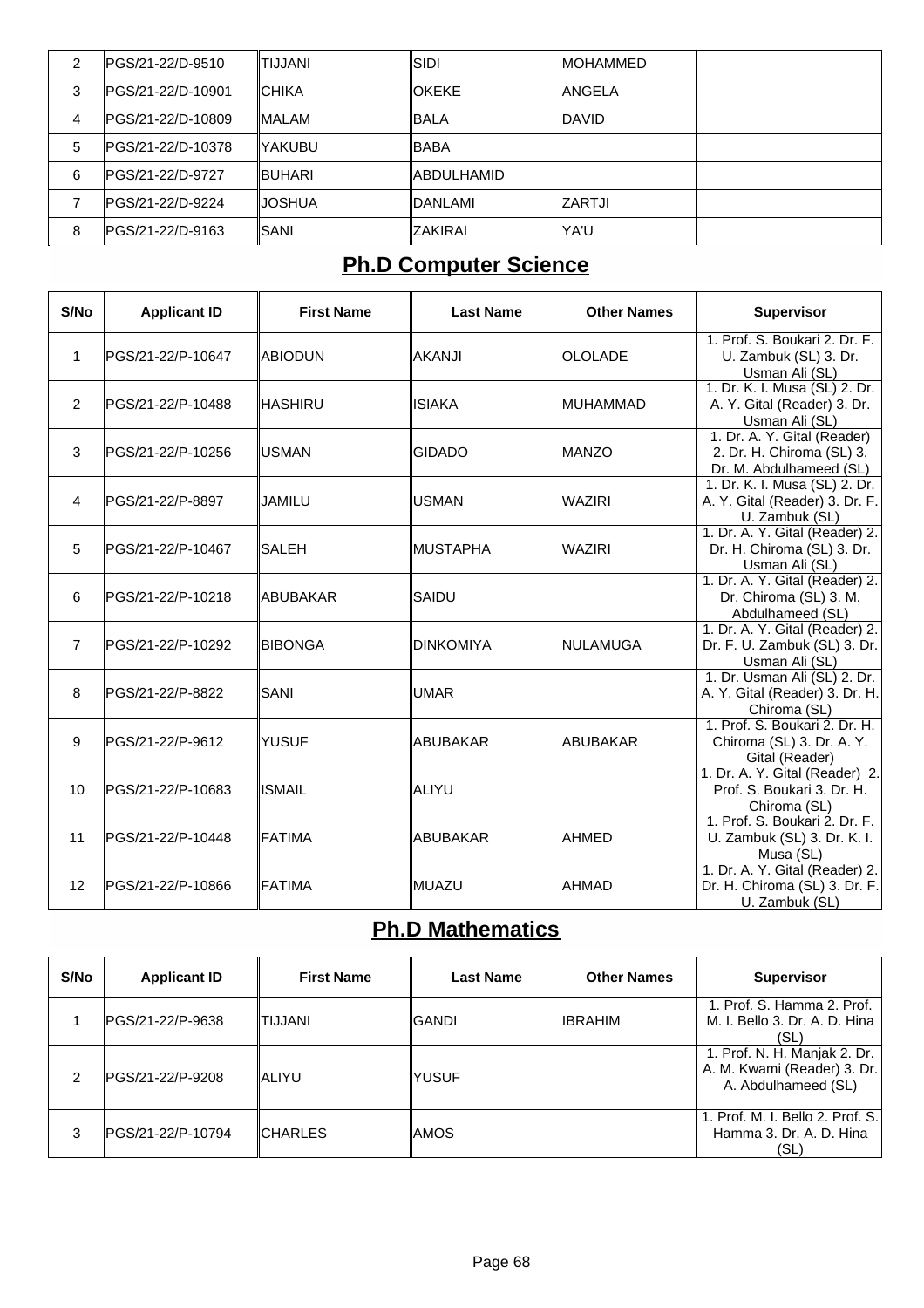| 2 | PGS/21-22/D-9510 | TIJJANI | SIDI | MOHAMMED | |
|---|---|---|---|---|---|
| 3 | PGS/21-22/D-10901 | CHIKA | OKEKE | ANGELA | |
| 4 | PGS/21-22/D-10809 | MALAM | BALA | DAVID | |
| 5 | PGS/21-22/D-10378 | YAKUBU | BABA | | |
| 6 | PGS/21-22/D-9727 | BUHARI | ABDULHAMID | | |
| 7 | PGS/21-22/D-9224 | JOSHUA | DANLAMI | ZARTJI | |
| 8 | PGS/21-22/D-9163 | SANI | ZAKIRAI | YA'U | |

## Ph.D Computer Science

| S/No | Applicant ID | First Name | Last Name | Other Names | Supervisor |
|---|---|---|---|---|---|
| 1 | PGS/21-22/P-10647 | ABIODUN | AKANJI | OLOLADE | 1. Prof. S. Boukari 2. Dr. F. U. Zambuk (SL) 3. Dr. Usman Ali (SL) |
| 2 | PGS/21-22/P-10488 | HASHIRU | ISIAKA | MUHAMMAD | 1. Dr. K. I. Musa (SL) 2. Dr. A. Y. Gital (Reader) 3. Dr. Usman Ali (SL) |
| 3 | PGS/21-22/P-10256 | USMAN | GIDADO | MANZO | 1. Dr. A. Y. Gital (Reader) 2. Dr. H. Chiroma (SL) 3. Dr. M. Abdulhameed (SL) |
| 4 | PGS/21-22/P-8897 | JAMILU | USMAN | WAZIRI | 1. Dr. K. I. Musa (SL) 2. Dr. A. Y. Gital (Reader) 3. Dr. F. U. Zambuk (SL) |
| 5 | PGS/21-22/P-10467 | SALEH | MUSTAPHA | WAZIRI | 1. Dr. A. Y. Gital (Reader) 2. Dr. H. Chiroma (SL) 3. Dr. Usman Ali (SL) |
| 6 | PGS/21-22/P-10218 | ABUBAKAR | SAIDU | | 1. Dr. A. Y. Gital (Reader) 2. Dr. Chiroma (SL) 3. M. Abdulhameed (SL) |
| 7 | PGS/21-22/P-10292 | BIBONGA | DINKOMIYA | NULAMUGA | 1. Dr. A. Y. Gital (Reader) 2. Dr. F. U. Zambuk (SL) 3. Dr. Usman Ali (SL) |
| 8 | PGS/21-22/P-8822 | SANI | UMAR | | 1. Dr. Usman Ali (SL) 2. Dr. A. Y. Gital (Reader) 3. Dr. H. Chiroma (SL) |
| 9 | PGS/21-22/P-9612 | YUSUF | ABUBAKAR | ABUBAKAR | 1. Prof. S. Boukari 2. Dr. H. Chiroma (SL) 3. Dr. A. Y. Gital (Reader) |
| 10 | PGS/21-22/P-10683 | ISMAIL | ALIYU | | 1. Dr. A. Y. Gital (Reader) 2. Prof. S. Boukari 3. Dr. H. Chiroma (SL) |
| 11 | PGS/21-22/P-10448 | FATIMA | ABUBAKAR | AHMED | 1. Prof. S. Boukari 2. Dr. F. U. Zambuk (SL) 3. Dr. K. I. Musa (SL) |
| 12 | PGS/21-22/P-10866 | FATIMA | MUAZU | AHMAD | 1. Dr. A. Y. Gital (Reader) 2. Dr. H. Chiroma (SL) 3. Dr. F. U. Zambuk (SL) |

## Ph.D Mathematics

| S/No | Applicant ID | First Name | Last Name | Other Names | Supervisor |
|---|---|---|---|---|---|
| 1 | PGS/21-22/P-9638 | TIJJANI | GANDI | IBRAHIM | 1. Prof. S. Hamma 2. Prof. M. I. Bello 3. Dr. A. D. Hina (SL) |
| 2 | PGS/21-22/P-9208 | ALIYU | YUSUF | | 1. Prof. N. H. Manjak 2. Dr. A. M. Kwami (Reader) 3. Dr. A. Abdulhameed (SL) |
| 3 | PGS/21-22/P-10794 | CHARLES | AMOS | | 1. Prof. M. I. Bello 2. Prof. S. Hamma 3. Dr. A. D. Hina (SL) |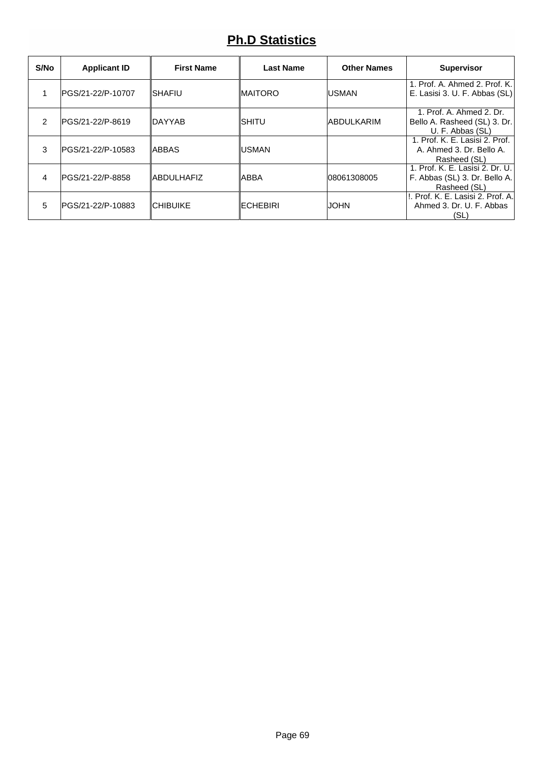# Ph.D Statistics

| S/No | Applicant ID | First Name | Last Name | Other Names | Supervisor |
|---|---|---|---|---|---|
| 1 | PGS/21-22/P-10707 | SHAFIU | MAITORO | USMAN | 1. Prof. A. Ahmed 2. Prof. K. E. Lasisi 3. U. F. Abbas (SL) |
| 2 | PGS/21-22/P-8619 | DAYYAB | SHITU | ABDULKARIM | 1. Prof. A. Ahmed 2. Dr. Bello A. Rasheed (SL) 3. Dr. U. F. Abbas (SL) |
| 3 | PGS/21-22/P-10583 | ABBAS | USMAN | | 1. Prof. K. E. Lasisi 2. Prof. A. Ahmed 3. Dr. Bello A. Rasheed (SL) |
| 4 | PGS/21-22/P-8858 | ABDULHAFIZ | ABBA | 08061308005 | 1. Prof. K. E. Lasisi 2. Dr. U. F. Abbas (SL) 3. Dr. Bello A. Rasheed (SL) |
| 5 | PGS/21-22/P-10883 | CHIBUIKE | ECHEBIRI | JOHN | !. Prof. K. E. Lasisi 2. Prof. A. Ahmed 3. Dr. U. F. Abbas (SL) |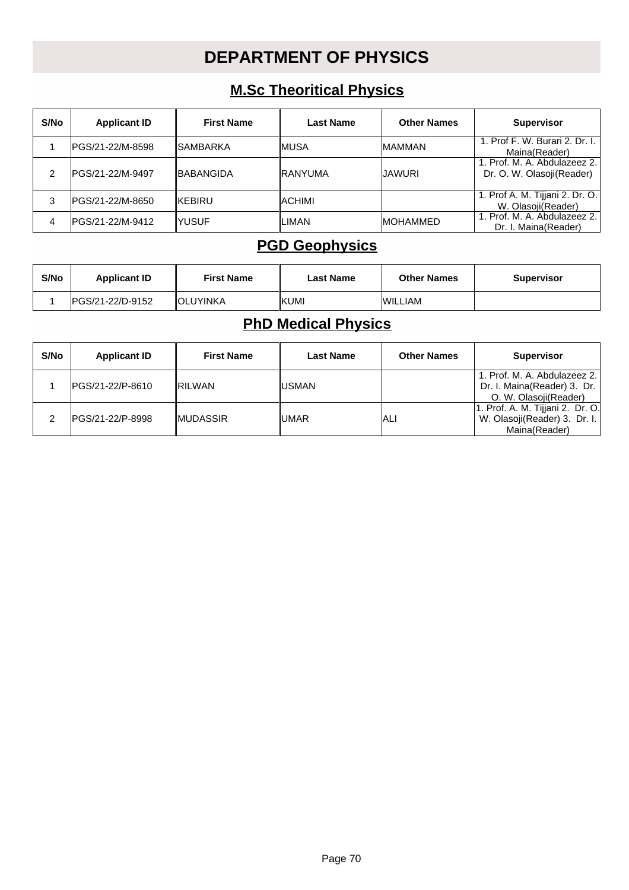# DEPARTMENT OF PHYSICS

## M.Sc Theoritical Physics

| S/No | Applicant ID | First Name | Last Name | Other Names | Supervisor |
|---|---|---|---|---|---|
| 1 | PGS/21-22/M-8598 | SAMBARKA | MUSA | MAMMAN | 1. Prof F. W. Burari 2. Dr. I. Maina(Reader) |
| 2 | PGS/21-22/M-9497 | BABANGIDA | RANYUMA | JAWURI | 1. Prof. M. A. Abdulazeez 2. Dr. O. W. Olasoji(Reader) |
| 3 | PGS/21-22/M-8650 | KEBIRU | ACHIMI | | 1. Prof A. M. Tijjani 2. Dr. O. W. Olasoji(Reader) |
| 4 | PGS/21-22/M-9412 | YUSUF | LIMAN | MOHAMMED | 1. Prof. M. A. Abdulazeez 2. Dr. I. Maina(Reader) |

## PGD Geophysics

| S/No | Applicant ID | First Name | Last Name | Other Names | Supervisor |
|---|---|---|---|---|---|
| 1 | PGS/21-22/D-9152 | OLUYINKA | KUMI | WILLIAM | |

## PhD Medical Physics

| S/No | Applicant ID | First Name | Last Name | Other Names | Supervisor |
|---|---|---|---|---|---|
| 1 | PGS/21-22/P-8610 | RILWAN | USMAN | | 1. Prof. M. A. Abdulazeez 2. Dr. I. Maina(Reader) 3. Dr. O. W. Olasoji(Reader) |
| 2 | PGS/21-22/P-8998 | MUDASSIR | UMAR | ALI | 1. Prof. A. M. Tijjani 2. Dr. O. W. Olasoji(Reader) 3. Dr. I. Maina(Reader) |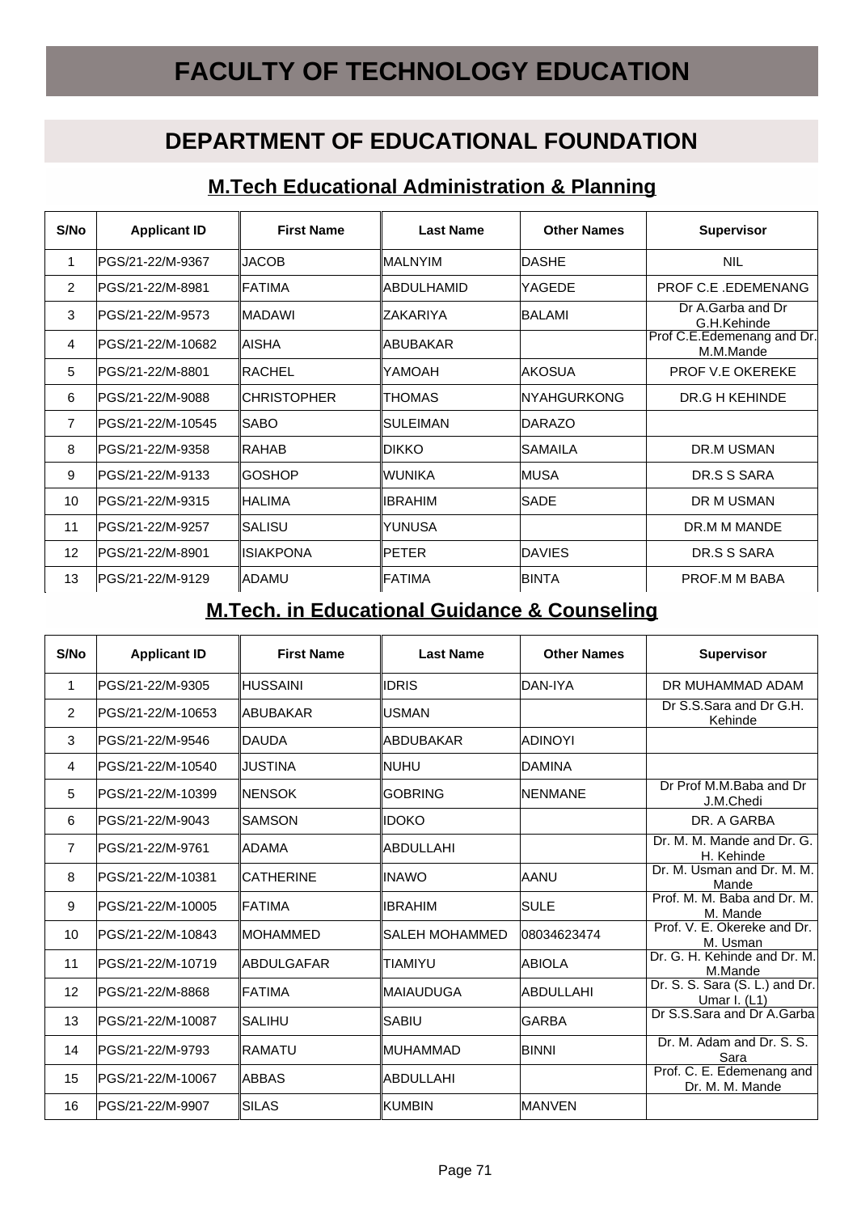# FACULTY OF TECHNOLOGY EDUCATION

## DEPARTMENT OF EDUCATIONAL FOUNDATION

### M.Tech Educational Administration & Planning

| S/No | Applicant ID | First Name | Last Name | Other Names | Supervisor |
|---|---|---|---|---|---|
| 1 | PGS/21-22/M-9367 | JACOB | MALNYIM | DASHE | NIL |
| 2 | PGS/21-22/M-8981 | FATIMA | ABDULHAMID | YAGEDE | PROF C.E .EDEMENANG |
| 3 | PGS/21-22/M-9573 | MADAWI | ZAKARIYA | BALAMI | Dr A.Garba and Dr G.H.Kehinde |
| 4 | PGS/21-22/M-10682 | AISHA | ABUBAKAR | | Prof C.E.Edemenang and Dr. M.M.Mande |
| 5 | PGS/21-22/M-8801 | RACHEL | YAMOAH | AKOSUA | PROF V.E OKEREKE |
| 6 | PGS/21-22/M-9088 | CHRISTOPHER | THOMAS | NYAHGURKONG | DR.G H KEHINDE |
| 7 | PGS/21-22/M-10545 | SABO | SULEIMAN | DARAZO | |
| 8 | PGS/21-22/M-9358 | RAHAB | DIKKO | SAMAILA | DR.M USMAN |
| 9 | PGS/21-22/M-9133 | GOSHOP | WUNIKA | MUSA | DR.S S SARA |
| 10 | PGS/21-22/M-9315 | HALIMA | IBRAHIM | SADE | DR M USMAN |
| 11 | PGS/21-22/M-9257 | SALISU | YUNUSA | | DR.M M MANDE |
| 12 | PGS/21-22/M-8901 | ISIAKPONA | PETER | DAVIES | DR.S S SARA |
| 13 | PGS/21-22/M-9129 | ADAMU | FATIMA | BINTA | PROF.M M BABA |

### M.Tech. in Educational Guidance & Counseling

| S/No | Applicant ID | First Name | Last Name | Other Names | Supervisor |
|---|---|---|---|---|---|
| 1 | PGS/21-22/M-9305 | HUSSAINI | IDRIS | DAN-IYA | DR MUHAMMAD ADAM |
| 2 | PGS/21-22/M-10653 | ABUBAKAR | USMAN | | Dr S.S.Sara and Dr G.H. Kehinde |
| 3 | PGS/21-22/M-9546 | DAUDA | ABDUBAKAR | ADINOYI | |
| 4 | PGS/21-22/M-10540 | JUSTINA | NUHU | DAMINA | |
| 5 | PGS/21-22/M-10399 | NENSOK | GOBRING | NENMANE | Dr Prof M.M.Baba and Dr J.M.Chedi |
| 6 | PGS/21-22/M-9043 | SAMSON | IDOKO | | DR. A GARBA |
| 7 | PGS/21-22/M-9761 | ADAMA | ABDULLAHI | | Dr. M. M. Mande and Dr. G. H. Kehinde |
| 8 | PGS/21-22/M-10381 | CATHERINE | INAWO | AANU | Dr. M. Usman and Dr. M. M. Mande |
| 9 | PGS/21-22/M-10005 | FATIMA | IBRAHIM | SULE | Prof. M. M. Baba and Dr. M. M. Mande |
| 10 | PGS/21-22/M-10843 | MOHAMMED | SALEH MOHAMMED | 08034623474 | Prof. V. E. Okereke and Dr. M. Usman |
| 11 | PGS/21-22/M-10719 | ABDULGAFAR | TIAMIYU | ABIOLA | Dr. G. H. Kehinde and Dr. M. M.Mande |
| 12 | PGS/21-22/M-8868 | FATIMA | MAIAUDUGA | ABDULLAHI | Dr. S. S. Sara (S. L.) and Dr. Umar I. (L1) |
| 13 | PGS/21-22/M-10087 | SALIHU | SABIU | GARBA | Dr S.S.Sara and Dr A.Garba |
| 14 | PGS/21-22/M-9793 | RAMATU | MUHAMMAD | BINNI | Dr. M. Adam and Dr. S. S. Sara |
| 15 | PGS/21-22/M-10067 | ABBAS | ABDULLAHI | | Prof. C. E. Edemenang and Dr. M. M. Mande |
| 16 | PGS/21-22/M-9907 | SILAS | KUMBIN | MANVEN | |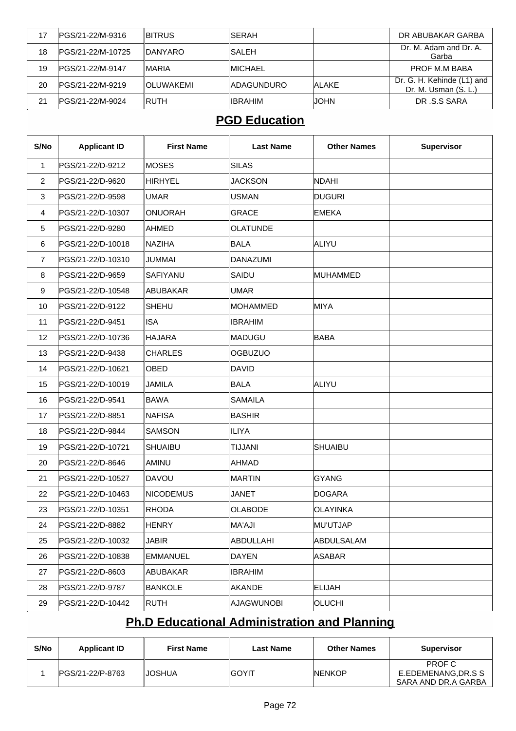| 17 | PGS/21-22/M-9316 | BITRUS | SERAH | | DR ABUBAKAR GARBA |
|---|---|---|---|---|---|
| 18 | PGS/21-22/M-10725 | DANYARO | SALEH | | Dr. M. Adam and Dr. A. Garba |
| 19 | PGS/21-22/M-9147 | MARIA | MICHAEL | | PROF M.M BABA |
| 20 | PGS/21-22/M-9219 | OLUWAKEMI | ADAGUNDURO | ALAKE | Dr. G. H. Kehinde (L1) and Dr. M. Usman (S. L.) |
| 21 | PGS/21-22/M-9024 | RUTH | IBRAHIM | JOHN | DR .S.S SARA |

## PGD Education

| S/No | Applicant ID | First Name | Last Name | Other Names | Supervisor |
|---|---|---|---|---|---|
| 1 | PGS/21-22/D-9212 | MOSES | SILAS | | |
| 2 | PGS/21-22/D-9620 | HIRHYEL | JACKSON | NDAHI | |
| 3 | PGS/21-22/D-9598 | UMAR | USMAN | DUGURI | |
| 4 | PGS/21-22/D-10307 | ONUORAH | GRACE | EMEKA | |
| 5 | PGS/21-22/D-9280 | AHMED | OLATUNDE | | |
| 6 | PGS/21-22/D-10018 | NAZIHA | BALA | ALIYU | |
| 7 | PGS/21-22/D-10310 | JUMMAI | DANAZUMI | | |
| 8 | PGS/21-22/D-9659 | SAFIYANU | SAIDU | MUHAMMED | |
| 9 | PGS/21-22/D-10548 | ABUBAKAR | UMAR | | |
| 10 | PGS/21-22/D-9122 | SHEHU | MOHAMMED | MIYA | |
| 11 | PGS/21-22/D-9451 | ISA | IBRAHIM | | |
| 12 | PGS/21-22/D-10736 | HAJARA | MADUGU | BABA | |
| 13 | PGS/21-22/D-9438 | CHARLES | OGBUZUO | | |
| 14 | PGS/21-22/D-10621 | OBED | DAVID | | |
| 15 | PGS/21-22/D-10019 | JAMILA | BALA | ALIYU | |
| 16 | PGS/21-22/D-9541 | BAWA | SAMAILA | | |
| 17 | PGS/21-22/D-8851 | NAFISA | BASHIR | | |
| 18 | PGS/21-22/D-9844 | SAMSON | ILIYA | | |
| 19 | PGS/21-22/D-10721 | SHUAIBU | TIJJANI | SHUAIBU | |
| 20 | PGS/21-22/D-8646 | AMINU | AHMAD | | |
| 21 | PGS/21-22/D-10527 | DAVOU | MARTIN | GYANG | |
| 22 | PGS/21-22/D-10463 | NICODEMUS | JANET | DOGARA | |
| 23 | PGS/21-22/D-10351 | RHODA | OLABODE | OLAYINKA | |
| 24 | PGS/21-22/D-8882 | HENRY | MA'AJI | MU'UTJAP | |
| 25 | PGS/21-22/D-10032 | JABIR | ABDULLAHI | ABDULSALAM | |
| 26 | PGS/21-22/D-10838 | EMMANUEL | DAYEN | ASABAR | |
| 27 | PGS/21-22/D-8603 | ABUBAKAR | IBRAHIM | | |
| 28 | PGS/21-22/D-9787 | BANKOLE | AKANDE | ELIJAH | |
| 29 | PGS/21-22/D-10442 | RUTH | AJAGWUNOBI | OLUCHI | |

## Ph.D Educational Administration and Planning

| S/No | Applicant ID | First Name | Last Name | Other Names | Supervisor |
|---|---|---|---|---|---|
| 1 | PGS/21-22/P-8763 | JOSHUA | GOYIT | NENKOP | PROF C E.EDEMENANG,DR.S S SARA AND DR.A GARBA |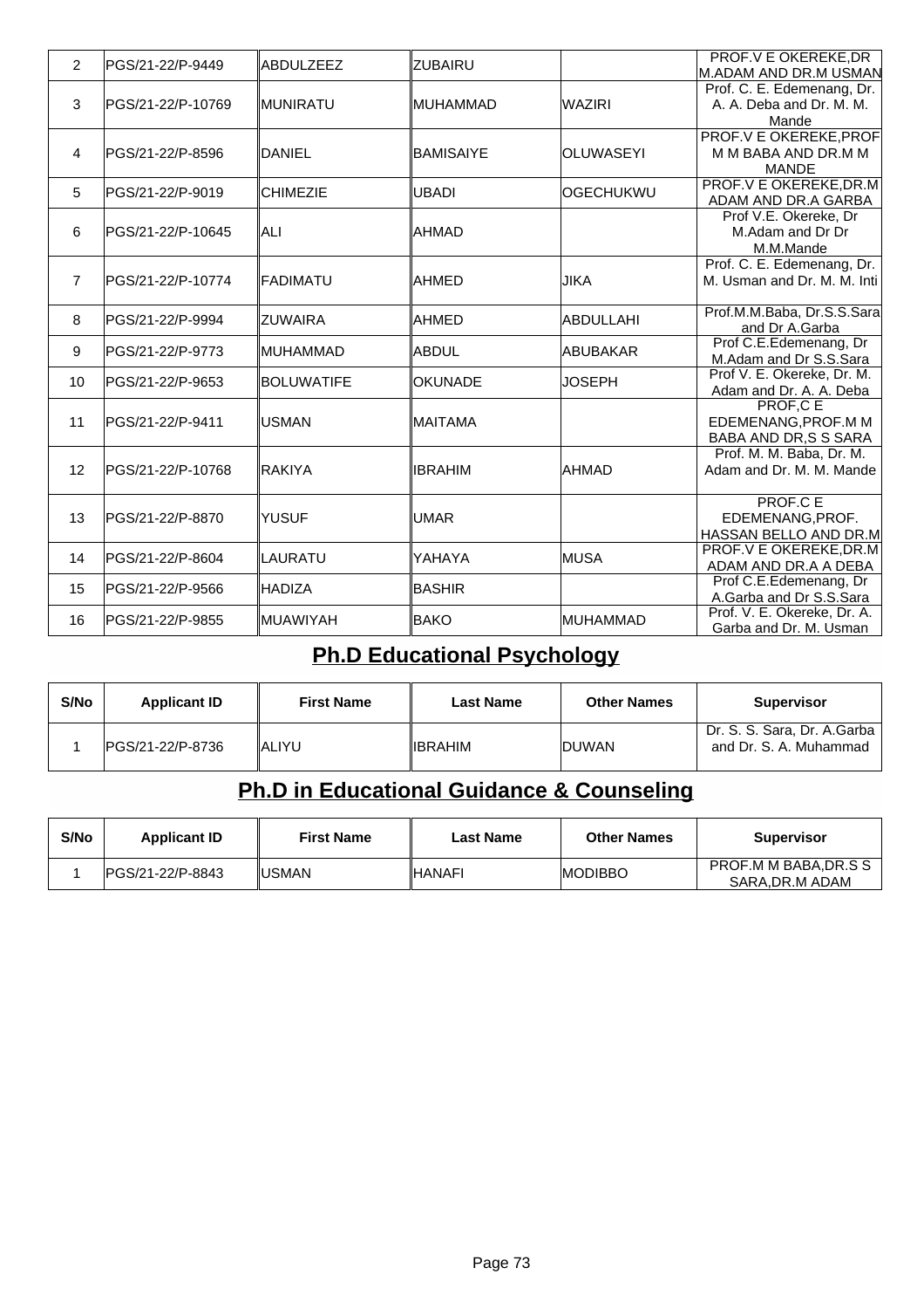| 2 | PGS/21-22/P-9449 | ABDULZEEZ | ZUBAIRU | | PROF.V E OKEREKE,DR M.ADAM AND DR.M USMAN |
|---|---|---|---|---|---|
| 3 | PGS/21-22/P-10769 | MUNIRATU | MUHAMMAD | WAZIRI | Prof. C. E. Edemenang, Dr. A. A. Deba and Dr. M. M. Mande |
| 4 | PGS/21-22/P-8596 | DANIEL | BAMISAIYE | OLUWASEYI | PROF.V E OKEREKE,PROF M M BABA AND DR.M M MANDE |
| 5 | PGS/21-22/P-9019 | CHIMEZIE | UBADI | OGECHUKWU | PROF.V E OKEREKE,DR.M ADAM AND DR.A GARBA |
| 6 | PGS/21-22/P-10645 | ALI | AHMAD | | Prof V.E. Okereke, Dr M.Adam and Dr Dr M.M.Mande |
| 7 | PGS/21-22/P-10774 | FADIMATU | AHMED | JIKA | Prof. C. E. Edemenang, Dr. M. Usman and Dr. M. M. Inti |
| 8 | PGS/21-22/P-9994 | ZUWAIRA | AHMED | ABDULLAHI | Prof.M.M.Baba, Dr.S.S.Sara and Dr A.Garba |
| 9 | PGS/21-22/P-9773 | MUHAMMAD | ABDUL | ABUBAKAR | Prof C.E.Edemenang, Dr M.Adam and Dr S.S.Sara |
| 10 | PGS/21-22/P-9653 | BOLUWATIFE | OKUNADE | JOSEPH | Prof V. E. Okereke, Dr. M. Adam and Dr. A. A. Deba |
| 11 | PGS/21-22/P-9411 | USMAN | MAITAMA | | PROF,C E EDEMENANG,PROF.M M BABA AND DR,S S SARA |
| 12 | PGS/21-22/P-10768 | RAKIYA | IBRAHIM | AHMAD | Prof. M. M. Baba, Dr. M. Adam and Dr. M. M. Mande |
| 13 | PGS/21-22/P-8870 | YUSUF | UMAR | | PROF.C E EDEMENANG,PROF. HASSAN BELLO AND DR.M |
| 14 | PGS/21-22/P-8604 | LAURATU | YAHAYA | MUSA | PROF.V E OKEREKE,DR.M ADAM AND DR.A A DEBA |
| 15 | PGS/21-22/P-9566 | HADIZA | BASHIR | | Prof C.E.Edemenang, Dr A.Garba and Dr S.S.Sara |
| 16 | PGS/21-22/P-9855 | MUAWIYAH | BAKO | MUHAMMAD | Prof. V. E. Okereke, Dr. A. Garba and Dr. M. Usman |

## Ph.D Educational Psychology

| S/No | Applicant ID | First Name | Last Name | Other Names | Supervisor |
|---|---|---|---|---|---|
| 1 | PGS/21-22/P-8736 | ALIYU | IBRAHIM | DUWAN | Dr. S. S. Sara, Dr. A.Garba and Dr. S. A. Muhammad |

## Ph.D in Educational Guidance & Counseling

| S/No | Applicant ID | First Name | Last Name | Other Names | Supervisor |
|---|---|---|---|---|---|
| 1 | PGS/21-22/P-8843 | USMAN | HANAFI | MODIBBO | PROF.M M BABA,DR.S S SARA,DR.M ADAM |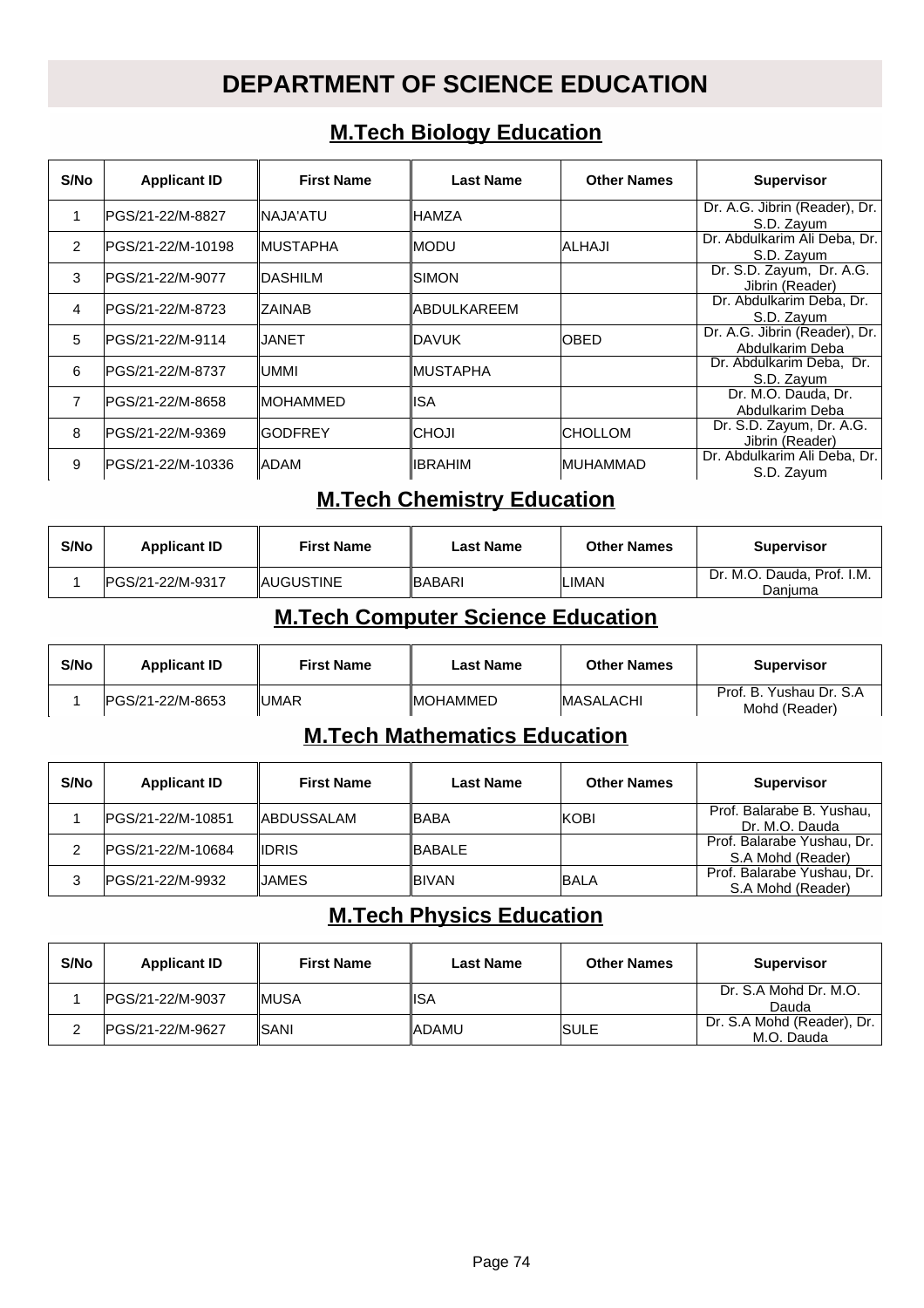# DEPARTMENT OF SCIENCE EDUCATION

## M.Tech Biology Education

| S/No | Applicant ID | First Name | Last Name | Other Names | Supervisor |
|---|---|---|---|---|---|
| 1 | PGS/21-22/M-8827 | NAJA'ATU | HAMZA | | Dr. A.G. Jibrin (Reader), Dr. S.D. Zayum |
| 2 | PGS/21-22/M-10198 | MUSTAPHA | MODU | ALHAJI | Dr. Abdulkarim Ali Deba, Dr. S.D. Zayum |
| 3 | PGS/21-22/M-9077 | DASHILM | SIMON | | Dr. S.D. Zayum, Dr. A.G. Jibrin (Reader) |
| 4 | PGS/21-22/M-8723 | ZAINAB | ABDULKAREEM | | Dr. Abdulkarim Deba, Dr. S.D. Zayum |
| 5 | PGS/21-22/M-9114 | JANET | DAVUK | OBED | Dr. A.G. Jibrin (Reader), Dr. Abdulkarim Deba |
| 6 | PGS/21-22/M-8737 | UMMI | MUSTAPHA | | Dr. Abdulkarim Deba, Dr. S.D. Zayum |
| 7 | PGS/21-22/M-8658 | MOHAMMED | ISA | | Dr. M.O. Dauda, Dr. Abdulkarim Deba |
| 8 | PGS/21-22/M-9369 | GODFREY | CHOJI | CHOLLOM | Dr. S.D. Zayum, Dr. A.G. Jibrin (Reader) |
| 9 | PGS/21-22/M-10336 | ADAM | IBRAHIM | MUHAMMAD | Dr. Abdulkarim Ali Deba, Dr. S.D. Zayum |

## M.Tech Chemistry Education

| S/No | Applicant ID | First Name | Last Name | Other Names | Supervisor |
|---|---|---|---|---|---|
| 1 | PGS/21-22/M-9317 | AUGUSTINE | BABARI | LIMAN | Dr. M.O. Dauda, Prof. I.M. Danjuma |

## M.Tech Computer Science Education

| S/No | Applicant ID | First Name | Last Name | Other Names | Supervisor |
|---|---|---|---|---|---|
| 1 | PGS/21-22/M-8653 | UMAR | MOHAMMED | MASALACHI | Prof. B. Yushau Dr. S.A Mohd (Reader) |

## M.Tech Mathematics Education

| S/No | Applicant ID | First Name | Last Name | Other Names | Supervisor |
|---|---|---|---|---|---|
| 1 | PGS/21-22/M-10851 | ABDUSSALAM | BABA | KOBI | Prof. Balarabe B. Yushau, Dr. M.O. Dauda |
| 2 | PGS/21-22/M-10684 | IDRIS | BABALE | | Prof. Balarabe Yushau, Dr. S.A Mohd (Reader) |
| 3 | PGS/21-22/M-9932 | JAMES | BIVAN | BALA | Prof. Balarabe Yushau, Dr. S.A Mohd (Reader) |

## M.Tech Physics Education

| S/No | Applicant ID | First Name | Last Name | Other Names | Supervisor |
|---|---|---|---|---|---|
| 1 | PGS/21-22/M-9037 | MUSA | ISA | | Dr. S.A Mohd Dr. M.O. Dauda |
| 2 | PGS/21-22/M-9627 | SANI | ADAMU | SULE | Dr. S.A Mohd (Reader), Dr. M.O. Dauda |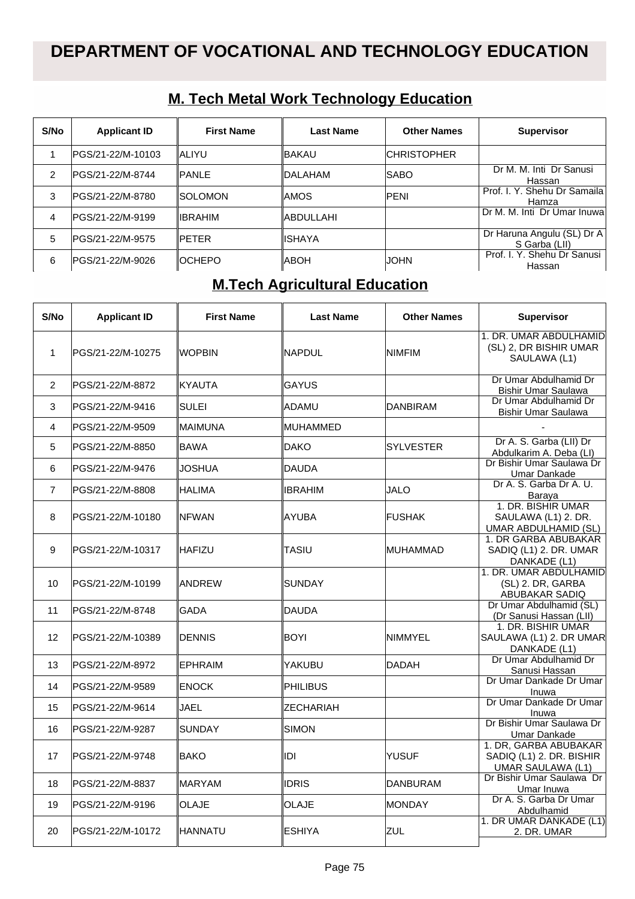# DEPARTMENT OF VOCATIONAL AND TECHNOLOGY EDUCATION

## M. Tech Metal Work Technology Education

| S/No | Applicant ID | First Name | Last Name | Other Names | Supervisor |
|---|---|---|---|---|---|
| 1 | PGS/21-22/M-10103 | ALIYU | BAKAU | CHRISTOPHER | |
| 2 | PGS/21-22/M-8744 | PANLE | DALAHAM | SABO | Dr M. M. Inti Dr Sanusi Hassan |
| 3 | PGS/21-22/M-8780 | SOLOMON | AMOS | PENI | Prof. I. Y. Shehu Dr Samaila Hamza |
| 4 | PGS/21-22/M-9199 | IBRAHIM | ABDULLAHI | | Dr M. M. Inti Dr Umar Inuwa |
| 5 | PGS/21-22/M-9575 | PETER | ISHAYA | | Dr Haruna Angulu (SL) Dr A S Garba (LII) |
| 6 | PGS/21-22/M-9026 | OCHEPO | ABOH | JOHN | Prof. I. Y. Shehu Dr Sanusi Hassan |

## M.Tech Agricultural Education

| S/No | Applicant ID | First Name | Last Name | Other Names | Supervisor |
|---|---|---|---|---|---|
| 1 | PGS/21-22/M-10275 | WOPBIN | NAPDUL | NIMFIM | 1. DR. UMAR ABDULHAMID (SL) 2, DR BISHIR UMAR SAULAWA (L1) |
| 2 | PGS/21-22/M-8872 | KYAUTA | GAYUS | | Dr Umar Abdulhamid Dr Bishir Umar Saulawa |
| 3 | PGS/21-22/M-9416 | SULEI | ADAMU | DANBIRAM | Dr Umar Abdulhamid Dr Bishir Umar Saulawa |
| 4 | PGS/21-22/M-9509 | MAIMUNA | MUHAMMED | | - |
| 5 | PGS/21-22/M-8850 | BAWA | DAKO | SYLVESTER | Dr A. S. Garba (LII) Dr Abdulkarim A. Deba (LI) |
| 6 | PGS/21-22/M-9476 | JOSHUA | DAUDA | | Dr Bishir Umar Saulawa Dr Umar Dankade |
| 7 | PGS/21-22/M-8808 | HALIMA | IBRAHIM | JALO | Dr A. S. Garba Dr A. U. Baraya |
| 8 | PGS/21-22/M-10180 | NFWAN | AYUBA | FUSHAK | 1. DR. BISHIR UMAR SAULAWA (L1) 2. DR. UMAR ABDULHAMID (SL) |
| 9 | PGS/21-22/M-10317 | HAFIZU | TASIU | MUHAMMAD | 1. DR GARBA ABUBAKAR SADIQ (L1) 2. DR. UMAR DANKADE (L1) |
| 10 | PGS/21-22/M-10199 | ANDREW | SUNDAY | | 1. DR. UMAR ABDULHAMID (SL) 2. DR, GARBA ABUBAKAR SADIQ |
| 11 | PGS/21-22/M-8748 | GADA | DAUDA | | Dr Umar Abdulhamid (SL) (Dr Sanusi Hassan (LII) |
| 12 | PGS/21-22/M-10389 | DENNIS | BOYI | NIMMYEL | 1. DR. BISHIR UMAR SAULAWA (L1) 2. DR UMAR DANKADE (L1) |
| 13 | PGS/21-22/M-8972 | EPHRAIM | YAKUBU | DADAH | Dr Umar Abdulhamid Dr Sanusi Hassan |
| 14 | PGS/21-22/M-9589 | ENOCK | PHILIBUS | | Dr Umar Dankade Dr Umar Inuwa |
| 15 | PGS/21-22/M-9614 | JAEL | ZECHARIAH | | Dr Umar Dankade Dr Umar Inuwa |
| 16 | PGS/21-22/M-9287 | SUNDAY | SIMON | | Dr Bishir Umar Saulawa Dr Umar Dankade |
| 17 | PGS/21-22/M-9748 | BAKO | IDI | YUSUF | 1. DR, GARBA ABUBAKAR SADIQ (L1) 2. DR. BISHIR UMAR SAULAWA (L1) |
| 18 | PGS/21-22/M-8837 | MARYAM | IDRIS | DANBURAM | Dr Bishir Umar Saulawa Dr Umar Inuwa |
| 19 | PGS/21-22/M-9196 | OLAJE | OLAJE | MONDAY | Dr A. S. Garba Dr Umar Abdulhamid |
| 20 | PGS/21-22/M-10172 | HANNATU | ESHIYA | ZUL | 1. DR UMAR DANKADE (L1) 2. DR. UMAR |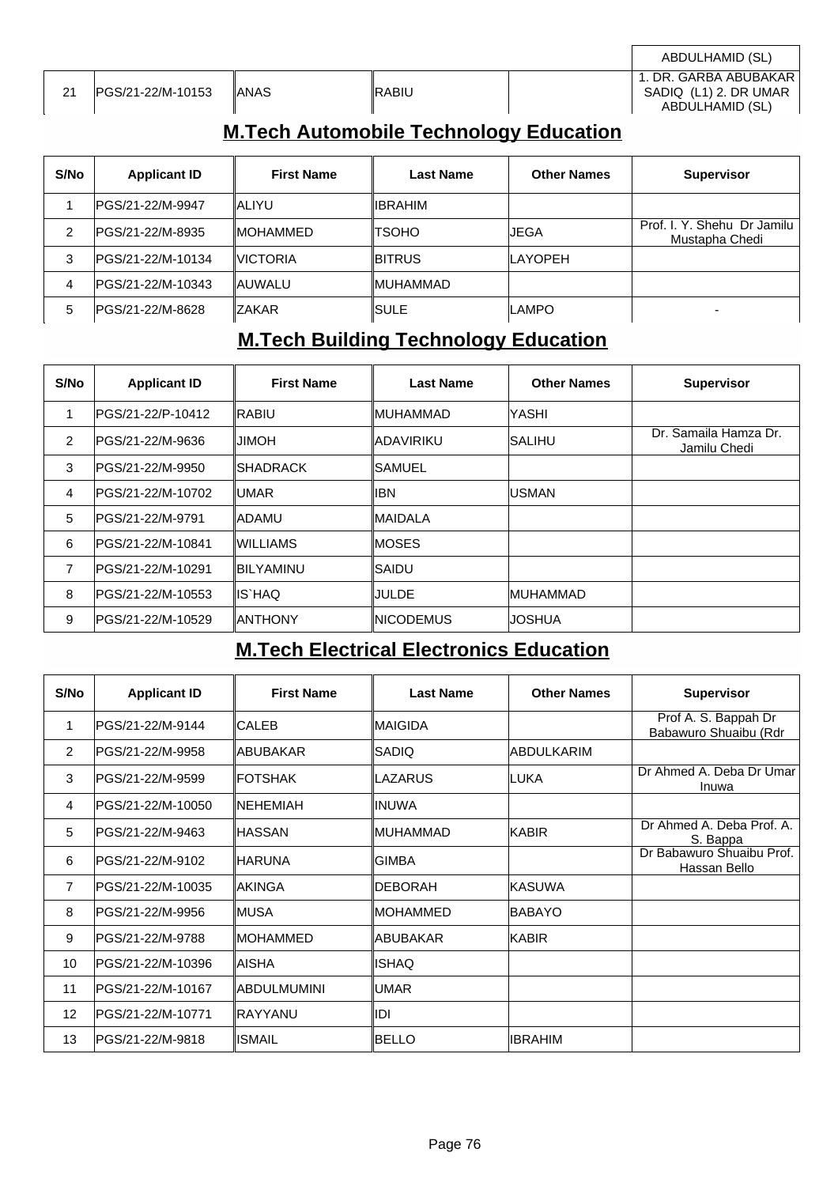| | | | | | ABDULHAMID (SL) |
|---|---|---|---|---|---|
| 21 | PGS/21-22/M-10153 | ANAS | RABIU | | 1. DR. GARBA ABUBAKAR SADIQ (L1) 2. DR UMAR ABDULHAMID (SL) |

## M.Tech Automobile Technology Education

| S/No | Applicant ID | First Name | Last Name | Other Names | Supervisor |
|---|---|---|---|---|---|
| 1 | PGS/21-22/M-9947 | ALIYU | IBRAHIM | | |
| 2 | PGS/21-22/M-8935 | MOHAMMED | TSOHO | JEGA | Prof. I. Y. Shehu Dr Jamilu Mustapha Chedi |
| 3 | PGS/21-22/M-10134 | VICTORIA | BITRUS | LAYOPEH | |
| 4 | PGS/21-22/M-10343 | AUWALU | MUHAMMAD | | |
| 5 | PGS/21-22/M-8628 | ZAKAR | SULE | LAMPO | - |

## M.Tech Building Technology Education

| S/No | Applicant ID | First Name | Last Name | Other Names | Supervisor |
|---|---|---|---|---|---|
| 1 | PGS/21-22/P-10412 | RABIU | MUHAMMAD | YASHI | |
| 2 | PGS/21-22/M-9636 | JIMOH | ADAVIRIKU | SALIHU | Dr. Samaila Hamza Dr. Jamilu Chedi |
| 3 | PGS/21-22/M-9950 | SHADRACK | SAMUEL | | |
| 4 | PGS/21-22/M-10702 | UMAR | IBN | USMAN | |
| 5 | PGS/21-22/M-9791 | ADAMU | MAIDALA | | |
| 6 | PGS/21-22/M-10841 | WILLIAMS | MOSES | | |
| 7 | PGS/21-22/M-10291 | BILYAMINU | SAIDU | | |
| 8 | PGS/21-22/M-10553 | IS`HAQ | JULDE | MUHAMMAD | |
| 9 | PGS/21-22/M-10529 | ANTHONY | NICODEMUS | JOSHUA | |

## M.Tech Electrical Electronics Education

| S/No | Applicant ID | First Name | Last Name | Other Names | Supervisor |
|---|---|---|---|---|---|
| 1 | PGS/21-22/M-9144 | CALEB | MAIGIDA | | Prof A. S. Bappah Dr Babawuro Shuaibu (Rdr |
| 2 | PGS/21-22/M-9958 | ABUBAKAR | SADIQ | ABDULKARIM | |
| 3 | PGS/21-22/M-9599 | FOTSHAK | LAZARUS | LUKA | Dr Ahmed A. Deba Dr Umar Inuwa |
| 4 | PGS/21-22/M-10050 | NEHEMIAH | INUWA | | |
| 5 | PGS/21-22/M-9463 | HASSAN | MUHAMMAD | KABIR | Dr Ahmed A. Deba Prof. A. S. Bappa |
| 6 | PGS/21-22/M-9102 | HARUNA | GIMBA | | Dr Babawuro Shuaibu Prof. Hassan Bello |
| 7 | PGS/21-22/M-10035 | AKINGA | DEBORAH | KASUWA | |
| 8 | PGS/21-22/M-9956 | MUSA | MOHAMMED | BABAYO | |
| 9 | PGS/21-22/M-9788 | MOHAMMED | ABUBAKAR | KABIR | |
| 10 | PGS/21-22/M-10396 | AISHA | ISHAQ | | |
| 11 | PGS/21-22/M-10167 | ABDULMUMINI | UMAR | | |
| 12 | PGS/21-22/M-10771 | RAYYANU | IDI | | |
| 13 | PGS/21-22/M-9818 | ISMAIL | BELLO | IBRAHIM | |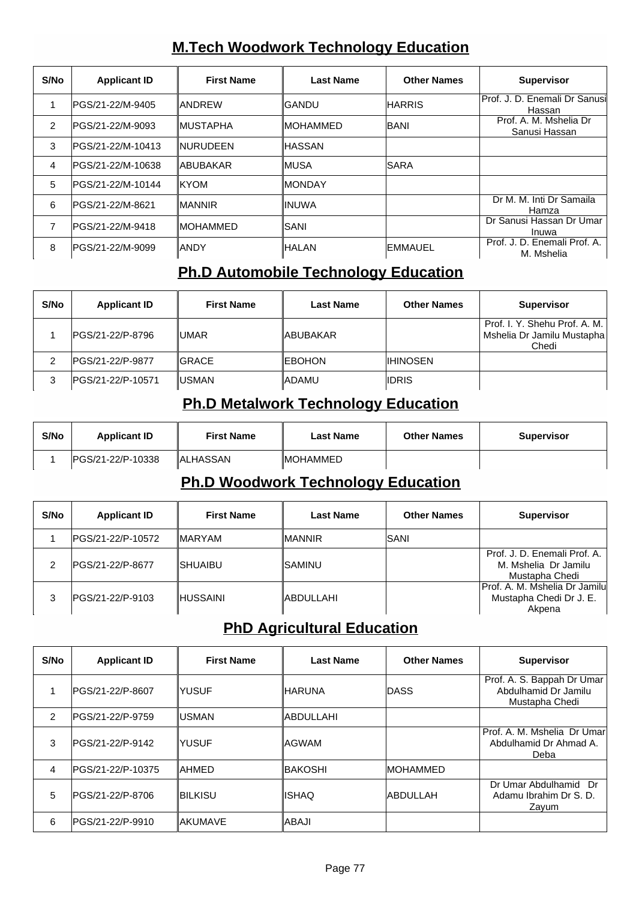## M.Tech Woodwork Technology Education

| S/No | Applicant ID | First Name | Last Name | Other Names | Supervisor |
|---|---|---|---|---|---|
| 1 | PGS/21-22/M-9405 | ANDREW | GANDU | HARRIS | Prof. J. D. Enemali Dr Sanusi Hassan |
| 2 | PGS/21-22/M-9093 | MUSTAPHA | MOHAMMED | BANI | Prof. A. M. Mshelia Dr Sanusi Hassan |
| 3 | PGS/21-22/M-10413 | NURUDEEN | HASSAN | | |
| 4 | PGS/21-22/M-10638 | ABUBAKAR | MUSA | SARA | |
| 5 | PGS/21-22/M-10144 | KYOM | MONDAY | | |
| 6 | PGS/21-22/M-8621 | MANNIR | INUWA | | Dr M. M. Inti Dr Samaila Hamza |
| 7 | PGS/21-22/M-9418 | MOHAMMED | SANI | | Dr Sanusi Hassan Dr Umar Inuwa |
| 8 | PGS/21-22/M-9099 | ANDY | HALAN | EMMAUEL | Prof. J. D. Enemali Prof. A. M. Mshelia |

## Ph.D Automobile Technology Education

| S/No | Applicant ID | First Name | Last Name | Other Names | Supervisor |
|---|---|---|---|---|---|
| 1 | PGS/21-22/P-8796 | UMAR | ABUBAKAR | | Prof. I. Y. Shehu Prof. A. M. Mshelia Dr Jamilu Mustapha Chedi |
| 2 | PGS/21-22/P-9877 | GRACE | EBOHON | IHINOSEN | |
| 3 | PGS/21-22/P-10571 | USMAN | ADAMU | IDRIS | |

## Ph.D Metalwork Technology Education

| S/No | Applicant ID | First Name | Last Name | Other Names | Supervisor |
|---|---|---|---|---|---|
| 1 | PGS/21-22/P-10338 | ALHASSAN | MOHAMMED | | |

## Ph.D Woodwork Technology Education

| S/No | Applicant ID | First Name | Last Name | Other Names | Supervisor |
|---|---|---|---|---|---|
| 1 | PGS/21-22/P-10572 | MARYAM | MANNIR | SANI | |
| 2 | PGS/21-22/P-8677 | SHUAIBU | SAMINU | | Prof. J. D. Enemali Prof. A. M. Mshelia Dr Jamilu Mustapha Chedi |
| 3 | PGS/21-22/P-9103 | HUSSAINI | ABDULLAHI | | Prof. A. M. Mshelia Dr Jamilu Mustapha Chedi Dr J. E. Akpena |

## PhD Agricultural Education

| S/No | Applicant ID | First Name | Last Name | Other Names | Supervisor |
|---|---|---|---|---|---|
| 1 | PGS/21-22/P-8607 | YUSUF | HARUNA | DASS | Prof. A. S. Bappah Dr Umar Abdulhamid Dr Jamilu Mustapha Chedi |
| 2 | PGS/21-22/P-9759 | USMAN | ABDULLAHI | | |
| 3 | PGS/21-22/P-9142 | YUSUF | AGWAM | | Prof. A. M. Mshelia Dr Umar Abdulhamid Dr Ahmad A. Deba |
| 4 | PGS/21-22/P-10375 | AHMED | BAKOSHI | MOHAMMED | |
| 5 | PGS/21-22/P-8706 | BILKISU | ISHAQ | ABDULLAH | Dr Umar Abdulhamid Dr Adamu Ibrahim Dr S. D. Zayum |
| 6 | PGS/21-22/P-9910 | AKUMAVE | ABAJI | | |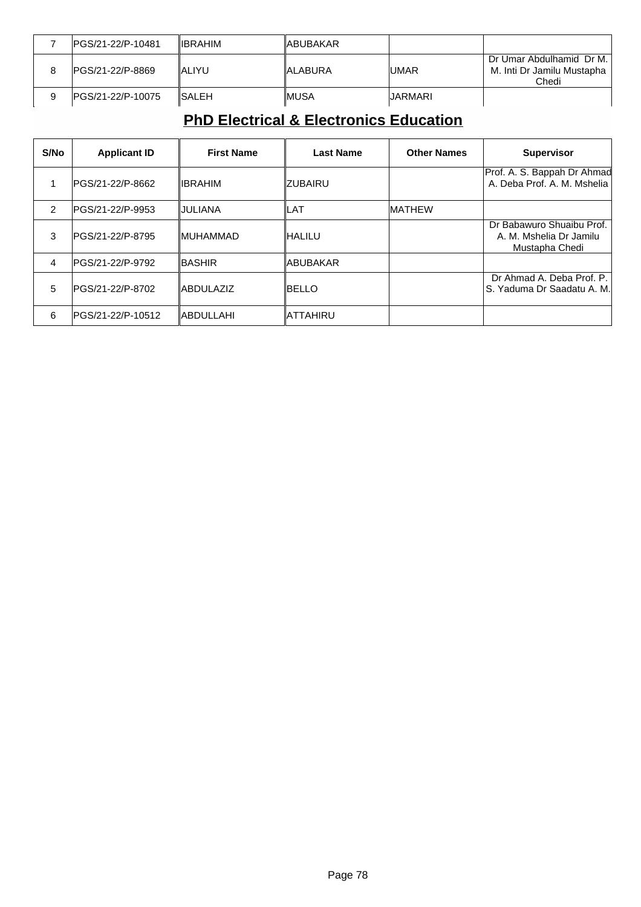| | | | | | |
|---|---|---|---|---|---|
| 7 | PGS/21-22/P-10481 | IBRAHIM | ABUBAKAR | | |
| 8 | PGS/21-22/P-8869 | ALIYU | ALABURA | UMAR | Dr Umar Abdulhamid Dr M. M. Inti Dr Jamilu Mustapha Chedi |
| 9 | PGS/21-22/P-10075 | SALEH | MUSA | JARMARI | |

## PhD Electrical & Electronics Education

| S/No | Applicant ID | First Name | Last Name | Other Names | Supervisor |
|---|---|---|---|---|---|
| 1 | PGS/21-22/P-8662 | IBRAHIM | ZUBAIRU | | Prof. A. S. Bappah Dr Ahmad A. Deba Prof. A. M. Mshelia |
| 2 | PGS/21-22/P-9953 | JULIANA | LAT | MATHEW | |
| 3 | PGS/21-22/P-8795 | MUHAMMAD | HALILU | | Dr Babawuro Shuaibu Prof. A. M. Mshelia Dr Jamilu Mustapha Chedi |
| 4 | PGS/21-22/P-9792 | BASHIR | ABUBAKAR | | |
| 5 | PGS/21-22/P-8702 | ABDULAZIZ | BELLO | | Dr Ahmad A. Deba Prof. P. S. Yaduma Dr Saadatu A. M. |
| 6 | PGS/21-22/P-10512 | ABDULLAHI | ATTAHIRU | | |